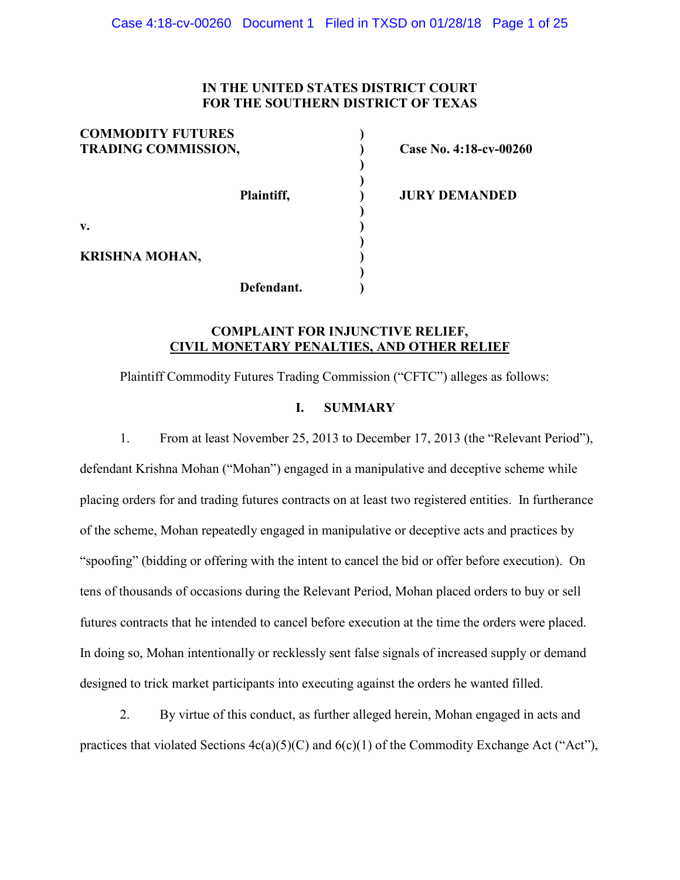**IN THE UNITED STATES DISTRICT COURT**
**FOR THE SOUTHERN DISTRICT OF TEXAS**

| | | |
|---|---|---|
| **COMMODITY FUTURES TRADING COMMISSION,** | ) | **Case No. 4:18-cv-00260** |
| **Plaintiff,** | ) | **JURY DEMANDED** |
| **v.** | ) | |
| **KRISHNA MOHAN,** | ) | |
| **Defendant.** | ) | |

**COMPLAINT FOR INJUNCTIVE RELIEF, CIVIL MONETARY PENALTIES, AND OTHER RELIEF**

Plaintiff Commodity Futures Trading Commission ("CFTC") alleges as follows:

## I. SUMMARY

1. From at least November 25, 2013 to December 17, 2013 (the "Relevant Period"), defendant Krishna Mohan ("Mohan") engaged in a manipulative and deceptive scheme while placing orders for and trading futures contracts on at least two registered entities. In furtherance of the scheme, Mohan repeatedly engaged in manipulative or deceptive acts and practices by "spoofing" (bidding or offering with the intent to cancel the bid or offer before execution). On tens of thousands of occasions during the Relevant Period, Mohan placed orders to buy or sell futures contracts that he intended to cancel before execution at the time the orders were placed. In doing so, Mohan intentionally or recklessly sent false signals of increased supply or demand designed to trick market participants into executing against the orders he wanted filled.

2. By virtue of this conduct, as further alleged herein, Mohan engaged in acts and practices that violated Sections 4c(a)(5)(C) and 6(c)(1) of the Commodity Exchange Act ("Act"),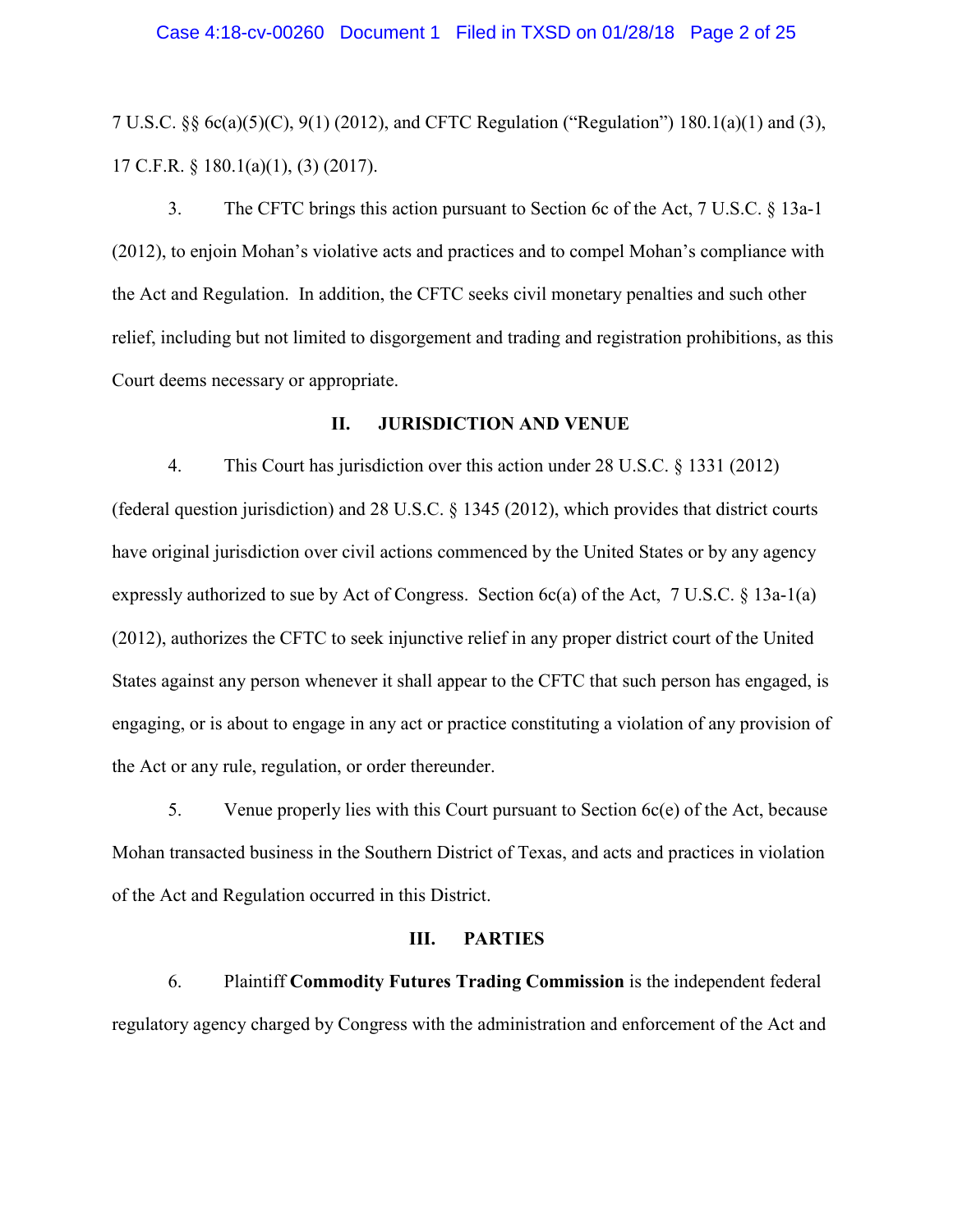7 U.S.C. §§ 6c(a)(5)(C), 9(1) (2012), and CFTC Regulation ("Regulation") 180.1(a)(1) and (3), 17 C.F.R. § 180.1(a)(1), (3) (2017).

3. The CFTC brings this action pursuant to Section 6c of the Act, 7 U.S.C. § 13a-1 (2012), to enjoin Mohan's violative acts and practices and to compel Mohan's compliance with the Act and Regulation. In addition, the CFTC seeks civil monetary penalties and such other relief, including but not limited to disgorgement and trading and registration prohibitions, as this Court deems necessary or appropriate.

## II. JURISDICTION AND VENUE

4. This Court has jurisdiction over this action under 28 U.S.C. § 1331 (2012) (federal question jurisdiction) and 28 U.S.C. § 1345 (2012), which provides that district courts have original jurisdiction over civil actions commenced by the United States or by any agency expressly authorized to sue by Act of Congress. Section 6c(a) of the Act, 7 U.S.C. § 13a-1(a) (2012), authorizes the CFTC to seek injunctive relief in any proper district court of the United States against any person whenever it shall appear to the CFTC that such person has engaged, is engaging, or is about to engage in any act or practice constituting a violation of any provision of the Act or any rule, regulation, or order thereunder.

5. Venue properly lies with this Court pursuant to Section 6c(e) of the Act, because Mohan transacted business in the Southern District of Texas, and acts and practices in violation of the Act and Regulation occurred in this District.

## III. PARTIES

6. Plaintiff **Commodity Futures Trading Commission** is the independent federal regulatory agency charged by Congress with the administration and enforcement of the Act and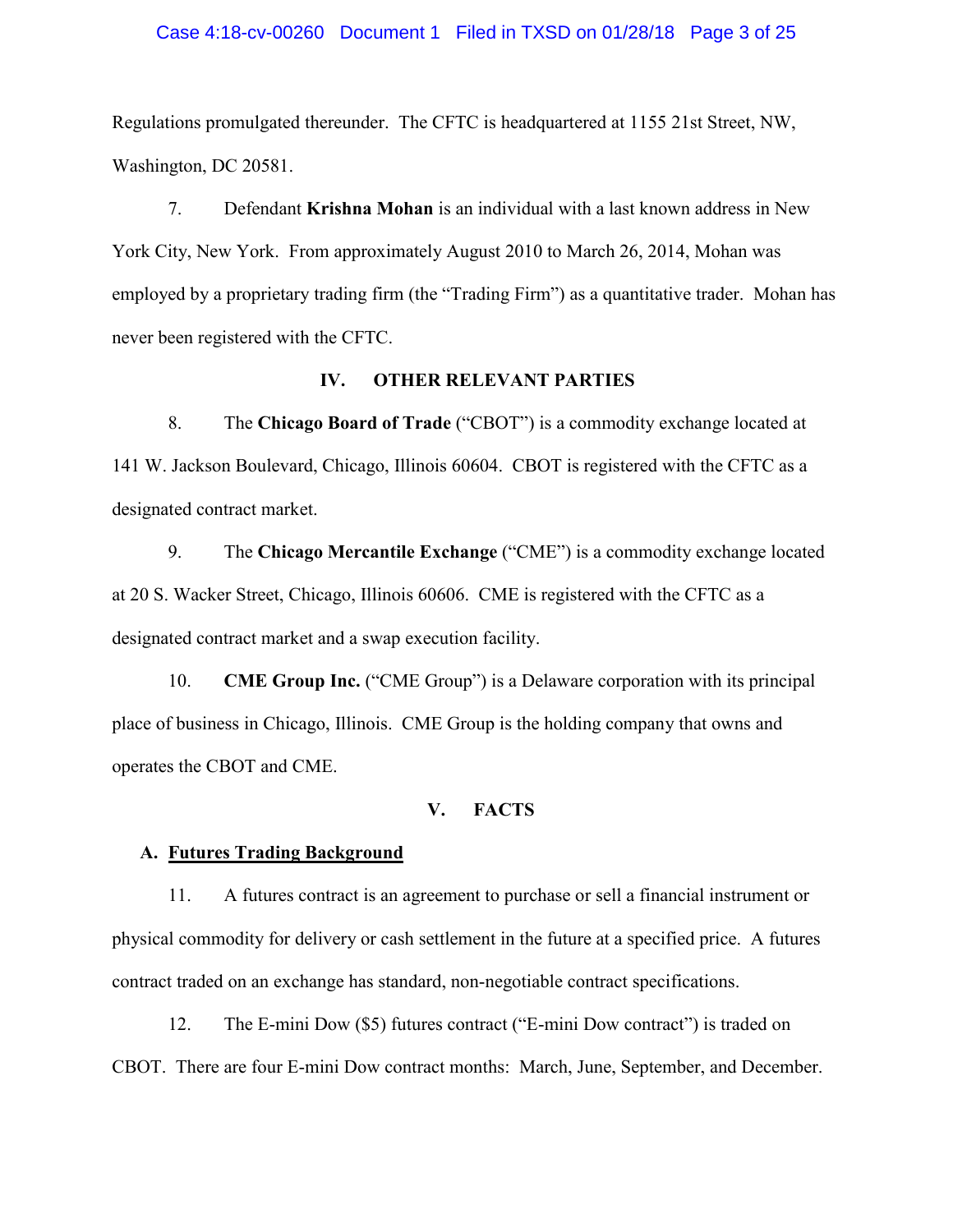Regulations promulgated thereunder. The CFTC is headquartered at 1155 21st Street, NW, Washington, DC 20581.

7. Defendant **Krishna Mohan** is an individual with a last known address in New York City, New York. From approximately August 2010 to March 26, 2014, Mohan was employed by a proprietary trading firm (the "Trading Firm") as a quantitative trader. Mohan has never been registered with the CFTC.

## IV. OTHER RELEVANT PARTIES

8. The **Chicago Board of Trade** ("CBOT") is a commodity exchange located at 141 W. Jackson Boulevard, Chicago, Illinois 60604. CBOT is registered with the CFTC as a designated contract market.

9. The **Chicago Mercantile Exchange** ("CME") is a commodity exchange located at 20 S. Wacker Street, Chicago, Illinois 60606. CME is registered with the CFTC as a designated contract market and a swap execution facility.

10. **CME Group Inc.** ("CME Group") is a Delaware corporation with its principal place of business in Chicago, Illinois. CME Group is the holding company that owns and operates the CBOT and CME.

## V. FACTS

### A. Futures Trading Background

11. A futures contract is an agreement to purchase or sell a financial instrument or physical commodity for delivery or cash settlement in the future at a specified price. A futures contract traded on an exchange has standard, non-negotiable contract specifications.

12. The E-mini Dow ($5) futures contract ("E-mini Dow contract") is traded on CBOT. There are four E-mini Dow contract months: March, June, September, and December.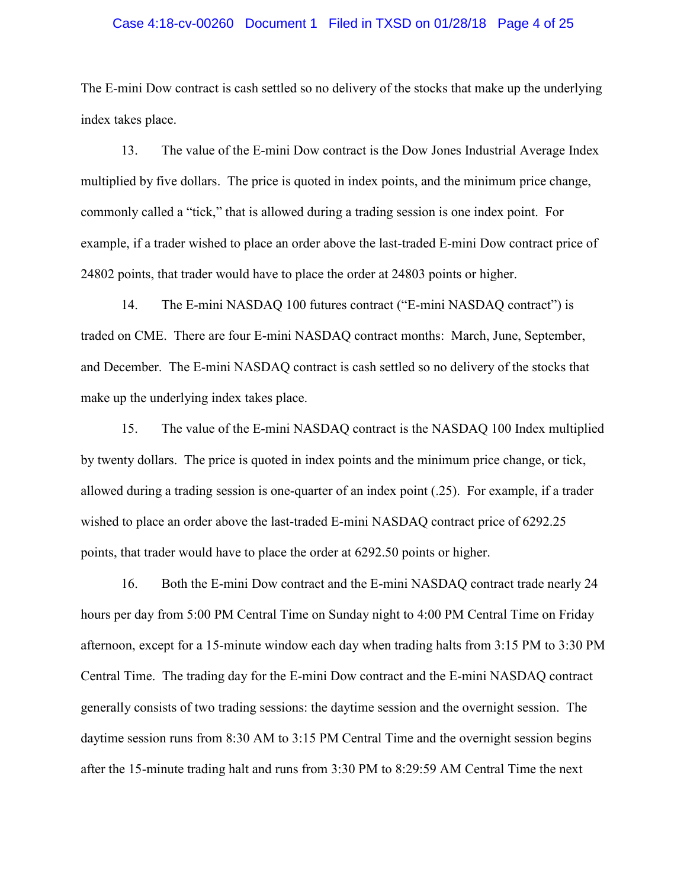The E-mini Dow contract is cash settled so no delivery of the stocks that make up the underlying index takes place.

13. The value of the E-mini Dow contract is the Dow Jones Industrial Average Index multiplied by five dollars. The price is quoted in index points, and the minimum price change, commonly called a "tick," that is allowed during a trading session is one index point. For example, if a trader wished to place an order above the last-traded E-mini Dow contract price of 24802 points, that trader would have to place the order at 24803 points or higher.

14. The E-mini NASDAQ 100 futures contract ("E-mini NASDAQ contract") is traded on CME. There are four E-mini NASDAQ contract months: March, June, September, and December. The E-mini NASDAQ contract is cash settled so no delivery of the stocks that make up the underlying index takes place.

15. The value of the E-mini NASDAQ contract is the NASDAQ 100 Index multiplied by twenty dollars. The price is quoted in index points and the minimum price change, or tick, allowed during a trading session is one-quarter of an index point (.25). For example, if a trader wished to place an order above the last-traded E-mini NASDAQ contract price of 6292.25 points, that trader would have to place the order at 6292.50 points or higher.

16. Both the E-mini Dow contract and the E-mini NASDAQ contract trade nearly 24 hours per day from 5:00 PM Central Time on Sunday night to 4:00 PM Central Time on Friday afternoon, except for a 15-minute window each day when trading halts from 3:15 PM to 3:30 PM Central Time. The trading day for the E-mini Dow contract and the E-mini NASDAQ contract generally consists of two trading sessions: the daytime session and the overnight session. The daytime session runs from 8:30 AM to 3:15 PM Central Time and the overnight session begins after the 15-minute trading halt and runs from 3:30 PM to 8:29:59 AM Central Time the next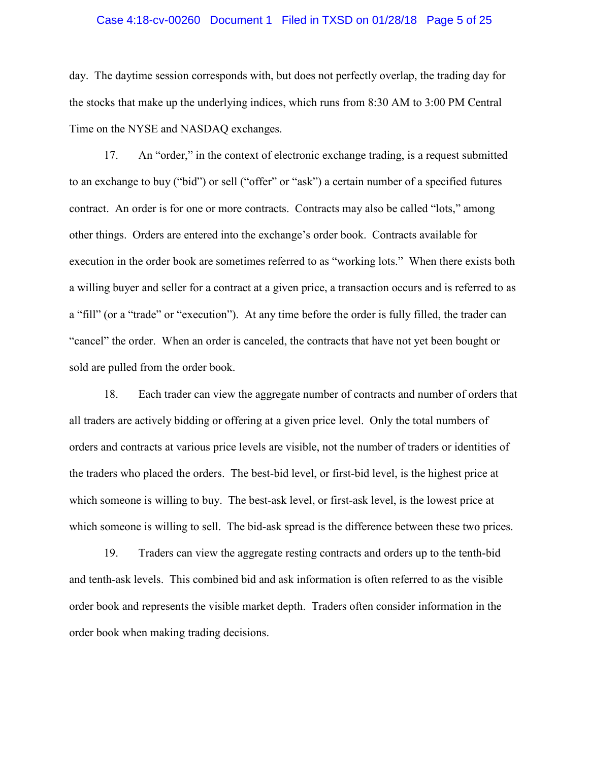day. The daytime session corresponds with, but does not perfectly overlap, the trading day for the stocks that make up the underlying indices, which runs from 8:30 AM to 3:00 PM Central Time on the NYSE and NASDAQ exchanges.

17. An "order," in the context of electronic exchange trading, is a request submitted to an exchange to buy ("bid") or sell ("offer" or "ask") a certain number of a specified futures contract. An order is for one or more contracts. Contracts may also be called "lots," among other things. Orders are entered into the exchange's order book. Contracts available for execution in the order book are sometimes referred to as "working lots." When there exists both a willing buyer and seller for a contract at a given price, a transaction occurs and is referred to as a "fill" (or a "trade" or "execution"). At any time before the order is fully filled, the trader can "cancel" the order. When an order is canceled, the contracts that have not yet been bought or sold are pulled from the order book.

18. Each trader can view the aggregate number of contracts and number of orders that all traders are actively bidding or offering at a given price level. Only the total numbers of orders and contracts at various price levels are visible, not the number of traders or identities of the traders who placed the orders. The best-bid level, or first-bid level, is the highest price at which someone is willing to buy. The best-ask level, or first-ask level, is the lowest price at which someone is willing to sell. The bid-ask spread is the difference between these two prices.

19. Traders can view the aggregate resting contracts and orders up to the tenth-bid and tenth-ask levels. This combined bid and ask information is often referred to as the visible order book and represents the visible market depth. Traders often consider information in the order book when making trading decisions.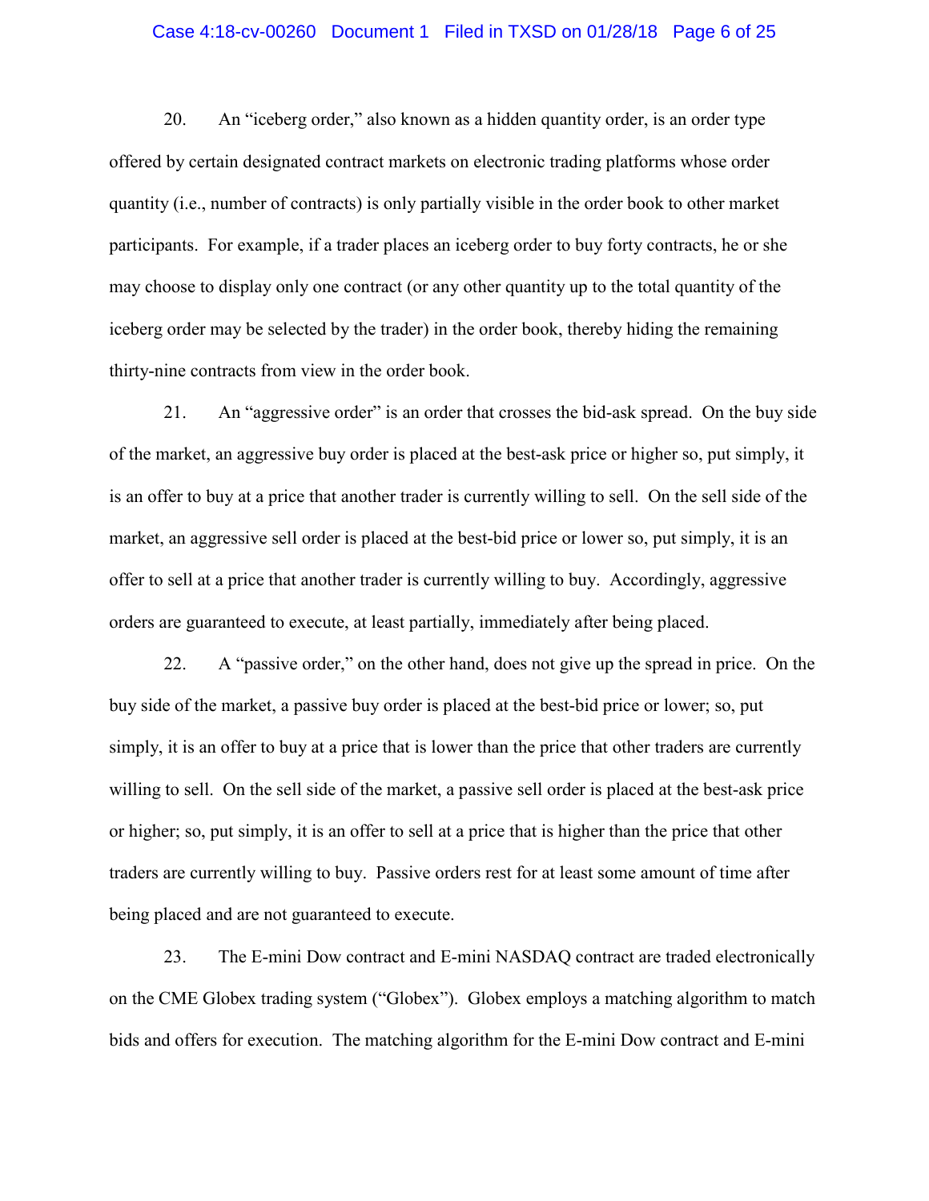20. An "iceberg order," also known as a hidden quantity order, is an order type offered by certain designated contract markets on electronic trading platforms whose order quantity (i.e., number of contracts) is only partially visible in the order book to other market participants. For example, if a trader places an iceberg order to buy forty contracts, he or she may choose to display only one contract (or any other quantity up to the total quantity of the iceberg order may be selected by the trader) in the order book, thereby hiding the remaining thirty-nine contracts from view in the order book.

21. An "aggressive order" is an order that crosses the bid-ask spread. On the buy side of the market, an aggressive buy order is placed at the best-ask price or higher so, put simply, it is an offer to buy at a price that another trader is currently willing to sell. On the sell side of the market, an aggressive sell order is placed at the best-bid price or lower so, put simply, it is an offer to sell at a price that another trader is currently willing to buy. Accordingly, aggressive orders are guaranteed to execute, at least partially, immediately after being placed.

22. A "passive order," on the other hand, does not give up the spread in price. On the buy side of the market, a passive buy order is placed at the best-bid price or lower; so, put simply, it is an offer to buy at a price that is lower than the price that other traders are currently willing to sell. On the sell side of the market, a passive sell order is placed at the best-ask price or higher; so, put simply, it is an offer to sell at a price that is higher than the price that other traders are currently willing to buy. Passive orders rest for at least some amount of time after being placed and are not guaranteed to execute.

23. The E-mini Dow contract and E-mini NASDAQ contract are traded electronically on the CME Globex trading system ("Globex"). Globex employs a matching algorithm to match bids and offers for execution. The matching algorithm for the E-mini Dow contract and E-mini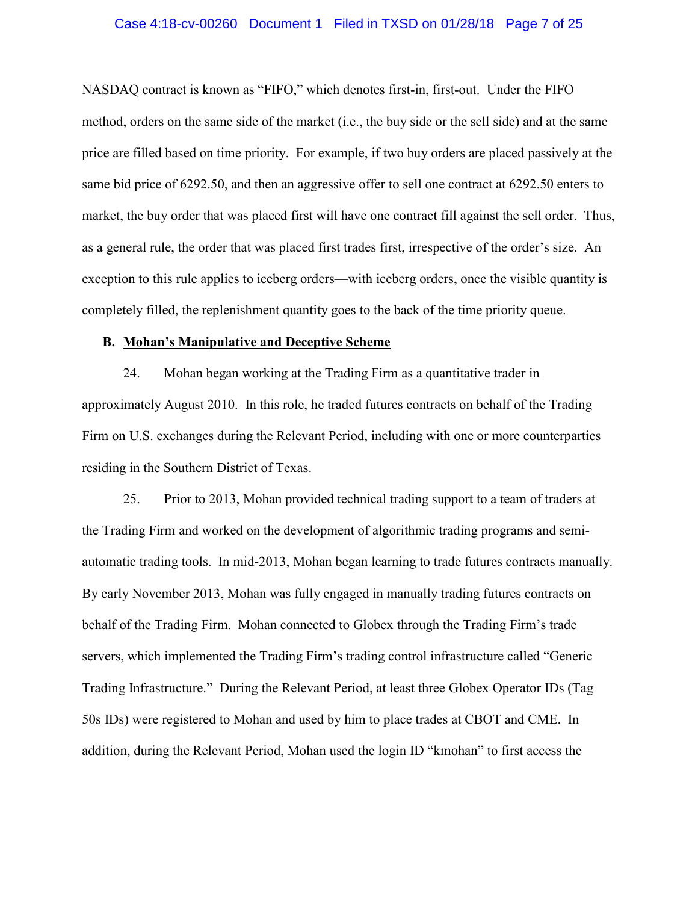NASDAQ contract is known as "FIFO," which denotes first-in, first-out. Under the FIFO method, orders on the same side of the market (i.e., the buy side or the sell side) and at the same price are filled based on time priority. For example, if two buy orders are placed passively at the same bid price of 6292.50, and then an aggressive offer to sell one contract at 6292.50 enters to market, the buy order that was placed first will have one contract fill against the sell order. Thus, as a general rule, the order that was placed first trades first, irrespective of the order's size. An exception to this rule applies to iceberg orders—with iceberg orders, once the visible quantity is completely filled, the replenishment quantity goes to the back of the time priority queue.

### B. <u>Mohan's Manipulative and Deceptive Scheme</u>

24. Mohan began working at the Trading Firm as a quantitative trader in approximately August 2010. In this role, he traded futures contracts on behalf of the Trading Firm on U.S. exchanges during the Relevant Period, including with one or more counterparties residing in the Southern District of Texas.

25. Prior to 2013, Mohan provided technical trading support to a team of traders at the Trading Firm and worked on the development of algorithmic trading programs and semi-automatic trading tools. In mid-2013, Mohan began learning to trade futures contracts manually. By early November 2013, Mohan was fully engaged in manually trading futures contracts on behalf of the Trading Firm. Mohan connected to Globex through the Trading Firm's trade servers, which implemented the Trading Firm's trading control infrastructure called "Generic Trading Infrastructure." During the Relevant Period, at least three Globex Operator IDs (Tag 50s IDs) were registered to Mohan and used by him to place trades at CBOT and CME. In addition, during the Relevant Period, Mohan used the login ID "kmohan" to first access the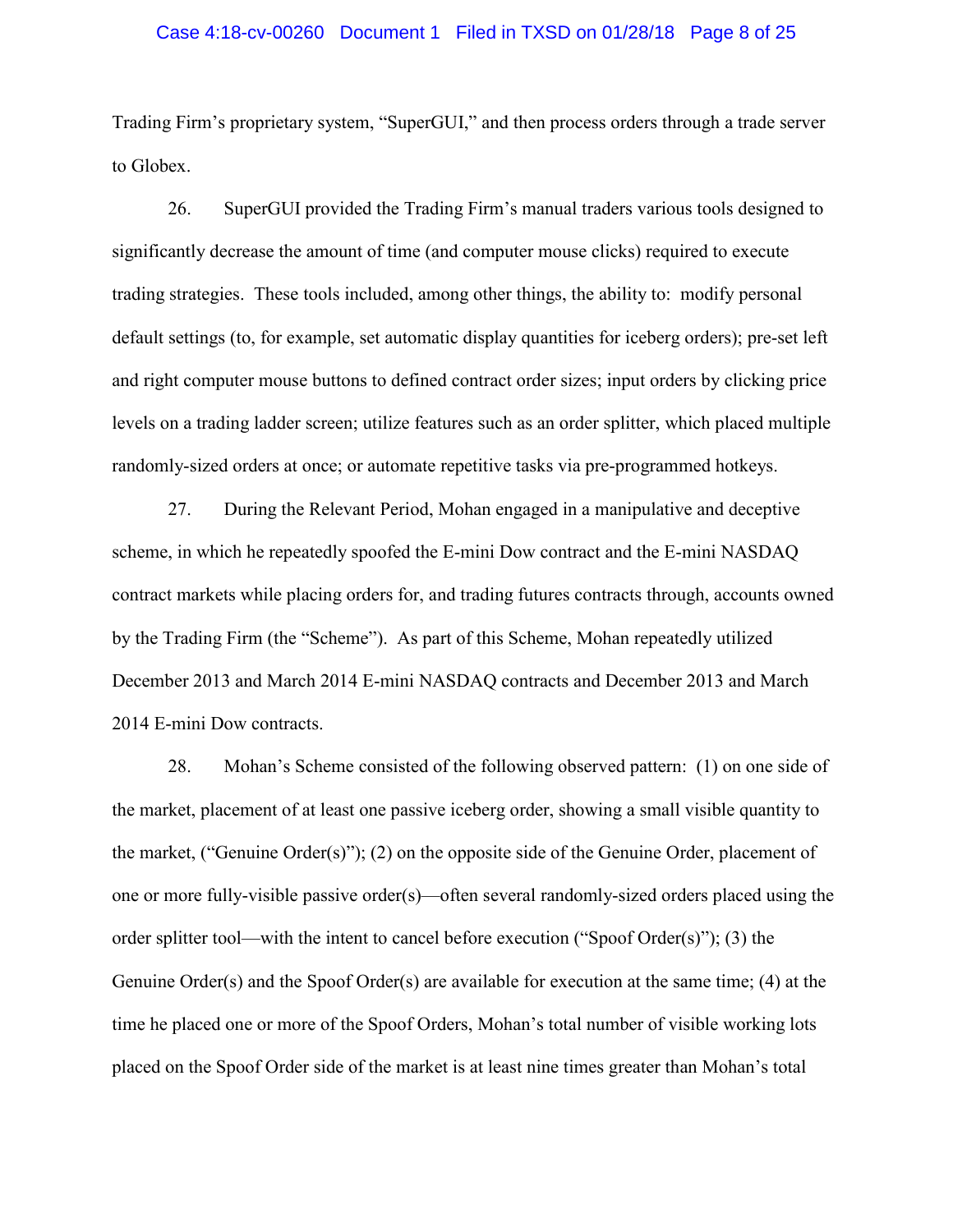Trading Firm's proprietary system, "SuperGUI," and then process orders through a trade server to Globex.

26. SuperGUI provided the Trading Firm's manual traders various tools designed to significantly decrease the amount of time (and computer mouse clicks) required to execute trading strategies. These tools included, among other things, the ability to: modify personal default settings (to, for example, set automatic display quantities for iceberg orders); pre-set left and right computer mouse buttons to defined contract order sizes; input orders by clicking price levels on a trading ladder screen; utilize features such as an order splitter, which placed multiple randomly-sized orders at once; or automate repetitive tasks via pre-programmed hotkeys.

27. During the Relevant Period, Mohan engaged in a manipulative and deceptive scheme, in which he repeatedly spoofed the E-mini Dow contract and the E-mini NASDAQ contract markets while placing orders for, and trading futures contracts through, accounts owned by the Trading Firm (the "Scheme"). As part of this Scheme, Mohan repeatedly utilized December 2013 and March 2014 E-mini NASDAQ contracts and December 2013 and March 2014 E-mini Dow contracts.

28. Mohan's Scheme consisted of the following observed pattern: (1) on one side of the market, placement of at least one passive iceberg order, showing a small visible quantity to the market, ("Genuine Order(s)"); (2) on the opposite side of the Genuine Order, placement of one or more fully-visible passive order(s)—often several randomly-sized orders placed using the order splitter tool—with the intent to cancel before execution ("Spoof Order(s)"); (3) the Genuine Order(s) and the Spoof Order(s) are available for execution at the same time; (4) at the time he placed one or more of the Spoof Orders, Mohan's total number of visible working lots placed on the Spoof Order side of the market is at least nine times greater than Mohan's total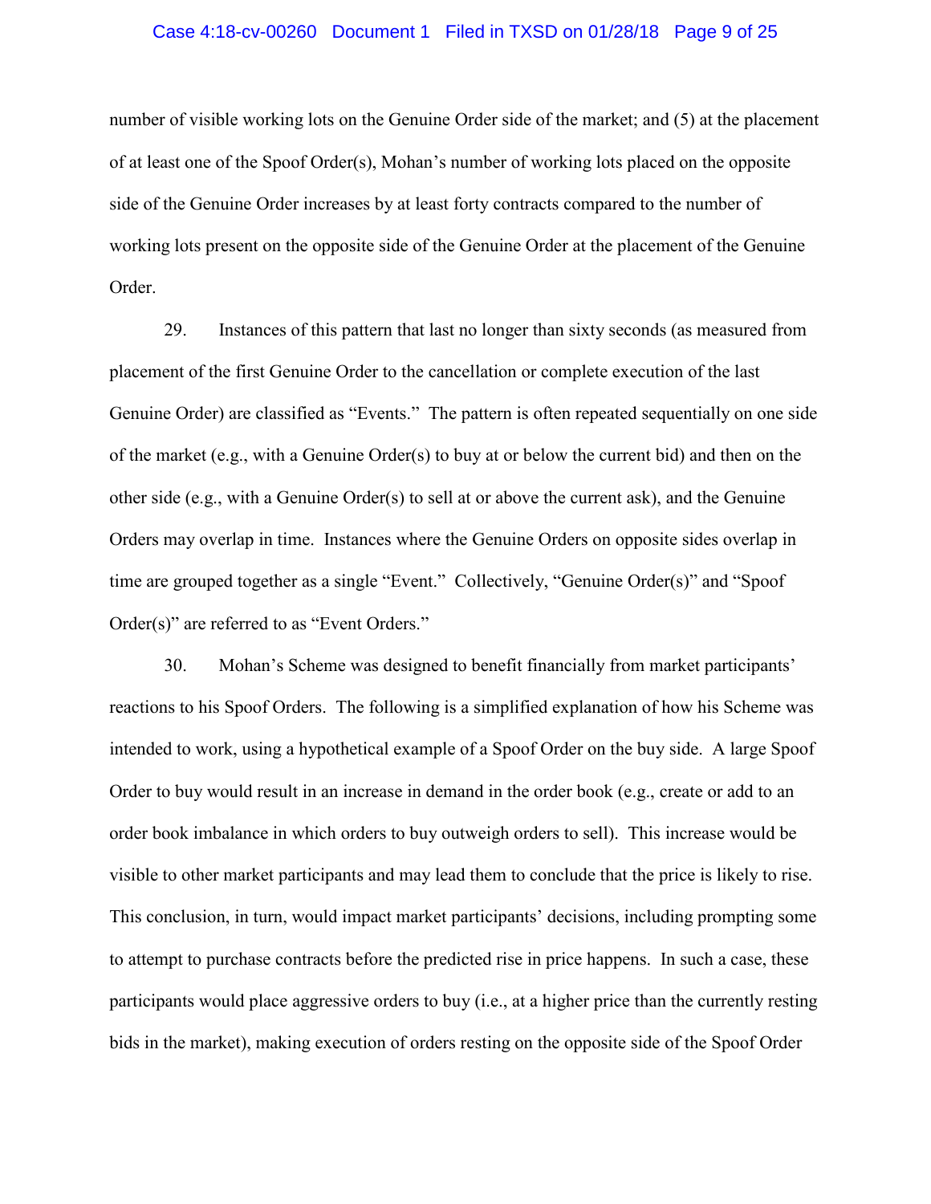number of visible working lots on the Genuine Order side of the market; and (5) at the placement of at least one of the Spoof Order(s), Mohan's number of working lots placed on the opposite side of the Genuine Order increases by at least forty contracts compared to the number of working lots present on the opposite side of the Genuine Order at the placement of the Genuine Order.

29. Instances of this pattern that last no longer than sixty seconds (as measured from placement of the first Genuine Order to the cancellation or complete execution of the last Genuine Order) are classified as "Events." The pattern is often repeated sequentially on one side of the market (e.g., with a Genuine Order(s) to buy at or below the current bid) and then on the other side (e.g., with a Genuine Order(s) to sell at or above the current ask), and the Genuine Orders may overlap in time. Instances where the Genuine Orders on opposite sides overlap in time are grouped together as a single "Event." Collectively, "Genuine Order(s)" and "Spoof Order(s)" are referred to as "Event Orders."

30. Mohan's Scheme was designed to benefit financially from market participants' reactions to his Spoof Orders. The following is a simplified explanation of how his Scheme was intended to work, using a hypothetical example of a Spoof Order on the buy side. A large Spoof Order to buy would result in an increase in demand in the order book (e.g., create or add to an order book imbalance in which orders to buy outweigh orders to sell). This increase would be visible to other market participants and may lead them to conclude that the price is likely to rise. This conclusion, in turn, would impact market participants' decisions, including prompting some to attempt to purchase contracts before the predicted rise in price happens. In such a case, these participants would place aggressive orders to buy (i.e., at a higher price than the currently resting bids in the market), making execution of orders resting on the opposite side of the Spoof Order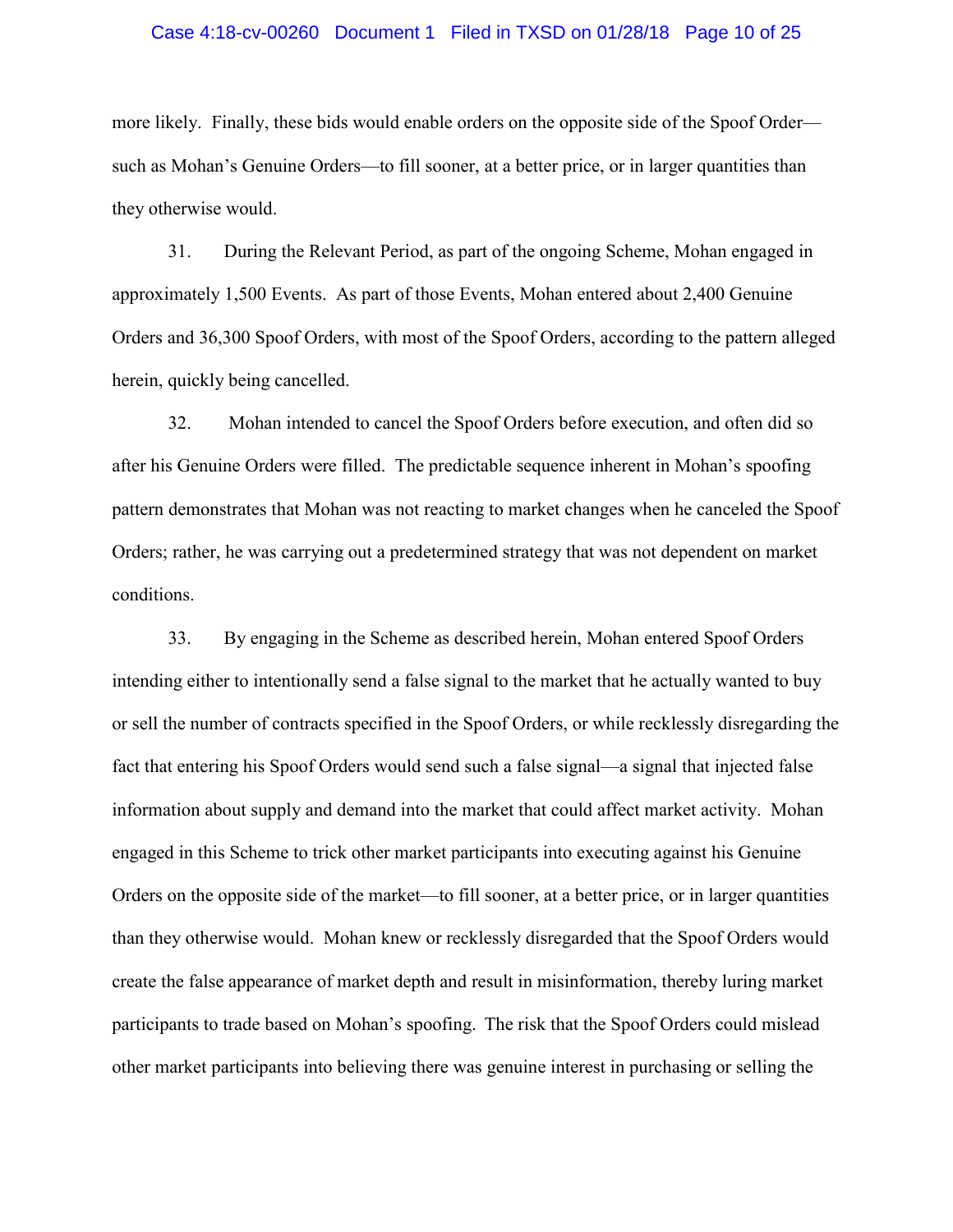more likely. Finally, these bids would enable orders on the opposite side of the Spoof Order—such as Mohan's Genuine Orders—to fill sooner, at a better price, or in larger quantities than they otherwise would.

31. During the Relevant Period, as part of the ongoing Scheme, Mohan engaged in approximately 1,500 Events. As part of those Events, Mohan entered about 2,400 Genuine Orders and 36,300 Spoof Orders, with most of the Spoof Orders, according to the pattern alleged herein, quickly being cancelled.

32. Mohan intended to cancel the Spoof Orders before execution, and often did so after his Genuine Orders were filled. The predictable sequence inherent in Mohan's spoofing pattern demonstrates that Mohan was not reacting to market changes when he canceled the Spoof Orders; rather, he was carrying out a predetermined strategy that was not dependent on market conditions.

33. By engaging in the Scheme as described herein, Mohan entered Spoof Orders intending either to intentionally send a false signal to the market that he actually wanted to buy or sell the number of contracts specified in the Spoof Orders, or while recklessly disregarding the fact that entering his Spoof Orders would send such a false signal—a signal that injected false information about supply and demand into the market that could affect market activity. Mohan engaged in this Scheme to trick other market participants into executing against his Genuine Orders on the opposite side of the market—to fill sooner, at a better price, or in larger quantities than they otherwise would. Mohan knew or recklessly disregarded that the Spoof Orders would create the false appearance of market depth and result in misinformation, thereby luring market participants to trade based on Mohan's spoofing. The risk that the Spoof Orders could mislead other market participants into believing there was genuine interest in purchasing or selling the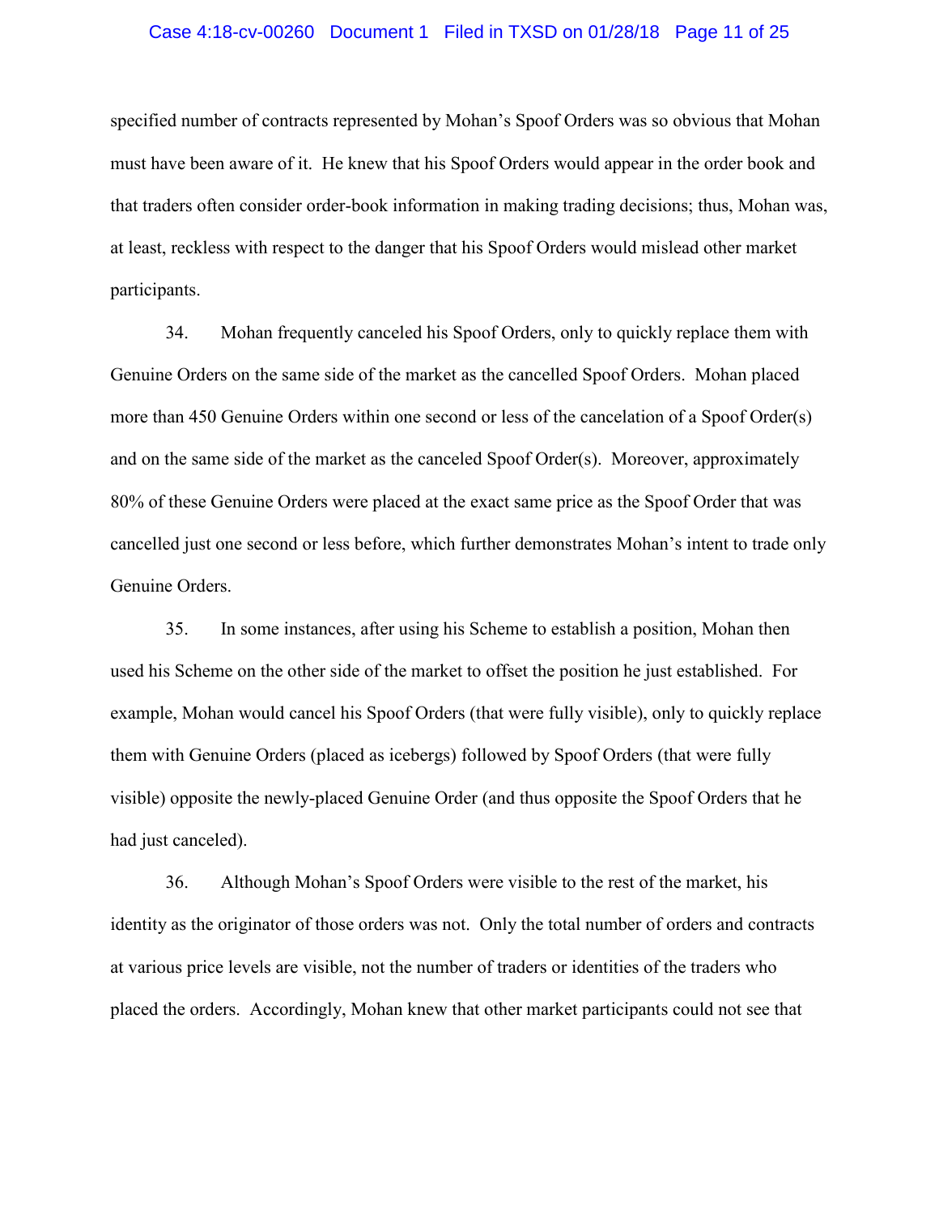specified number of contracts represented by Mohan's Spoof Orders was so obvious that Mohan must have been aware of it. He knew that his Spoof Orders would appear in the order book and that traders often consider order-book information in making trading decisions; thus, Mohan was, at least, reckless with respect to the danger that his Spoof Orders would mislead other market participants.

34. Mohan frequently canceled his Spoof Orders, only to quickly replace them with Genuine Orders on the same side of the market as the cancelled Spoof Orders. Mohan placed more than 450 Genuine Orders within one second or less of the cancelation of a Spoof Order(s) and on the same side of the market as the canceled Spoof Order(s). Moreover, approximately 80% of these Genuine Orders were placed at the exact same price as the Spoof Order that was cancelled just one second or less before, which further demonstrates Mohan's intent to trade only Genuine Orders.

35. In some instances, after using his Scheme to establish a position, Mohan then used his Scheme on the other side of the market to offset the position he just established. For example, Mohan would cancel his Spoof Orders (that were fully visible), only to quickly replace them with Genuine Orders (placed as icebergs) followed by Spoof Orders (that were fully visible) opposite the newly-placed Genuine Order (and thus opposite the Spoof Orders that he had just canceled).

36. Although Mohan's Spoof Orders were visible to the rest of the market, his identity as the originator of those orders was not. Only the total number of orders and contracts at various price levels are visible, not the number of traders or identities of the traders who placed the orders. Accordingly, Mohan knew that other market participants could not see that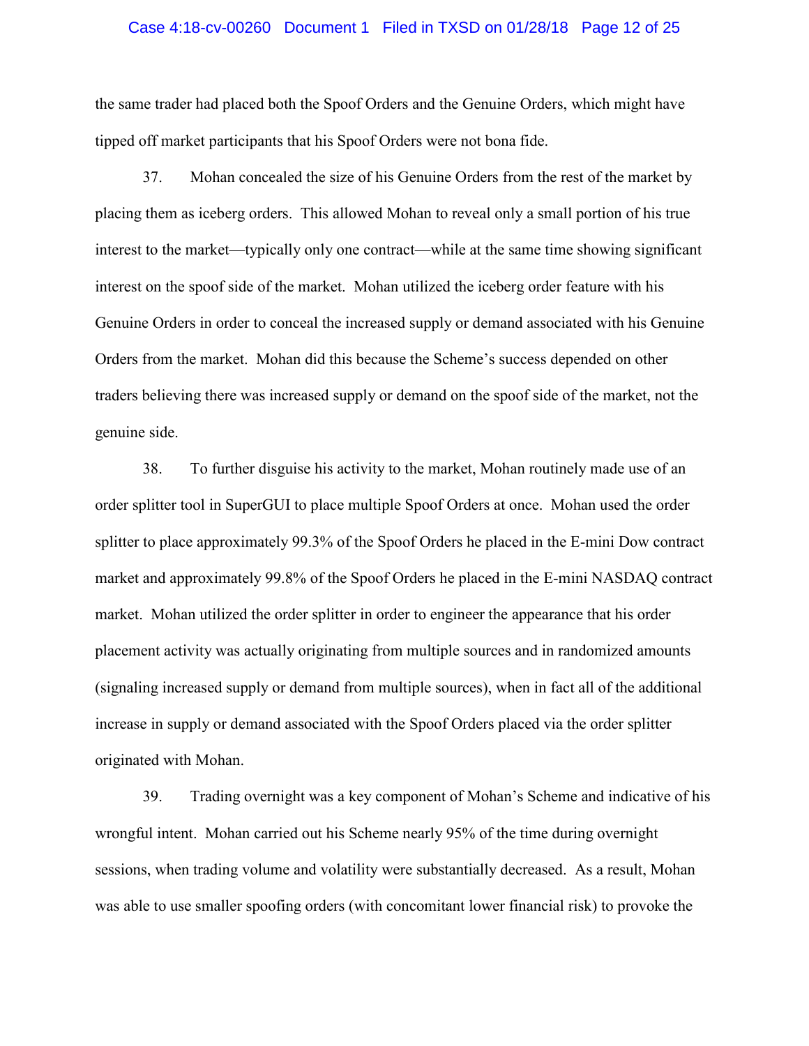the same trader had placed both the Spoof Orders and the Genuine Orders, which might have tipped off market participants that his Spoof Orders were not bona fide.

37. Mohan concealed the size of his Genuine Orders from the rest of the market by placing them as iceberg orders. This allowed Mohan to reveal only a small portion of his true interest to the market—typically only one contract—while at the same time showing significant interest on the spoof side of the market. Mohan utilized the iceberg order feature with his Genuine Orders in order to conceal the increased supply or demand associated with his Genuine Orders from the market. Mohan did this because the Scheme's success depended on other traders believing there was increased supply or demand on the spoof side of the market, not the genuine side.

38. To further disguise his activity to the market, Mohan routinely made use of an order splitter tool in SuperGUI to place multiple Spoof Orders at once. Mohan used the order splitter to place approximately 99.3% of the Spoof Orders he placed in the E-mini Dow contract market and approximately 99.8% of the Spoof Orders he placed in the E-mini NASDAQ contract market. Mohan utilized the order splitter in order to engineer the appearance that his order placement activity was actually originating from multiple sources and in randomized amounts (signaling increased supply or demand from multiple sources), when in fact all of the additional increase in supply or demand associated with the Spoof Orders placed via the order splitter originated with Mohan.

39. Trading overnight was a key component of Mohan's Scheme and indicative of his wrongful intent. Mohan carried out his Scheme nearly 95% of the time during overnight sessions, when trading volume and volatility were substantially decreased. As a result, Mohan was able to use smaller spoofing orders (with concomitant lower financial risk) to provoke the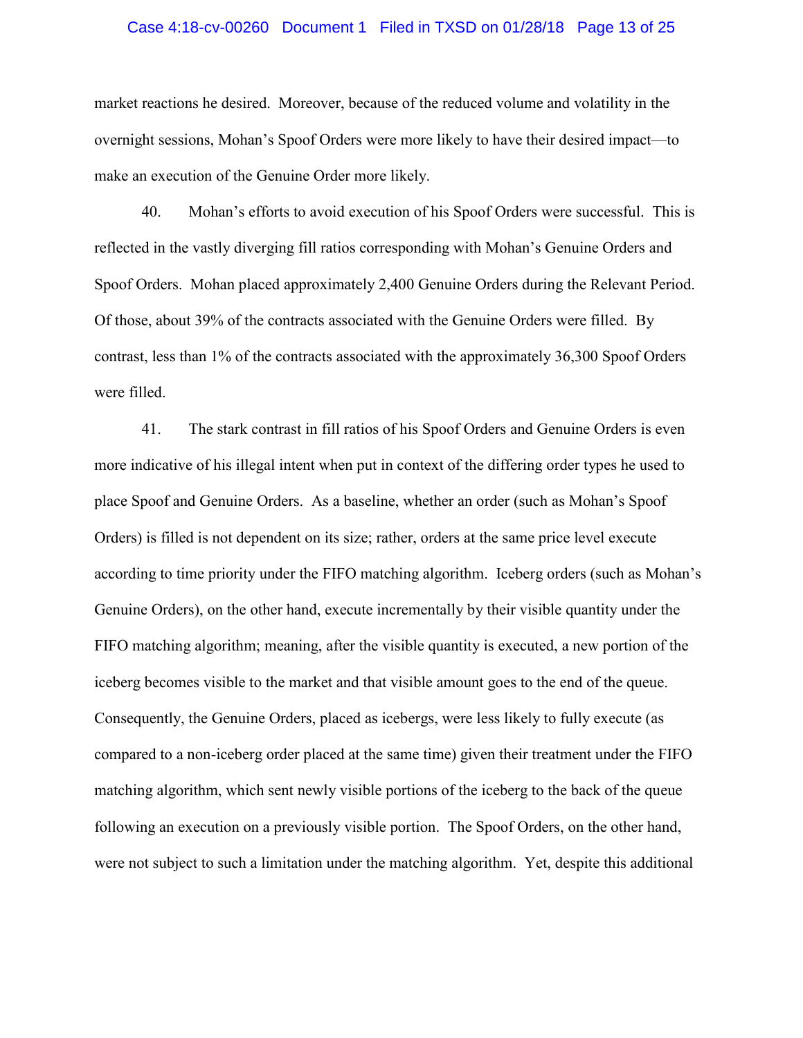market reactions he desired. Moreover, because of the reduced volume and volatility in the overnight sessions, Mohan's Spoof Orders were more likely to have their desired impact—to make an execution of the Genuine Order more likely.

40. Mohan's efforts to avoid execution of his Spoof Orders were successful. This is reflected in the vastly diverging fill ratios corresponding with Mohan's Genuine Orders and Spoof Orders. Mohan placed approximately 2,400 Genuine Orders during the Relevant Period. Of those, about 39% of the contracts associated with the Genuine Orders were filled. By contrast, less than 1% of the contracts associated with the approximately 36,300 Spoof Orders were filled.

41. The stark contrast in fill ratios of his Spoof Orders and Genuine Orders is even more indicative of his illegal intent when put in context of the differing order types he used to place Spoof and Genuine Orders. As a baseline, whether an order (such as Mohan's Spoof Orders) is filled is not dependent on its size; rather, orders at the same price level execute according to time priority under the FIFO matching algorithm. Iceberg orders (such as Mohan's Genuine Orders), on the other hand, execute incrementally by their visible quantity under the FIFO matching algorithm; meaning, after the visible quantity is executed, a new portion of the iceberg becomes visible to the market and that visible amount goes to the end of the queue. Consequently, the Genuine Orders, placed as icebergs, were less likely to fully execute (as compared to a non-iceberg order placed at the same time) given their treatment under the FIFO matching algorithm, which sent newly visible portions of the iceberg to the back of the queue following an execution on a previously visible portion. The Spoof Orders, on the other hand, were not subject to such a limitation under the matching algorithm. Yet, despite this additional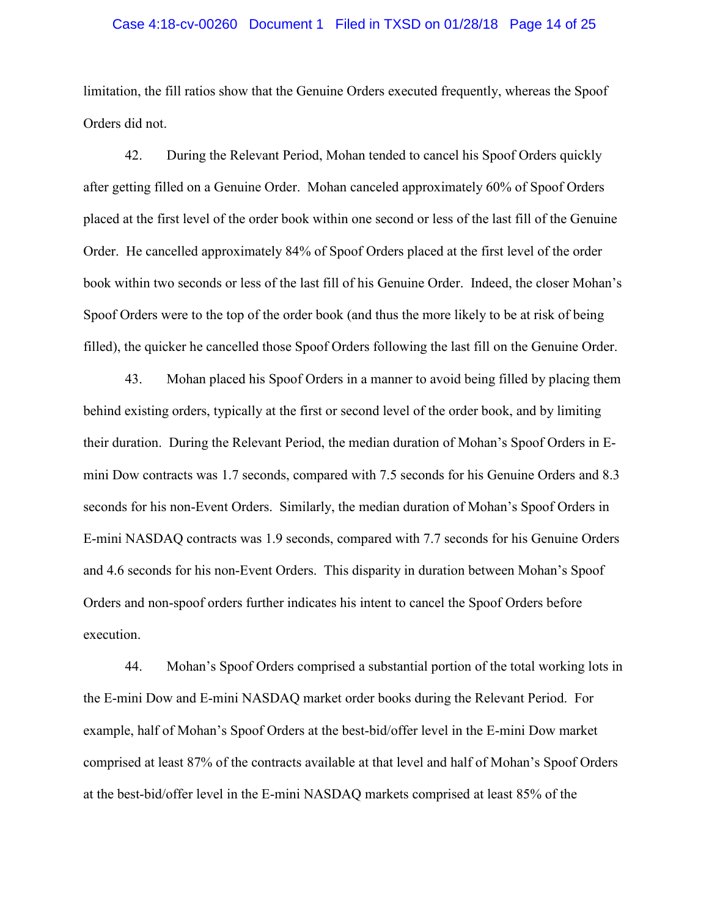limitation, the fill ratios show that the Genuine Orders executed frequently, whereas the Spoof Orders did not.

42. During the Relevant Period, Mohan tended to cancel his Spoof Orders quickly after getting filled on a Genuine Order. Mohan canceled approximately 60% of Spoof Orders placed at the first level of the order book within one second or less of the last fill of the Genuine Order. He cancelled approximately 84% of Spoof Orders placed at the first level of the order book within two seconds or less of the last fill of his Genuine Order. Indeed, the closer Mohan's Spoof Orders were to the top of the order book (and thus the more likely to be at risk of being filled), the quicker he cancelled those Spoof Orders following the last fill on the Genuine Order.

43. Mohan placed his Spoof Orders in a manner to avoid being filled by placing them behind existing orders, typically at the first or second level of the order book, and by limiting their duration. During the Relevant Period, the median duration of Mohan's Spoof Orders in E-mini Dow contracts was 1.7 seconds, compared with 7.5 seconds for his Genuine Orders and 8.3 seconds for his non-Event Orders. Similarly, the median duration of Mohan's Spoof Orders in E-mini NASDAQ contracts was 1.9 seconds, compared with 7.7 seconds for his Genuine Orders and 4.6 seconds for his non-Event Orders. This disparity in duration between Mohan's Spoof Orders and non-spoof orders further indicates his intent to cancel the Spoof Orders before execution.

44. Mohan's Spoof Orders comprised a substantial portion of the total working lots in the E-mini Dow and E-mini NASDAQ market order books during the Relevant Period. For example, half of Mohan's Spoof Orders at the best-bid/offer level in the E-mini Dow market comprised at least 87% of the contracts available at that level and half of Mohan's Spoof Orders at the best-bid/offer level in the E-mini NASDAQ markets comprised at least 85% of the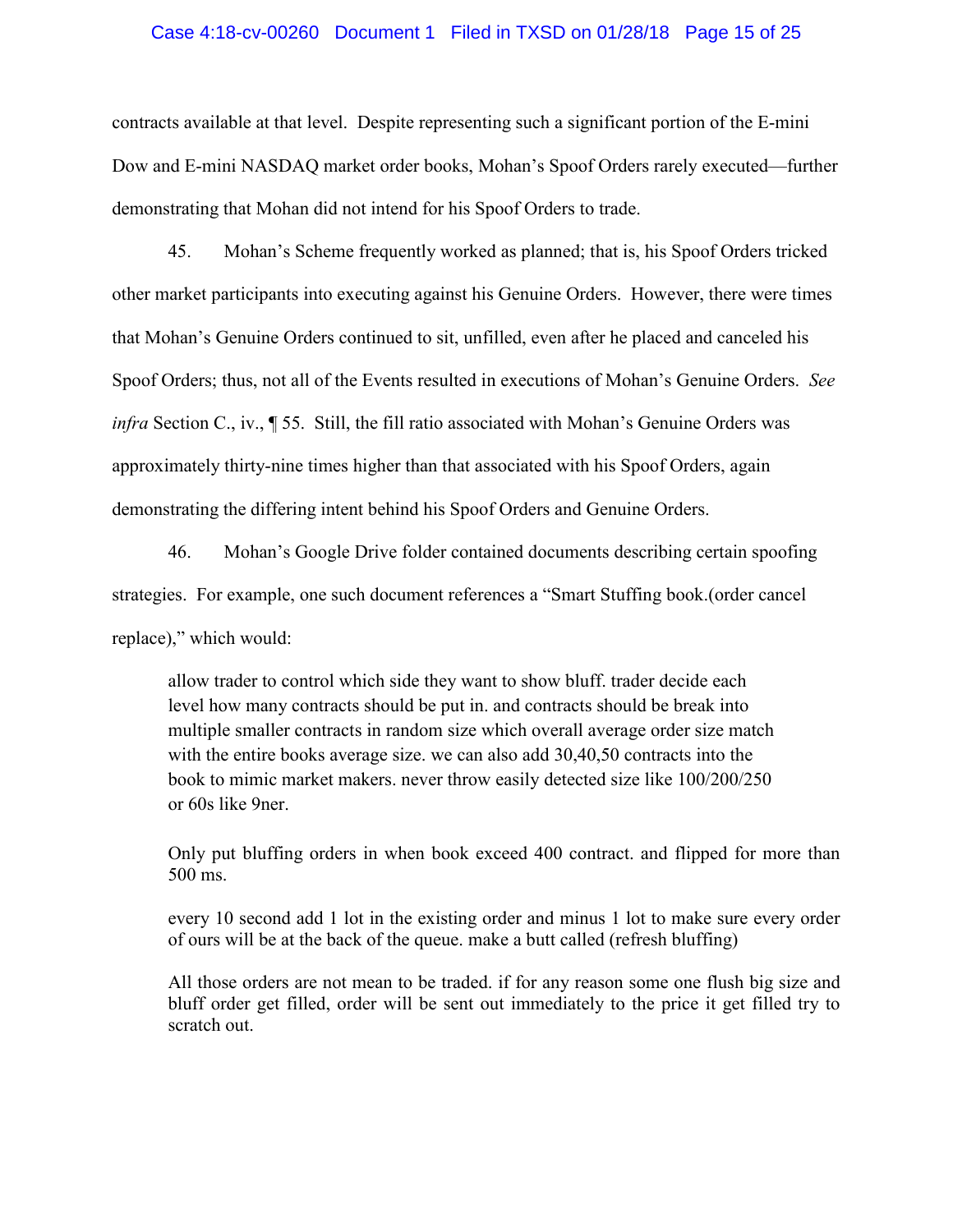contracts available at that level. Despite representing such a significant portion of the E-mini Dow and E-mini NASDAQ market order books, Mohan's Spoof Orders rarely executed—further demonstrating that Mohan did not intend for his Spoof Orders to trade.

45. Mohan's Scheme frequently worked as planned; that is, his Spoof Orders tricked other market participants into executing against his Genuine Orders. However, there were times that Mohan's Genuine Orders continued to sit, unfilled, even after he placed and canceled his Spoof Orders; thus, not all of the Events resulted in executions of Mohan's Genuine Orders. *See infra* Section C., iv., ¶ 55. Still, the fill ratio associated with Mohan's Genuine Orders was approximately thirty-nine times higher than that associated with his Spoof Orders, again demonstrating the differing intent behind his Spoof Orders and Genuine Orders.

46. Mohan's Google Drive folder contained documents describing certain spoofing strategies. For example, one such document references a "Smart Stuffing book.(order cancel replace)," which would:

> allow trader to control which side they want to show bluff. trader decide each level how many contracts should be put in. and contracts should be break into multiple smaller contracts in random size which overall average order size match with the entire books average size. we can also add 30,40,50 contracts into the book to mimic market makers. never throw easily detected size like 100/200/250 or 60s like 9ner.
>
> Only put bluffing orders in when book exceed 400 contract. and flipped for more than 500 ms.
>
> every 10 second add 1 lot in the existing order and minus 1 lot to make sure every order of ours will be at the back of the queue. make a butt called (refresh bluffing)
>
> All those orders are not mean to be traded. if for any reason some one flush big size and bluff order get filled, order will be sent out immediately to the price it get filled try to scratch out.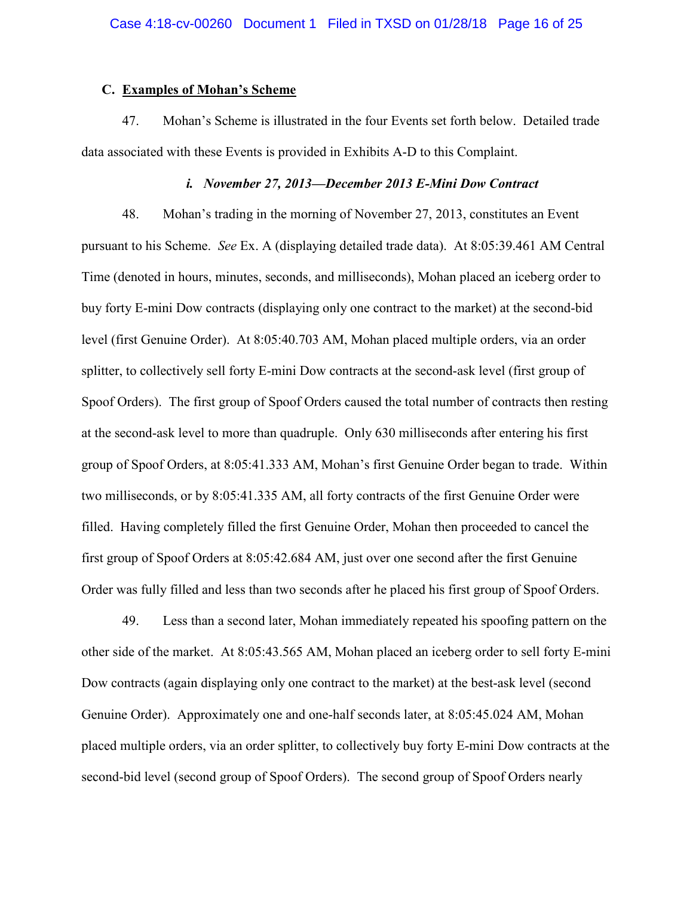### C. **Examples of Mohan's Scheme**

47. Mohan's Scheme is illustrated in the four Events set forth below. Detailed trade data associated with these Events is provided in Exhibits A-D to this Complaint.

#### *i. November 27, 2013—December 2013 E-Mini Dow Contract*

48. Mohan's trading in the morning of November 27, 2013, constitutes an Event pursuant to his Scheme. *See* Ex. A (displaying detailed trade data). At 8:05:39.461 AM Central Time (denoted in hours, minutes, seconds, and milliseconds), Mohan placed an iceberg order to buy forty E-mini Dow contracts (displaying only one contract to the market) at the second-bid level (first Genuine Order). At 8:05:40.703 AM, Mohan placed multiple orders, via an order splitter, to collectively sell forty E-mini Dow contracts at the second-ask level (first group of Spoof Orders). The first group of Spoof Orders caused the total number of contracts then resting at the second-ask level to more than quadruple. Only 630 milliseconds after entering his first group of Spoof Orders, at 8:05:41.333 AM, Mohan's first Genuine Order began to trade. Within two milliseconds, or by 8:05:41.335 AM, all forty contracts of the first Genuine Order were filled. Having completely filled the first Genuine Order, Mohan then proceeded to cancel the first group of Spoof Orders at 8:05:42.684 AM, just over one second after the first Genuine Order was fully filled and less than two seconds after he placed his first group of Spoof Orders.

49. Less than a second later, Mohan immediately repeated his spoofing pattern on the other side of the market. At 8:05:43.565 AM, Mohan placed an iceberg order to sell forty E-mini Dow contracts (again displaying only one contract to the market) at the best-ask level (second Genuine Order). Approximately one and one-half seconds later, at 8:05:45.024 AM, Mohan placed multiple orders, via an order splitter, to collectively buy forty E-mini Dow contracts at the second-bid level (second group of Spoof Orders). The second group of Spoof Orders nearly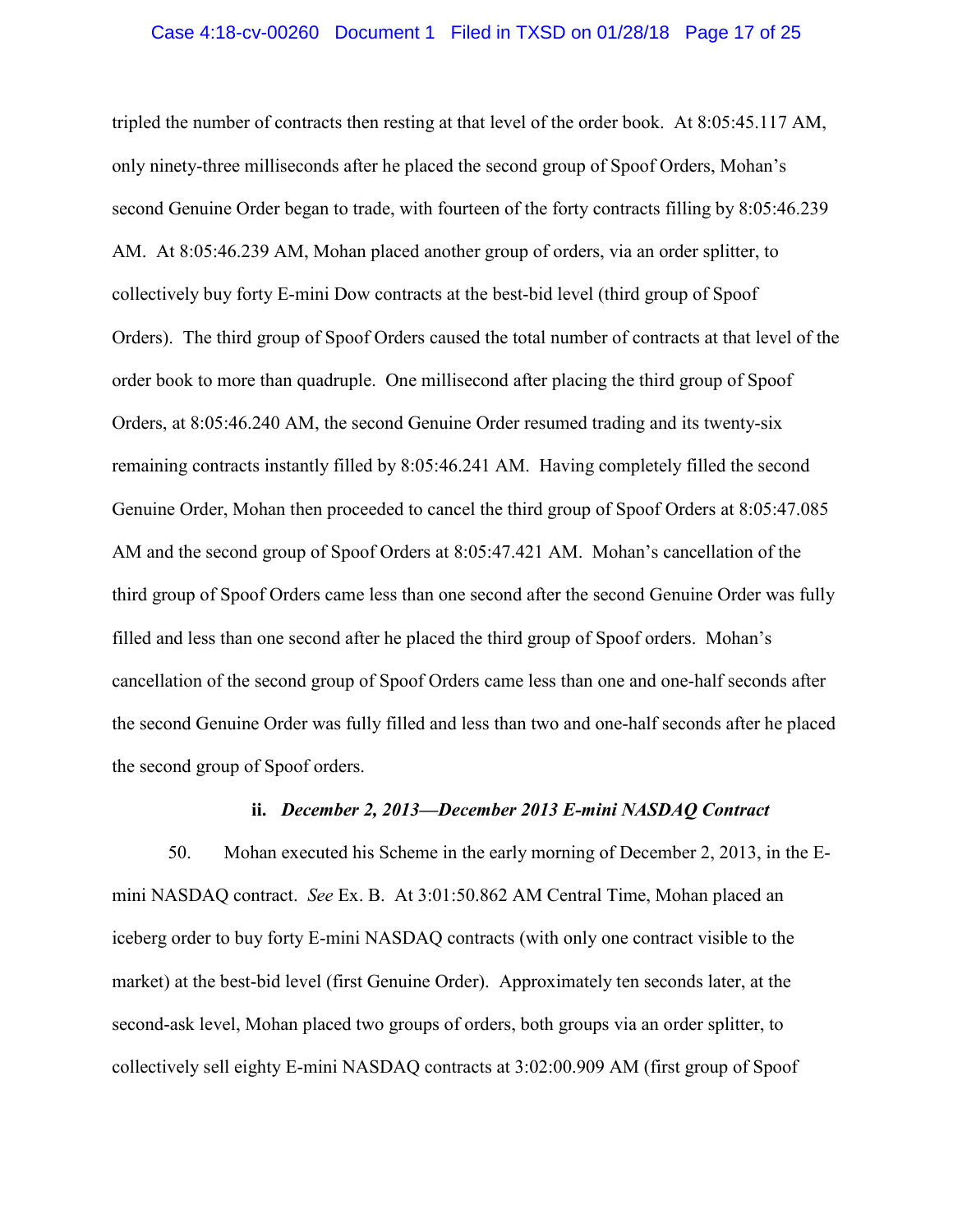tripled the number of contracts then resting at that level of the order book. At 8:05:45.117 AM, only ninety-three milliseconds after he placed the second group of Spoof Orders, Mohan's second Genuine Order began to trade, with fourteen of the forty contracts filling by 8:05:46.239 AM. At 8:05:46.239 AM, Mohan placed another group of orders, via an order splitter, to collectively buy forty E-mini Dow contracts at the best-bid level (third group of Spoof Orders). The third group of Spoof Orders caused the total number of contracts at that level of the order book to more than quadruple. One millisecond after placing the third group of Spoof Orders, at 8:05:46.240 AM, the second Genuine Order resumed trading and its twenty-six remaining contracts instantly filled by 8:05:46.241 AM. Having completely filled the second Genuine Order, Mohan then proceeded to cancel the third group of Spoof Orders at 8:05:47.085 AM and the second group of Spoof Orders at 8:05:47.421 AM. Mohan's cancellation of the third group of Spoof Orders came less than one second after the second Genuine Order was fully filled and less than one second after he placed the third group of Spoof orders. Mohan's cancellation of the second group of Spoof Orders came less than one and one-half seconds after the second Genuine Order was fully filled and less than two and one-half seconds after he placed the second group of Spoof orders.

#### ii. *December 2, 2013—December 2013 E-mini NASDAQ Contract*

50. Mohan executed his Scheme in the early morning of December 2, 2013, in the E-mini NASDAQ contract. *See* Ex. B. At 3:01:50.862 AM Central Time, Mohan placed an iceberg order to buy forty E-mini NASDAQ contracts (with only one contract visible to the market) at the best-bid level (first Genuine Order). Approximately ten seconds later, at the second-ask level, Mohan placed two groups of orders, both groups via an order splitter, to collectively sell eighty E-mini NASDAQ contracts at 3:02:00.909 AM (first group of Spoof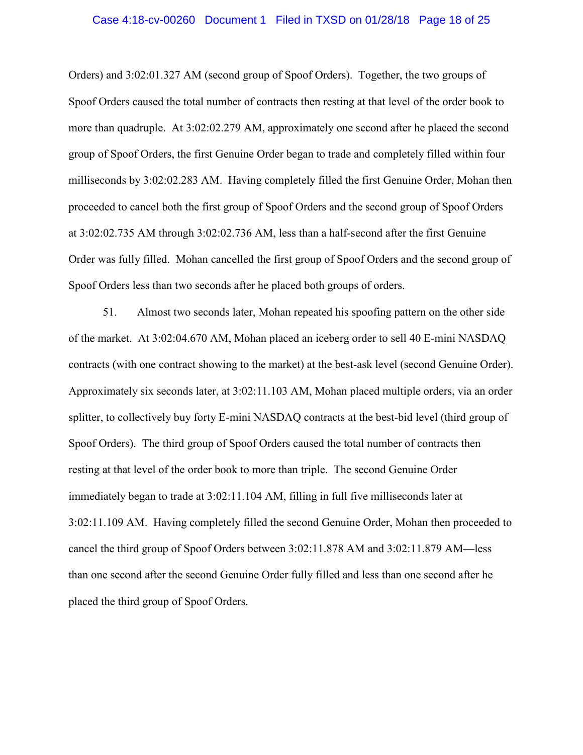Orders) and 3:02:01.327 AM (second group of Spoof Orders). Together, the two groups of Spoof Orders caused the total number of contracts then resting at that level of the order book to more than quadruple. At 3:02:02.279 AM, approximately one second after he placed the second group of Spoof Orders, the first Genuine Order began to trade and completely filled within four milliseconds by 3:02:02.283 AM. Having completely filled the first Genuine Order, Mohan then proceeded to cancel both the first group of Spoof Orders and the second group of Spoof Orders at 3:02:02.735 AM through 3:02:02.736 AM, less than a half-second after the first Genuine Order was fully filled. Mohan cancelled the first group of Spoof Orders and the second group of Spoof Orders less than two seconds after he placed both groups of orders.

51. Almost two seconds later, Mohan repeated his spoofing pattern on the other side of the market. At 3:02:04.670 AM, Mohan placed an iceberg order to sell 40 E-mini NASDAQ contracts (with one contract showing to the market) at the best-ask level (second Genuine Order). Approximately six seconds later, at 3:02:11.103 AM, Mohan placed multiple orders, via an order splitter, to collectively buy forty E-mini NASDAQ contracts at the best-bid level (third group of Spoof Orders). The third group of Spoof Orders caused the total number of contracts then resting at that level of the order book to more than triple. The second Genuine Order immediately began to trade at 3:02:11.104 AM, filling in full five milliseconds later at 3:02:11.109 AM. Having completely filled the second Genuine Order, Mohan then proceeded to cancel the third group of Spoof Orders between 3:02:11.878 AM and 3:02:11.879 AM—less than one second after the second Genuine Order fully filled and less than one second after he placed the third group of Spoof Orders.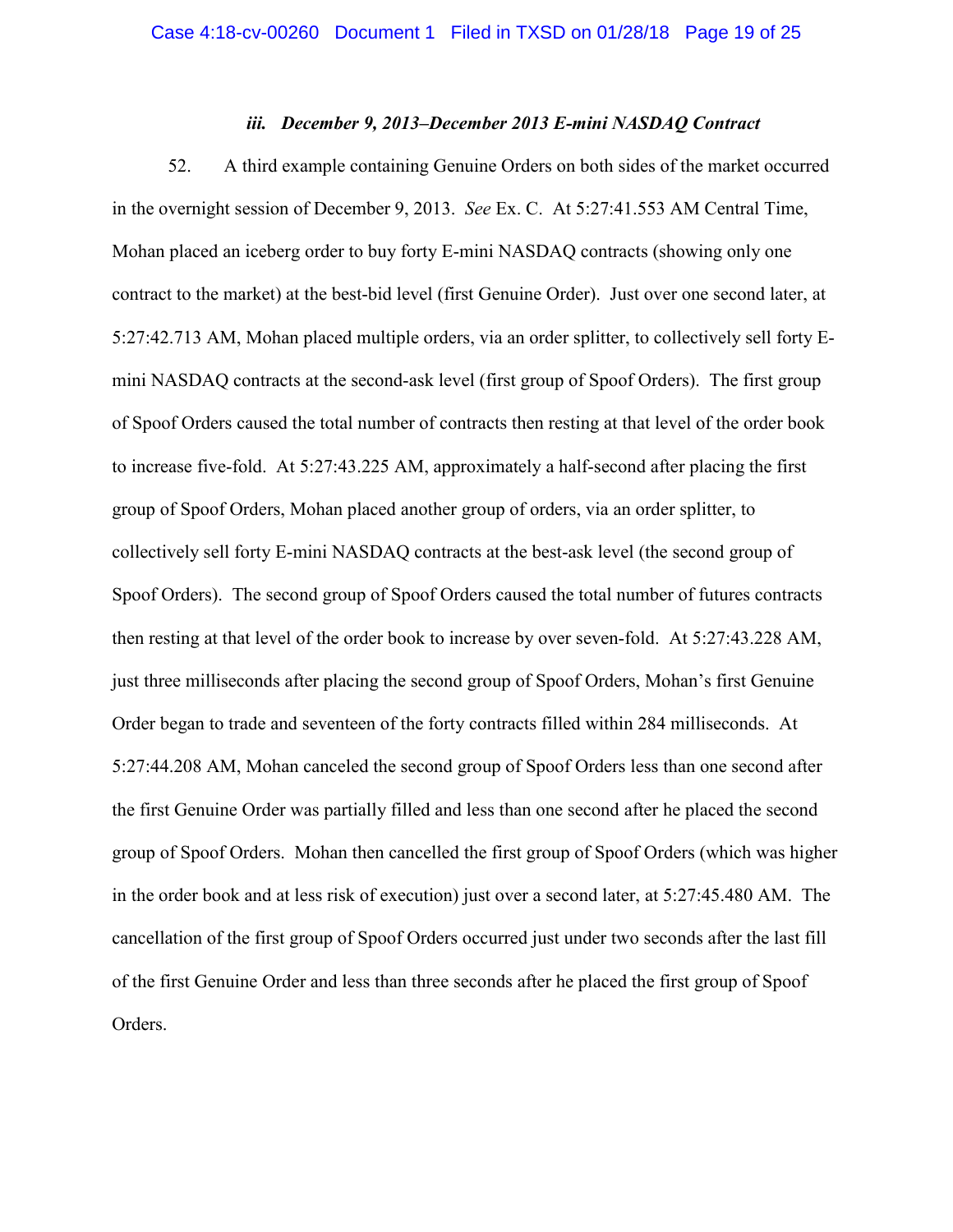### *iii. December 9, 2013–December 2013 E-mini NASDAQ Contract*

52. A third example containing Genuine Orders on both sides of the market occurred in the overnight session of December 9, 2013. *See* Ex. C. At 5:27:41.553 AM Central Time, Mohan placed an iceberg order to buy forty E-mini NASDAQ contracts (showing only one contract to the market) at the best-bid level (first Genuine Order). Just over one second later, at 5:27:42.713 AM, Mohan placed multiple orders, via an order splitter, to collectively sell forty E-mini NASDAQ contracts at the second-ask level (first group of Spoof Orders). The first group of Spoof Orders caused the total number of contracts then resting at that level of the order book to increase five-fold. At 5:27:43.225 AM, approximately a half-second after placing the first group of Spoof Orders, Mohan placed another group of orders, via an order splitter, to collectively sell forty E-mini NASDAQ contracts at the best-ask level (the second group of Spoof Orders). The second group of Spoof Orders caused the total number of futures contracts then resting at that level of the order book to increase by over seven-fold. At 5:27:43.228 AM, just three milliseconds after placing the second group of Spoof Orders, Mohan's first Genuine Order began to trade and seventeen of the forty contracts filled within 284 milliseconds. At 5:27:44.208 AM, Mohan canceled the second group of Spoof Orders less than one second after the first Genuine Order was partially filled and less than one second after he placed the second group of Spoof Orders. Mohan then cancelled the first group of Spoof Orders (which was higher in the order book and at less risk of execution) just over a second later, at 5:27:45.480 AM. The cancellation of the first group of Spoof Orders occurred just under two seconds after the last fill of the first Genuine Order and less than three seconds after he placed the first group of Spoof Orders.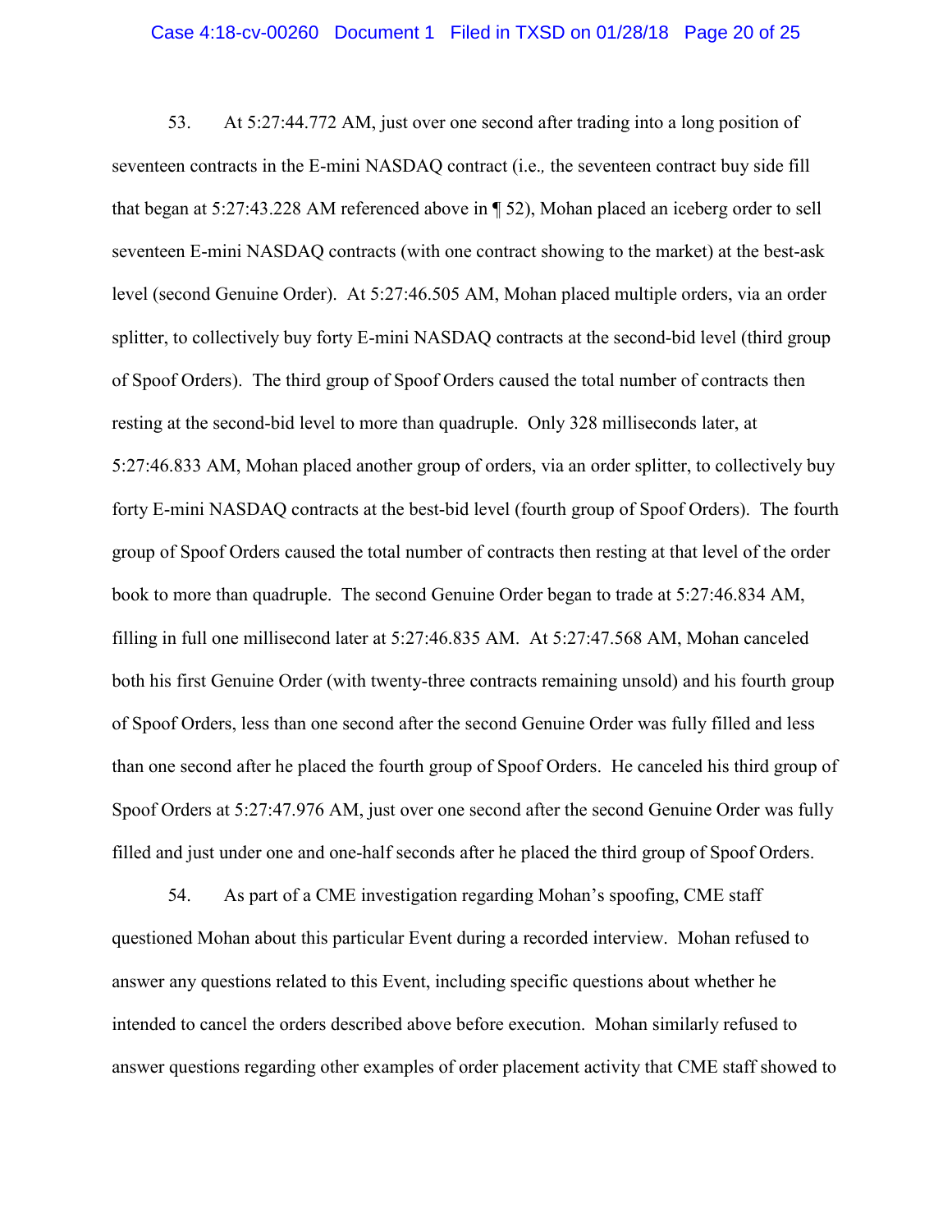53. At 5:27:44.772 AM, just over one second after trading into a long position of seventeen contracts in the E-mini NASDAQ contract (i.e., the seventeen contract buy side fill that began at 5:27:43.228 AM referenced above in ¶ 52), Mohan placed an iceberg order to sell seventeen E-mini NASDAQ contracts (with one contract showing to the market) at the best-ask level (second Genuine Order). At 5:27:46.505 AM, Mohan placed multiple orders, via an order splitter, to collectively buy forty E-mini NASDAQ contracts at the second-bid level (third group of Spoof Orders). The third group of Spoof Orders caused the total number of contracts then resting at the second-bid level to more than quadruple. Only 328 milliseconds later, at 5:27:46.833 AM, Mohan placed another group of orders, via an order splitter, to collectively buy forty E-mini NASDAQ contracts at the best-bid level (fourth group of Spoof Orders). The fourth group of Spoof Orders caused the total number of contracts then resting at that level of the order book to more than quadruple. The second Genuine Order began to trade at 5:27:46.834 AM, filling in full one millisecond later at 5:27:46.835 AM. At 5:27:47.568 AM, Mohan canceled both his first Genuine Order (with twenty-three contracts remaining unsold) and his fourth group of Spoof Orders, less than one second after the second Genuine Order was fully filled and less than one second after he placed the fourth group of Spoof Orders. He canceled his third group of Spoof Orders at 5:27:47.976 AM, just over one second after the second Genuine Order was fully filled and just under one and one-half seconds after he placed the third group of Spoof Orders.

54. As part of a CME investigation regarding Mohan's spoofing, CME staff questioned Mohan about this particular Event during a recorded interview. Mohan refused to answer any questions related to this Event, including specific questions about whether he intended to cancel the orders described above before execution. Mohan similarly refused to answer questions regarding other examples of order placement activity that CME staff showed to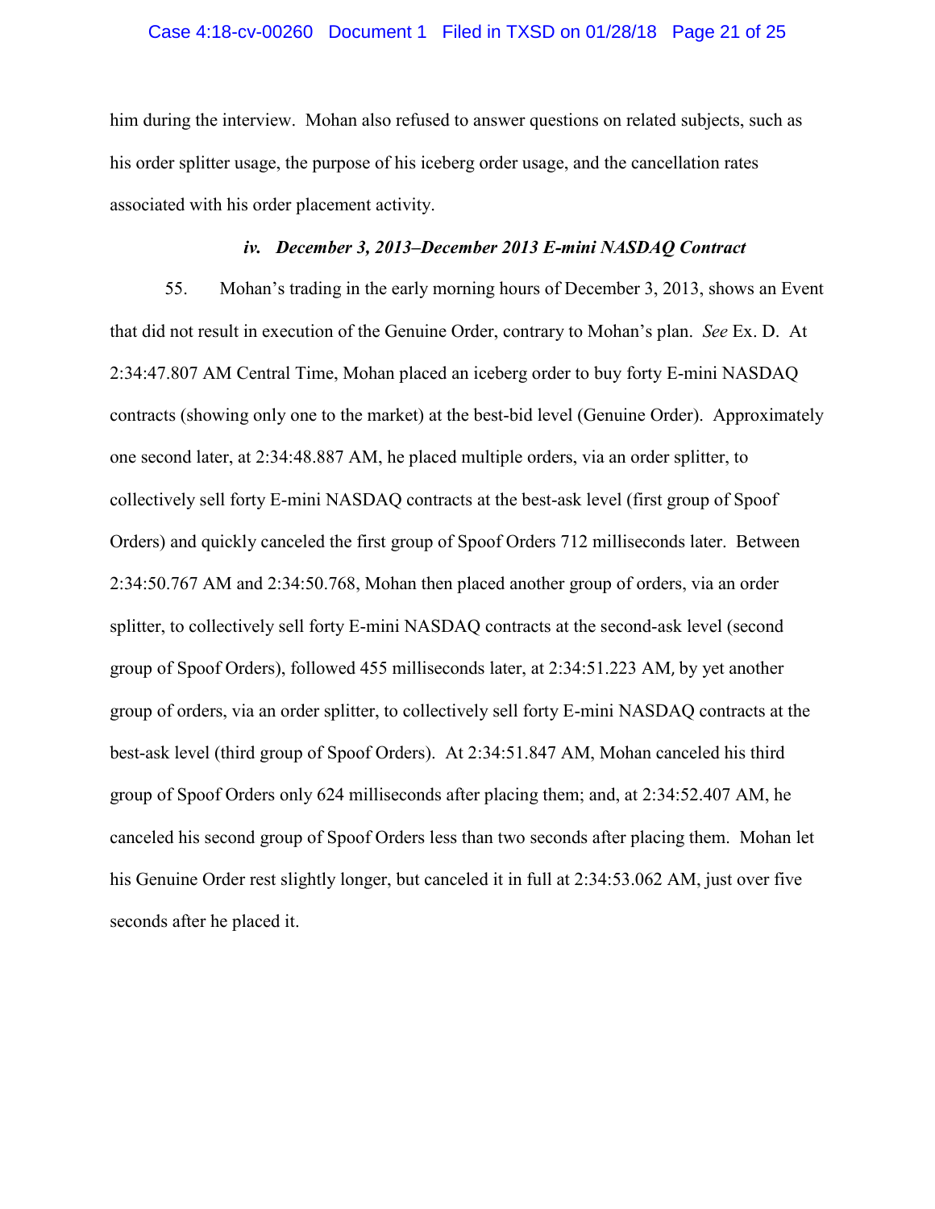him during the interview. Mohan also refused to answer questions on related subjects, such as his order splitter usage, the purpose of his iceberg order usage, and the cancellation rates associated with his order placement activity.

### *iv. December 3, 2013–December 2013 E-mini NASDAQ Contract*

55. Mohan's trading in the early morning hours of December 3, 2013, shows an Event that did not result in execution of the Genuine Order, contrary to Mohan's plan. *See* Ex. D. At 2:34:47.807 AM Central Time, Mohan placed an iceberg order to buy forty E-mini NASDAQ contracts (showing only one to the market) at the best-bid level (Genuine Order). Approximately one second later, at 2:34:48.887 AM, he placed multiple orders, via an order splitter, to collectively sell forty E-mini NASDAQ contracts at the best-ask level (first group of Spoof Orders) and quickly canceled the first group of Spoof Orders 712 milliseconds later. Between 2:34:50.767 AM and 2:34:50.768, Mohan then placed another group of orders, via an order splitter, to collectively sell forty E-mini NASDAQ contracts at the second-ask level (second group of Spoof Orders), followed 455 milliseconds later, at 2:34:51.223 AM, by yet another group of orders, via an order splitter, to collectively sell forty E-mini NASDAQ contracts at the best-ask level (third group of Spoof Orders). At 2:34:51.847 AM, Mohan canceled his third group of Spoof Orders only 624 milliseconds after placing them; and, at 2:34:52.407 AM, he canceled his second group of Spoof Orders less than two seconds after placing them. Mohan let his Genuine Order rest slightly longer, but canceled it in full at 2:34:53.062 AM, just over five seconds after he placed it.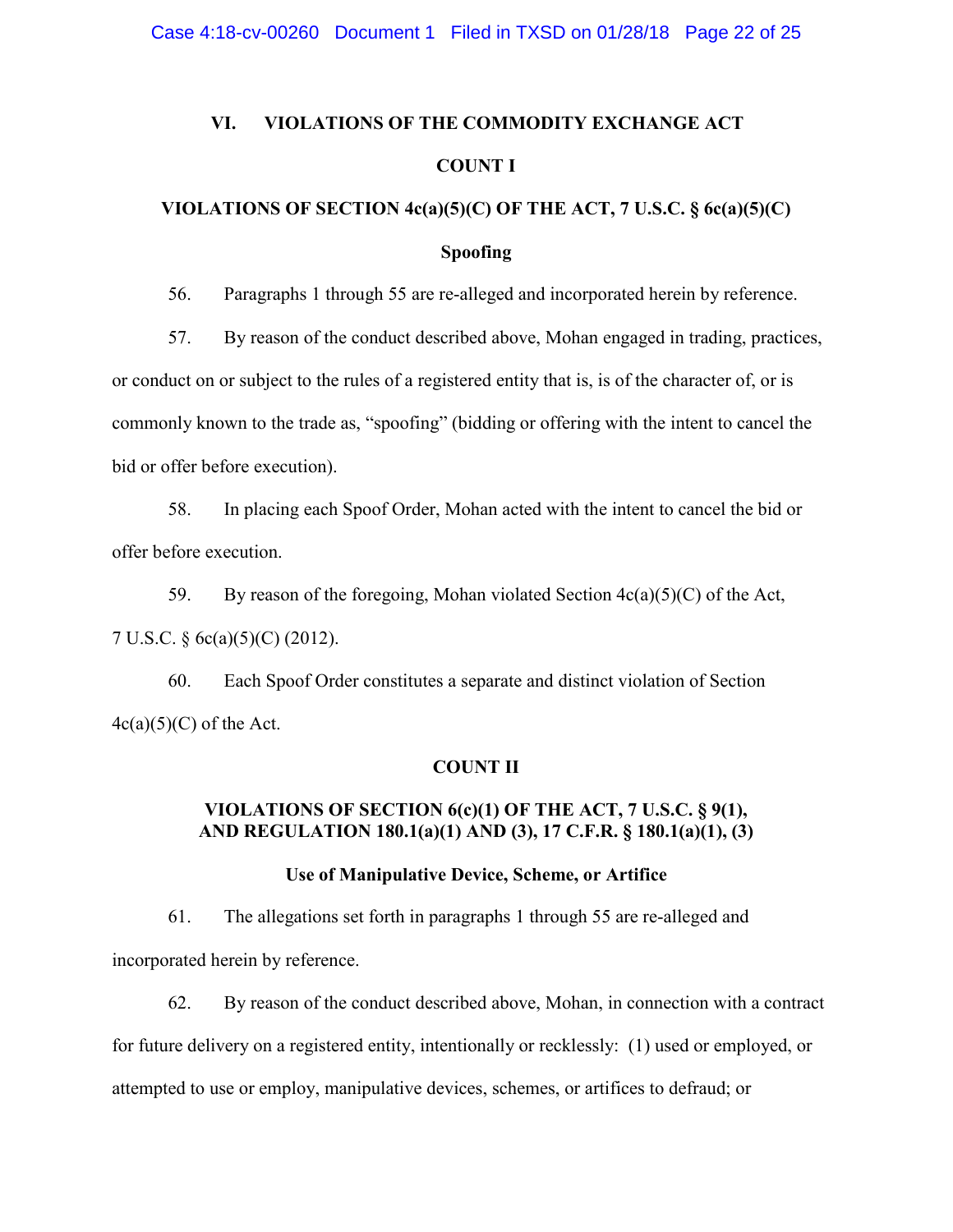## VI. VIOLATIONS OF THE COMMODITY EXCHANGE ACT

### COUNT I

### VIOLATIONS OF SECTION 4c(a)(5)(C) OF THE ACT, 7 U.S.C. § 6c(a)(5)(C)

### Spoofing

56. Paragraphs 1 through 55 are re-alleged and incorporated herein by reference.

57. By reason of the conduct described above, Mohan engaged in trading, practices, or conduct on or subject to the rules of a registered entity that is, is of the character of, or is commonly known to the trade as, "spoofing" (bidding or offering with the intent to cancel the bid or offer before execution).

58. In placing each Spoof Order, Mohan acted with the intent to cancel the bid or offer before execution.

59. By reason of the foregoing, Mohan violated Section 4c(a)(5)(C) of the Act, 7 U.S.C. § 6c(a)(5)(C) (2012).

60. Each Spoof Order constitutes a separate and distinct violation of Section 4c(a)(5)(C) of the Act.

### COUNT II

### VIOLATIONS OF SECTION 6(c)(1) OF THE ACT, 7 U.S.C. § 9(1), AND REGULATION 180.1(a)(1) AND (3), 17 C.F.R. § 180.1(a)(1), (3)

### Use of Manipulative Device, Scheme, or Artifice

61. The allegations set forth in paragraphs 1 through 55 are re-alleged and incorporated herein by reference.

62. By reason of the conduct described above, Mohan, in connection with a contract for future delivery on a registered entity, intentionally or recklessly: (1) used or employed, or attempted to use or employ, manipulative devices, schemes, or artifices to defraud; or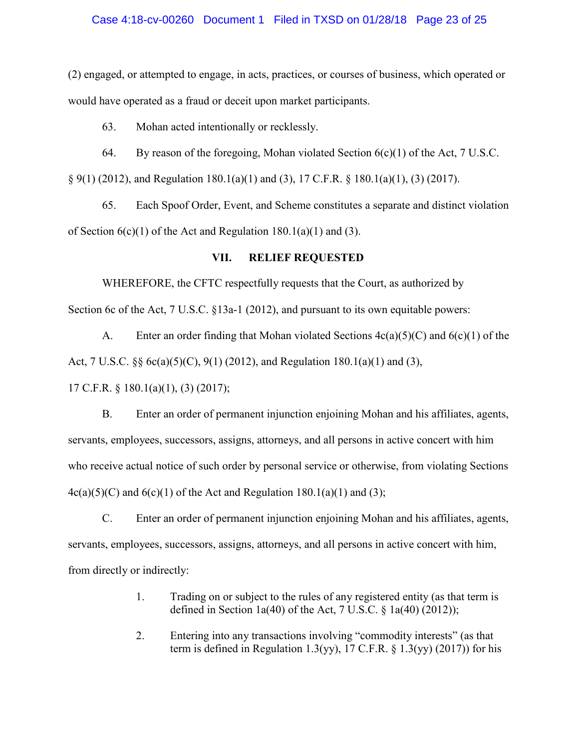(2) engaged, or attempted to engage, in acts, practices, or courses of business, which operated or would have operated as a fraud or deceit upon market participants.

63. Mohan acted intentionally or recklessly.

64. By reason of the foregoing, Mohan violated Section 6(c)(1) of the Act, 7 U.S.C. § 9(1) (2012), and Regulation 180.1(a)(1) and (3), 17 C.F.R. § 180.1(a)(1), (3) (2017).

65. Each Spoof Order, Event, and Scheme constitutes a separate and distinct violation of Section 6(c)(1) of the Act and Regulation 180.1(a)(1) and (3).

## VII. RELIEF REQUESTED

WHEREFORE, the CFTC respectfully requests that the Court, as authorized by Section 6c of the Act, 7 U.S.C. §13a-1 (2012), and pursuant to its own equitable powers:

A. Enter an order finding that Mohan violated Sections 4c(a)(5)(C) and 6(c)(1) of the Act, 7 U.S.C. §§ 6c(a)(5)(C), 9(1) (2012), and Regulation 180.1(a)(1) and (3), 17 C.F.R. § 180.1(a)(1), (3) (2017);

B. Enter an order of permanent injunction enjoining Mohan and his affiliates, agents, servants, employees, successors, assigns, attorneys, and all persons in active concert with him who receive actual notice of such order by personal service or otherwise, from violating Sections 4c(a)(5)(C) and 6(c)(1) of the Act and Regulation 180.1(a)(1) and (3);

C. Enter an order of permanent injunction enjoining Mohan and his affiliates, agents, servants, employees, successors, assigns, attorneys, and all persons in active concert with him, from directly or indirectly:

> 1. Trading on or subject to the rules of any registered entity (as that term is defined in Section 1a(40) of the Act, 7 U.S.C. § 1a(40) (2012));
>
> 2. Entering into any transactions involving "commodity interests" (as that term is defined in Regulation 1.3(yy), 17 C.F.R. § 1.3(yy) (2017)) for his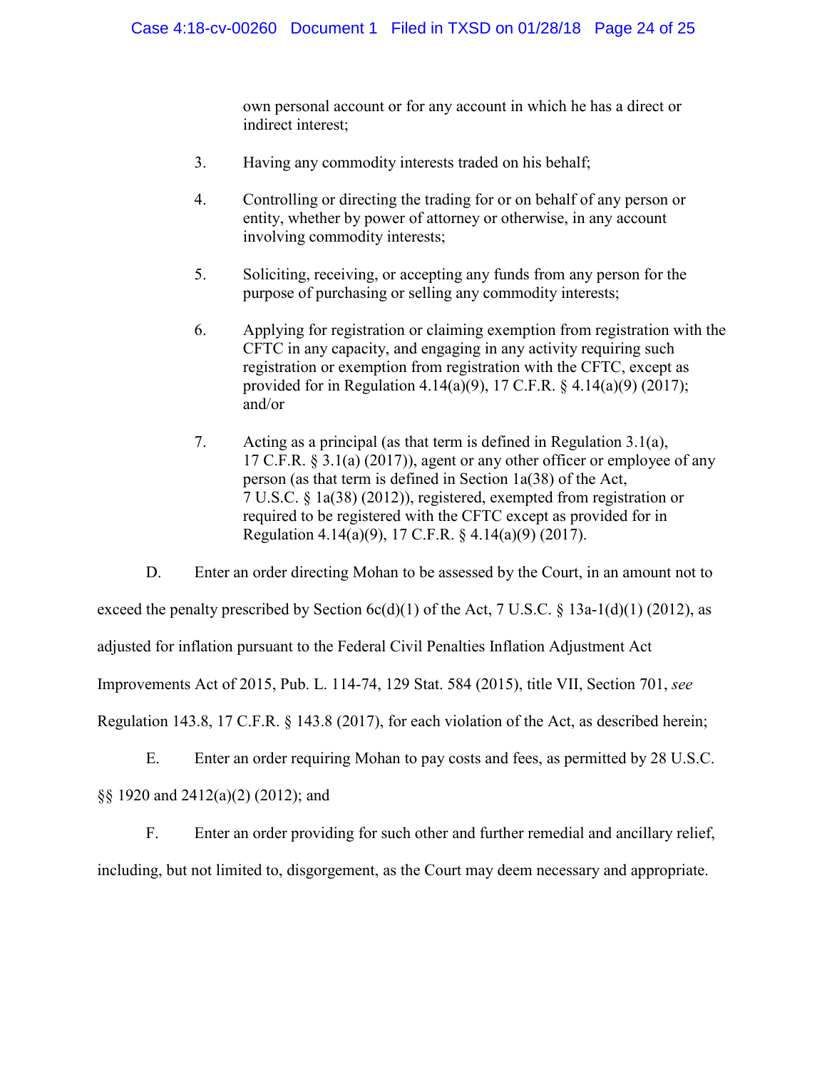own personal account or for any account in which he has a direct or indirect interest;

3. Having any commodity interests traded on his behalf;

4. Controlling or directing the trading for or on behalf of any person or entity, whether by power of attorney or otherwise, in any account involving commodity interests;

5. Soliciting, receiving, or accepting any funds from any person for the purpose of purchasing or selling any commodity interests;

6. Applying for registration or claiming exemption from registration with the CFTC in any capacity, and engaging in any activity requiring such registration or exemption from registration with the CFTC, except as provided for in Regulation 4.14(a)(9), 17 C.F.R. § 4.14(a)(9) (2017); and/or

7. Acting as a principal (as that term is defined in Regulation 3.1(a), 17 C.F.R. § 3.1(a) (2017)), agent or any other officer or employee of any person (as that term is defined in Section 1a(38) of the Act, 7 U.S.C. § 1a(38) (2012)), registered, exempted from registration or required to be registered with the CFTC except as provided for in Regulation 4.14(a)(9), 17 C.F.R. § 4.14(a)(9) (2017).

D. Enter an order directing Mohan to be assessed by the Court, in an amount not to exceed the penalty prescribed by Section 6c(d)(1) of the Act, 7 U.S.C. § 13a-1(d)(1) (2012), as adjusted for inflation pursuant to the Federal Civil Penalties Inflation Adjustment Act Improvements Act of 2015, Pub. L. 114-74, 129 Stat. 584 (2015), title VII, Section 701, *see* Regulation 143.8, 17 C.F.R. § 143.8 (2017), for each violation of the Act, as described herein;

E. Enter an order requiring Mohan to pay costs and fees, as permitted by 28 U.S.C. §§ 1920 and 2412(a)(2) (2012); and

F. Enter an order providing for such other and further remedial and ancillary relief, including, but not limited to, disgorgement, as the Court may deem necessary and appropriate.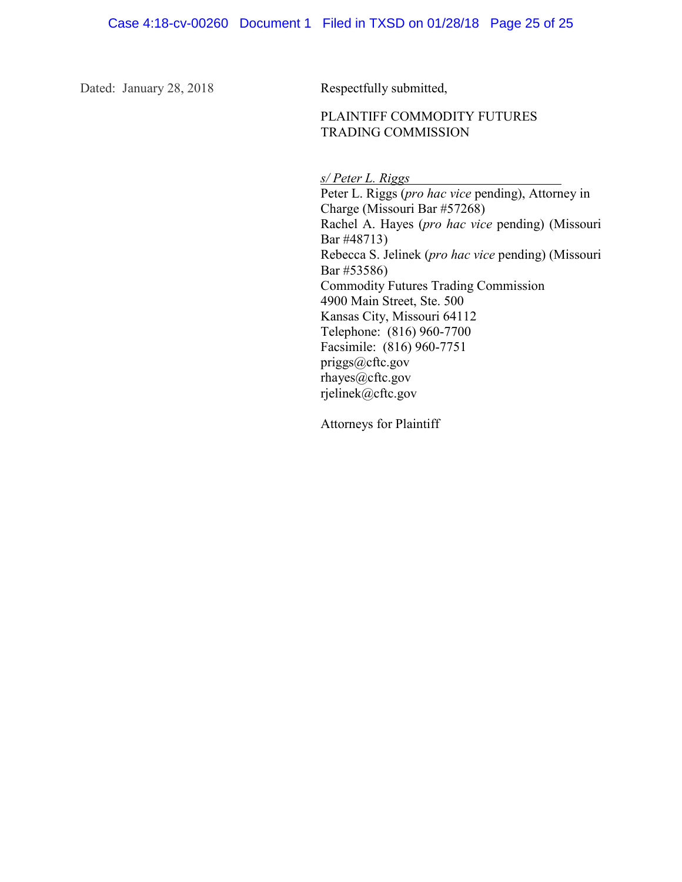Dated: January 28, 2018

Respectfully submitted,

PLAINTIFF COMMODITY FUTURES TRADING COMMISSION

*s/ Peter L. Riggs*

Peter L. Riggs (*pro hac vice* pending), Attorney in Charge (Missouri Bar #57268)
Rachel A. Hayes (*pro hac vice* pending) (Missouri Bar #48713)
Rebecca S. Jelinek (*pro hac vice* pending) (Missouri Bar #53586)
Commodity Futures Trading Commission
4900 Main Street, Ste. 500
Kansas City, Missouri 64112
Telephone: (816) 960-7700
Facsimile: (816) 960-7751
priggs@cftc.gov
rhayes@cftc.gov
rjelinek@cftc.gov

Attorneys for Plaintiff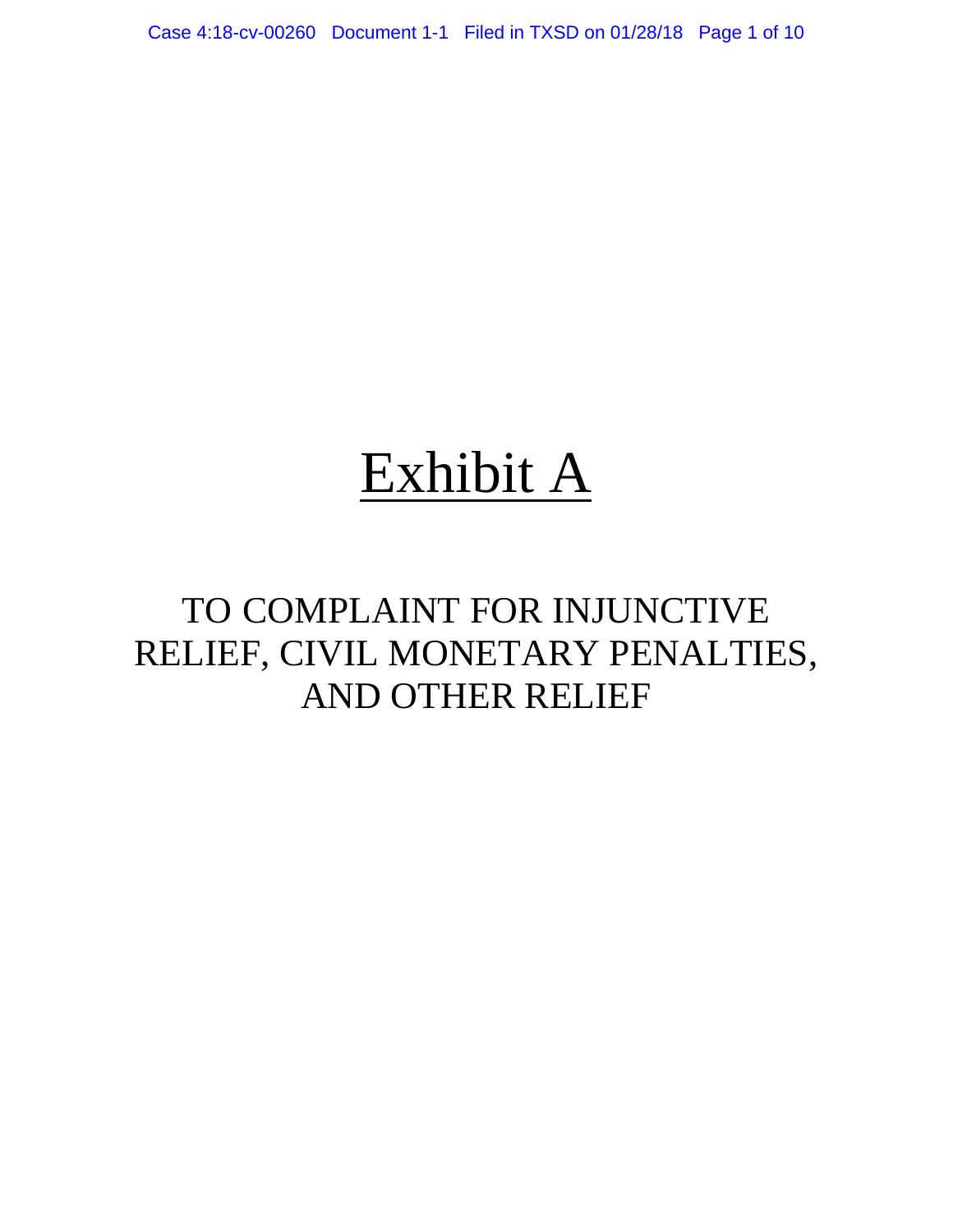# Exhibit A

TO COMPLAINT FOR INJUNCTIVE RELIEF, CIVIL MONETARY PENALTIES, AND OTHER RELIEF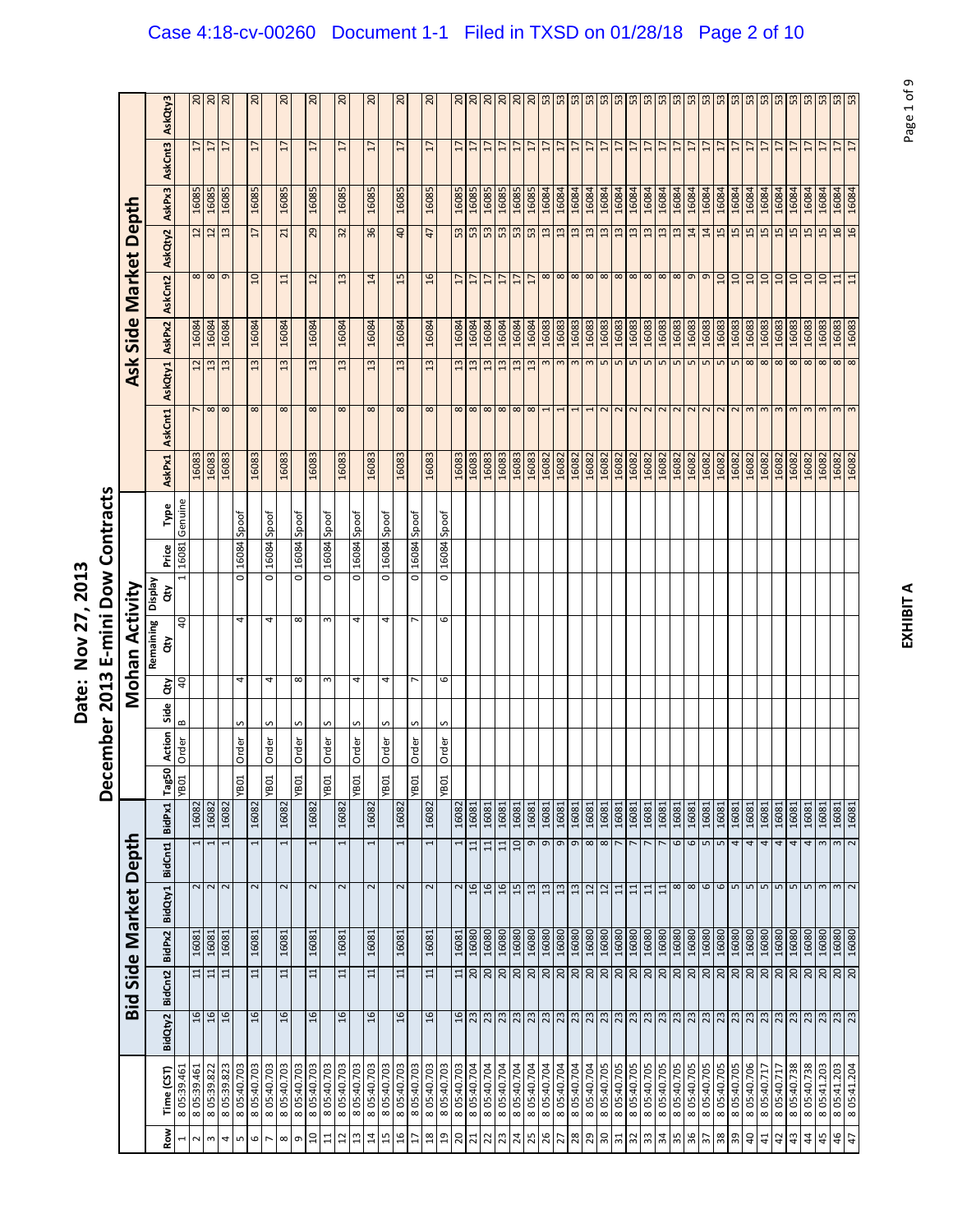# Date: Nov 27, 2013

# December 2013 E-mini Dow Contracts

| | | Bid Side Market Depth | | | | | | Mohan Activity | | | | | | | | Ask Side Market Depth | | | | | | | | |
|---|---|---|---|---|---|---|---|---|---|---|---|---|---|---|---|---|---|---|---|---|---|---|---|---|
| Row | Time (CST) | BidQty2 | BidCnt2 | BidPx2 | BidQty1 | BidCnt1 | BidPx1 | Tag50 | Action | Side | Qty | Remaining Qty | Display Qty | Price | Type | AskPx1 | AskCnt1 | AskQty1 | AskPx2 | AskCnt2 | AskQty2 | AskPx3 | AskCnt3 | AskQty3 |
| 1 | 8 05:39.461 | | | | | | | YB01 | Order | B | 40 | 40 | 1 | 16081 | Genuine | | | | | | | | | |
| 2 | 8 05:39.461 | 16 | 11 | 16081 | 2 | 1 | 16082 | | | | | | | | | 16083 | 7 | 12 | 16084 | 8 | 12 | 16085 | 17 | 20 |
| 3 | 8 05:39.822 | 16 | 11 | 16081 | 2 | 1 | 16082 | | | | | | | | | 16083 | 8 | 13 | 16084 | 8 | 12 | 16085 | 17 | 20 |
| 4 | 8 05:39.823 | 16 | 11 | 16081 | 2 | 1 | 16082 | | | | | | | | | 16083 | 8 | 13 | 16084 | 9 | 13 | 16085 | 17 | 20 |
| 5 | 8 05:40.703 | | | | | | | YB01 | Order | S | 4 | 4 | 0 | 16084 | Spoof | | | | | | | | | |
| 6 | 8 05:40.703 | 16 | 11 | 16081 | 2 | 1 | 16082 | | | | | | | | | 16083 | 8 | 13 | 16084 | 10 | 17 | 16085 | 17 | 20 |
| 7 | 8 05:40.703 | | | | | | | YB01 | Order | S | 4 | 4 | 0 | 16084 | Spoof | | | | | | | | | |
| 8 | 8 05:40.703 | 16 | 11 | 16081 | 2 | 1 | 16082 | | | | | | | | | 16083 | 8 | 13 | 16084 | 11 | 21 | 16085 | 17 | 20 |
| 9 | 8 05:40.703 | | | | | | | YB01 | Order | S | 8 | 8 | 0 | 16084 | Spoof | | | | | | | | | |
| 10 | 8 05:40.703 | 16 | 11 | 16081 | 2 | 1 | 16082 | | | | | | | | | 16083 | 8 | 13 | 16084 | 12 | 29 | 16085 | 17 | 20 |
| 11 | 8 05:40.703 | | | | | | | YB01 | Order | S | 3 | 3 | 0 | 16084 | Spoof | | | | | | | | | |
| 12 | 8 05:40.703 | 16 | 11 | 16081 | 2 | 1 | 16082 | | | | | | | | | 16083 | 8 | 13 | 16084 | 13 | 32 | 16085 | 17 | 20 |
| 13 | 8 05:40.703 | | | | | | | YB01 | Order | S | 4 | 4 | 0 | 16084 | Spoof | | | | | | | | | |
| 14 | 8 05:40.703 | 16 | 11 | 16081 | 2 | 1 | 16082 | | | | | | | | | 16083 | 8 | 13 | 16084 | 14 | 36 | 16085 | 17 | 20 |
| 15 | 8 05:40.703 | | | | | | | YB01 | Order | S | 4 | 4 | 0 | 16084 | Spoof | | | | | | | | | |
| 16 | 8 05:40.703 | 16 | 11 | 16081 | 2 | 1 | 16082 | | | | | | | | | 16083 | 8 | 13 | 16084 | 15 | 40 | 16085 | 17 | 20 |
| 17 | 8 05:40.703 | | | | | | | YB01 | Order | S | 7 | 7 | 0 | 16084 | Spoof | | | | | | | | | |
| 18 | 8 05:40.703 | 16 | 11 | 16081 | 2 | 1 | 16082 | | | | | | | | | 16083 | 8 | 13 | 16084 | 16 | 47 | 16085 | 17 | 20 |
| 19 | 8 05:40.703 | | | | | | | YB01 | Order | S | 6 | 6 | 0 | 16084 | Spoof | | | | | | | | | |
| 20 | 8 05:40.703 | 16 | 11 | 16081 | 2 | 1 | 16082 | | | | | | | | | 16083 | 8 | 13 | 16084 | 17 | 53 | 16085 | 17 | 20 |
| 21 | 8 05:40.704 | 23 | 20 | 16080 | 16 | 11 | 16081 | | | | | | | | | 16083 | 8 | 13 | 16084 | 17 | 53 | 16085 | 17 | 20 |
| 22 | 8 05:40.704 | 23 | 20 | 16080 | 16 | 11 | 16081 | | | | | | | | | 16083 | 8 | 13 | 16084 | 17 | 53 | 16085 | 17 | 20 |
| 23 | 8 05:40.704 | 23 | 20 | 16080 | 16 | 11 | 16081 | | | | | | | | | 16083 | 8 | 13 | 16084 | 17 | 53 | 16085 | 17 | 20 |
| 24 | 8 05:40.704 | 23 | 20 | 16080 | 15 | 10 | 16081 | | | | | | | | | 16083 | 8 | 13 | 16084 | 17 | 53 | 16085 | 17 | 20 |
| 25 | 8 05:40.704 | 23 | 20 | 16080 | 13 | 9 | 16081 | | | | | | | | | 16083 | 8 | 13 | 16084 | 17 | 53 | 16085 | 17 | 20 |
| 26 | 8 05:40.704 | 23 | 20 | 16080 | 13 | 9 | 16081 | | | | | | | | | 16082 | 1 | 3 | 16083 | 8 | 13 | 16084 | 17 | 53 |
| 27 | 8 05:40.704 | 23 | 20 | 16080 | 13 | 9 | 16081 | | | | | | | | | 16082 | 1 | 3 | 16083 | 8 | 13 | 16084 | 17 | 53 |
| 28 | 8 05:40.704 | 23 | 20 | 16080 | 13 | 9 | 16081 | | | | | | | | | 16082 | 1 | 3 | 16083 | 8 | 13 | 16084 | 17 | 53 |
| 29 | 8 05:40.704 | 23 | 20 | 16080 | 12 | 8 | 16081 | | | | | | | | | 16082 | 1 | 3 | 16083 | 8 | 13 | 16084 | 17 | 53 |
| 30 | 8 05:40.705 | 23 | 20 | 16080 | 12 | 8 | 16081 | | | | | | | | | 16082 | 2 | 5 | 16083 | 8 | 13 | 16084 | 17 | 53 |
| 31 | 8 05:40.705 | 23 | 20 | 16080 | 11 | 7 | 16081 | | | | | | | | | 16082 | 2 | 5 | 16083 | 8 | 13 | 16084 | 17 | 53 |
| 32 | 8 05:40.705 | 23 | 20 | 16080 | 11 | 7 | 16081 | | | | | | | | | 16082 | 2 | 5 | 16083 | 8 | 13 | 16084 | 17 | 53 |
| 33 | 8 05:40.705 | 23 | 20 | 16080 | 11 | 7 | 16081 | | | | | | | | | 16082 | 2 | 5 | 16083 | 8 | 13 | 16084 | 17 | 53 |
| 34 | 8 05:40.705 | 23 | 20 | 16080 | 11 | 7 | 16081 | | | | | | | | | 16082 | 2 | 5 | 16083 | 8 | 13 | 16084 | 17 | 53 |
| 35 | 8 05:40.705 | 23 | 20 | 16080 | 8 | 6 | 16081 | | | | | | | | | 16082 | 2 | 5 | 16083 | 8 | 13 | 16084 | 17 | 53 |
| 36 | 8 05:40.705 | 23 | 20 | 16080 | 8 | 6 | 16081 | | | | | | | | | 16082 | 2 | 5 | 16083 | 9 | 14 | 16084 | 17 | 53 |
| 37 | 8 05:40.705 | 23 | 20 | 16080 | 6 | 5 | 16081 | | | | | | | | | 16082 | 2 | 5 | 16083 | 9 | 14 | 16084 | 17 | 53 |
| 38 | 8 05:40.705 | 23 | 20 | 16080 | 6 | 5 | 16081 | | | | | | | | | 16082 | 2 | 5 | 16083 | 10 | 15 | 16084 | 17 | 53 |
| 39 | 8 05:40.705 | 23 | 20 | 16080 | 5 | 4 | 16081 | | | | | | | | | 16082 | 2 | 5 | 16083 | 10 | 15 | 16084 | 17 | 53 |
| 40 | 8 05:40.706 | 23 | 20 | 16080 | 5 | 4 | 16081 | | | | | | | | | 16082 | 3 | 8 | 16083 | 10 | 15 | 16084 | 17 | 53 |
| 41 | 8 05:40.717 | 23 | 20 | 16080 | 5 | 4 | 16081 | | | | | | | | | 16082 | 3 | 8 | 16083 | 10 | 15 | 16084 | 17 | 53 |
| 42 | 8 05:40.717 | 23 | 20 | 16080 | 5 | 4 | 16081 | | | | | | | | | 16082 | 3 | 8 | 16083 | 10 | 15 | 16084 | 17 | 53 |
| 43 | 8 05:40.738 | 23 | 20 | 16080 | 5 | 4 | 16081 | | | | | | | | | 16082 | 3 | 8 | 16083 | 10 | 15 | 16084 | 17 | 53 |
| 44 | 8 05:40.738 | 23 | 20 | 16080 | 5 | 4 | 16081 | | | | | | | | | 16082 | 3 | 8 | 16083 | 10 | 15 | 16084 | 17 | 53 |
| 45 | 8 05:41.203 | 23 | 20 | 16080 | 3 | 3 | 16081 | | | | | | | | | 16082 | 3 | 8 | 16083 | 10 | 15 | 16084 | 17 | 53 |
| 46 | 8 05:41.203 | 23 | 20 | 16080 | 3 | 3 | 16081 | | | | | | | | | 16082 | 3 | 8 | 16083 | 11 | 16 | 16084 | 17 | 53 |
| 47 | 8 05:41.204 | 23 | 20 | 16080 | 2 | 2 | 16081 | | | | | | | | | 16082 | 3 | 8 | 16083 | 11 | 16 | 16084 | 17 | 53 |

**EXHIBIT A**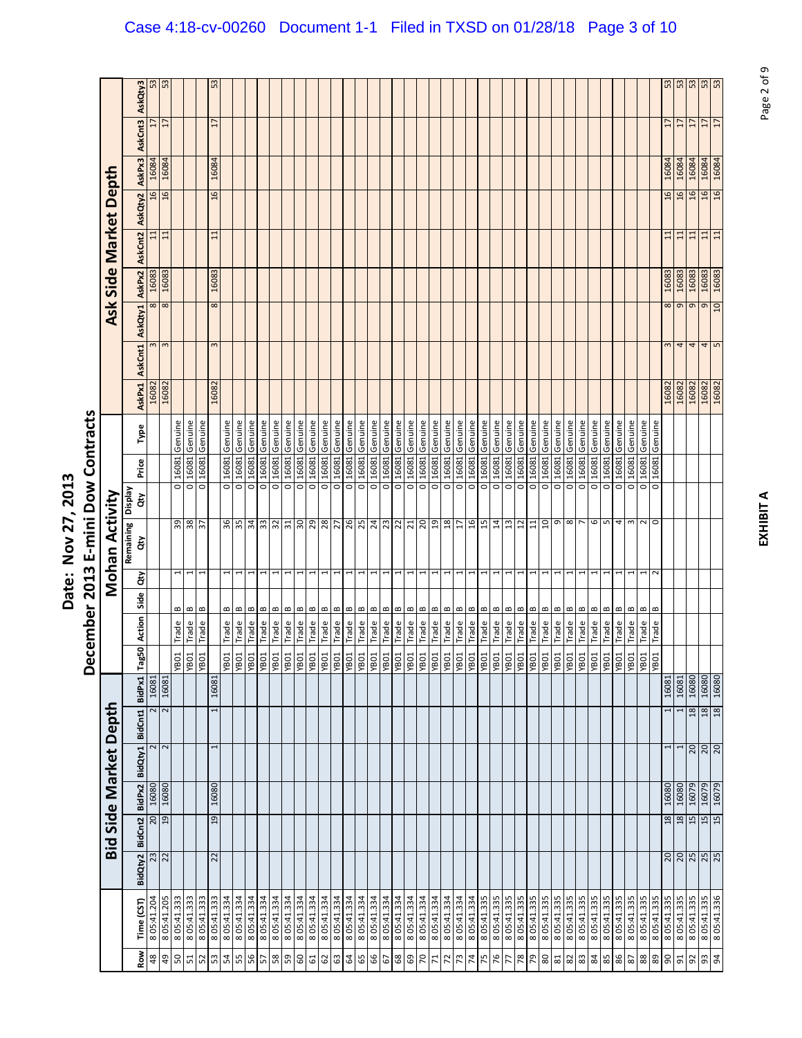# Date: Nov 27, 2013

## December 2013 E-mini Dow Contracts

| Row | Time (CST) | Bid Side Market Depth | | | | | | Mohan Activity | | | | | | | | Ask Side Market Depth | | | | | | | | |
|---|---|---|---|---|---|---|---|---|---|---|---|---|---|---|---|---|---|---|---|---|---|---|---|---|
| | | BidQty2 | BidCnt2 | BidPx2 | BidQty1 | BidCnt1 | BidPx1 | Tag50 | Action | Side | Qty | Remaining Qty | Display Qty | Price | Type | AskPx1 | AskCnt1 | AskQty1 | AskPx2 | AskCnt2 | AskQty2 | AskPx3 | AskCnt3 | AskQty3 |
| 48 | 8 05:41.204 | 23 | 20 | 16080 | 2 | 2 | 16081 | | | | | | | | | 16082 | 3 | 8 | 16083 | 11 | 16 | 16084 | 17 | 53 |
| 49 | 8 05:41.205 | 22 | 19 | 16080 | 2 | 2 | 16081 | | | | | | | | | 16082 | 3 | 8 | 16083 | 11 | 16 | 16084 | 17 | 53 |
| 50 | 8 05:41.333 | | | | | | | YB01 | Trade | B | 1 | 39 | 0 | 16081 | Genuine | | | | | | | | | |
| 51 | 8 05:41.333 | | | | | | | YB01 | Trade | B | 1 | 38 | 0 | 16081 | Genuine | | | | | | | | | |
| 52 | 8 05:41.333 | | | | | | | YB01 | Trade | B | 1 | 37 | 0 | 16081 | Genuine | | | | | | | | | |
| 53 | 8 05:41.333 | 22 | 19 | 16080 | 1 | 1 | 16081 | | | | | | | | | 16082 | 3 | 8 | 16083 | 11 | 16 | 16084 | 17 | 53 |
| 54 | 8 05:41.334 | | | | | | | YB01 | Trade | B | 1 | 36 | 0 | 16081 | Genuine | | | | | | | | | |
| 55 | 8 05:41.334 | | | | | | | YB01 | Trade | B | 1 | 35 | 0 | 16081 | Genuine | | | | | | | | | |
| 56 | 8 05:41.334 | | | | | | | YB01 | Trade | B | 1 | 34 | 0 | 16081 | Genuine | | | | | | | | | |
| 57 | 8 05:41.334 | | | | | | | YB01 | Trade | B | 1 | 33 | 0 | 16081 | Genuine | | | | | | | | | |
| 58 | 8 05:41.334 | | | | | | | YB01 | Trade | B | 1 | 32 | 0 | 16081 | Genuine | | | | | | | | | |
| 59 | 8 05:41.334 | | | | | | | YB01 | Trade | B | 1 | 31 | 0 | 16081 | Genuine | | | | | | | | | |
| 60 | 8 05:41.334 | | | | | | | YB01 | Trade | B | 1 | 30 | 0 | 16081 | Genuine | | | | | | | | | |
| 61 | 8 05:41.334 | | | | | | | YB01 | Trade | B | 1 | 29 | 0 | 16081 | Genuine | | | | | | | | | |
| 62 | 8 05:41.334 | | | | | | | YB01 | Trade | B | 1 | 28 | 0 | 16081 | Genuine | | | | | | | | | |
| 63 | 8 05:41.334 | | | | | | | YB01 | Trade | B | 1 | 27 | 0 | 16081 | Genuine | | | | | | | | | |
| 64 | 8 05:41.334 | | | | | | | YB01 | Trade | B | 1 | 26 | 0 | 16081 | Genuine | | | | | | | | | |
| 65 | 8 05:41.334 | | | | | | | YB01 | Trade | B | 1 | 25 | 0 | 16081 | Genuine | | | | | | | | | |
| 66 | 8 05:41.334 | | | | | | | YB01 | Trade | B | 1 | 24 | 0 | 16081 | Genuine | | | | | | | | | |
| 67 | 8 05:41.334 | | | | | | | YB01 | Trade | B | 1 | 23 | 0 | 16081 | Genuine | | | | | | | | | |
| 68 | 8 05:41.334 | | | | | | | YB01 | Trade | B | 1 | 22 | 0 | 16081 | Genuine | | | | | | | | | |
| 69 | 8 05:41.334 | | | | | | | YB01 | Trade | B | 1 | 21 | 0 | 16081 | Genuine | | | | | | | | | |
| 70 | 8 05:41.334 | | | | | | | YB01 | Trade | B | 1 | 20 | 0 | 16081 | Genuine | | | | | | | | | |
| 71 | 8 05:41.334 | | | | | | | YB01 | Trade | B | 1 | 19 | 0 | 16081 | Genuine | | | | | | | | | |
| 72 | 8 05:41.334 | | | | | | | YB01 | Trade | B | 1 | 18 | 0 | 16081 | Genuine | | | | | | | | | |
| 73 | 8 05:41.334 | | | | | | | YB01 | Trade | B | 1 | 17 | 0 | 16081 | Genuine | | | | | | | | | |
| 74 | 8 05:41.334 | | | | | | | YB01 | Trade | B | 1 | 16 | 0 | 16081 | Genuine | | | | | | | | | |
| 75 | 8 05:41.335 | | | | | | | YB01 | Trade | B | 1 | 15 | 0 | 16081 | Genuine | | | | | | | | | |
| 76 | 8 05:41.335 | | | | | | | YB01 | Trade | B | 1 | 14 | 0 | 16081 | Genuine | | | | | | | | | |
| 77 | 8 05:41.335 | | | | | | | YB01 | Trade | B | 1 | 13 | 0 | 16081 | Genuine | | | | | | | | | |
| 78 | 8 05:41.335 | | | | | | | YB01 | Trade | B | 1 | 12 | 0 | 16081 | Genuine | | | | | | | | | |
| 79 | 8 05:41.335 | | | | | | | YB01 | Trade | B | 1 | 11 | 0 | 16081 | Genuine | | | | | | | | | |
| 80 | 8 05:41.335 | | | | | | | YB01 | Trade | B | 1 | 10 | 0 | 16081 | Genuine | | | | | | | | | |
| 81 | 8 05:41.335 | | | | | | | YB01 | Trade | B | 1 | 9 | 0 | 16081 | Genuine | | | | | | | | | |
| 82 | 8 05:41.335 | | | | | | | YB01 | Trade | B | 1 | 8 | 0 | 16081 | Genuine | | | | | | | | | |
| 83 | 8 05:41.335 | | | | | | | YB01 | Trade | B | 1 | 7 | 0 | 16081 | Genuine | | | | | | | | | |
| 84 | 8 05:41.335 | | | | | | | YB01 | Trade | B | 1 | 6 | 0 | 16081 | Genuine | | | | | | | | | |
| 85 | 8 05:41.335 | | | | | | | YB01 | Trade | B | 1 | 5 | 0 | 16081 | Genuine | | | | | | | | | |
| 86 | 8 05:41.335 | | | | | | | YB01 | Trade | B | 1 | 4 | 0 | 16081 | Genuine | | | | | | | | | |
| 87 | 8 05:41.335 | | | | | | | YB01 | Trade | B | 1 | 3 | 0 | 16081 | Genuine | | | | | | | | | |
| 88 | 8 05:41.335 | | | | | | | YB01 | Trade | B | 1 | 2 | 0 | 16081 | Genuine | | | | | | | | | |
| 89 | 8 05:41.335 | | | | | | | YB01 | Trade | B | 2 | 0 | 0 | 16081 | Genuine | | | | | | | | | |
| 90 | 8 05:41.335 | 20 | 18 | 16080 | 1 | 1 | 16081 | | | | | | | | | 16082 | 3 | 8 | 16083 | 11 | 16 | 16084 | 17 | 53 |
| 91 | 8 05:41.335 | 20 | 18 | 16080 | 1 | 1 | 16081 | | | | | | | | | 16082 | 4 | 9 | 16083 | 11 | 16 | 16084 | 17 | 53 |
| 92 | 8 05:41.335 | 25 | 15 | 16079 | 20 | 18 | 16080 | | | | | | | | | 16082 | 4 | 9 | 16083 | 11 | 16 | 16084 | 17 | 53 |
| 93 | 8 05:41.335 | 25 | 15 | 16079 | 20 | 18 | 16080 | | | | | | | | | 16082 | 4 | 9 | 16083 | 11 | 16 | 16084 | 17 | 53 |
| 94 | 8 05:41.336 | 25 | 15 | 16079 | 20 | 18 | 16080 | | | | | | | | | 16082 | 5 | 10 | 16083 | 11 | 16 | 16084 | 17 | 53 |

**EXHIBIT A**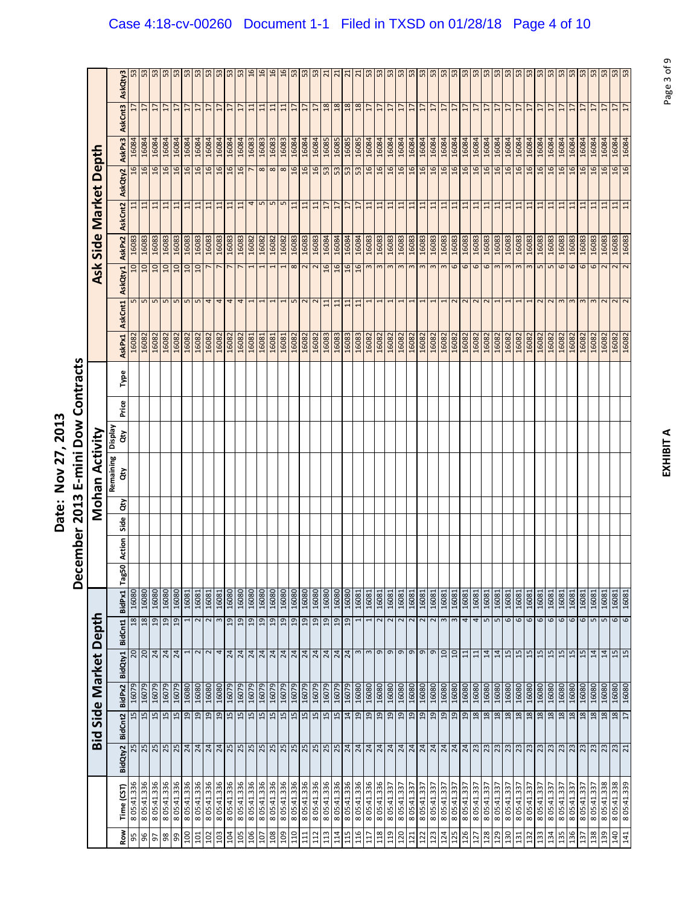# Date: Nov 27, 2013

## December 2013 E-mini Dow Contracts

| | | Bid Side Market Depth | | | | | | Mohan Activity | | | | | | | | Ask Side Market Depth | | | | | | | | |
|---|---|---|---|---|---|---|---|---|---|---|---|---|---|---|---|---|---|---|---|---|---|---|---|---|
| Row | Time (CST) | BidQty2 | BidCnt2 | BidPx2 | BidQty1 | BidCnt1 | BidPx1 | Tag50 | Action | Side | Qty | Remaining Qty | Display Qty | Price | Type | AskPx1 | AskCnt1 | AskQty1 | AskPx2 | AskCnt2 | AskQty2 | AskPx3 | AskCnt3 | AskQty3 |
| 95 | 8 05:41.336 | 25 | 15 | 16079 | 20 | 18 | 16080 | | | | | | | | | 16082 | 5 | 10 | 16083 | 11 | 16 | 16084 | 17 | 53 |
| 96 | 8 05:41.336 | 25 | 15 | 16079 | 20 | 18 | 16080 | | | | | | | | | 16082 | 5 | 10 | 16083 | 11 | 16 | 16084 | 17 | 53 |
| 97 | 8 05:41.336 | 25 | 15 | 16079 | 24 | 19 | 16080 | | | | | | | | | 16082 | 5 | 10 | 16083 | 11 | 16 | 16084 | 17 | 53 |
| 98 | 8 05:41.336 | 25 | 15 | 16079 | 24 | 19 | 16080 | | | | | | | | | 16082 | 5 | 10 | 16083 | 11 | 16 | 16084 | 17 | 53 |
| 99 | 8 05:41.336 | 25 | 15 | 16079 | 24 | 19 | 16080 | | | | | | | | | 16082 | 5 | 10 | 16083 | 11 | 16 | 16084 | 17 | 53 |
| 100 | 8 05:41.336 | 24 | 19 | 16080 | 1 | 1 | 16081 | | | | | | | | | 16082 | 5 | 10 | 16083 | 11 | 16 | 16084 | 17 | 53 |
| 101 | 8 05:41.336 | 24 | 19 | 16080 | 2 | 2 | 16081 | | | | | | | | | 16082 | 5 | 10 | 16083 | 11 | 16 | 16084 | 17 | 53 |
| 102 | 8 05:41.336 | 24 | 19 | 16080 | 2 | 2 | 16081 | | | | | | | | | 16082 | 4 | 7 | 16083 | 11 | 16 | 16084 | 17 | 53 |
| 103 | 8 05:41.336 | 24 | 19 | 16080 | 4 | 3 | 16081 | | | | | | | | | 16082 | 4 | 7 | 16083 | 11 | 16 | 16084 | 17 | 53 |
| 104 | 8 05:41.336 | 25 | 15 | 16079 | 24 | 19 | 16080 | | | | | | | | | 16082 | 4 | 7 | 16083 | 11 | 16 | 16084 | 17 | 53 |
| 105 | 8 05:41.336 | 25 | 15 | 16079 | 24 | 19 | 16080 | | | | | | | | | 16082 | 4 | 7 | 16083 | 11 | 16 | 16084 | 17 | 53 |
| 106 | 8 05:41.336 | 25 | 15 | 16079 | 24 | 19 | 16080 | | | | | | | | | 16081 | 1 | 1 | 16082 | 4 | 7 | 16083 | 11 | 16 |
| 107 | 8 05:41.336 | 25 | 15 | 16079 | 24 | 19 | 16080 | | | | | | | | | 16081 | 1 | 1 | 16082 | 5 | 8 | 16083 | 11 | 16 |
| 108 | 8 05:41.336 | 25 | 15 | 16079 | 24 | 19 | 16080 | | | | | | | | | 16081 | 1 | 1 | 16082 | 5 | 8 | 16083 | 11 | 16 |
| 109 | 8 05:41.336 | 25 | 15 | 16079 | 24 | 19 | 16080 | | | | | | | | | 16081 | 1 | 1 | 16082 | 5 | 8 | 16083 | 11 | 16 |
| 110 | 8 05:41.336 | 25 | 15 | 16079 | 24 | 19 | 16080 | | | | | | | | | 16082 | 5 | 8 | 16083 | 11 | 16 | 16084 | 17 | 53 |
| 111 | 8 05:41.336 | 25 | 15 | 16079 | 24 | 19 | 16080 | | | | | | | | | 16082 | 2 | 2 | 16083 | 11 | 16 | 16084 | 17 | 53 |
| 112 | 8 05:41.336 | 25 | 15 | 16079 | 24 | 19 | 16080 | | | | | | | | | 16082 | 2 | 2 | 16083 | 11 | 16 | 16084 | 17 | 53 |
| 113 | 8 05:41.336 | 25 | 15 | 16079 | 24 | 19 | 16080 | | | | | | | | | 16083 | 11 | 16 | 16084 | 17 | 53 | 16085 | 18 | 21 |
| 114 | 8 05:41.336 | 25 | 15 | 16079 | 24 | 19 | 16080 | | | | | | | | | 16083 | 11 | 16 | 16084 | 17 | 53 | 16085 | 18 | 21 |
| 115 | 8 05:41.336 | 24 | 14 | 16079 | 24 | 19 | 16080 | | | | | | | | | 16083 | 11 | 16 | 16084 | 17 | 53 | 16085 | 18 | 21 |
| 116 | 8 05:41.336 | 24 | 19 | 16080 | 3 | 1 | 16081 | | | | | | | | | 16083 | 11 | 16 | 16084 | 17 | 53 | 16085 | 18 | 21 |
| 117 | 8 05:41.336 | 24 | 19 | 16080 | 3 | 1 | 16081 | | | | | | | | | 16082 | 1 | 3 | 16083 | 11 | 16 | 16084 | 17 | 53 |
| 118 | 8 05:41.336 | 24 | 19 | 16080 | 9 | 2 | 16081 | | | | | | | | | 16082 | 1 | 3 | 16083 | 11 | 16 | 16084 | 17 | 53 |
| 119 | 8 05:41.336 | 24 | 19 | 16080 | 9 | 2 | 16081 | | | | | | | | | 16082 | 1 | 3 | 16083 | 11 | 16 | 16084 | 17 | 53 |
| 120 | 8 05:41.337 | 24 | 19 | 16080 | 9 | 2 | 16081 | | | | | | | | | 16082 | 1 | 3 | 16083 | 11 | 16 | 16084 | 17 | 53 |
| 121 | 8 05:41.337 | 24 | 19 | 16080 | 9 | 2 | 16081 | | | | | | | | | 16082 | 1 | 3 | 16083 | 11 | 16 | 16084 | 17 | 53 |
| 122 | 8 05:41.337 | 24 | 19 | 16080 | 9 | 2 | 16081 | | | | | | | | | 16082 | 1 | 3 | 16083 | 11 | 16 | 16084 | 17 | 53 |
| 123 | 8 05:41.337 | 24 | 19 | 16080 | 9 | 2 | 16081 | | | | | | | | | 16082 | 1 | 3 | 16083 | 11 | 16 | 16084 | 17 | 53 |
| 124 | 8 05:41.337 | 24 | 19 | 16080 | 10 | 3 | 16081 | | | | | | | | | 16082 | 1 | 3 | 16083 | 11 | 16 | 16084 | 17 | 53 |
| 125 | 8 05:41.337 | 24 | 19 | 16080 | 10 | 3 | 16081 | | | | | | | | | 16082 | 2 | 6 | 16083 | 11 | 16 | 16084 | 17 | 53 |
| 126 | 8 05:41.337 | 24 | 19 | 16080 | 11 | 4 | 16081 | | | | | | | | | 16082 | 2 | 6 | 16083 | 11 | 16 | 16084 | 17 | 53 |
| 127 | 8 05:41.337 | 23 | 18 | 16080 | 11 | 4 | 16081 | | | | | | | | | 16082 | 2 | 6 | 16083 | 11 | 16 | 16084 | 17 | 53 |
| 128 | 8 05:41.337 | 23 | 18 | 16080 | 14 | 5 | 16081 | | | | | | | | | 16082 | 2 | 6 | 16083 | 11 | 16 | 16084 | 17 | 53 |
| 129 | 8 05:41.337 | 23 | 18 | 16080 | 14 | 5 | 16081 | | | | | | | | | 16082 | 1 | 3 | 16083 | 11 | 16 | 16084 | 17 | 53 |
| 130 | 8 05:41.337 | 23 | 18 | 16080 | 15 | 6 | 16081 | | | | | | | | | 16082 | 1 | 3 | 16083 | 11 | 16 | 16084 | 17 | 53 |
| 131 | 8 05:41.337 | 23 | 18 | 16080 | 15 | 6 | 16081 | | | | | | | | | 16082 | 1 | 3 | 16083 | 11 | 16 | 16084 | 17 | 53 |
| 132 | 8 05:41.337 | 23 | 18 | 16080 | 15 | 6 | 16081 | | | | | | | | | 16082 | 1 | 3 | 16083 | 11 | 16 | 16084 | 17 | 53 |
| 133 | 8 05:41.337 | 23 | 18 | 16080 | 15 | 6 | 16081 | | | | | | | | | 16082 | 2 | 5 | 16083 | 11 | 16 | 16084 | 17 | 53 |
| 134 | 8 05:41.337 | 23 | 18 | 16080 | 15 | 6 | 16081 | | | | | | | | | 16082 | 2 | 5 | 16083 | 11 | 16 | 16084 | 17 | 53 |
| 135 | 8 05:41.337 | 23 | 18 | 16080 | 15 | 6 | 16081 | | | | | | | | | 16082 | 3 | 6 | 16083 | 11 | 16 | 16084 | 17 | 53 |
| 136 | 8 05:41.337 | 23 | 18 | 16080 | 15 | 6 | 16081 | | | | | | | | | 16082 | 3 | 6 | 16083 | 11 | 16 | 16084 | 17 | 53 |
| 137 | 8 05:41.337 | 23 | 18 | 16080 | 15 | 6 | 16081 | | | | | | | | | 16082 | 3 | 6 | 16083 | 11 | 16 | 16084 | 17 | 53 |
| 138 | 8 05:41.337 | 23 | 18 | 16080 | 14 | 5 | 16081 | | | | | | | | | 16082 | 3 | 6 | 16083 | 11 | 16 | 16084 | 17 | 53 |
| 139 | 8 05:41.338 | 23 | 18 | 16080 | 14 | 5 | 16081 | | | | | | | | | 16082 | 2 | 2 | 16083 | 11 | 16 | 16084 | 17 | 53 |
| 140 | 8 05:41.338 | 23 | 18 | 16080 | 15 | 6 | 16081 | | | | | | | | | 16082 | 2 | 2 | 16083 | 11 | 16 | 16084 | 17 | 53 |
| 141 | 8 05:41.339 | 21 | 17 | 16080 | 15 | 6 | 16081 | | | | | | | | | 16082 | 2 | 2 | 16083 | 11 | 16 | 16084 | 17 | 53 |

**EXHIBIT A**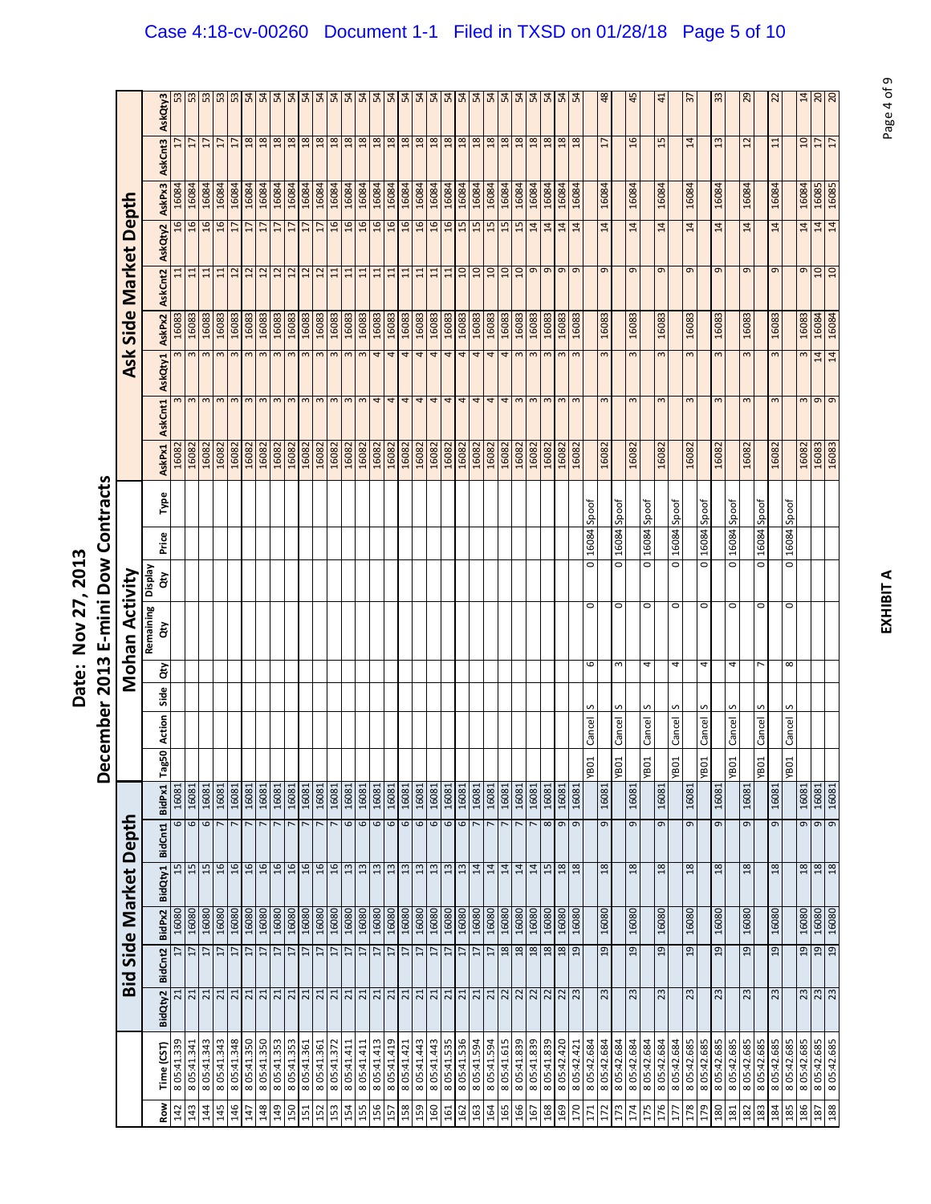Case 4:18-cv-00260 Document 1-1 Filed in TXSD on 01/28/18 Page 5 of 10

# Date: Nov 27, 2013

## December 2013 E-mini Dow Contracts

| | | Bid Side Market Depth | | | | | | Mohan Activity | | | | | | | | Ask Side Market Depth | | | | | | | | |
|---|---|---|---|---|---|---|---|---|---|---|---|---|---|---|---|---|---|---|---|---|---|---|---|---|
| Row | Time (CST) | BidQty2 | BidCnt2 | BidPx2 | BidQty1 | BidCnt1 | BidPx1 | Tag50 | Action | Side | Qty | Remaining Qty | Display Qty | Price | Type | AskPx1 | AskCnt1 | AskQty1 | AskPx2 | AskCnt2 | AskQty2 | AskPx3 | AskCnt3 | AskQty3 |
| 142 | 8 05:41.339 | 21 | 17 | 16080 | 15 | 6 | 16081 | | | | | | | | | 16082 | 3 | 3 | 16083 | 11 | 16 | 16084 | 17 | 53 |
| 143 | 8 05:41.341 | 21 | 17 | 16080 | 15 | 6 | 16081 | | | | | | | | | 16082 | 3 | 3 | 16083 | 11 | 16 | 16084 | 17 | 53 |
| 144 | 8 05:41.343 | 21 | 17 | 16080 | 15 | 6 | 16081 | | | | | | | | | 16082 | 3 | 3 | 16083 | 11 | 16 | 16084 | 17 | 53 |
| 145 | 8 05:41.343 | 21 | 17 | 16080 | 16 | 7 | 16081 | | | | | | | | | 16082 | 3 | 3 | 16083 | 11 | 16 | 16084 | 17 | 53 |
| 146 | 8 05:41.348 | 21 | 17 | 16080 | 16 | 7 | 16081 | | | | | | | | | 16082 | 3 | 3 | 16083 | 12 | 17 | 16084 | 17 | 53 |
| 147 | 8 05:41.350 | 21 | 17 | 16080 | 16 | 7 | 16081 | | | | | | | | | 16082 | 3 | 3 | 16083 | 12 | 17 | 16084 | 18 | 54 |
| 148 | 8 05:41.350 | 21 | 17 | 16080 | 16 | 7 | 16081 | | | | | | | | | 16082 | 3 | 3 | 16083 | 12 | 17 | 16084 | 18 | 54 |
| 149 | 8 05:41.353 | 21 | 17 | 16080 | 16 | 7 | 16081 | | | | | | | | | 16082 | 3 | 3 | 16083 | 12 | 17 | 16084 | 18 | 54 |
| 150 | 8 05:41.353 | 21 | 17 | 16080 | 16 | 7 | 16081 | | | | | | | | | 16082 | 3 | 3 | 16083 | 12 | 17 | 16084 | 18 | 54 |
| 151 | 8 05:41.361 | 21 | 17 | 16080 | 16 | 7 | 16081 | | | | | | | | | 16082 | 3 | 3 | 16083 | 12 | 17 | 16084 | 18 | 54 |
| 152 | 8 05:41.361 | 21 | 17 | 16080 | 16 | 7 | 16081 | | | | | | | | | 16082 | 3 | 3 | 16083 | 12 | 17 | 16084 | 18 | 54 |
| 153 | 8 05:41.372 | 21 | 17 | 16080 | 16 | 7 | 16081 | | | | | | | | | 16082 | 3 | 3 | 16083 | 11 | 16 | 16084 | 18 | 54 |
| 154 | 8 05:41.411 | 21 | 17 | 16080 | 13 | 6 | 16081 | | | | | | | | | 16082 | 3 | 3 | 16083 | 11 | 16 | 16084 | 18 | 54 |
| 155 | 8 05:41.411 | 21 | 17 | 16080 | 13 | 6 | 16081 | | | | | | | | | 16082 | 3 | 3 | 16083 | 11 | 16 | 16084 | 18 | 54 |
| 156 | 8 05:41.413 | 21 | 17 | 16080 | 13 | 6 | 16081 | | | | | | | | | 16082 | 4 | 4 | 16083 | 11 | 16 | 16084 | 18 | 54 |
| 157 | 8 05:41.419 | 21 | 17 | 16080 | 13 | 6 | 16081 | | | | | | | | | 16082 | 4 | 4 | 16083 | 11 | 16 | 16084 | 18 | 54 |
| 158 | 8 05:41.421 | 21 | 17 | 16080 | 13 | 6 | 16081 | | | | | | | | | 16082 | 4 | 4 | 16083 | 11 | 16 | 16084 | 18 | 54 |
| 159 | 8 05:41.443 | 21 | 17 | 16080 | 13 | 6 | 16081 | | | | | | | | | 16082 | 4 | 4 | 16083 | 11 | 16 | 16084 | 18 | 54 |
| 160 | 8 05:41.443 | 21 | 17 | 16080 | 13 | 6 | 16081 | | | | | | | | | 16082 | 4 | 4 | 16083 | 11 | 16 | 16084 | 18 | 54 |
| 161 | 8 05:41.535 | 21 | 17 | 16080 | 13 | 6 | 16081 | | | | | | | | | 16082 | 4 | 4 | 16083 | 11 | 16 | 16084 | 18 | 54 |
| 162 | 8 05:41.536 | 21 | 17 | 16080 | 13 | 6 | 16081 | | | | | | | | | 16082 | 4 | 4 | 16083 | 10 | 15 | 16084 | 18 | 54 |
| 163 | 8 05:41.594 | 21 | 17 | 16080 | 14 | 7 | 16081 | | | | | | | | | 16082 | 4 | 4 | 16083 | 10 | 15 | 16084 | 18 | 54 |
| 164 | 8 05:41.594 | 21 | 17 | 16080 | 14 | 7 | 16081 | | | | | | | | | 16082 | 4 | 4 | 16083 | 10 | 15 | 16084 | 18 | 54 |
| 165 | 8 05:41.615 | 22 | 18 | 16080 | 14 | 7 | 16081 | | | | | | | | | 16082 | 4 | 4 | 16083 | 10 | 15 | 16084 | 18 | 54 |
| 166 | 8 05:41.839 | 22 | 18 | 16080 | 14 | 7 | 16081 | | | | | | | | | 16082 | 3 | 3 | 16083 | 10 | 15 | 16084 | 18 | 54 |
| 167 | 8 05:41.839 | 22 | 18 | 16080 | 14 | 7 | 16081 | | | | | | | | | 16082 | 3 | 3 | 16083 | 9 | 14 | 16084 | 18 | 54 |
| 168 | 8 05:41.839 | 22 | 18 | 16080 | 15 | 8 | 16081 | | | | | | | | | 16082 | 3 | 3 | 16083 | 9 | 14 | 16084 | 18 | 54 |
| 169 | 8 05:42.420 | 22 | 18 | 16080 | 18 | 9 | 16081 | | | | | | | | | 16082 | 3 | 3 | 16083 | 9 | 14 | 16084 | 18 | 54 |
| 170 | 8 05:42.421 | 23 | 19 | 16080 | 18 | 9 | 16081 | | | | | | | | | 16082 | 3 | 3 | 16083 | 9 | 14 | 16084 | 18 | 54 |
| 171 | 8 05:42.684 | | | | | | | YB01 | Cancel | S | 6 | 0 | 0 | 16084 | Spoof | | | | | | | | | |
| 172 | 8 05:42.684 | 23 | 19 | 16080 | 18 | 9 | 16081 | | | | | | | | | 16082 | 3 | 3 | 16083 | 9 | 14 | 16084 | 17 | 48 |
| 173 | 8 05:42.684 | | | | | | | YB01 | Cancel | S | 3 | 0 | 0 | 16084 | Spoof | | | | | | | | | |
| 174 | 8 05:42.684 | 23 | 19 | 16080 | 18 | 9 | 16081 | | | | | | | | | 16082 | 3 | 3 | 16083 | 9 | 14 | 16084 | 16 | 45 |
| 175 | 8 05:42.684 | | | | | | | YB01 | Cancel | S | 4 | 0 | 0 | 16084 | Spoof | | | | | | | | | |
| 176 | 8 05:42.684 | 23 | 19 | 16080 | 18 | 9 | 16081 | | | | | | | | | 16082 | 3 | 3 | 16083 | 9 | 14 | 16084 | 15 | 41 |
| 177 | 8 05:42.684 | | | | | | | YB01 | Cancel | S | 4 | 0 | 0 | 16084 | Spoof | | | | | | | | | |
| 178 | 8 05:42.685 | 23 | 19 | 16080 | 18 | 9 | 16081 | | | | | | | | | 16082 | 3 | 3 | 16083 | 9 | 14 | 16084 | 14 | 37 |
| 179 | 8 05:42.685 | | | | | | | YB01 | Cancel | S | 4 | 0 | 0 | 16084 | Spoof | | | | | | | | | |
| 180 | 8 05:42.685 | 23 | 19 | 16080 | 18 | 9 | 16081 | | | | | | | | | 16082 | 3 | 3 | 16083 | 9 | 14 | 16084 | 13 | 33 |
| 181 | 8 05:42.685 | | | | | | | YB01 | Cancel | S | 4 | 0 | 0 | 16084 | Spoof | | | | | | | | | |
| 182 | 8 05:42.685 | 23 | 19 | 16080 | 18 | 9 | 16081 | | | | | | | | | 16082 | 3 | 3 | 16083 | 9 | 14 | 16084 | 12 | 29 |
| 183 | 8 05:42.685 | | | | | | | YB01 | Cancel | S | 7 | 0 | 0 | 16084 | Spoof | | | | | | | | | |
| 184 | 8 05:42.685 | 23 | 19 | 16080 | 18 | 9 | 16081 | | | | | | | | | 16082 | 3 | 3 | 16083 | 9 | 14 | 16084 | 11 | 22 |
| 185 | 8 05:42.685 | | | | | | | YB01 | Cancel | S | 8 | 0 | 0 | 16084 | Spoof | | | | | | | | | |
| 186 | 8 05:42.685 | 23 | 19 | 16080 | 18 | 9 | 16081 | | | | | | | | | 16082 | 3 | 3 | 16083 | 9 | 14 | 16084 | 10 | 14 |
| 187 | 8 05:42.685 | 23 | 19 | 16080 | 18 | 9 | 16081 | | | | | | | | | 16083 | 9 | 14 | 16084 | 10 | 14 | 16085 | 17 | 20 |
| 188 | 8 05:42.685 | 23 | 19 | 16080 | 18 | 9 | 16081 | | | | | | | | | 16083 | 9 | 14 | 16084 | 10 | 14 | 16085 | 17 | 20 |

**EXHIBIT A**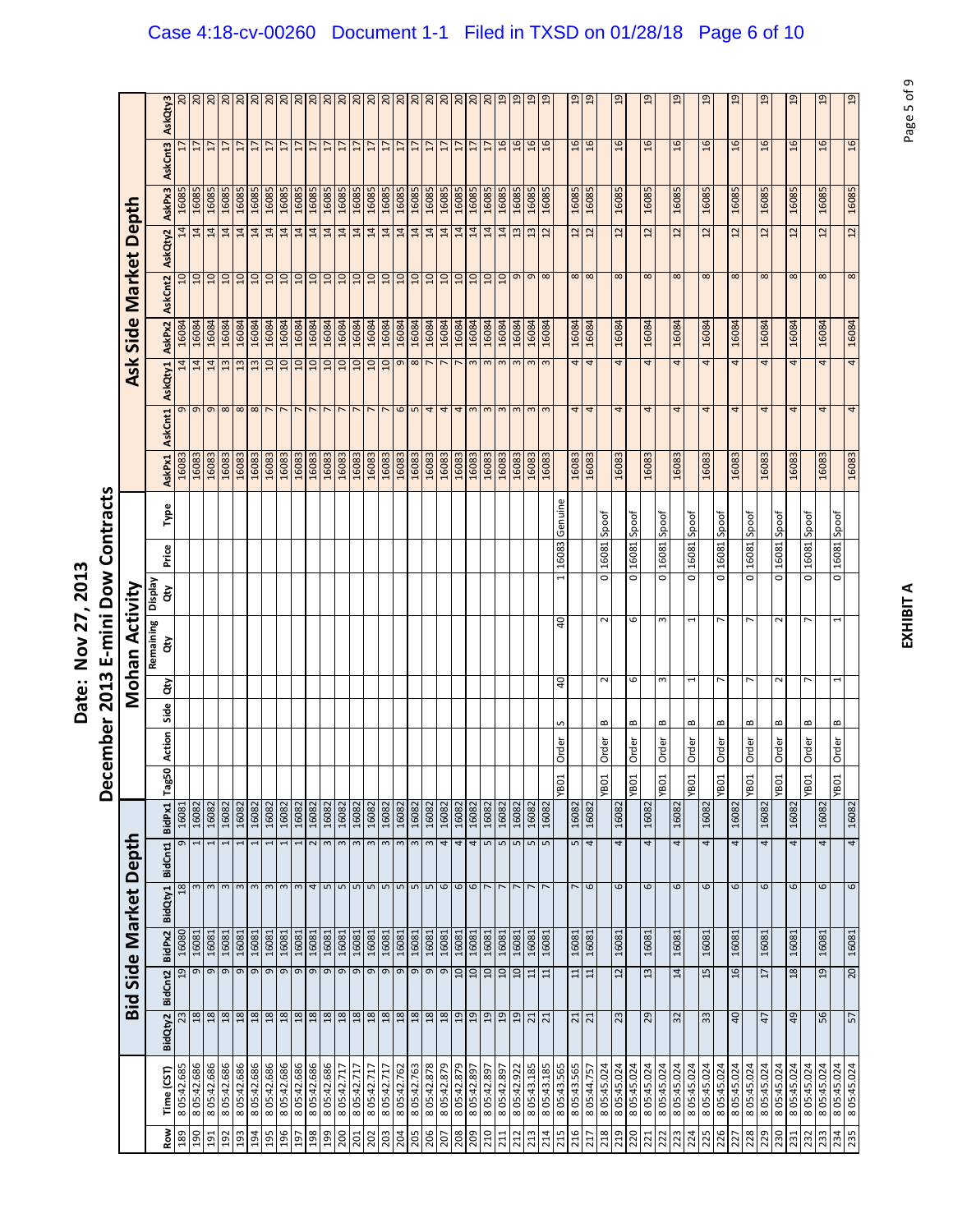# Date: Nov 27, 2013

## December 2013 E-mini Dow Contracts

| | | Bid Side Market Depth | | | | | | Mohan Activity | | | | | | | | Ask Side Market Depth | | | | | | | | |
|---|---|---|---|---|---|---|---|---|---|---|---|---|---|---|---|---|---|---|---|---|---|---|---|---|
| Row | Time (CST) | BidQty2 | BidCnt2 | BidPx2 | BidQty1 | BidCnt1 | BidPx1 | Tag50 | Action | Side | Qty | Remaining Qty | Display Qty | Price | Type | AskPx1 | AskCnt1 | AskQty1 | AskPx2 | AskCnt2 | AskQty2 | AskPx3 | AskCnt3 | AskQty3 |
| 189 | 8 05:42.685 | 23 | 19 | 16080 | 18 | 9 | 16081 | | | | | | | | | 16083 | 9 | 14 | 16084 | 10 | 14 | 16085 | 17 | 20 |
| 190 | 8 05:42.686 | 18 | 9 | 16081 | 3 | 1 | 16082 | | | | | | | | | 16083 | 9 | 14 | 16084 | 10 | 14 | 16085 | 17 | 20 |
| 191 | 8 05:42.686 | 18 | 9 | 16081 | 3 | 1 | 16082 | | | | | | | | | 16083 | 9 | 14 | 16084 | 10 | 14 | 16085 | 17 | 20 |
| 192 | 8 05:42.686 | 18 | 9 | 16081 | 3 | 1 | 16082 | | | | | | | | | 16083 | 8 | 13 | 16084 | 10 | 14 | 16085 | 17 | 20 |
| 193 | 8 05:42.686 | 18 | 9 | 16081 | 3 | 1 | 16082 | | | | | | | | | 16083 | 8 | 13 | 16084 | 10 | 14 | 16085 | 17 | 20 |
| 194 | 8 05:42.686 | 18 | 9 | 16081 | 3 | 1 | 16082 | | | | | | | | | 16083 | 8 | 13 | 16084 | 10 | 14 | 16085 | 17 | 20 |
| 195 | 8 05:42.686 | 18 | 9 | 16081 | 3 | 1 | 16082 | | | | | | | | | 16083 | 7 | 10 | 16084 | 10 | 14 | 16085 | 17 | 20 |
| 196 | 8 05:42.686 | 18 | 9 | 16081 | 3 | 1 | 16082 | | | | | | | | | 16083 | 7 | 10 | 16084 | 10 | 14 | 16085 | 17 | 20 |
| 197 | 8 05:42.686 | 18 | 9 | 16081 | 3 | 1 | 16082 | | | | | | | | | 16083 | 7 | 10 | 16084 | 10 | 14 | 16085 | 17 | 20 |
| 198 | 8 05:42.686 | 18 | 9 | 16081 | 4 | 2 | 16082 | | | | | | | | | 16083 | 7 | 10 | 16084 | 10 | 14 | 16085 | 17 | 20 |
| 199 | 8 05:42.686 | 18 | 9 | 16081 | 5 | 3 | 16082 | | | | | | | | | 16083 | 7 | 10 | 16084 | 10 | 14 | 16085 | 17 | 20 |
| 200 | 8 05:42.717 | 18 | 9 | 16081 | 5 | 3 | 16082 | | | | | | | | | 16083 | 7 | 10 | 16084 | 10 | 14 | 16085 | 17 | 20 |
| 201 | 8 05:42.717 | 18 | 9 | 16081 | 5 | 3 | 16082 | | | | | | | | | 16083 | 7 | 10 | 16084 | 10 | 14 | 16085 | 17 | 20 |
| 202 | 8 05:42.717 | 18 | 9 | 16081 | 5 | 3 | 16082 | | | | | | | | | 16083 | 7 | 10 | 16084 | 10 | 14 | 16085 | 17 | 20 |
| 203 | 8 05:42.717 | 18 | 9 | 16081 | 5 | 3 | 16082 | | | | | | | | | 16083 | 7 | 10 | 16084 | 10 | 14 | 16085 | 17 | 20 |
| 204 | 8 05:42.762 | 18 | 9 | 16081 | 5 | 3 | 16082 | | | | | | | | | 16083 | 6 | 9 | 16084 | 10 | 14 | 16085 | 17 | 20 |
| 205 | 8 05:42.763 | 18 | 9 | 16081 | 5 | 3 | 16082 | | | | | | | | | 16083 | 5 | 8 | 16084 | 10 | 14 | 16085 | 17 | 20 |
| 206 | 8 05:42.878 | 18 | 9 | 16081 | 5 | 3 | 16082 | | | | | | | | | 16083 | 4 | 7 | 16084 | 10 | 14 | 16085 | 17 | 20 |
| 207 | 8 05:42.879 | 18 | 9 | 16081 | 6 | 4 | 16082 | | | | | | | | | 16083 | 4 | 7 | 16084 | 10 | 14 | 16085 | 17 | 20 |
| 208 | 8 05:42.879 | 19 | 10 | 16081 | 6 | 4 | 16082 | | | | | | | | | 16083 | 4 | 7 | 16084 | 10 | 14 | 16085 | 17 | 20 |
| 209 | 8 05:42.897 | 19 | 10 | 16081 | 6 | 4 | 16082 | | | | | | | | | 16083 | 3 | 3 | 16084 | 10 | 14 | 16085 | 17 | 20 |
| 210 | 8 05:42.897 | 19 | 10 | 16081 | 7 | 5 | 16082 | | | | | | | | | 16083 | 3 | 3 | 16084 | 10 | 14 | 16085 | 17 | 20 |
| 211 | 8 05:42.897 | 19 | 10 | 16081 | 7 | 5 | 16082 | | | | | | | | | 16083 | 3 | 3 | 16084 | 10 | 14 | 16085 | 16 | 19 |
| 212 | 8 05:42.922 | 19 | 10 | 16081 | 7 | 5 | 16082 | | | | | | | | | 16083 | 3 | 3 | 16084 | 9 | 13 | 16085 | 16 | 19 |
| 213 | 8 05:43.185 | 21 | 11 | 16081 | 7 | 5 | 16082 | | | | | | | | | 16083 | 3 | 3 | 16084 | 9 | 13 | 16085 | 16 | 19 |
| 214 | 8 05:43.185 | 21 | 11 | 16081 | 7 | 5 | 16082 | | | | | | | | | 16083 | 3 | 3 | 16084 | 8 | 12 | 16085 | 16 | 19 |
| 215 | 8 05:43.565 | | | | | | | YB01 | Order | S | 40 | 40 | 1 | 16083 | Genuine | | | | | | | | | |
| 216 | 8 05:43.565 | 21 | 11 | 16081 | 7 | 5 | 16082 | | | | | | | | | 16083 | 4 | 4 | 16084 | 8 | 12 | 16085 | 16 | 19 |
| 217 | 8 05:44.757 | 21 | 11 | 16081 | 6 | 4 | 16082 | | | | | | | | | 16083 | 4 | 4 | 16084 | 8 | 12 | 16085 | 16 | 19 |
| 218 | 8 05:45.024 | | | | | | | YB01 | Order | B | 2 | 2 | 0 | 16081 | Spoof | | | | | | | | | |
| 219 | 8 05:45.024 | 23 | 12 | 16081 | 6 | 4 | 16082 | | | | | | | | | 16083 | 4 | 4 | 16084 | 8 | 12 | 16085 | 16 | 19 |
| 220 | 8 05:45.024 | | | | | | | YB01 | Order | B | 6 | 6 | 0 | 16081 | Spoof | | | | | | | | | |
| 221 | 8 05:45.024 | 29 | 13 | 16081 | 6 | 4 | 16082 | | | | | | | | | 16083 | 4 | 4 | 16084 | 8 | 12 | 16085 | 16 | 19 |
| 222 | 8 05:45.024 | | | | | | | YB01 | Order | B | 3 | 3 | 0 | 16081 | Spoof | | | | | | | | | |
| 223 | 8 05:45.024 | 32 | 14 | 16081 | 6 | 4 | 16082 | | | | | | | | | 16083 | 4 | 4 | 16084 | 8 | 12 | 16085 | 16 | 19 |
| 224 | 8 05:45.024 | | | | | | | YB01 | Order | B | 1 | 1 | 0 | 16081 | Spoof | | | | | | | | | |
| 225 | 8 05:45.024 | 33 | 15 | 16081 | 6 | 4 | 16082 | | | | | | | | | 16083 | 4 | 4 | 16084 | 8 | 12 | 16085 | 16 | 19 |
| 226 | 8 05:45.024 | | | | | | | YB01 | Order | B | 7 | 7 | 0 | 16081 | Spoof | | | | | | | | | |
| 227 | 8 05:45.024 | 40 | 16 | 16081 | 6 | 4 | 16082 | | | | | | | | | 16083 | 4 | 4 | 16084 | 8 | 12 | 16085 | 16 | 19 |
| 228 | 8 05:45.024 | | | | | | | YB01 | Order | B | 7 | 7 | 0 | 16081 | Spoof | | | | | | | | | |
| 229 | 8 05:45.024 | 47 | 17 | 16081 | 6 | 4 | 16082 | | | | | | | | | 16083 | 4 | 4 | 16084 | 8 | 12 | 16085 | 16 | 19 |
| 230 | 8 05:45.024 | | | | | | | YB01 | Order | B | 2 | 2 | 0 | 16081 | Spoof | | | | | | | | | |
| 231 | 8 05:45.024 | 49 | 18 | 16081 | 6 | 4 | 16082 | | | | | | | | | 16083 | 4 | 4 | 16084 | 8 | 12 | 16085 | 16 | 19 |
| 232 | 8 05:45.024 | | | | | | | YB01 | Order | B | 7 | 7 | 0 | 16081 | Spoof | | | | | | | | | |
| 233 | 8 05:45.024 | 56 | 19 | 16081 | 6 | 4 | 16082 | | | | | | | | | 16083 | 4 | 4 | 16084 | 8 | 12 | 16085 | 16 | 19 |
| 234 | 8 05:45.024 | | | | | | | YB01 | Order | B | 1 | 1 | 0 | 16081 | Spoof | | | | | | | | | |
| 235 | 8 05:45.024 | 57 | 20 | 16081 | 6 | 4 | 16082 | | | | | | | | | 16083 | 4 | 4 | 16084 | 8 | 12 | 16085 | 16 | 19 |

**EXHIBIT A**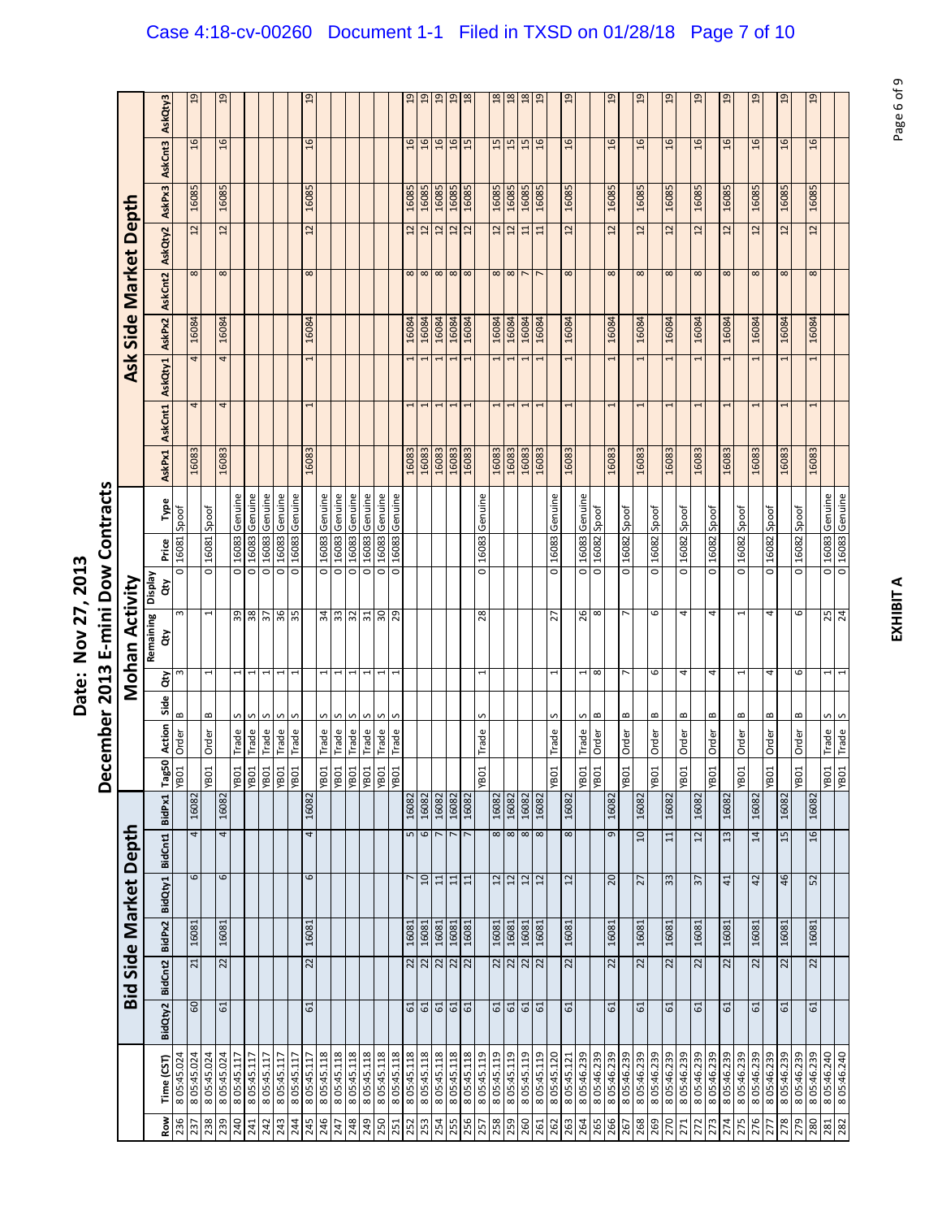# Date: Nov 27, 2013

# December 2013 E-mini Dow Contracts

| | | Bid Side Market Depth | | | | | | Mohan Activity | | | | | | | | Ask Side Market Depth | | | | | | | | |
|---|---|---|---|---|---|---|---|---|---|---|---|---|---|---|---|---|---|---|---|---|---|---|---|---|
| Row | Time (CST) | BidQty2 | BidCnt2 | BidPx2 | BidQty1 | BidCnt1 | BidPx1 | Tag50 | Action | Side | Qty | Remaining Qty | Display Qty | Price | Type | AskPx1 | AskCnt1 | AskQty1 | AskPx2 | AskCnt2 | AskQty2 | AskPx3 | AskCnt3 | AskQty3 |
| 236 | 8 05:45.024 | | | | | | | YB01 | Order | B | 3 | 3 | 0 | 16081 | Spoof | | | | | | | | | |
| 237 | 8 05:45.024 | 60 | 21 | 16081 | 6 | 4 | 16082 | | | | | | | | | 16083 | 4 | 4 | 16084 | 8 | 12 | 16085 | 16 | 19 |
| 238 | 8 05:45.024 | | | | | | | YB01 | Order | B | 1 | 1 | 0 | 16081 | Spoof | | | | | | | | | |
| 239 | 8 05:45.024 | 61 | 22 | 16081 | 6 | 4 | 16082 | | | | | | | | | 16083 | 4 | 4 | 16084 | 8 | 12 | 16085 | 16 | 19 |
| 240 | 8 05:45.117 | | | | | | | YB01 | Trade | S | 1 | 39 | 0 | 16083 | Genuine | | | | | | | | | |
| 241 | 8 05:45.117 | | | | | | | YB01 | Trade | S | 1 | 38 | 0 | 16083 | Genuine | | | | | | | | | |
| 242 | 8 05:45.117 | | | | | | | YB01 | Trade | S | 1 | 37 | 0 | 16083 | Genuine | | | | | | | | | |
| 243 | 8 05:45.117 | | | | | | | YB01 | Trade | S | 1 | 36 | 0 | 16083 | Genuine | | | | | | | | | |
| 244 | 8 05:45.117 | | | | | | | YB01 | Trade | S | 1 | 35 | 0 | 16083 | Genuine | | | | | | | | | |
| 245 | 8 05:45.117 | 61 | 22 | 16081 | 6 | 4 | 16082 | | | | | | | | | 16083 | 1 | 1 | 16084 | 8 | 12 | 16085 | 16 | 19 |
| 246 | 8 05:45.118 | | | | | | | YB01 | Trade | S | 1 | 34 | 0 | 16083 | Genuine | | | | | | | | | |
| 247 | 8 05:45.118 | | | | | | | YB01 | Trade | S | 1 | 33 | 0 | 16083 | Genuine | | | | | | | | | |
| 248 | 8 05:45.118 | | | | | | | YB01 | Trade | S | 1 | 32 | 0 | 16083 | Genuine | | | | | | | | | |
| 249 | 8 05:45.118 | | | | | | | YB01 | Trade | S | 1 | 31 | 0 | 16083 | Genuine | | | | | | | | | |
| 250 | 8 05:45.118 | | | | | | | YB01 | Trade | S | 1 | 30 | 0 | 16083 | Genuine | | | | | | | | | |
| 251 | 8 05:45.118 | | | | | | | YB01 | Trade | S | 1 | 29 | 0 | 16083 | Genuine | | | | | | | | | |
| 252 | 8 05:45.118 | 61 | 22 | 16081 | 7 | 5 | 16082 | | | | | | | | | 16083 | 1 | 1 | 16084 | 8 | 12 | 16085 | 16 | 19 |
| 253 | 8 05:45.118 | 61 | 22 | 16081 | 10 | 6 | 16082 | | | | | | | | | 16083 | 1 | 1 | 16084 | 8 | 12 | 16085 | 16 | 19 |
| 254 | 8 05:45.118 | 61 | 22 | 16081 | 11 | 7 | 16082 | | | | | | | | | 16083 | 1 | 1 | 16084 | 8 | 12 | 16085 | 16 | 19 |
| 255 | 8 05:45.118 | 61 | 22 | 16081 | 11 | 7 | 16082 | | | | | | | | | 16083 | 1 | 1 | 16084 | 8 | 12 | 16085 | 16 | 19 |
| 256 | 8 05:45.118 | 61 | 22 | 16081 | 11 | 7 | 16082 | | | | | | | | | 16083 | 1 | 1 | 16084 | 8 | 12 | 16085 | 15 | 18 |
| 257 | 8 05:45.119 | | | | | | | YB01 | Trade | S | 1 | 28 | 0 | 16083 | Genuine | | | | | | | | | |
| 258 | 8 05:45.119 | 61 | 22 | 16081 | 12 | 8 | 16082 | | | | | | | | | 16083 | 1 | 1 | 16084 | 8 | 12 | 16085 | 15 | 18 |
| 259 | 8 05:45.119 | 61 | 22 | 16081 | 12 | 8 | 16082 | | | | | | | | | 16083 | 1 | 1 | 16084 | 8 | 12 | 16085 | 15 | 18 |
| 260 | 8 05:45.119 | 61 | 22 | 16081 | 12 | 8 | 16082 | | | | | | | | | 16083 | 1 | 1 | 16084 | 7 | 11 | 16085 | 15 | 18 |
| 261 | 8 05:45.119 | 61 | 22 | 16081 | 12 | 8 | 16082 | | | | | | | | | 16083 | 1 | 1 | 16084 | 7 | 11 | 16085 | 16 | 19 |
| 262 | 8 05:45.120 | | | | | | | YB01 | Trade | S | 1 | 27 | 0 | 16083 | Genuine | | | | | | | | | |
| 263 | 8 05:45.121 | 61 | 22 | 16081 | 12 | 8 | 16082 | | | | | | | | | 16083 | 1 | 1 | 16084 | 8 | 12 | 16085 | 16 | 19 |
| 264 | 8 05:46.239 | | | | | | | YB01 | Trade | S | 1 | 26 | 0 | 16083 | Genuine | | | | | | | | | |
| 265 | 8 05:46.239 | | | | | | | YB01 | Order | B | 8 | 8 | 0 | 16082 | Spoof | | | | | | | | | |
| 266 | 8 05:46.239 | 61 | 22 | 16081 | 20 | 9 | 16082 | | | | | | | | | 16083 | 1 | 1 | 16084 | 8 | 12 | 16085 | 16 | 19 |
| 267 | 8 05:46.239 | | | | | | | YB01 | Order | B | 7 | 7 | 0 | 16082 | Spoof | | | | | | | | | |
| 268 | 8 05:46.239 | 61 | 22 | 16081 | 27 | 10 | 16082 | | | | | | | | | 16083 | 1 | 1 | 16084 | 8 | 12 | 16085 | 16 | 19 |
| 269 | 8 05:46.239 | | | | | | | YB01 | Order | B | 6 | 6 | 0 | 16082 | Spoof | | | | | | | | | |
| 270 | 8 05:46.239 | 61 | 22 | 16081 | 33 | 11 | 16082 | | | | | | | | | 16083 | 1 | 1 | 16084 | 8 | 12 | 16085 | 16 | 19 |
| 271 | 8 05:46.239 | | | | | | | YB01 | Order | B | 4 | 4 | 0 | 16082 | Spoof | | | | | | | | | |
| 272 | 8 05:46.239 | 61 | 22 | 16081 | 37 | 12 | 16082 | | | | | | | | | 16083 | 1 | 1 | 16084 | 8 | 12 | 16085 | 16 | 19 |
| 273 | 8 05:46.239 | | | | | | | YB01 | Order | B | 4 | 4 | 0 | 16082 | Spoof | | | | | | | | | |
| 274 | 8 05:46.239 | 61 | 22 | 16081 | 41 | 13 | 16082 | | | | | | | | | 16083 | 1 | 1 | 16084 | 8 | 12 | 16085 | 16 | 19 |
| 275 | 8 05:46.239 | | | | | | | YB01 | Order | B | 1 | 1 | 0 | 16082 | Spoof | | | | | | | | | |
| 276 | 8 05:46.239 | 61 | 22 | 16081 | 42 | 14 | 16082 | | | | | | | | | 16083 | 1 | 1 | 16084 | 8 | 12 | 16085 | 16 | 19 |
| 277 | 8 05:46.239 | | | | | | | YB01 | Order | B | 4 | 4 | 0 | 16082 | Spoof | | | | | | | | | |
| 278 | 8 05:46.239 | 61 | 22 | 16081 | 46 | 15 | 16082 | | | | | | | | | 16083 | 1 | 1 | 16084 | 8 | 12 | 16085 | 16 | 19 |
| 279 | 8 05:46.239 | | | | | | | YB01 | Order | B | 6 | 6 | 0 | 16082 | Spoof | | | | | | | | | |
| 280 | 8 05:46.239 | 61 | 22 | 16081 | 52 | 16 | 16082 | | | | | | | | | 16083 | 1 | 1 | 16084 | 8 | 12 | 16085 | 16 | 19 |
| 281 | 8 05:46.240 | | | | | | | YB01 | Trade | S | 1 | 25 | 0 | 16083 | Genuine | | | | | | | | | |
| 282 | 8 05:46.240 | | | | | | | YB01 | Trade | S | 1 | 24 | 0 | 16083 | Genuine | | | | | | | | | |

**EXHIBIT A**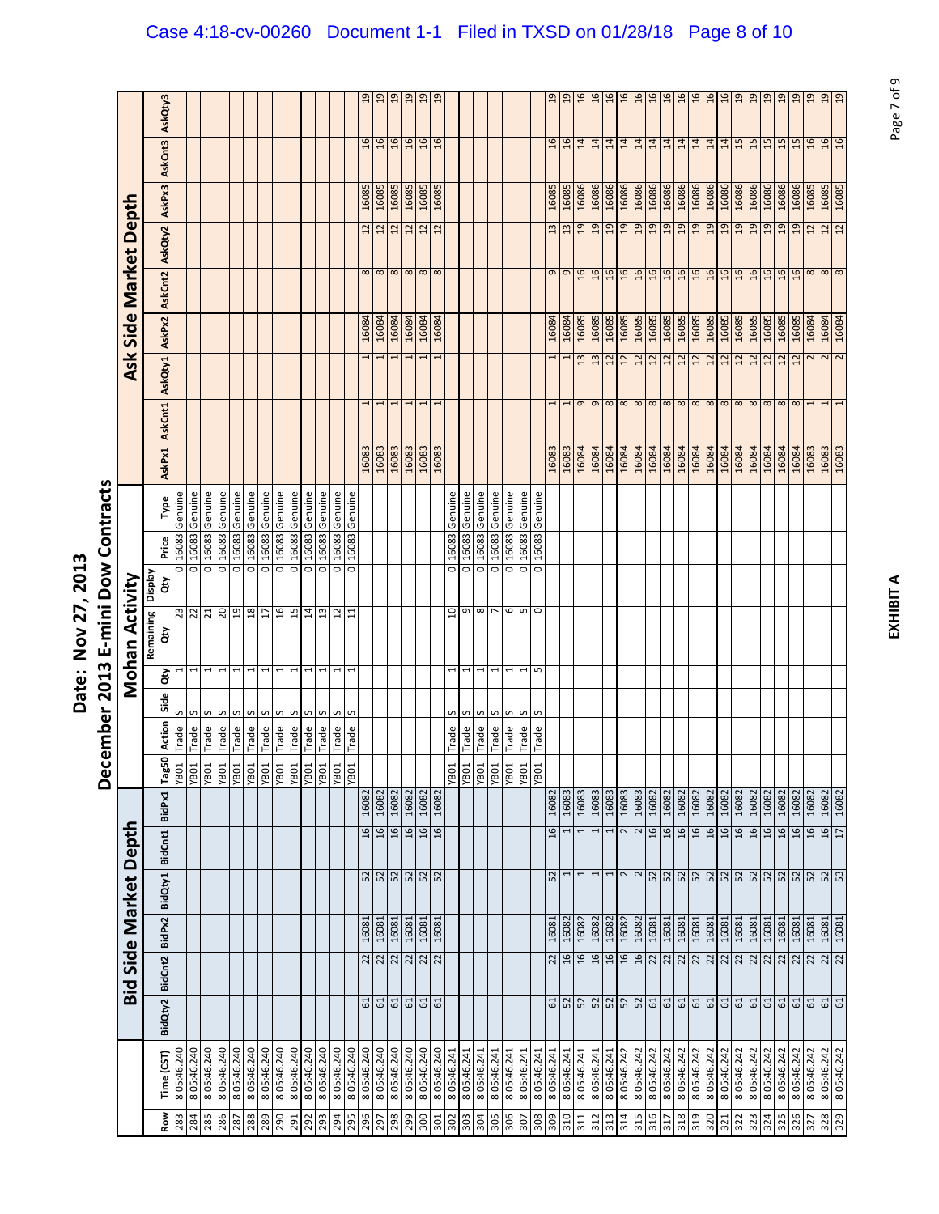Case 4:18-cv-00260 Document 1-1 Filed in TXSD on 01/28/18 Page 8 of 10

# Date: Nov 27, 2013

## December 2013 E-mini Dow Contracts

| | | Bid Side Market Depth | | | | | | Mohan Activity | | | | | | | | Ask Side Market Depth | | | | | | | | |
|---|---|---|---|---|---|---|---|---|---|---|---|---|---|---|---|---|---|---|---|---|---|---|---|---|
| Row | Time (CST) | BidQty2 | BidCnt2 | BidPx2 | BidQty1 | BidCnt1 | BidPx1 | Tag50 | Action | Side | Qty | Remaining Qty | Display Qty | Price | Type | AskPx1 | AskCnt1 | AskQty1 | AskPx2 | AskCnt2 | AskQty2 | AskPx3 | AskCnt3 | AskQty3 |
| 283 | 8 05:46.240 | | | | | | | YB01 | Trade | S | 1 | 23 | 0 | 16083 | Genuine | | | | | | | | | |
| 284 | 8 05:46.240 | | | | | | | YB01 | Trade | S | 1 | 22 | 0 | 16083 | Genuine | | | | | | | | | |
| 285 | 8 05:46.240 | | | | | | | YB01 | Trade | S | 1 | 21 | 0 | 16083 | Genuine | | | | | | | | | |
| 286 | 8 05:46.240 | | | | | | | YB01 | Trade | S | 1 | 20 | 0 | 16083 | Genuine | | | | | | | | | |
| 287 | 8 05:46.240 | | | | | | | YB01 | Trade | S | 1 | 19 | 0 | 16083 | Genuine | | | | | | | | | |
| 288 | 8 05:46.240 | | | | | | | YB01 | Trade | S | 1 | 18 | 0 | 16083 | Genuine | | | | | | | | | |
| 289 | 8 05:46.240 | | | | | | | YB01 | Trade | S | 1 | 17 | 0 | 16083 | Genuine | | | | | | | | | |
| 290 | 8 05:46.240 | | | | | | | YB01 | Trade | S | 1 | 16 | 0 | 16083 | Genuine | | | | | | | | | |
| 291 | 8 05:46.240 | | | | | | | YB01 | Trade | S | 1 | 15 | 0 | 16083 | Genuine | | | | | | | | | |
| 292 | 8 05:46.240 | | | | | | | YB01 | Trade | S | 1 | 14 | 0 | 16083 | Genuine | | | | | | | | | |
| 293 | 8 05:46.240 | | | | | | | YB01 | Trade | S | 1 | 13 | 0 | 16083 | Genuine | | | | | | | | | |
| 294 | 8 05:46.240 | | | | | | | YB01 | Trade | S | 1 | 12 | 0 | 16083 | Genuine | | | | | | | | | |
| 295 | 8 05:46.240 | | | | | | | YB01 | Trade | S | 1 | 11 | 0 | 16083 | Genuine | | | | | | | | | |
| 296 | 8 05:46.240 | 61 | 22 | 16081 | 52 | 16 | 16082 | | | | | | | | | 16083 | 1 | 1 | 16084 | 8 | 12 | 16085 | 16 | 19 |
| 297 | 8 05:46.240 | 61 | 22 | 16081 | 52 | 16 | 16082 | | | | | | | | | 16083 | 1 | 1 | 16084 | 8 | 12 | 16085 | 16 | 19 |
| 298 | 8 05:46.240 | 61 | 22 | 16081 | 52 | 16 | 16082 | | | | | | | | | 16083 | 1 | 1 | 16084 | 8 | 12 | 16085 | 16 | 19 |
| 299 | 8 05:46.240 | 61 | 22 | 16081 | 52 | 16 | 16082 | | | | | | | | | 16083 | 1 | 1 | 16084 | 8 | 12 | 16085 | 16 | 19 |
| 300 | 8 05:46.240 | 61 | 22 | 16081 | 52 | 16 | 16082 | | | | | | | | | 16083 | 1 | 1 | 16084 | 8 | 12 | 16085 | 16 | 19 |
| 301 | 8 05:46.240 | 61 | 22 | 16081 | 52 | 16 | 16082 | | | | | | | | | 16083 | 1 | 1 | 16084 | 8 | 12 | 16085 | 16 | 19 |
| 302 | 8 05:46.241 | | | | | | | YB01 | Trade | S | 1 | 10 | 0 | 16083 | Genuine | | | | | | | | | |
| 303 | 8 05:46.241 | | | | | | | YB01 | Trade | S | 1 | 9 | 0 | 16083 | Genuine | | | | | | | | | |
| 304 | 8 05:46.241 | | | | | | | YB01 | Trade | S | 1 | 8 | 0 | 16083 | Genuine | | | | | | | | | |
| 305 | 8 05:46.241 | | | | | | | YB01 | Trade | S | 1 | 7 | 0 | 16083 | Genuine | | | | | | | | | |
| 306 | 8 05:46.241 | | | | | | | YB01 | Trade | S | 1 | 6 | 0 | 16083 | Genuine | | | | | | | | | |
| 307 | 8 05:46.241 | | | | | | | YB01 | Trade | S | 1 | 5 | 0 | 16083 | Genuine | | | | | | | | | |
| 308 | 8 05:46.241 | | | | | | | YB01 | Trade | S | 5 | 0 | 0 | 16083 | Genuine | | | | | | | | | |
| 309 | 8 05:46.241 | 61 | 22 | 16081 | 52 | 16 | 16082 | | | | | | | | | 16083 | 1 | 1 | 16084 | 9 | 13 | 16085 | 16 | 19 |
| 310 | 8 05:46.241 | 52 | 16 | 16082 | 1 | 1 | 16083 | | | | | | | | | 16083 | 1 | 1 | 16084 | 9 | 13 | 16085 | 16 | 19 |
| 311 | 8 05:46.241 | 52 | 16 | 16082 | 1 | 1 | 16083 | | | | | | | | | 16084 | 9 | 13 | 16085 | 16 | 19 | 16086 | 14 | 16 |
| 312 | 8 05:46.241 | 52 | 16 | 16082 | 1 | 1 | 16083 | | | | | | | | | 16084 | 9 | 13 | 16085 | 16 | 19 | 16086 | 14 | 16 |
| 313 | 8 05:46.241 | 52 | 16 | 16082 | 1 | 1 | 16083 | | | | | | | | | 16084 | 8 | 12 | 16085 | 16 | 19 | 16086 | 14 | 16 |
| 314 | 8 05:46.242 | 52 | 16 | 16082 | 2 | 2 | 16083 | | | | | | | | | 16084 | 8 | 12 | 16085 | 16 | 19 | 16086 | 14 | 16 |
| 315 | 8 05:46.242 | 52 | 16 | 16082 | 2 | 2 | 16083 | | | | | | | | | 16084 | 8 | 12 | 16085 | 16 | 19 | 16086 | 14 | 16 |
| 316 | 8 05:46.242 | 61 | 22 | 16081 | 52 | 16 | 16082 | | | | | | | | | 16084 | 8 | 12 | 16085 | 16 | 19 | 16086 | 14 | 16 |
| 317 | 8 05:46.242 | 61 | 22 | 16081 | 52 | 16 | 16082 | | | | | | | | | 16084 | 8 | 12 | 16085 | 16 | 19 | 16086 | 14 | 16 |
| 318 | 8 05:46.242 | 61 | 22 | 16081 | 52 | 16 | 16082 | | | | | | | | | 16084 | 8 | 12 | 16085 | 16 | 19 | 16086 | 14 | 16 |
| 319 | 8 05:46.242 | 61 | 22 | 16081 | 52 | 16 | 16082 | | | | | | | | | 16084 | 8 | 12 | 16085 | 16 | 19 | 16086 | 14 | 16 |
| 320 | 8 05:46.242 | 61 | 22 | 16081 | 52 | 16 | 16082 | | | | | | | | | 16084 | 8 | 12 | 16085 | 16 | 19 | 16086 | 14 | 16 |
| 321 | 8 05:46.242 | 61 | 22 | 16081 | 52 | 16 | 16082 | | | | | | | | | 16084 | 8 | 12 | 16085 | 16 | 19 | 16086 | 14 | 16 |
| 322 | 8 05:46.242 | 61 | 22 | 16081 | 52 | 16 | 16082 | | | | | | | | | 16084 | 8 | 12 | 16085 | 16 | 19 | 16086 | 15 | 19 |
| 323 | 8 05:46.242 | 61 | 22 | 16081 | 52 | 16 | 16082 | | | | | | | | | 16084 | 8 | 12 | 16085 | 16 | 19 | 16086 | 15 | 19 |
| 324 | 8 05:46.242 | 61 | 22 | 16081 | 52 | 16 | 16082 | | | | | | | | | 16084 | 8 | 12 | 16085 | 16 | 19 | 16086 | 15 | 19 |
| 325 | 8 05:46.242 | 61 | 22 | 16081 | 52 | 16 | 16082 | | | | | | | | | 16084 | 8 | 12 | 16085 | 16 | 19 | 16086 | 15 | 19 |
| 326 | 8 05:46.242 | 61 | 22 | 16081 | 52 | 16 | 16082 | | | | | | | | | 16084 | 8 | 12 | 16085 | 16 | 19 | 16086 | 15 | 19 |
| 327 | 8 05:46.242 | 61 | 22 | 16081 | 52 | 16 | 16082 | | | | | | | | | 16083 | 1 | 2 | 16084 | 8 | 12 | 16085 | 16 | 19 |
| 328 | 8 05:46.242 | 61 | 22 | 16081 | 52 | 16 | 16082 | | | | | | | | | 16083 | 1 | 2 | 16084 | 8 | 12 | 16085 | 16 | 19 |
| 329 | 8 05:46.242 | 61 | 22 | 16081 | 53 | 17 | 16082 | | | | | | | | | 16083 | 1 | 2 | 16084 | 8 | 12 | 16085 | 16 | 19 |

EXHIBIT A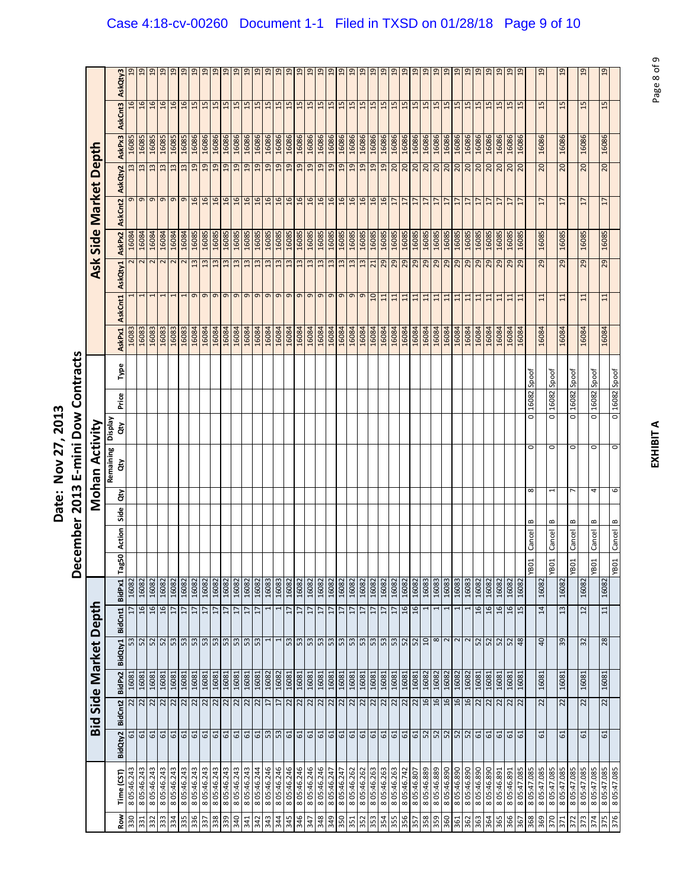# Date: Nov 27, 2013

## December 2013 E-mini Dow Contracts

| | | Bid Side Market Depth | | | | | | Mohan Activity | | | | | | | | Ask Side Market Depth | | | | | | | | |
|---|---|---|---|---|---|---|---|---|---|---|---|---|---|---|---|---|---|---|---|---|---|---|---|---|
| Row | Time (CST) | BidQty2 | BidCnt2 | BidPx2 | BidQty1 | BidCnt1 | BidPx1 | Tag50 | Action | Side | Qty | Remaining Qty | Display Qty | Price | Type | AskPx1 | AskCnt1 | AskQty1 | AskPx2 | AskCnt2 | AskQty2 | AskPx3 | AskCnt3 | AskQty3 |
| 330 | 8 05:46.243 | 61 | 22 | 16081 | 53 | 17 | 16082 | | | | | | | | | 16083 | 1 | 2 | 16084 | 9 | 13 | 16085 | 16 | 19 |
| 331 | 8 05:46.243 | 61 | 22 | 16081 | 52 | 16 | 16082 | | | | | | | | | 16083 | 1 | 2 | 16084 | 9 | 13 | 16085 | 16 | 19 |
| 332 | 8 05:46.243 | 61 | 22 | 16081 | 52 | 16 | 16082 | | | | | | | | | 16083 | 1 | 2 | 16084 | 9 | 13 | 16085 | 16 | 19 |
| 333 | 8 05:46.243 | 61 | 22 | 16081 | 52 | 16 | 16082 | | | | | | | | | 16083 | 1 | 2 | 16084 | 9 | 13 | 16085 | 16 | 19 |
| 334 | 8 05:46.243 | 61 | 22 | 16081 | 53 | 17 | 16082 | | | | | | | | | 16083 | 1 | 2 | 16084 | 9 | 13 | 16085 | 16 | 19 |
| 335 | 8 05:46.243 | 61 | 22 | 16081 | 53 | 17 | 16082 | | | | | | | | | 16083 | 1 | 2 | 16084 | 9 | 13 | 16085 | 16 | 19 |
| 336 | 8 05:46.243 | 61 | 22 | 16081 | 53 | 17 | 16082 | | | | | | | | | 16084 | 9 | 13 | 16085 | 16 | 19 | 16086 | 15 | 19 |
| 337 | 8 05:46.243 | 61 | 22 | 16081 | 53 | 17 | 16082 | | | | | | | | | 16084 | 9 | 13 | 16085 | 16 | 19 | 16086 | 15 | 19 |
| 338 | 8 05:46.243 | 61 | 22 | 16081 | 53 | 17 | 16082 | | | | | | | | | 16084 | 9 | 13 | 16085 | 16 | 19 | 16086 | 15 | 19 |
| 339 | 8 05:46.243 | 61 | 22 | 16081 | 53 | 17 | 16082 | | | | | | | | | 16084 | 9 | 13 | 16085 | 16 | 19 | 16086 | 15 | 19 |
| 340 | 8 05:46.243 | 61 | 22 | 16081 | 53 | 17 | 16082 | | | | | | | | | 16084 | 9 | 13 | 16085 | 16 | 19 | 16086 | 15 | 19 |
| 341 | 8 05:46.243 | 61 | 22 | 16081 | 53 | 17 | 16082 | | | | | | | | | 16084 | 9 | 13 | 16085 | 16 | 19 | 16086 | 15 | 19 |
| 342 | 8 05:46.244 | 61 | 22 | 16081 | 53 | 17 | 16082 | | | | | | | | | 16084 | 9 | 13 | 16085 | 16 | 19 | 16086 | 15 | 19 |
| 343 | 8 05:46.246 | 53 | 17 | 16082 | 1 | 1 | 16083 | | | | | | | | | 16084 | 9 | 13 | 16085 | 16 | 19 | 16086 | 15 | 19 |
| 344 | 8 05:46.246 | 53 | 17 | 16082 | 1 | 1 | 16083 | | | | | | | | | 16084 | 9 | 13 | 16085 | 16 | 19 | 16086 | 15 | 19 |
| 345 | 8 05:46.246 | 61 | 22 | 16081 | 53 | 17 | 16082 | | | | | | | | | 16084 | 9 | 13 | 16085 | 16 | 19 | 16086 | 15 | 19 |
| 346 | 8 05:46.246 | 61 | 22 | 16081 | 53 | 17 | 16082 | | | | | | | | | 16084 | 9 | 13 | 16085 | 16 | 19 | 16086 | 15 | 19 |
| 347 | 8 05:46.246 | 61 | 22 | 16081 | 53 | 17 | 16082 | | | | | | | | | 16084 | 9 | 13 | 16085 | 16 | 19 | 16086 | 15 | 19 |
| 348 | 8 05:46.246 | 61 | 22 | 16081 | 53 | 17 | 16082 | | | | | | | | | 16084 | 9 | 13 | 16085 | 16 | 19 | 16086 | 15 | 19 |
| 349 | 8 05:46.247 | 61 | 22 | 16081 | 53 | 17 | 16082 | | | | | | | | | 16084 | 9 | 13 | 16085 | 16 | 19 | 16086 | 15 | 19 |
| 350 | 8 05:46.247 | 61 | 22 | 16081 | 53 | 17 | 16082 | | | | | | | | | 16084 | 9 | 13 | 16085 | 16 | 19 | 16086 | 15 | 19 |
| 351 | 8 05:46.262 | 61 | 22 | 16081 | 53 | 17 | 16082 | | | | | | | | | 16084 | 9 | 13 | 16085 | 16 | 19 | 16086 | 15 | 19 |
| 352 | 8 05:46.262 | 61 | 22 | 16081 | 53 | 17 | 16082 | | | | | | | | | 16084 | 9 | 13 | 16085 | 16 | 19 | 16086 | 15 | 19 |
| 353 | 8 05:46.263 | 61 | 22 | 16081 | 53 | 17 | 16082 | | | | | | | | | 16084 | 10 | 21 | 16085 | 16 | 19 | 16086 | 15 | 19 |
| 354 | 8 05:46.263 | 61 | 22 | 16081 | 53 | 17 | 16082 | | | | | | | | | 16084 | 11 | 29 | 16085 | 16 | 19 | 16086 | 15 | 19 |
| 355 | 8 05:46.263 | 61 | 22 | 16081 | 53 | 17 | 16082 | | | | | | | | | 16084 | 11 | 29 | 16085 | 17 | 20 | 16086 | 15 | 19 |
| 356 | 8 05:46.742 | 61 | 22 | 16081 | 52 | 16 | 16082 | | | | | | | | | 16084 | 11 | 29 | 16085 | 17 | 20 | 16086 | 15 | 19 |
| 357 | 8 05:46.807 | 61 | 22 | 16081 | 52 | 16 | 16082 | | | | | | | | | 16084 | 11 | 29 | 16085 | 17 | 20 | 16086 | 15 | 19 |
| 358 | 8 05:46.889 | 52 | 16 | 16082 | 10 | 1 | 16083 | | | | | | | | | 16084 | 11 | 29 | 16085 | 17 | 20 | 16086 | 15 | 19 |
| 359 | 8 05:46.889 | 52 | 16 | 16082 | 8 | 1 | 16083 | | | | | | | | | 16084 | 11 | 29 | 16085 | 17 | 20 | 16086 | 15 | 19 |
| 360 | 8 05:46.890 | 52 | 16 | 16082 | 2 | 1 | 16083 | | | | | | | | | 16084 | 11 | 29 | 16085 | 17 | 20 | 16086 | 15 | 19 |
| 361 | 8 05:46.890 | 52 | 16 | 16082 | 2 | 1 | 16083 | | | | | | | | | 16084 | 11 | 29 | 16085 | 17 | 20 | 16086 | 15 | 19 |
| 362 | 8 05:46.890 | 52 | 16 | 16082 | 2 | 1 | 16083 | | | | | | | | | 16084 | 11 | 29 | 16085 | 17 | 20 | 16086 | 15 | 19 |
| 363 | 8 05:46.890 | 61 | 22 | 16081 | 52 | 16 | 16082 | | | | | | | | | 16084 | 11 | 29 | 16085 | 17 | 20 | 16086 | 15 | 19 |
| 364 | 8 05:46.890 | 61 | 22 | 16081 | 52 | 16 | 16082 | | | | | | | | | 16084 | 11 | 29 | 16085 | 17 | 20 | 16086 | 15 | 19 |
| 365 | 8 05:46.891 | 61 | 22 | 16081 | 52 | 16 | 16082 | | | | | | | | | 16084 | 11 | 29 | 16085 | 17 | 20 | 16086 | 15 | 19 |
| 366 | 8 05:46.891 | 61 | 22 | 16081 | 52 | 16 | 16082 | | | | | | | | | 16084 | 11 | 29 | 16085 | 17 | 20 | 16086 | 15 | 19 |
| 367 | 8 05:47.085 | 61 | 22 | 16081 | 48 | 15 | 16082 | | | | | | | | | 16084 | 11 | 29 | 16085 | 17 | 20 | 16086 | 15 | 19 |
| 368 | 8 05:47.085 | | | | | | | YB01 | Cancel | B | 8 | 0 | 0 | 16082 | Spoof | | | | | | | | | |
| 369 | 8 05:47.085 | 61 | 22 | 16081 | 40 | 14 | 16082 | | | | | | | | | 16084 | 11 | 29 | 16085 | 17 | 20 | 16086 | 15 | 19 |
| 370 | 8 05:47.085 | | | | | | | YB01 | Cancel | B | 1 | 0 | 0 | 16082 | Spoof | | | | | | | | | |
| 371 | 8 05:47.085 | 61 | 22 | 16081 | 39 | 13 | 16082 | | | | | | | | | 16084 | 11 | 29 | 16085 | 17 | 20 | 16086 | 15 | 19 |
| 372 | 8 05:47.085 | | | | | | | YB01 | Cancel | B | 7 | 0 | 0 | 16082 | Spoof | | | | | | | | | |
| 373 | 8 05:47.085 | 61 | 22 | 16081 | 32 | 12 | 16082 | | | | | | | | | 16084 | 11 | 29 | 16085 | 17 | 20 | 16086 | 15 | 19 |
| 374 | 8 05:47.085 | | | | | | | YB01 | Cancel | B | 4 | 0 | 0 | 16082 | Spoof | | | | | | | | | |
| 375 | 8 05:47.085 | 61 | 22 | 16081 | 28 | 11 | 16082 | | | | | | | | | 16084 | 11 | 29 | 16085 | 17 | 20 | 16086 | 15 | 19 |
| 376 | 8 05:47.085 | | | | | | | YB01 | Cancel | B | 6 | 0 | 0 | 16082 | Spoof | | | | | | | | | |

**EXHIBIT A**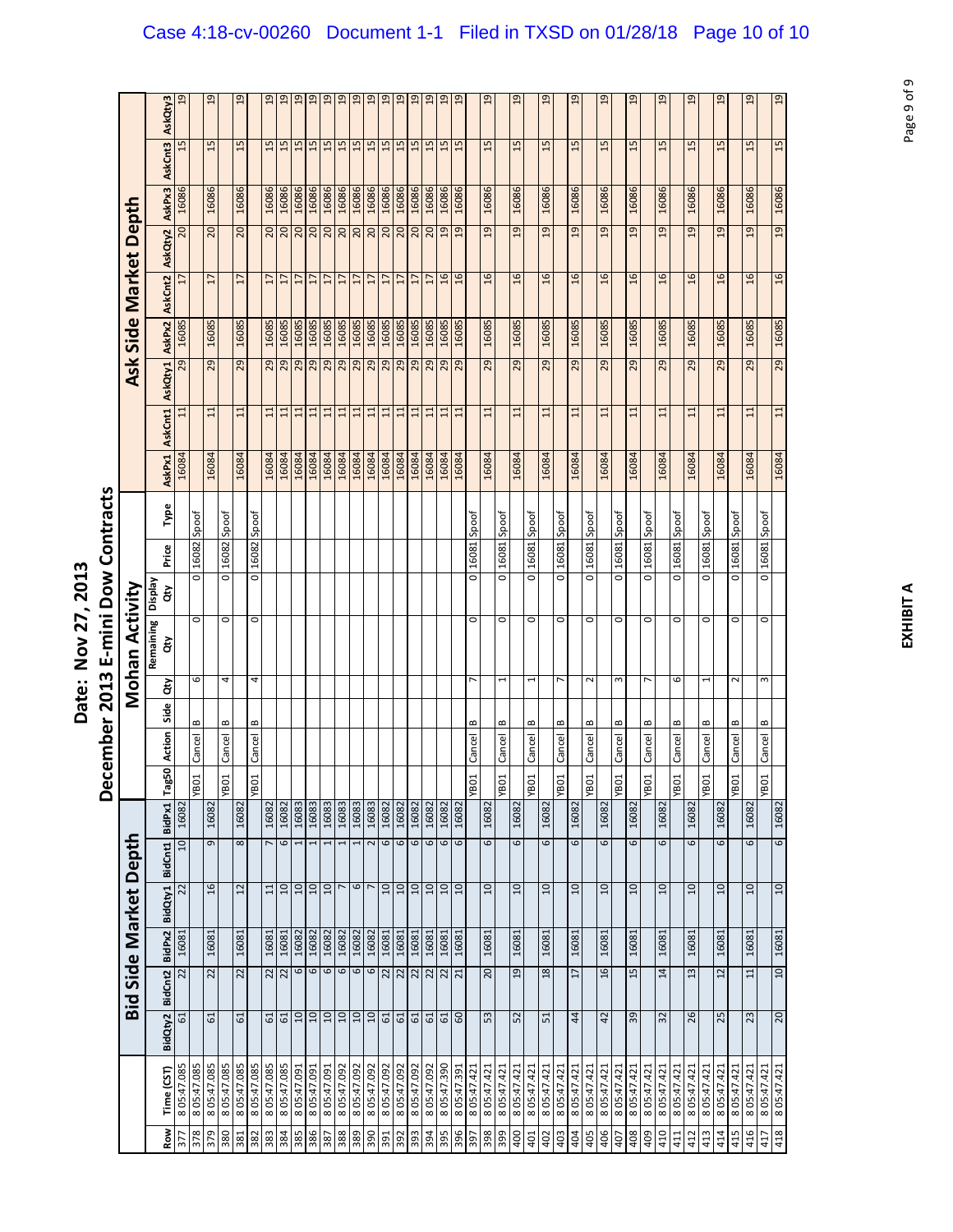# Date: Nov 27, 2013

## December 2013 E-mini Dow Contracts

| | | Bid Side Market Depth | | | | | | Mohan Activity | | | | | | | | Ask Side Market Depth | | | | | | | | |
|---|---|---|---|---|---|---|---|---|---|---|---|---|---|---|---|---|---|---|---|---|---|---|---|---|
| Row | Time (CST) | BidQty2 | BidCnt2 | BidPx2 | BidQty1 | BidCnt1 | BidPx1 | Tag50 | Action | Side | Qty | Remaining Qty | Display Qty | Price | Type | AskPx1 | AskCnt1 | AskQty1 | AskPx2 | AskCnt2 | AskQty2 | AskPx3 | AskCnt3 | AskQty3 |
| 377 | 8 05:47.085 | 61 | 22 | 16081 | 22 | 10 | 16082 | | | | | | | | | 16084 | 11 | 29 | 16085 | 17 | 20 | 16086 | 15 | 19 |
| 378 | 8 05:47.085 | | | | | | | YB01 | Cancel | B | 6 | 0 | 0 | 16082 | Spoof | | | | | | | | | |
| 379 | 8 05:47.085 | 61 | 22 | 16081 | 16 | 9 | 16082 | | | | | | | | | 16084 | 11 | 29 | 16085 | 17 | 20 | 16086 | 15 | 19 |
| 380 | 8 05:47.085 | | | | | | | YB01 | Cancel | B | 4 | 0 | 0 | 16082 | Spoof | | | | | | | | | |
| 381 | 8 05:47.085 | 61 | 22 | 16081 | 12 | 8 | 16082 | | | | | | | | | 16084 | 11 | 29 | 16085 | 17 | 20 | 16086 | 15 | 19 |
| 382 | 8 05:47.085 | | | | | | | YB01 | Cancel | B | 4 | 0 | 0 | 16082 | Spoof | | | | | | | | | |
| 383 | 8 05:47.085 | 61 | 22 | 16081 | 11 | 7 | 16082 | | | | | | | | | 16084 | 11 | 29 | 16085 | 17 | 20 | 16086 | 15 | 19 |
| 384 | 8 05:47.085 | 61 | 22 | 16081 | 10 | 6 | 16082 | | | | | | | | | 16084 | 11 | 29 | 16085 | 17 | 20 | 16086 | 15 | 19 |
| 385 | 8 05:47.091 | 10 | 6 | 16082 | 10 | 1 | 16083 | | | | | | | | | 16084 | 11 | 29 | 16085 | 17 | 20 | 16086 | 15 | 19 |
| 386 | 8 05:47.091 | 10 | 6 | 16082 | 10 | 1 | 16083 | | | | | | | | | 16084 | 11 | 29 | 16085 | 17 | 20 | 16086 | 15 | 19 |
| 387 | 8 05:47.091 | 10 | 6 | 16082 | 10 | 1 | 16083 | | | | | | | | | 16084 | 11 | 29 | 16085 | 17 | 20 | 16086 | 15 | 19 |
| 388 | 8 05:47.092 | 10 | 6 | 16082 | 7 | 1 | 16083 | | | | | | | | | 16084 | 11 | 29 | 16085 | 17 | 20 | 16086 | 15 | 19 |
| 389 | 8 05:47.092 | 10 | 6 | 16082 | 6 | 1 | 16083 | | | | | | | | | 16084 | 11 | 29 | 16085 | 17 | 20 | 16086 | 15 | 19 |
| 390 | 8 05:47.092 | 10 | 6 | 16082 | 7 | 2 | 16083 | | | | | | | | | 16084 | 11 | 29 | 16085 | 17 | 20 | 16086 | 15 | 19 |
| 391 | 8 05:47.092 | 61 | 22 | 16081 | 10 | 6 | 16082 | | | | | | | | | 16084 | 11 | 29 | 16085 | 17 | 20 | 16086 | 15 | 19 |
| 392 | 8 05:47.092 | 61 | 22 | 16081 | 10 | 6 | 16082 | | | | | | | | | 16084 | 11 | 29 | 16085 | 17 | 20 | 16086 | 15 | 19 |
| 393 | 8 05:47.092 | 61 | 22 | 16081 | 10 | 6 | 16082 | | | | | | | | | 16084 | 11 | 29 | 16085 | 17 | 20 | 16086 | 15 | 19 |
| 394 | 8 05:47.092 | 61 | 22 | 16081 | 10 | 6 | 16082 | | | | | | | | | 16084 | 11 | 29 | 16085 | 17 | 20 | 16086 | 15 | 19 |
| 395 | 8 05:47.390 | 61 | 22 | 16081 | 10 | 6 | 16082 | | | | | | | | | 16084 | 11 | 29 | 16085 | 16 | 19 | 16086 | 15 | 19 |
| 396 | 8 05:47.391 | 60 | 21 | 16081 | 10 | 6 | 16082 | | | | | | | | | 16084 | 11 | 29 | 16085 | 16 | 19 | 16086 | 15 | 19 |
| 397 | 8 05:47.421 | | | | | | | YB01 | Cancel | B | 7 | 0 | 0 | 16081 | Spoof | | | | | | | | | |
| 398 | 8 05:47.421 | 53 | 20 | 16081 | 10 | 6 | 16082 | | | | | | | | | 16084 | 11 | 29 | 16085 | 16 | 19 | 16086 | 15 | 19 |
| 399 | 8 05:47.421 | | | | | | | YB01 | Cancel | B | 1 | 0 | 0 | 16081 | Spoof | | | | | | | | | |
| 400 | 8 05:47.421 | 52 | 19 | 16081 | 10 | 6 | 16082 | | | | | | | | | 16084 | 11 | 29 | 16085 | 16 | 19 | 16086 | 15 | 19 |
| 401 | 8 05:47.421 | | | | | | | YB01 | Cancel | B | 1 | 0 | 0 | 16081 | Spoof | | | | | | | | | |
| 402 | 8 05:47.421 | 51 | 18 | 16081 | 10 | 6 | 16082 | | | | | | | | | 16084 | 11 | 29 | 16085 | 16 | 19 | 16086 | 15 | 19 |
| 403 | 8 05:47.421 | | | | | | | YB01 | Cancel | B | 7 | 0 | 0 | 16081 | Spoof | | | | | | | | | |
| 404 | 8 05:47.421 | 44 | 17 | 16081 | 10 | 6 | 16082 | | | | | | | | | 16084 | 11 | 29 | 16085 | 16 | 19 | 16086 | 15 | 19 |
| 405 | 8 05:47.421 | | | | | | | YB01 | Cancel | B | 2 | 0 | 0 | 16081 | Spoof | | | | | | | | | |
| 406 | 8 05:47.421 | 42 | 16 | 16081 | 10 | 6 | 16082 | | | | | | | | | 16084 | 11 | 29 | 16085 | 16 | 19 | 16086 | 15 | 19 |
| 407 | 8 05:47.421 | | | | | | | YB01 | Cancel | B | 3 | 0 | 0 | 16081 | Spoof | | | | | | | | | |
| 408 | 8 05:47.421 | 39 | 15 | 16081 | 10 | 6 | 16082 | | | | | | | | | 16084 | 11 | 29 | 16085 | 16 | 19 | 16086 | 15 | 19 |
| 409 | 8 05:47.421 | | | | | | | YB01 | Cancel | B | 7 | 0 | 0 | 16081 | Spoof | | | | | | | | | |
| 410 | 8 05:47.421 | 32 | 14 | 16081 | 10 | 6 | 16082 | | | | | | | | | 16084 | 11 | 29 | 16085 | 16 | 19 | 16086 | 15 | 19 |
| 411 | 8 05:47.421 | | | | | | | YB01 | Cancel | B | 6 | 0 | 0 | 16081 | Spoof | | | | | | | | | |
| 412 | 8 05:47.421 | 26 | 13 | 16081 | 10 | 6 | 16082 | | | | | | | | | 16084 | 11 | 29 | 16085 | 16 | 19 | 16086 | 15 | 19 |
| 413 | 8 05:47.421 | | | | | | | YB01 | Cancel | B | 1 | 0 | 0 | 16081 | Spoof | | | | | | | | | |
| 414 | 8 05:47.421 | 25 | 12 | 16081 | 10 | 6 | 16082 | | | | | | | | | 16084 | 11 | 29 | 16085 | 16 | 19 | 16086 | 15 | 19 |
| 415 | 8 05:47.421 | | | | | | | YB01 | Cancel | B | 2 | 0 | 0 | 16081 | Spoof | | | | | | | | | |
| 416 | 8 05:47.421 | 23 | 11 | 16081 | 10 | 6 | 16082 | | | | | | | | | 16084 | 11 | 29 | 16085 | 16 | 19 | 16086 | 15 | 19 |
| 417 | 8 05:47.421 | | | | | | | YB01 | Cancel | B | 3 | 0 | 0 | 16081 | Spoof | | | | | | | | | |
| 418 | 8 05:47.421 | 20 | 10 | 16081 | 10 | 6 | 16082 | | | | | | | | | 16084 | 11 | 29 | 16085 | 16 | 19 | 16086 | 15 | 19 |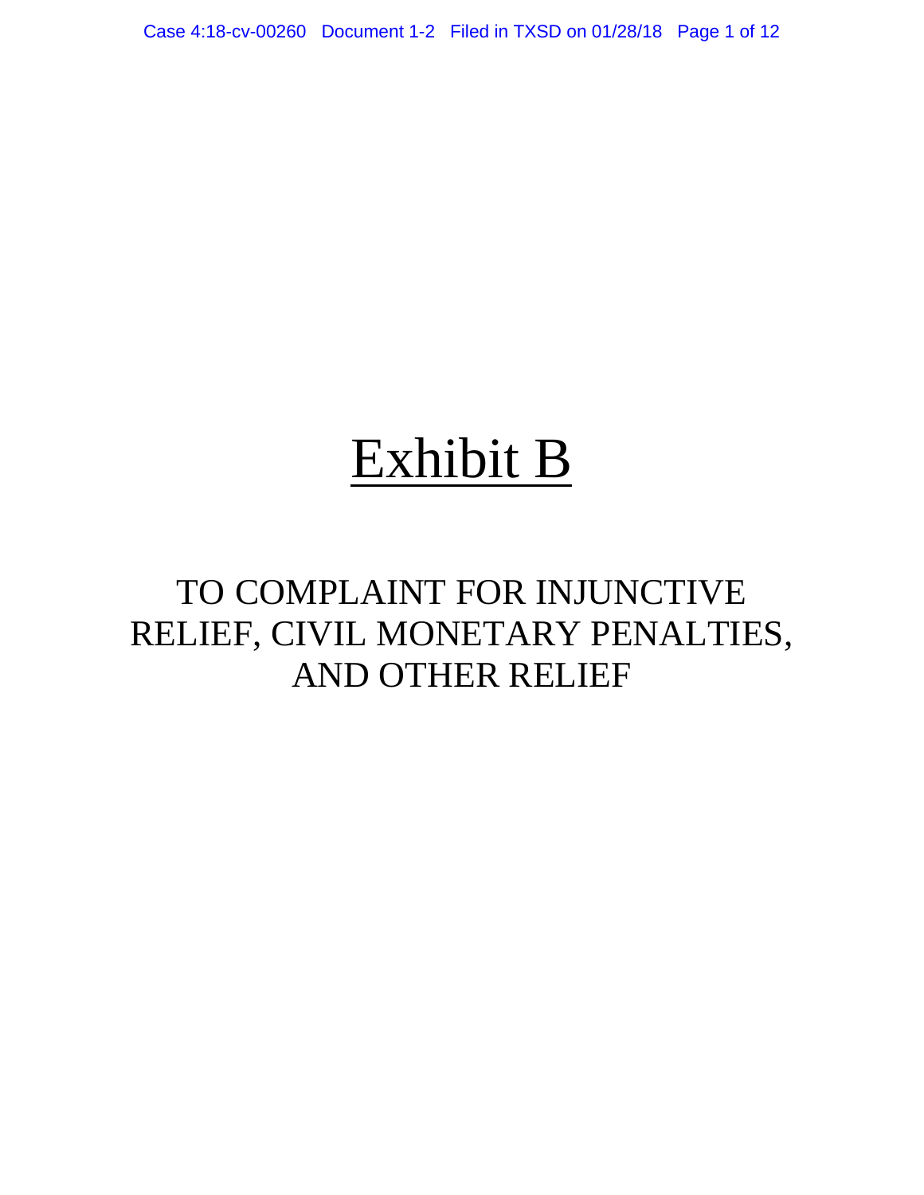# Exhibit B

## TO COMPLAINT FOR INJUNCTIVE RELIEF, CIVIL MONETARY PENALTIES, AND OTHER RELIEF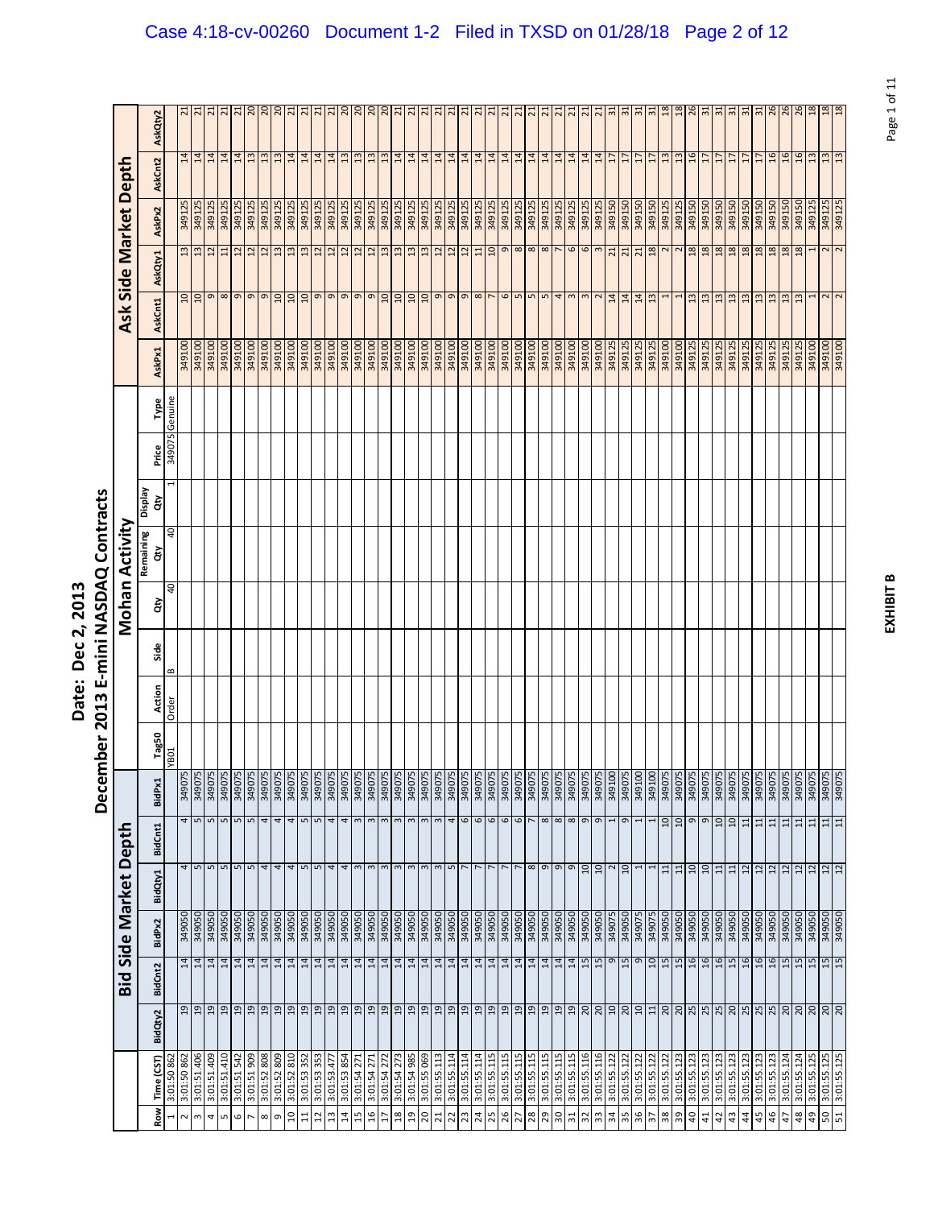# Date: Dec 2, 2013

## December 2013 E-mini NASDAQ Contracts

| | | Bid Side Market Depth | | | | | | Mohan Activity | | | | | | | | Ask Side Market Depth | | | | | |
|---|---|---|---|---|---|---|---|---|---|---|---|---|---|---|---|---|---|---|---|---|---|
| Row | Time (CST) | BidQty2 | BidCnt2 | BidPx2 | BidQty1 | BidCnt1 | BidPx1 | Tag50 | Action | Side | Qty | Remaining Qty | Display Qty | Price | Type | AskPx1 | AskCnt1 | AskQty1 | AskPx2 | AskCnt2 | AskQty2 |
| 1 | 3:01:50 862 | | | | | | | YB01 | Order | B | 40 | 40 | 1 | 349075 | Genuine | | | | | | |
| 2 | 3:01:50 862 | 19 | 14 | 349050 | 4 | 4 | 349075 | | | | | | | | | 349100 | 10 | 13 | 349125 | 14 | 21 |
| 3 | 3:01:51.406 | 19 | 14 | 349050 | 5 | 5 | 349075 | | | | | | | | | 349100 | 10 | 13 | 349125 | 14 | 21 |
| 4 | 3:01:51.409 | 19 | 14 | 349050 | 5 | 5 | 349075 | | | | | | | | | 349100 | 9 | 12 | 349125 | 14 | 21 |
| 5 | 3:01:51.410 | 19 | 14 | 349050 | 5 | 5 | 349075 | | | | | | | | | 349100 | 8 | 11 | 349125 | 14 | 21 |
| 6 | 3:01:51.542 | 19 | 14 | 349050 | 5 | 5 | 349075 | | | | | | | | | 349100 | 9 | 12 | 349125 | 14 | 21 |
| 7 | 3:01:51.909 | 19 | 14 | 349050 | 5 | 5 | 349075 | | | | | | | | | 349100 | 9 | 12 | 349125 | 13 | 20 |
| 8 | 3:01:52 808 | 19 | 14 | 349050 | 4 | 4 | 349075 | | | | | | | | | 349100 | 9 | 12 | 349125 | 13 | 20 |
| 9 | 3:01:52 809 | 19 | 14 | 349050 | 4 | 4 | 349075 | | | | | | | | | 349100 | 10 | 13 | 349125 | 13 | 20 |
| 10 | 3:01:52 810 | 19 | 14 | 349050 | 4 | 4 | 349075 | | | | | | | | | 349100 | 10 | 13 | 349125 | 14 | 21 |
| 11 | 3:01:53 352 | 19 | 14 | 349050 | 5 | 5 | 349075 | | | | | | | | | 349100 | 10 | 13 | 349125 | 14 | 21 |
| 12 | 3:01:53 353 | 19 | 14 | 349050 | 5 | 5 | 349075 | | | | | | | | | 349100 | 9 | 12 | 349125 | 14 | 21 |
| 13 | 3:01:53.477 | 19 | 14 | 349050 | 4 | 4 | 349075 | | | | | | | | | 349100 | 9 | 12 | 349125 | 14 | 21 |
| 14 | 3:01:53 854 | 19 | 14 | 349050 | 4 | 4 | 349075 | | | | | | | | | 349100 | 9 | 12 | 349125 | 13 | 20 |
| 15 | 3:01:54 271 | 19 | 14 | 349050 | 3 | 3 | 349075 | | | | | | | | | 349100 | 9 | 12 | 349125 | 13 | 20 |
| 16 | 3:01:54 271 | 19 | 14 | 349050 | 3 | 3 | 349075 | | | | | | | | | 349100 | 9 | 12 | 349125 | 13 | 20 |
| 17 | 3:01:54 272 | 19 | 14 | 349050 | 3 | 3 | 349075 | | | | | | | | | 349100 | 10 | 13 | 349125 | 13 | 20 |
| 18 | 3:01:54 273 | 19 | 14 | 349050 | 3 | 3 | 349075 | | | | | | | | | 349100 | 10 | 13 | 349125 | 14 | 21 |
| 19 | 3:01:54 985 | 19 | 14 | 349050 | 3 | 3 | 349075 | | | | | | | | | 349100 | 10 | 13 | 349125 | 14 | 21 |
| 20 | 3:01:55 069 | 19 | 14 | 349050 | 3 | 3 | 349075 | | | | | | | | | 349100 | 10 | 13 | 349125 | 14 | 21 |
| 21 | 3:01:55.113 | 19 | 14 | 349050 | 3 | 3 | 349075 | | | | | | | | | 349100 | 9 | 12 | 349125 | 14 | 21 |
| 22 | 3:01:55.114 | 19 | 14 | 349050 | 5 | 4 | 349075 | | | | | | | | | 349100 | 9 | 12 | 349125 | 14 | 21 |
| 23 | 3:01:55.114 | 19 | 14 | 349050 | 7 | 6 | 349075 | | | | | | | | | 349100 | 9 | 12 | 349125 | 14 | 21 |
| 24 | 3:01:55.114 | 19 | 14 | 349050 | 7 | 6 | 349075 | | | | | | | | | 349100 | 8 | 11 | 349125 | 14 | 21 |
| 25 | 3:01:55.115 | 19 | 14 | 349050 | 7 | 6 | 349075 | | | | | | | | | 349100 | 7 | 10 | 349125 | 14 | 21 |
| 26 | 3:01:55.115 | 19 | 14 | 349050 | 7 | 6 | 349075 | | | | | | | | | 349100 | 6 | 9 | 349125 | 14 | 21 |
| 27 | 3:01:55.115 | 19 | 14 | 349050 | 7 | 6 | 349075 | | | | | | | | | 349100 | 5 | 8 | 349125 | 14 | 21 |
| 28 | 3:01:55.115 | 19 | 14 | 349050 | 8 | 7 | 349075 | | | | | | | | | 349100 | 5 | 8 | 349125 | 14 | 21 |
| 29 | 3:01:55.115 | 19 | 14 | 349050 | 9 | 8 | 349075 | | | | | | | | | 349100 | 5 | 8 | 349125 | 14 | 21 |
| 30 | 3:01:55.115 | 19 | 14 | 349050 | 9 | 8 | 349075 | | | | | | | | | 349100 | 4 | 7 | 349125 | 14 | 21 |
| 31 | 3:01:55.115 | 19 | 14 | 349050 | 9 | 8 | 349075 | | | | | | | | | 349100 | 3 | 6 | 349125 | 14 | 21 |
| 32 | 3:01:55.116 | 20 | 15 | 349050 | 10 | 9 | 349075 | | | | | | | | | 349100 | 3 | 6 | 349125 | 14 | 21 |
| 33 | 3:01:55.116 | 20 | 15 | 349050 | 10 | 9 | 349075 | | | | | | | | | 349100 | 2 | 3 | 349125 | 14 | 21 |
| 34 | 3:01:55.122 | 10 | 9 | 349075 | 2 | 1 | 349100 | | | | | | | | | 349125 | 14 | 21 | 349150 | 17 | 31 |
| 35 | 3:01:55.122 | 20 | 15 | 349050 | 10 | 9 | 349075 | | | | | | | | | 349125 | 14 | 21 | 349150 | 17 | 31 |
| 36 | 3:01:55.122 | 10 | 9 | 349075 | 1 | 1 | 349100 | | | | | | | | | 349125 | 14 | 21 | 349150 | 17 | 31 |
| 37 | 3:01:55.122 | 11 | 10 | 349075 | 1 | 1 | 349100 | | | | | | | | | 349125 | 13 | 18 | 349150 | 17 | 31 |
| 38 | 3:01:55.122 | 20 | 15 | 349050 | 11 | 10 | 349075 | | | | | | | | | 349100 | 1 | 2 | 349125 | 13 | 18 |
| 39 | 3:01:55.123 | 20 | 15 | 349050 | 11 | 10 | 349075 | | | | | | | | | 349100 | 1 | 2 | 349125 | 13 | 18 |
| 40 | 3:01:55.123 | 25 | 16 | 349050 | 10 | 9 | 349075 | | | | | | | | | 349125 | 13 | 18 | 349150 | 16 | 26 |
| 41 | 3:01:55.123 | 25 | 16 | 349050 | 10 | 9 | 349075 | | | | | | | | | 349125 | 13 | 18 | 349150 | 17 | 31 |
| 42 | 3:01:55.123 | 25 | 16 | 349050 | 11 | 10 | 349075 | | | | | | | | | 349125 | 13 | 18 | 349150 | 17 | 31 |
| 43 | 3:01:55.123 | 20 | 15 | 349050 | 11 | 10 | 349075 | | | | | | | | | 349125 | 13 | 18 | 349150 | 17 | 31 |
| 44 | 3:01:55.123 | 25 | 16 | 349050 | 12 | 11 | 349075 | | | | | | | | | 349125 | 13 | 18 | 349150 | 17 | 31 |
| 45 | 3:01:55.123 | 25 | 16 | 349050 | 12 | 11 | 349075 | | | | | | | | | 349125 | 13 | 18 | 349150 | 17 | 31 |
| 46 | 3:01:55.123 | 25 | 16 | 349050 | 12 | 11 | 349075 | | | | | | | | | 349125 | 13 | 18 | 349150 | 16 | 26 |
| 47 | 3:01:55.124 | 20 | 15 | 349050 | 12 | 11 | 349075 | | | | | | | | | 349125 | 13 | 18 | 349150 | 16 | 26 |
| 48 | 3:01:55.124 | 20 | 15 | 349050 | 12 | 11 | 349075 | | | | | | | | | 349125 | 13 | 18 | 349150 | 16 | 26 |
| 49 | 3:01:55.125 | 20 | 15 | 349050 | 12 | 11 | 349075 | | | | | | | | | 349100 | 1 | 1 | 349125 | 13 | 18 |
| 50 | 3:01:55.125 | 20 | 15 | 349050 | 12 | 11 | 349075 | | | | | | | | | 349100 | 2 | 2 | 349125 | 13 | 18 |
| 51 | 3:01:55.125 | 20 | 15 | 349050 | 12 | 11 | 349075 | | | | | | | | | 349100 | 2 | 2 | 349125 | 13 | 18 |

**EXHIBIT B**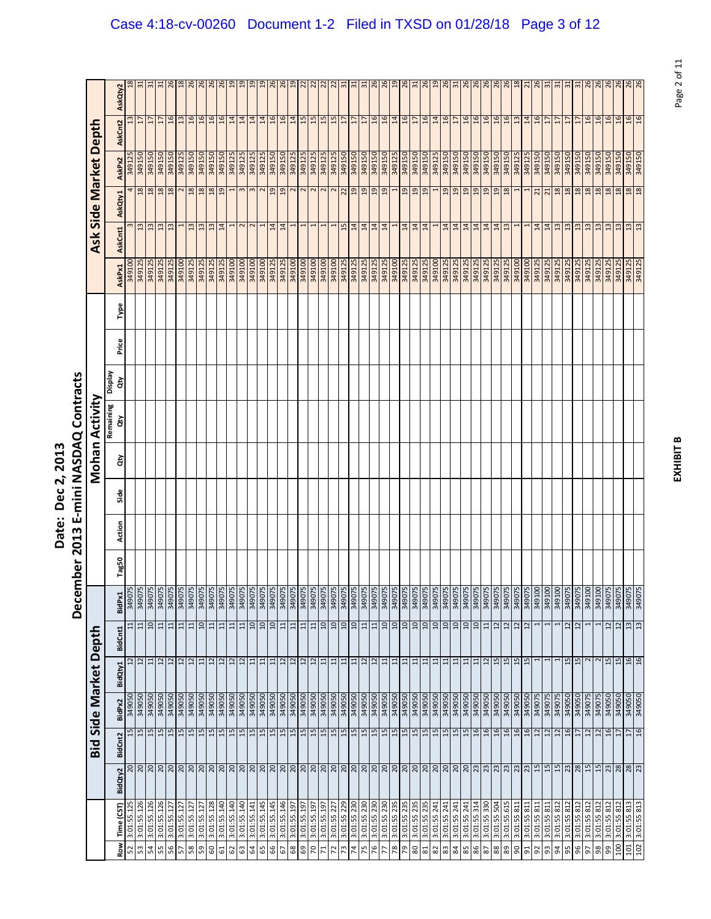# Date: Dec 2, 2013

## December 2013 E-mini NASDAQ Contracts

| | | Bid Side Market Depth | | | | | | Mohan Activity | | | | | | | | Ask Side Market Depth | | | | | |
|---|---|---|---|---|---|---|---|---|---|---|---|---|---|---|---|---|---|---|---|---|---|
| Row | Time (CST) | BidQty2 | BidCnt2 | BidPx2 | BidQty1 | BidCnt1 | BidPx1 | Tag50 | Action | Side | Qty | Remaining Qty | Display Qty | Price | Type | AskPx1 | AskCnt1 | AskQty1 | AskPx2 | AskCnt2 | AskQty2 |
| 52 | 3:01:55.125 | 20 | 15 | 349050 | 12 | 11 | 349075 | | | | | | | | | 349100 | 3 | 4 | 349125 | 13 | 18 |
| 53 | 3:01:55.126 | 20 | 15 | 349050 | 12 | 11 | 349075 | | | | | | | | | 349125 | 13 | 18 | 349150 | 17 | 31 |
| 54 | 3:01:55.126 | 20 | 15 | 349050 | 11 | 10 | 349075 | | | | | | | | | 349125 | 13 | 18 | 349150 | 17 | 31 |
| 55 | 3:01:55.126 | 20 | 15 | 349050 | 12 | 11 | 349075 | | | | | | | | | 349125 | 13 | 18 | 349150 | 17 | 31 |
| 56 | 3:01:55.127 | 20 | 15 | 349050 | 12 | 11 | 349075 | | | | | | | | | 349125 | 13 | 18 | 349150 | 16 | 26 |
| 57 | 3:01:55.127 | 20 | 15 | 349050 | 12 | 11 | 349075 | | | | | | | | | 349100 | 1 | 2 | 349125 | 13 | 18 |
| 58 | 3:01:55.127 | 20 | 15 | 349050 | 12 | 11 | 349075 | | | | | | | | | 349125 | 13 | 18 | 349150 | 16 | 26 |
| 59 | 3:01:55.127 | 20 | 15 | 349050 | 11 | 10 | 349075 | | | | | | | | | 349125 | 13 | 18 | 349150 | 16 | 26 |
| 60 | 3:01:55.128 | 20 | 15 | 349050 | 12 | 11 | 349075 | | | | | | | | | 349125 | 13 | 18 | 349150 | 16 | 26 |
| 61 | 3:01:55.140 | 20 | 15 | 349050 | 12 | 11 | 349075 | | | | | | | | | 349125 | 14 | 19 | 349150 | 16 | 26 |
| 62 | 3:01:55.140 | 20 | 15 | 349050 | 12 | 11 | 349075 | | | | | | | | | 349100 | 1 | 1 | 349125 | 14 | 19 |
| 63 | 3:01:55.140 | 20 | 15 | 349050 | 12 | 11 | 349075 | | | | | | | | | 349100 | 2 | 3 | 349125 | 14 | 19 |
| 64 | 3:01:55.141 | 20 | 15 | 349050 | 11 | 10 | 349075 | | | | | | | | | 349100 | 2 | 3 | 349125 | 14 | 19 |
| 65 | 3:01:55.145 | 20 | 15 | 349050 | 11 | 10 | 349075 | | | | | | | | | 349100 | 1 | 2 | 349125 | 14 | 19 |
| 66 | 3:01:55.145 | 20 | 15 | 349050 | 11 | 10 | 349075 | | | | | | | | | 349125 | 14 | 19 | 349150 | 16 | 26 |
| 67 | 3:01:55.146 | 20 | 15 | 349050 | 12 | 11 | 349075 | | | | | | | | | 349125 | 14 | 19 | 349150 | 16 | 26 |
| 68 | 3:01:55.197 | 20 | 15 | 349050 | 12 | 11 | 349075 | | | | | | | | | 349100 | 1 | 2 | 349125 | 14 | 19 |
| 69 | 3:01:55.197 | 20 | 15 | 349050 | 12 | 11 | 349075 | | | | | | | | | 349100 | 1 | 2 | 349125 | 15 | 22 |
| 70 | 3:01:55.197 | 20 | 15 | 349050 | 12 | 11 | 349075 | | | | | | | | | 349100 | 1 | 2 | 349125 | 15 | 22 |
| 71 | 3:01:55.197 | 20 | 15 | 349050 | 11 | 10 | 349075 | | | | | | | | | 349100 | 1 | 2 | 349125 | 15 | 22 |
| 72 | 3:01:55.227 | 20 | 15 | 349050 | 11 | 10 | 349075 | | | | | | | | | 349100 | 1 | 2 | 349125 | 15 | 22 |
| 73 | 3:01:55.229 | 20 | 15 | 349050 | 11 | 10 | 349075 | | | | | | | | | 349125 | 15 | 22 | 349150 | 17 | 31 |
| 74 | 3:01:55.230 | 20 | 15 | 349050 | 11 | 10 | 349075 | | | | | | | | | 349125 | 14 | 19 | 349150 | 17 | 31 |
| 75 | 3:01:55.230 | 20 | 15 | 349050 | 12 | 11 | 349075 | | | | | | | | | 349125 | 14 | 19 | 349150 | 17 | 31 |
| 76 | 3:01:55.230 | 20 | 15 | 349050 | 12 | 11 | 349075 | | | | | | | | | 349125 | 14 | 19 | 349150 | 16 | 26 |
| 77 | 3:01:55.230 | 20 | 15 | 349050 | 11 | 10 | 349075 | | | | | | | | | 349125 | 14 | 19 | 349150 | 16 | 26 |
| 78 | 3:01:55.235 | 20 | 15 | 349050 | 11 | 10 | 349075 | | | | | | | | | 349100 | 1 | 1 | 349125 | 14 | 19 |
| 79 | 3:01:55.235 | 20 | 15 | 349050 | 11 | 10 | 349075 | | | | | | | | | 349125 | 14 | 19 | 349150 | 16 | 26 |
| 80 | 3:01:55.235 | 20 | 15 | 349050 | 11 | 10 | 349075 | | | | | | | | | 349125 | 14 | 19 | 349150 | 17 | 31 |
| 81 | 3:01:55.235 | 20 | 15 | 349050 | 11 | 10 | 349075 | | | | | | | | | 349125 | 14 | 19 | 349150 | 16 | 26 |
| 82 | 3:01:55.241 | 20 | 15 | 349050 | 11 | 10 | 349075 | | | | | | | | | 349100 | 1 | 1 | 349125 | 14 | 19 |
| 83 | 3:01:55.241 | 20 | 15 | 349050 | 11 | 10 | 349075 | | | | | | | | | 349125 | 14 | 19 | 349150 | 16 | 26 |
| 84 | 3:01:55.241 | 20 | 15 | 349050 | 11 | 10 | 349075 | | | | | | | | | 349125 | 14 | 19 | 349150 | 17 | 31 |
| 85 | 3:01:55.241 | 20 | 15 | 349050 | 11 | 10 | 349075 | | | | | | | | | 349125 | 14 | 19 | 349150 | 16 | 26 |
| 86 | 3:01:55.314 | 23 | 16 | 349050 | 11 | 10 | 349075 | | | | | | | | | 349125 | 14 | 19 | 349150 | 16 | 26 |
| 87 | 3:01:55.330 | 23 | 16 | 349050 | 12 | 11 | 349075 | | | | | | | | | 349125 | 14 | 19 | 349150 | 16 | 26 |
| 88 | 3:01:55.504 | 23 | 16 | 349050 | 15 | 12 | 349075 | | | | | | | | | 349125 | 14 | 19 | 349150 | 16 | 26 |
| 89 | 3:01:55.615 | 23 | 16 | 349050 | 15 | 12 | 349075 | | | | | | | | | 349125 | 13 | 18 | 349150 | 16 | 26 |
| 90 | 3:01:55.811 | 23 | 16 | 349050 | 15 | 12 | 349075 | | | | | | | | | 349100 | 1 | 1 | 349125 | 13 | 18 |
| 91 | 3:01:55.811 | 23 | 16 | 349050 | 15 | 12 | 349075 | | | | | | | | | 349100 | 1 | 1 | 349125 | 14 | 21 |
| 92 | 3:01:55.811 | 15 | 12 | 349075 | 1 | 1 | 349100 | | | | | | | | | 349125 | 14 | 21 | 349150 | 16 | 26 |
| 93 | 3:01:55.811 | 15 | 12 | 349075 | 1 | 1 | 349100 | | | | | | | | | 349125 | 14 | 21 | 349150 | 17 | 31 |
| 94 | 3:01:55.812 | 15 | 12 | 349075 | 1 | 1 | 349100 | | | | | | | | | 349125 | 13 | 18 | 349150 | 17 | 31 |
| 95 | 3:01:55.812 | 23 | 16 | 349050 | 15 | 12 | 349075 | | | | | | | | | 349125 | 13 | 18 | 349150 | 17 | 31 |
| 96 | 3:01:55.812 | 28 | 17 | 349050 | 15 | 12 | 349075 | | | | | | | | | 349125 | 13 | 18 | 349150 | 17 | 31 |
| 97 | 3:01:55.812 | 15 | 12 | 349075 | 2 | 1 | 349100 | | | | | | | | | 349125 | 13 | 18 | 349150 | 16 | 26 |
| 98 | 3:01:55.812 | 15 | 12 | 349075 | 2 | 1 | 349100 | | | | | | | | | 349125 | 13 | 18 | 349150 | 16 | 26 |
| 99 | 3:01:55.812 | 23 | 16 | 349050 | 15 | 12 | 349075 | | | | | | | | | 349125 | 13 | 18 | 349150 | 16 | 26 |
| 100 | 3:01:55.812 | 28 | 17 | 349050 | 15 | 12 | 349075 | | | | | | | | | 349125 | 13 | 18 | 349150 | 16 | 26 |
| 101 | 3:01:55.813 | 28 | 17 | 349050 | 16 | 13 | 349075 | | | | | | | | | 349125 | 13 | 18 | 349150 | 16 | 26 |
| 102 | 3:01:55.813 | 23 | 16 | 349050 | 16 | 13 | 349075 | | | | | | | | | 349125 | 13 | 18 | 349150 | 16 | 26 |

**EXHIBIT B**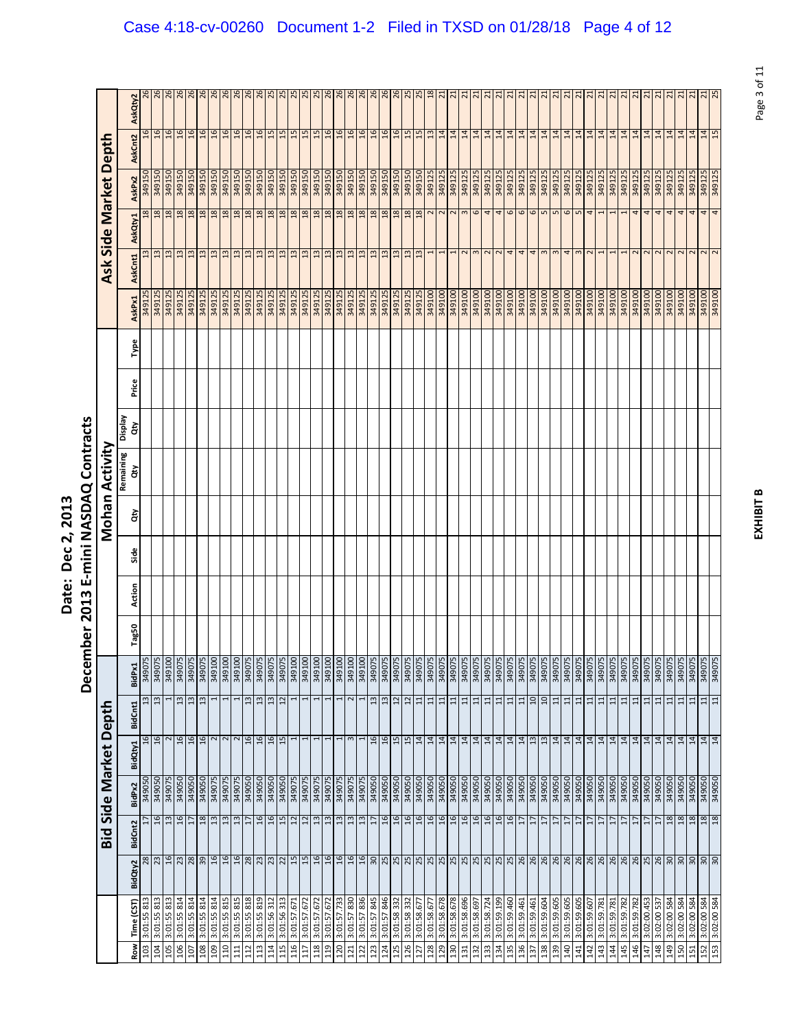# Date: Dec 2, 2013

# December 2013 E-mini NASDAQ Contracts

| | | Bid Side Market Depth | | | | | | Mohan Activity | | | | | | | | Ask Side Market Depth | | | | | |
|---|---|---|---|---|---|---|---|---|---|---|---|---|---|---|---|---|---|---|---|---|---|
| Row | Time (CST) | BidQty2 | BidCnt2 | BidPx2 | BidQty1 | BidCnt1 | BidPx1 | Tag50 | Action | Side | Qty | Remaining Qty | Display Qty | Price | Type | AskPx1 | AskCnt1 | AskQty1 | AskPx2 | AskCnt2 | AskQty2 |
| 103 | 3:01:55.813 | 28 | 17 | 349050 | 16 | 13 | 349075 | | | | | | | | | 349125 | 13 | 18 | 349150 | 16 | 26 |
| 104 | 3:01:55.813 | 23 | 16 | 349050 | 16 | 13 | 349075 | | | | | | | | | 349125 | 13 | 18 | 349150 | 16 | 26 |
| 105 | 3:01:55.813 | 16 | 13 | 349075 | 2 | 1 | 349100 | | | | | | | | | 349125 | 13 | 18 | 349150 | 16 | 26 |
| 106 | 3:01:55.814 | 23 | 16 | 349050 | 16 | 13 | 349075 | | | | | | | | | 349125 | 13 | 18 | 349150 | 16 | 26 |
| 107 | 3:01:55.814 | 28 | 17 | 349050 | 16 | 13 | 349075 | | | | | | | | | 349125 | 13 | 18 | 349150 | 16 | 26 |
| 108 | 3:01:55.814 | 39 | 18 | 349050 | 16 | 13 | 349075 | | | | | | | | | 349125 | 13 | 18 | 349150 | 16 | 26 |
| 109 | 3:01:55.814 | 16 | 13 | 349075 | 2 | 1 | 349100 | | | | | | | | | 349125 | 13 | 18 | 349150 | 16 | 26 |
| 110 | 3:01:55.815 | 16 | 13 | 349075 | 2 | 1 | 349100 | | | | | | | | | 349125 | 13 | 18 | 349150 | 16 | 26 |
| 111 | 3:01:55.815 | 16 | 13 | 349075 | 2 | 1 | 349100 | | | | | | | | | 349125 | 13 | 18 | 349150 | 16 | 26 |
| 112 | 3:01:55.818 | 28 | 17 | 349050 | 16 | 13 | 349075 | | | | | | | | | 349125 | 13 | 18 | 349150 | 16 | 26 |
| 113 | 3:01:55.819 | 23 | 16 | 349050 | 16 | 13 | 349075 | | | | | | | | | 349125 | 13 | 18 | 349150 | 16 | 26 |
| 114 | 3:01:56.312 | 23 | 16 | 349050 | 16 | 13 | 349075 | | | | | | | | | 349125 | 13 | 18 | 349150 | 15 | 25 |
| 115 | 3:01:56.313 | 22 | 15 | 349050 | 15 | 12 | 349075 | | | | | | | | | 349125 | 13 | 18 | 349150 | 15 | 25 |
| 116 | 3:01:57.671 | 15 | 12 | 349075 | 1 | 1 | 349100 | | | | | | | | | 349125 | 13 | 18 | 349150 | 15 | 25 |
| 117 | 3:01:57.672 | 15 | 12 | 349075 | 1 | 1 | 349100 | | | | | | | | | 349125 | 13 | 18 | 349150 | 15 | 25 |
| 118 | 3:01:57.672 | 16 | 13 | 349075 | 1 | 1 | 349100 | | | | | | | | | 349125 | 13 | 18 | 349150 | 15 | 25 |
| 119 | 3:01:57.672 | 16 | 13 | 349075 | 1 | 1 | 349100 | | | | | | | | | 349125 | 13 | 18 | 349150 | 16 | 26 |
| 120 | 3:01:57.733 | 16 | 13 | 349075 | 1 | 1 | 349100 | | | | | | | | | 349125 | 13 | 18 | 349150 | 16 | 26 |
| 121 | 3:01:57.830 | 16 | 13 | 349075 | 3 | 2 | 349100 | | | | | | | | | 349125 | 13 | 18 | 349150 | 16 | 26 |
| 122 | 3:01:57.836 | 16 | 13 | 349075 | 1 | 1 | 349100 | | | | | | | | | 349125 | 13 | 18 | 349150 | 16 | 26 |
| 123 | 3:01:57.845 | 30 | 17 | 349050 | 16 | 13 | 349075 | | | | | | | | | 349125 | 13 | 18 | 349150 | 16 | 26 |
| 124 | 3:01:57.846 | 25 | 16 | 349050 | 16 | 13 | 349075 | | | | | | | | | 349125 | 13 | 18 | 349150 | 16 | 26 |
| 125 | 3:01:58.332 | 25 | 16 | 349050 | 15 | 12 | 349075 | | | | | | | | | 349125 | 13 | 18 | 349150 | 16 | 26 |
| 126 | 3:01:58.332 | 25 | 16 | 349050 | 15 | 12 | 349075 | | | | | | | | | 349125 | 13 | 18 | 349150 | 15 | 25 |
| 127 | 3:01:58.677 | 25 | 16 | 349050 | 14 | 11 | 349075 | | | | | | | | | 349125 | 13 | 18 | 349150 | 15 | 25 |
| 128 | 3:01:58.677 | 25 | 16 | 349050 | 14 | 11 | 349075 | | | | | | | | | 349100 | 1 | 2 | 349125 | 13 | 18 |
| 129 | 3:01:58.678 | 25 | 16 | 349050 | 14 | 11 | 349075 | | | | | | | | | 349100 | 1 | 2 | 349125 | 14 | 21 |
| 130 | 3:01:58.678 | 25 | 16 | 349050 | 14 | 11 | 349075 | | | | | | | | | 349100 | 1 | 2 | 349125 | 14 | 21 |
| 131 | 3:01:58.696 | 25 | 16 | 349050 | 14 | 11 | 349075 | | | | | | | | | 349100 | 2 | 3 | 349125 | 14 | 21 |
| 132 | 3:01:58.697 | 25 | 16 | 349050 | 14 | 11 | 349075 | | | | | | | | | 349100 | 3 | 6 | 349125 | 14 | 21 |
| 133 | 3:01:58.724 | 25 | 16 | 349050 | 14 | 11 | 349075 | | | | | | | | | 349100 | 2 | 4 | 349125 | 14 | 21 |
| 134 | 3:01:59.199 | 25 | 16 | 349050 | 14 | 11 | 349075 | | | | | | | | | 349100 | 2 | 4 | 349125 | 14 | 21 |
| 135 | 3:01:59.460 | 25 | 16 | 349050 | 14 | 11 | 349075 | | | | | | | | | 349100 | 4 | 6 | 349125 | 14 | 21 |
| 136 | 3:01:59.461 | 26 | 17 | 349050 | 14 | 11 | 349075 | | | | | | | | | 349100 | 4 | 6 | 349125 | 14 | 21 |
| 137 | 3:01:59.461 | 26 | 17 | 349050 | 13 | 10 | 349075 | | | | | | | | | 349100 | 4 | 6 | 349125 | 14 | 21 |
| 138 | 3:01:59.604 | 26 | 17 | 349050 | 13 | 10 | 349075 | | | | | | | | | 349100 | 3 | 5 | 349125 | 14 | 21 |
| 139 | 3:01:59.605 | 26 | 17 | 349050 | 14 | 11 | 349075 | | | | | | | | | 349100 | 3 | 5 | 349125 | 14 | 21 |
| 140 | 3:01:59.605 | 26 | 17 | 349050 | 14 | 11 | 349075 | | | | | | | | | 349100 | 4 | 6 | 349125 | 14 | 21 |
| 141 | 3:01:59.605 | 26 | 17 | 349050 | 14 | 11 | 349075 | | | | | | | | | 349100 | 3 | 5 | 349125 | 14 | 21 |
| 142 | 3:01:59.607 | 26 | 17 | 349050 | 14 | 11 | 349075 | | | | | | | | | 349100 | 2 | 4 | 349125 | 14 | 21 |
| 143 | 3:01:59.781 | 26 | 17 | 349050 | 14 | 11 | 349075 | | | | | | | | | 349100 | 1 | 1 | 349125 | 14 | 21 |
| 144 | 3:01:59.781 | 26 | 17 | 349050 | 14 | 11 | 349075 | | | | | | | | | 349100 | 1 | 1 | 349125 | 14 | 21 |
| 145 | 3:01:59.782 | 26 | 17 | 349050 | 14 | 11 | 349075 | | | | | | | | | 349100 | 1 | 1 | 349125 | 14 | 21 |
| 146 | 3:01:59.782 | 26 | 17 | 349050 | 14 | 11 | 349075 | | | | | | | | | 349100 | 2 | 4 | 349125 | 14 | 21 |
| 147 | 3:02:00.453 | 25 | 17 | 349050 | 14 | 11 | 349075 | | | | | | | | | 349100 | 2 | 4 | 349125 | 14 | 21 |
| 148 | 3:02:00.537 | 26 | 17 | 349050 | 14 | 11 | 349075 | | | | | | | | | 349100 | 2 | 4 | 349125 | 14 | 21 |
| 149 | 3:02:00.584 | 30 | 18 | 349050 | 14 | 11 | 349075 | | | | | | | | | 349100 | 2 | 4 | 349125 | 14 | 21 |
| 150 | 3:02:00.584 | 30 | 18 | 349050 | 14 | 11 | 349075 | | | | | | | | | 349100 | 2 | 4 | 349125 | 14 | 21 |
| 151 | 3:02:00.584 | 30 | 18 | 349050 | 14 | 11 | 349075 | | | | | | | | | 349100 | 2 | 4 | 349125 | 14 | 21 |
| 152 | 3:02:00.584 | 30 | 18 | 349050 | 14 | 11 | 349075 | | | | | | | | | 349100 | 2 | 4 | 349125 | 14 | 21 |
| 153 | 3:02:00.584 | 30 | 18 | 349050 | 14 | 11 | 349075 | | | | | | | | | 349100 | 2 | 4 | 349125 | 15 | 25 |

**EXHIBIT B**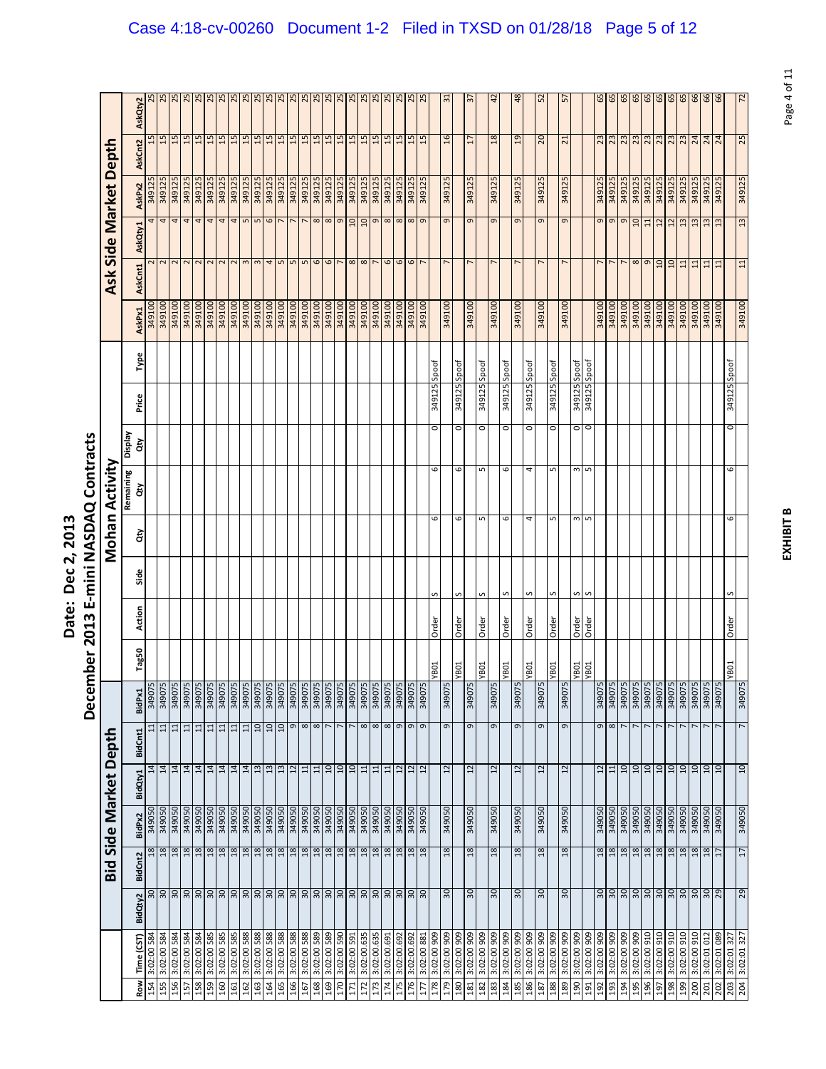# Date: Dec 2, 2013

# December 2013 E-mini NASDAQ Contracts

| | | Bid Side Market Depth | | | | | | Mohan Activity | | | | | | | | Ask Side Market Depth | | | | | |
|---|---|---|---|---|---|---|---|---|---|---|---|---|---|---|---|---|---|---|---|---|---|
| Row | Time (CST) | BidQty2 | BidCnt2 | BidPx2 | BidQty1 | BidCnt1 | BidPx1 | Tag50 | Action | Side | Qty | Remaining Qty | Display Qty | Price | Type | AskPx1 | AskCnt1 | AskQty1 | AskPx2 | AskCnt2 | AskQty2 |
| 154 | 3:02:00.584 | 30 | 18 | 349050 | 14 | 11 | 349075 | | | | | | | | | 349100 | 2 | 4 | 349125 | 15 | 25 |
| 155 | 3:02:00.584 | 30 | 18 | 349050 | 14 | 11 | 349075 | | | | | | | | | 349100 | 2 | 4 | 349125 | 15 | 25 |
| 156 | 3:02:00.584 | 30 | 18 | 349050 | 14 | 11 | 349075 | | | | | | | | | 349100 | 2 | 4 | 349125 | 15 | 25 |
| 157 | 3:02:00.584 | 30 | 18 | 349050 | 14 | 11 | 349075 | | | | | | | | | 349100 | 2 | 4 | 349125 | 15 | 25 |
| 158 | 3:02:00.584 | 30 | 18 | 349050 | 14 | 11 | 349075 | | | | | | | | | 349100 | 2 | 4 | 349125 | 15 | 25 |
| 159 | 3:02:00.585 | 30 | 18 | 349050 | 14 | 11 | 349075 | | | | | | | | | 349100 | 2 | 4 | 349125 | 15 | 25 |
| 160 | 3:02:00.585 | 30 | 18 | 349050 | 14 | 11 | 349075 | | | | | | | | | 349100 | 2 | 4 | 349125 | 15 | 25 |
| 161 | 3:02:00.585 | 30 | 18 | 349050 | 14 | 11 | 349075 | | | | | | | | | 349100 | 2 | 4 | 349125 | 15 | 25 |
| 162 | 3:02:00.588 | 30 | 18 | 349050 | 14 | 11 | 349075 | | | | | | | | | 349100 | 3 | 5 | 349125 | 15 | 25 |
| 163 | 3:02:00.588 | 30 | 18 | 349050 | 13 | 10 | 349075 | | | | | | | | | 349100 | 3 | 5 | 349125 | 15 | 25 |
| 164 | 3:02:00.588 | 30 | 18 | 349050 | 13 | 10 | 349075 | | | | | | | | | 349100 | 4 | 6 | 349125 | 15 | 25 |
| 165 | 3:02:00.588 | 30 | 18 | 349050 | 13 | 10 | 349075 | | | | | | | | | 349100 | 5 | 7 | 349125 | 15 | 25 |
| 166 | 3:02:00.588 | 30 | 18 | 349050 | 12 | 9 | 349075 | | | | | | | | | 349100 | 5 | 7 | 349125 | 15 | 25 |
| 167 | 3:02:00.588 | 30 | 18 | 349050 | 11 | 8 | 349075 | | | | | | | | | 349100 | 5 | 7 | 349125 | 15 | 25 |
| 168 | 3:02:00.589 | 30 | 18 | 349050 | 11 | 8 | 349075 | | | | | | | | | 349100 | 6 | 8 | 349125 | 15 | 25 |
| 169 | 3:02:00.589 | 30 | 18 | 349050 | 10 | 7 | 349075 | | | | | | | | | 349100 | 6 | 8 | 349125 | 15 | 25 |
| 170 | 3:02:00.590 | 30 | 18 | 349050 | 10 | 7 | 349075 | | | | | | | | | 349100 | 7 | 9 | 349125 | 15 | 25 |
| 171 | 3:02:00.591 | 30 | 18 | 349050 | 10 | 7 | 349075 | | | | | | | | | 349100 | 8 | 10 | 349125 | 15 | 25 |
| 172 | 3:02:00.635 | 30 | 18 | 349050 | 11 | 8 | 349075 | | | | | | | | | 349100 | 8 | 10 | 349125 | 15 | 25 |
| 173 | 3:02:00.635 | 30 | 18 | 349050 | 11 | 8 | 349075 | | | | | | | | | 349100 | 7 | 9 | 349125 | 15 | 25 |
| 174 | 3:02:00.691 | 30 | 18 | 349050 | 11 | 8 | 349075 | | | | | | | | | 349100 | 6 | 8 | 349125 | 15 | 25 |
| 175 | 3:02:00.692 | 30 | 18 | 349050 | 12 | 9 | 349075 | | | | | | | | | 349100 | 6 | 8 | 349125 | 15 | 25 |
| 176 | 3:02:00.692 | 30 | 18 | 349050 | 12 | 9 | 349075 | | | | | | | | | 349100 | 6 | 8 | 349125 | 15 | 25 |
| 177 | 3:02:00.881 | 30 | 18 | 349050 | 12 | 9 | 349075 | | | | | | | | | 349100 | 7 | 9 | 349125 | 15 | 25 |
| 178 | 3:02:00.909 | | | | | | | YB01 | Order | S | 6 | 6 | 0 | 349125 | Spoof | | | | | | |
| 179 | 3:02:00.909 | 30 | 18 | 349050 | 12 | 9 | 349075 | | | | | | | | | 349100 | 7 | 9 | 349125 | 16 | 31 |
| 180 | 3:02:00.909 | | | | | | | YB01 | Order | S | 6 | 6 | 0 | 349125 | Spoof | | | | | | |
| 181 | 3:02:00.909 | 30 | 18 | 349050 | 12 | 9 | 349075 | | | | | | | | | 349100 | 7 | 9 | 349125 | 17 | 37 |
| 182 | 3:02:00.909 | | | | | | | YB01 | Order | S | 5 | 5 | 0 | 349125 | Spoof | | | | | | |
| 183 | 3:02:00.909 | 30 | 18 | 349050 | 12 | 9 | 349075 | | | | | | | | | 349100 | 7 | 9 | 349125 | 18 | 42 |
| 184 | 3:02:00.909 | | | | | | | YB01 | Order | S | 6 | 6 | 0 | 349125 | Spoof | | | | | | |
| 185 | 3:02:00.909 | 30 | 18 | 349050 | 12 | 9 | 349075 | | | | | | | | | 349100 | 7 | 9 | 349125 | 19 | 48 |
| 186 | 3:02:00.909 | | | | | | | YB01 | Order | S | 4 | 4 | 0 | 349125 | Spoof | | | | | | |
| 187 | 3:02:00.909 | 30 | 18 | 349050 | 12 | 9 | 349075 | | | | | | | | | 349100 | 7 | 9 | 349125 | 20 | 52 |
| 188 | 3:02:00.909 | | | | | | | YB01 | Order | S | 5 | 5 | 0 | 349125 | Spoof | | | | | | |
| 189 | 3:02:00.909 | 30 | 18 | 349050 | 12 | 9 | 349075 | | | | | | | | | 349100 | 7 | 9 | 349125 | 21 | 57 |
| 190 | 3:02:00.909 | | | | | | | YB01 | Order | S | 3 | 3 | 0 | 349125 | Spoof | | | | | | |
| 191 | 3:02:00.909 | | | | | | | YB01 | Order | S | 5 | 5 | 0 | 349125 | Spoof | | | | | | |
| 192 | 3:02:00.909 | 30 | 18 | 349050 | 12 | 9 | 349075 | | | | | | | | | 349100 | 7 | 9 | 349125 | 23 | 65 |
| 193 | 3:02:00.909 | 30 | 18 | 349050 | 11 | 8 | 349075 | | | | | | | | | 349100 | 7 | 9 | 349125 | 23 | 65 |
| 194 | 3:02:00.909 | 30 | 18 | 349050 | 10 | 7 | 349075 | | | | | | | | | 349100 | 7 | 9 | 349125 | 23 | 65 |
| 195 | 3:02:00.909 | 30 | 18 | 349050 | 10 | 7 | 349075 | | | | | | | | | 349100 | 8 | 10 | 349125 | 23 | 65 |
| 196 | 3:02:00.910 | 30 | 18 | 349050 | 10 | 7 | 349075 | | | | | | | | | 349100 | 9 | 11 | 349125 | 23 | 65 |
| 197 | 3:02:00.910 | 30 | 18 | 349050 | 10 | 7 | 349075 | | | | | | | | | 349100 | 10 | 12 | 349125 | 23 | 65 |
| 198 | 3:02:00.910 | 30 | 18 | 349050 | 10 | 7 | 349075 | | | | | | | | | 349100 | 10 | 12 | 349125 | 23 | 65 |
| 199 | 3:02:00.910 | 30 | 18 | 349050 | 10 | 7 | 349075 | | | | | | | | | 349100 | 11 | 13 | 349125 | 23 | 65 |
| 200 | 3:02:00.910 | 30 | 18 | 349050 | 10 | 7 | 349075 | | | | | | | | | 349100 | 11 | 13 | 349125 | 24 | 66 |
| 201 | 3:02:01.012 | 30 | 18 | 349050 | 10 | 7 | 349075 | | | | | | | | | 349100 | 11 | 13 | 349125 | 24 | 66 |
| 202 | 3:02:01.089 | 29 | 17 | 349050 | 10 | 7 | 349075 | | | | | | | | | 349100 | 11 | 13 | 349125 | 24 | 66 |
| 203 | 3:02:01.327 | | | | | | | YB01 | Order | S | 6 | 6 | 0 | 349125 | Spoof | | | | | | |
| 204 | 3:02:01.327 | 29 | 17 | 349050 | 10 | 7 | 349075 | | | | | | | | | 349100 | 11 | 13 | 349125 | 25 | 72 |

**EXHIBIT B**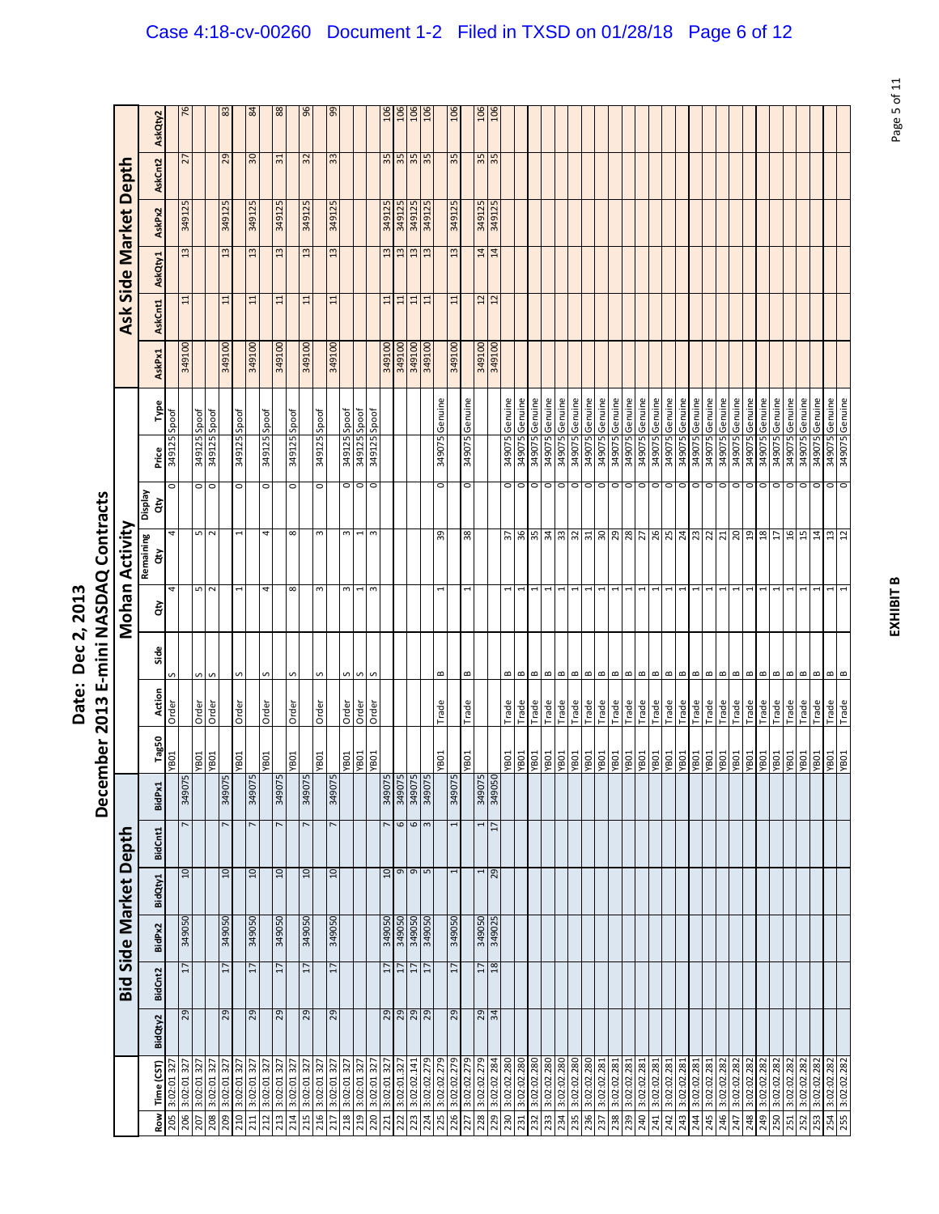# Date: Dec 2, 2013

## December 2013 E-mini NASDAQ Contracts

| | | Bid Side Market Depth | | | | | | Mohan Activity | | | | | | | | Ask Side Market Depth | | | | | |
|---|---|---|---|---|---|---|---|---|---|---|---|---|---|---|---|---|---|---|---|---|---|
| Row | Time (CST) | BidQty2 | BidCnt2 | BidPx2 | BidQty1 | BidCnt1 | BidPx1 | Tag50 | Action | Side | Qty | Remaining Qty | Display Qty | Price | Type | AskPx1 | AskCnt1 | AskQty1 | AskPx2 | AskCnt2 | AskQty2 |
| 205 | 3:02:01.327 | | | | | | | YB01 | Order | S | 4 | 4 | 0 | 349125 | Spoof | | | | | | |
| 206 | 3:02:01.327 | 29 | 17 | 349050 | 10 | 7 | 349075 | | | | | | | | | 349100 | 11 | 13 | 349125 | 27 | 76 |
| 207 | 3:02:01.327 | | | | | | | YB01 | Order | S | 5 | 5 | 0 | 349125 | Spoof | | | | | | |
| 208 | 3:02:01.327 | | | | | | | YB01 | Order | S | 2 | 2 | 0 | 349125 | Spoof | | | | | | |
| 209 | 3:02:01.327 | 29 | 17 | 349050 | 10 | 7 | 349075 | | | | | | | | | 349100 | 11 | 13 | 349125 | 29 | 83 |
| 210 | 3:02:01.327 | | | | | | | YB01 | Order | S | 1 | 1 | 0 | 349125 | Spoof | | | | | | |
| 211 | 3:02:01.327 | 29 | 17 | 349050 | 10 | 7 | 349075 | | | | | | | | | 349100 | 11 | 13 | 349125 | 30 | 84 |
| 212 | 3:02:01.327 | | | | | | | YB01 | Order | S | 4 | 4 | 0 | 349125 | Spoof | | | | | | |
| 213 | 3:02:01.327 | 29 | 17 | 349050 | 10 | 7 | 349075 | | | | | | | | | 349100 | 11 | 13 | 349125 | 31 | 88 |
| 214 | 3:02:01.327 | | | | | | | YB01 | Order | S | 8 | 8 | 0 | 349125 | Spoof | | | | | | |
| 215 | 3:02:01.327 | 29 | 17 | 349050 | 10 | 7 | 349075 | | | | | | | | | 349100 | 11 | 13 | 349125 | 32 | 96 |
| 216 | 3:02:01.327 | | | | | | | YB01 | Order | S | 3 | 3 | 0 | 349125 | Spoof | | | | | | |
| 217 | 3:02:01.327 | 29 | 17 | 349050 | 10 | 7 | 349075 | | | | | | | | | 349100 | 11 | 13 | 349125 | 33 | 99 |
| 218 | 3:02:01.327 | | | | | | | YB01 | Order | S | 3 | 3 | 0 | 349125 | Spoof | | | | | | |
| 219 | 3:02:01.327 | | | | | | | YB01 | Order | S | 1 | 1 | 0 | 349125 | Spoof | | | | | | |
| 220 | 3:02:01.327 | | | | | | | YB01 | Order | S | 3 | 3 | 0 | 349125 | Spoof | | | | | | |
| 221 | 3:02:01.327 | 29 | 17 | 349050 | 10 | 7 | 349075 | | | | | | | | | 349100 | 11 | 13 | 349125 | 35 | 106 |
| 222 | 3:02:01.327 | 29 | 17 | 349050 | 9 | 6 | 349075 | | | | | | | | | 349100 | 11 | 13 | 349125 | 35 | 106 |
| 223 | 3:02:02.141 | 29 | 17 | 349050 | 9 | 6 | 349075 | | | | | | | | | 349100 | 11 | 13 | 349125 | 35 | 106 |
| 224 | 3:02:02.279 | 29 | 17 | 349050 | 5 | 3 | 349075 | | | | | | | | | 349100 | 11 | 13 | 349125 | 35 | 106 |
| 225 | 3:02:02.279 | | | | | | | YB01 | Trade | B | 1 | 39 | 0 | 349075 | Genuine | | | | | | |
| 226 | 3:02:02.279 | 29 | 17 | 349050 | 1 | 1 | 349075 | | | | | | | | | 349100 | 11 | 13 | 349125 | 35 | 106 |
| 227 | 3:02:02.279 | | | | | | | YB01 | Trade | B | 1 | 38 | 0 | 349075 | Genuine | | | | | | |
| 228 | 3:02:02.279 | 29 | 17 | 349050 | 1 | 1 | 349075 | | | | | | | | | 349100 | 12 | 14 | 349125 | 35 | 106 |
| 229 | 3:02:02.284 | 34 | 18 | 349025 | 29 | 17 | 349050 | | | | | | | | | 349100 | 12 | 14 | 349125 | 35 | 106 |
| 230 | 3:02:02.280 | | | | | | | YB01 | Trade | B | 1 | 37 | 0 | 349075 | Genuine | | | | | | |
| 231 | 3:02:02.280 | | | | | | | YB01 | Trade | B | 1 | 36 | 0 | 349075 | Genuine | | | | | | |
| 232 | 3:02:02.280 | | | | | | | YB01 | Trade | B | 1 | 35 | 0 | 349075 | Genuine | | | | | | |
| 233 | 3:02:02.280 | | | | | | | YB01 | Trade | B | 1 | 34 | 0 | 349075 | Genuine | | | | | | |
| 234 | 3:02:02.280 | | | | | | | YB01 | Trade | B | 1 | 33 | 0 | 349075 | Genuine | | | | | | |
| 235 | 3:02:02.280 | | | | | | | YB01 | Trade | B | 1 | 32 | 0 | 349075 | Genuine | | | | | | |
| 236 | 3:02:02.280 | | | | | | | YB01 | Trade | B | 1 | 31 | 0 | 349075 | Genuine | | | | | | |
| 237 | 3:02:02.281 | | | | | | | YB01 | Trade | B | 1 | 30 | 0 | 349075 | Genuine | | | | | | |
| 238 | 3:02:02.281 | | | | | | | YB01 | Trade | B | 1 | 29 | 0 | 349075 | Genuine | | | | | | |
| 239 | 3:02:02.281 | | | | | | | YB01 | Trade | B | 1 | 28 | 0 | 349075 | Genuine | | | | | | |
| 240 | 3:02:02.281 | | | | | | | YB01 | Trade | B | 1 | 27 | 0 | 349075 | Genuine | | | | | | |
| 241 | 3:02:02.281 | | | | | | | YB01 | Trade | B | 1 | 26 | 0 | 349075 | Genuine | | | | | | |
| 242 | 3:02:02.281 | | | | | | | YB01 | Trade | B | 1 | 25 | 0 | 349075 | Genuine | | | | | | |
| 243 | 3:02:02.281 | | | | | | | YB01 | Trade | B | 1 | 24 | 0 | 349075 | Genuine | | | | | | |
| 244 | 3:02:02.281 | | | | | | | YB01 | Trade | B | 1 | 23 | 0 | 349075 | Genuine | | | | | | |
| 245 | 3:02:02.281 | | | | | | | YB01 | Trade | B | 1 | 22 | 0 | 349075 | Genuine | | | | | | |
| 246 | 3:02:02.282 | | | | | | | YB01 | Trade | B | 1 | 21 | 0 | 349075 | Genuine | | | | | | |
| 247 | 3:02:02.282 | | | | | | | YB01 | Trade | B | 1 | 20 | 0 | 349075 | Genuine | | | | | | |
| 248 | 3:02:02.282 | | | | | | | YB01 | Trade | B | 1 | 19 | 0 | 349075 | Genuine | | | | | | |
| 249 | 3:02:02.282 | | | | | | | YB01 | Trade | B | 1 | 18 | 0 | 349075 | Genuine | | | | | | |
| 250 | 3:02:02.282 | | | | | | | YB01 | Trade | B | 1 | 17 | 0 | 349075 | Genuine | | | | | | |
| 251 | 3:02:02.282 | | | | | | | YB01 | Trade | B | 1 | 16 | 0 | 349075 | Genuine | | | | | | |
| 252 | 3:02:02.282 | | | | | | | YB01 | Trade | B | 1 | 15 | 0 | 349075 | Genuine | | | | | | |
| 253 | 3:02:02.282 | | | | | | | YB01 | Trade | B | 1 | 14 | 0 | 349075 | Genuine | | | | | | |
| 254 | 3:02:02.282 | | | | | | | YB01 | Trade | B | 1 | 13 | 0 | 349075 | Genuine | | | | | | |
| 255 | 3:02:02.282 | | | | | | | YB01 | Trade | B | 1 | 12 | 0 | 349075 | Genuine | | | | | | |

**EXHIBIT B**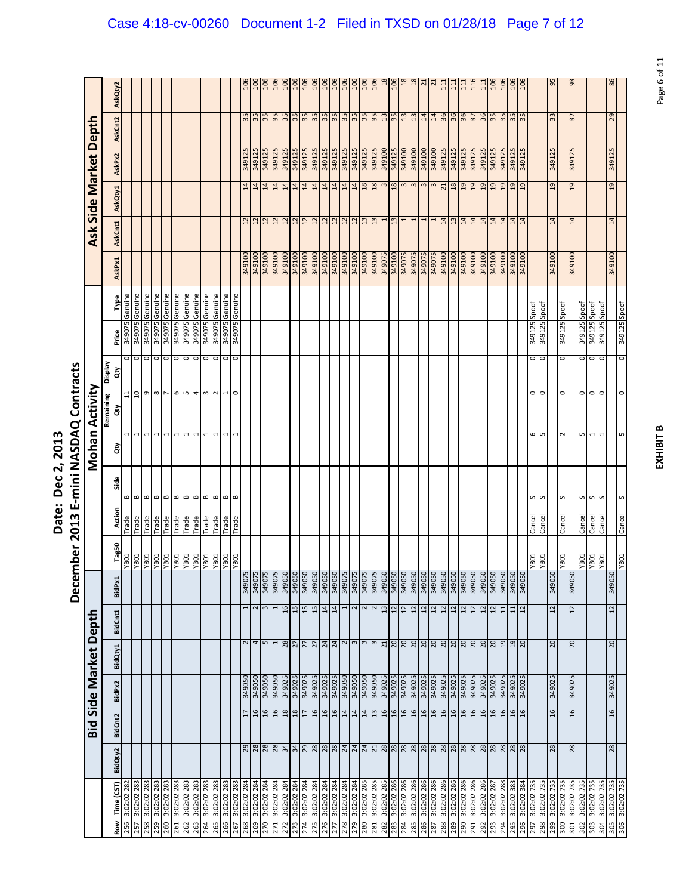# Date: Dec 2, 2013

## December 2013 E-mini NASDAQ Contracts

| | | Bid Side Market Depth | | | | | | Mohan Activity | | | | | | | | Ask Side Market Depth | | | | | |
|---|---|---|---|---|---|---|---|---|---|---|---|---|---|---|---|---|---|---|---|---|---|
| Row | Time (CST) | BidQty2 | BidCnt2 | BidPx2 | BidQty1 | BidCnt1 | BidPx1 | Tag50 | Action | Side | Qty | Remaining Qty | Display Qty | Price | Type | AskPx1 | AskCnt1 | AskQty1 | AskPx2 | AskCnt2 | AskQty2 |
| 256 | 3:02:02.282 | | | | | | | YB01 | Trade | B | 1 | 11 | 0 | 349075 | Genuine | | | | | | |
| 257 | 3:02:02.283 | | | | | | | YB01 | Trade | B | 1 | 10 | 0 | 349075 | Genuine | | | | | | |
| 258 | 3:02:02.283 | | | | | | | YB01 | Trade | B | 1 | 9 | 0 | 349075 | Genuine | | | | | | |
| 259 | 3:02:02.283 | | | | | | | YB01 | Trade | B | 1 | 8 | 0 | 349075 | Genuine | | | | | | |
| 260 | 3:02:02.283 | | | | | | | YB01 | Trade | B | 1 | 7 | 0 | 349075 | Genuine | | | | | | |
| 261 | 3:02:02.283 | | | | | | | YB01 | Trade | B | 1 | 6 | 0 | 349075 | Genuine | | | | | | |
| 262 | 3:02:02.283 | | | | | | | YB01 | Trade | B | 1 | 5 | 0 | 349075 | Genuine | | | | | | |
| 263 | 3:02:02.283 | | | | | | | YB01 | Trade | B | 1 | 4 | 0 | 349075 | Genuine | | | | | | |
| 264 | 3:02:02.283 | | | | | | | YB01 | Trade | B | 1 | 3 | 0 | 349075 | Genuine | | | | | | |
| 265 | 3:02:02.283 | | | | | | | YB01 | Trade | B | 1 | 2 | 0 | 349075 | Genuine | | | | | | |
| 266 | 3:02:02.283 | | | | | | | YB01 | Trade | B | 1 | 1 | 0 | 349075 | Genuine | | | | | | |
| 267 | 3:02:02.283 | | | | | | | YB01 | Trade | B | 1 | 0 | 0 | 349075 | Genuine | | | | | | |
| 268 | 3:02:02.284 | 29 | 17 | 349050 | 2 | 1 | 349075 | | | | | | | | | 349100 | 12 | 14 | 349125 | 35 | 106 |
| 269 | 3:02:02.284 | 28 | 16 | 349050 | 4 | 2 | 349075 | | | | | | | | | 349100 | 12 | 14 | 349125 | 35 | 106 |
| 270 | 3:02:02.284 | 28 | 16 | 349050 | 5 | 3 | 349075 | | | | | | | | | 349100 | 12 | 14 | 349125 | 35 | 106 |
| 271 | 3:02:02.284 | 28 | 16 | 349050 | 1 | 1 | 349075 | | | | | | | | | 349100 | 12 | 14 | 349125 | 35 | 106 |
| 272 | 3:02:02.284 | 34 | 18 | 349025 | 28 | 16 | 349050 | | | | | | | | | 349100 | 12 | 14 | 349125 | 35 | 106 |
| 273 | 3:02:02.284 | 34 | 18 | 349025 | 27 | 15 | 349050 | | | | | | | | | 349100 | 12 | 14 | 349125 | 35 | 106 |
| 274 | 3:02:02.284 | 29 | 17 | 349025 | 27 | 15 | 349050 | | | | | | | | | 349100 | 12 | 14 | 349125 | 35 | 106 |
| 275 | 3:02:02.284 | 28 | 16 | 349025 | 27 | 15 | 349050 | | | | | | | | | 349100 | 12 | 14 | 349125 | 35 | 106 |
| 276 | 3:02:02.284 | 28 | 16 | 349025 | 24 | 14 | 349050 | | | | | | | | | 349100 | 12 | 14 | 349125 | 35 | 106 |
| 277 | 3:02:02.284 | 28 | 16 | 349025 | 24 | 14 | 349050 | | | | | | | | | 349100 | 12 | 14 | 349125 | 35 | 106 |
| 278 | 3:02:02.284 | 24 | 14 | 349050 | 2 | 1 | 349075 | | | | | | | | | 349100 | 12 | 14 | 349125 | 35 | 106 |
| 279 | 3:02:02.284 | 24 | 14 | 349050 | 3 | 2 | 349075 | | | | | | | | | 349100 | 12 | 14 | 349125 | 35 | 106 |
| 280 | 3:02:02.285 | 24 | 14 | 349050 | 3 | 2 | 349075 | | | | | | | | | 349100 | 13 | 18 | 349125 | 35 | 106 |
| 281 | 3:02:02.285 | 21 | 13 | 349050 | 3 | 2 | 349075 | | | | | | | | | 349100 | 13 | 18 | 349125 | 35 | 106 |
| 282 | 3:02:02.285 | 28 | 16 | 349025 | 21 | 13 | 349050 | | | | | | | | | 349075 | 1 | 3 | 349100 | 13 | 18 |
| 283 | 3:02:02.286 | 28 | 16 | 349025 | 20 | 12 | 349050 | | | | | | | | | 349100 | 13 | 18 | 349125 | 35 | 106 |
| 284 | 3:02:02.286 | 28 | 16 | 349025 | 20 | 12 | 349050 | | | | | | | | | 349075 | 1 | 3 | 349100 | 13 | 18 |
| 285 | 3:02:02.286 | 28 | 16 | 349025 | 20 | 12 | 349050 | | | | | | | | | 349075 | 1 | 3 | 349100 | 13 | 18 |
| 286 | 3:02:02.286 | 28 | 16 | 349025 | 20 | 12 | 349050 | | | | | | | | | 349075 | 1 | 3 | 349100 | 14 | 21 |
| 287 | 3:02:02.286 | 28 | 16 | 349025 | 20 | 12 | 349050 | | | | | | | | | 349075 | 1 | 3 | 349100 | 14 | 21 |
| 288 | 3:02:02.286 | 28 | 16 | 349025 | 20 | 12 | 349050 | | | | | | | | | 349100 | 14 | 21 | 349125 | 36 | 111 |
| 289 | 3:02:02.286 | 28 | 16 | 349025 | 20 | 12 | 349050 | | | | | | | | | 349100 | 13 | 18 | 349125 | 36 | 111 |
| 290 | 3:02:02.286 | 28 | 16 | 349025 | 20 | 12 | 349050 | | | | | | | | | 349100 | 14 | 19 | 349125 | 36 | 111 |
| 291 | 3:02:02.286 | 28 | 16 | 349025 | 20 | 12 | 349050 | | | | | | | | | 349100 | 14 | 19 | 349125 | 37 | 116 |
| 292 | 3:02:02.286 | 28 | 16 | 349025 | 20 | 12 | 349050 | | | | | | | | | 349100 | 14 | 19 | 349125 | 36 | 111 |
| 293 | 3:02:02.287 | 28 | 16 | 349025 | 20 | 12 | 349050 | | | | | | | | | 349100 | 14 | 19 | 349125 | 35 | 106 |
| 294 | 3:02:02.288 | 28 | 16 | 349025 | 19 | 11 | 349050 | | | | | | | | | 349100 | 14 | 19 | 349125 | 35 | 106 |
| 295 | 3:02:02.383 | 28 | 16 | 349025 | 19 | 11 | 349050 | | | | | | | | | 349100 | 14 | 19 | 349125 | 35 | 106 |
| 296 | 3:02:02.384 | 28 | 16 | 349025 | 20 | 12 | 349050 | | | | | | | | | 349100 | 14 | 19 | 349125 | 35 | 106 |
| 297 | 3:02:02.735 | | | | | | | YB01 | Cancel | S | 6 | 0 | 0 | 349125 | Spoof | | | | | | |
| 298 | 3:02:02.735 | | | | | | | YB01 | Cancel | S | 5 | 0 | 0 | 349125 | Spoof | | | | | | |
| 299 | 3:02:02.735 | 28 | 16 | 349025 | 20 | 12 | 349050 | | | | | | | | | 349100 | 14 | 19 | 349125 | 33 | 95 |
| 300 | 3:02:02.735 | | | | | | | YB01 | Cancel | S | 2 | 0 | 0 | 349125 | Spoof | | | | | | |
| 301 | 3:02:02.735 | 28 | 16 | 349025 | 20 | 12 | 349050 | | | | | | | | | 349100 | 14 | 19 | 349125 | 32 | 93 |
| 302 | 3:02:02.735 | | | | | | | YB01 | Cancel | S | 5 | 0 | 0 | 349125 | Spoof | | | | | | |
| 303 | 3:02:02.735 | | | | | | | YB01 | Cancel | S | 1 | 0 | 0 | 349125 | Spoof | | | | | | |
| 304 | 3:02:02.735 | | | | | | | YB01 | Cancel | S | 1 | 0 | 0 | 349125 | Spoof | | | | | | |
| 305 | 3:02:02.735 | 28 | 16 | 349025 | 20 | 12 | 349050 | | | | | | | | | 349100 | 14 | 19 | 349125 | 29 | 86 |
| 306 | 3:02:02.735 | | | | | | | YB01 | Cancel | S | 5 | 0 | 0 | 349125 | Spoof | | | | | | |

**EXHIBIT B**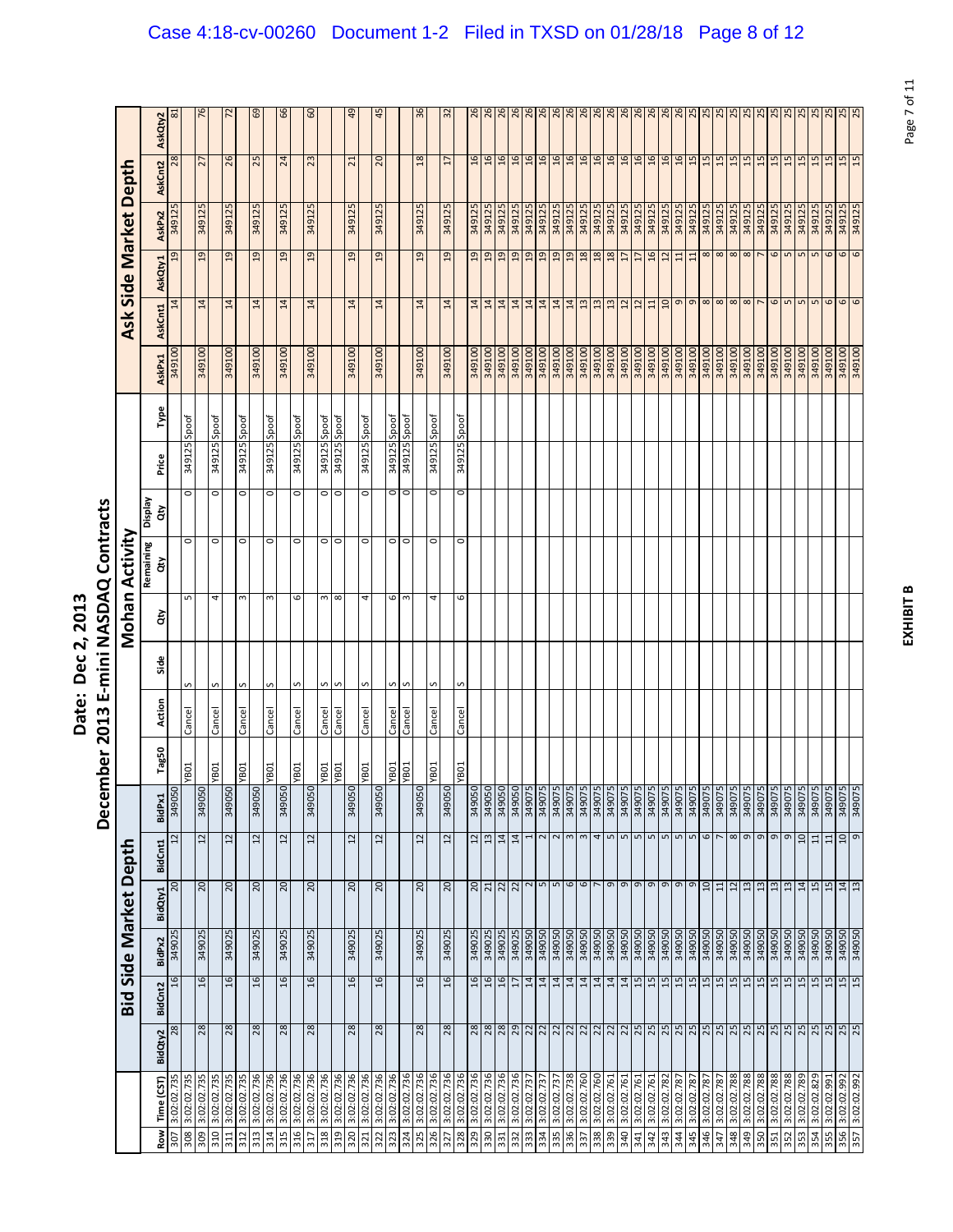# Date: Dec 2, 2013

# December 2013 E-mini NASDAQ Contracts

| | | Bid Side Market Depth | | | | | | Mohan Activity | | | | | | | | Ask Side Market Depth | | | | | |
|---|---|---|---|---|---|---|---|---|---|---|---|---|---|---|---|---|---|---|---|---|---|
| Row | Time (CST) | BidQty2 | BidCnt2 | BidPx2 | BidQty1 | BidCnt1 | BidPx1 | Tag50 | Action | Side | Qty | Remaining Qty | Display Qty | Price | Type | AskPx1 | AskCnt1 | AskQty1 | AskPx2 | AskCnt2 | AskQty2 |
| 307 | 3:02:02.735 | 28 | 16 | 349025 | 20 | 12 | 349050 | | | | | | | | | 349100 | 14 | 19 | 349125 | 28 | 81 |
| 308 | 3:02:02.735 | | | | | | | YB01 | Cancel | S | 5 | 0 | 0 | 349125 | Spoof | | | | | | |
| 309 | 3:02:02.735 | 28 | 16 | 349025 | 20 | 12 | 349050 | | | | | | | | | 349100 | 14 | 19 | 349125 | 27 | 76 |
| 310 | 3:02:02.735 | | | | | | | YB01 | Cancel | S | 4 | 0 | 0 | 349125 | Spoof | | | | | | |
| 311 | 3:02:02.735 | 28 | 16 | 349025 | 20 | 12 | 349050 | | | | | | | | | 349100 | 14 | 19 | 349125 | 26 | 72 |
| 312 | 3:02:02.735 | | | | | | | YB01 | Cancel | S | 3 | 0 | 0 | 349125 | Spoof | | | | | | |
| 313 | 3:02:02.736 | 28 | 16 | 349025 | 20 | 12 | 349050 | | | | | | | | | 349100 | 14 | 19 | 349125 | 25 | 69 |
| 314 | 3:02:02.736 | | | | | | | YB01 | Cancel | S | 3 | 0 | 0 | 349125 | Spoof | | | | | | |
| 315 | 3:02:02.736 | 28 | 16 | 349025 | 20 | 12 | 349050 | | | | | | | | | 349100 | 14 | 19 | 349125 | 24 | 66 |
| 316 | 3:02:02.736 | | | | | | | YB01 | Cancel | S | 6 | 0 | 0 | 349125 | Spoof | | | | | | |
| 317 | 3:02:02.736 | 28 | 16 | 349025 | 20 | 12 | 349050 | | | | | | | | | 349100 | 14 | 19 | 349125 | 23 | 60 |
| 318 | 3:02:02.736 | | | | | | | YB01 | Cancel | S | 3 | 0 | 0 | 349125 | Spoof | | | | | | |
| 319 | 3:02:02.736 | | | | | | | YB01 | Cancel | S | 8 | 0 | 0 | 349125 | Spoof | | | | | | |
| 320 | 3:02:02.736 | 28 | 16 | 349025 | 20 | 12 | 349050 | | | | | | | | | 349100 | 14 | 19 | 349125 | 21 | 49 |
| 321 | 3:02:02.736 | | | | | | | YB01 | Cancel | S | 4 | 0 | 0 | 349125 | Spoof | | | | | | |
| 322 | 3:02:02.736 | 28 | 16 | 349025 | 20 | 12 | 349050 | | | | | | | | | 349100 | 14 | 19 | 349125 | 20 | 45 |
| 323 | 3:02:02.736 | | | | | | | YB01 | Cancel | S | 6 | 0 | 0 | 349125 | Spoof | | | | | | |
| 324 | 3:02:02.736 | | | | | | | YB01 | Cancel | S | 3 | 0 | 0 | 349125 | Spoof | | | | | | |
| 325 | 3:02:02.736 | 28 | 16 | 349025 | 20 | 12 | 349050 | | | | | | | | | 349100 | 14 | 19 | 349125 | 18 | 36 |
| 326 | 3:02:02.736 | | | | | | | YB01 | Cancel | S | 4 | 0 | 0 | 349125 | Spoof | | | | | | |
| 327 | 3:02:02.736 | 28 | 16 | 349025 | 20 | 12 | 349050 | | | | | | | | | 349100 | 14 | 19 | 349125 | 17 | 32 |
| 328 | 3:02:02.736 | | | | | | | YB01 | Cancel | S | 6 | 0 | 0 | 349125 | Spoof | | | | | | |
| 329 | 3:02:02.736 | 28 | 16 | 349025 | 20 | 12 | 349050 | | | | | | | | | 349100 | 14 | 19 | 349125 | 16 | 26 |
| 330 | 3:02:02.736 | 28 | 16 | 349025 | 21 | 13 | 349050 | | | | | | | | | 349100 | 14 | 19 | 349125 | 16 | 26 |
| 331 | 3:02:02.736 | 28 | 16 | 349025 | 22 | 14 | 349050 | | | | | | | | | 349100 | 14 | 19 | 349125 | 16 | 26 |
| 332 | 3:02:02.736 | 29 | 17 | 349025 | 22 | 14 | 349050 | | | | | | | | | 349100 | 14 | 19 | 349125 | 16 | 26 |
| 333 | 3:02:02.737 | 22 | 14 | 349050 | 2 | 1 | 349075 | | | | | | | | | 349100 | 14 | 19 | 349125 | 16 | 26 |
| 334 | 3:02:02.737 | 22 | 14 | 349050 | 5 | 2 | 349075 | | | | | | | | | 349100 | 14 | 19 | 349125 | 16 | 26 |
| 335 | 3:02:02.737 | 22 | 14 | 349050 | 5 | 2 | 349075 | | | | | | | | | 349100 | 14 | 19 | 349125 | 16 | 26 |
| 336 | 3:02:02.738 | 22 | 14 | 349050 | 6 | 3 | 349075 | | | | | | | | | 349100 | 14 | 19 | 349125 | 16 | 26 |
| 337 | 3:02:02.760 | 22 | 14 | 349050 | 6 | 3 | 349075 | | | | | | | | | 349100 | 13 | 18 | 349125 | 16 | 26 |
| 338 | 3:02:02.760 | 22 | 14 | 349050 | 7 | 4 | 349075 | | | | | | | | | 349100 | 13 | 18 | 349125 | 16 | 26 |
| 339 | 3:02:02.761 | 22 | 14 | 349050 | 9 | 5 | 349075 | | | | | | | | | 349100 | 13 | 18 | 349125 | 16 | 26 |
| 340 | 3:02:02.761 | 22 | 14 | 349050 | 9 | 5 | 349075 | | | | | | | | | 349100 | 12 | 17 | 349125 | 16 | 26 |
| 341 | 3:02:02.761 | 25 | 15 | 349050 | 9 | 5 | 349075 | | | | | | | | | 349100 | 12 | 17 | 349125 | 16 | 26 |
| 342 | 3:02:02.761 | 25 | 15 | 349050 | 9 | 5 | 349075 | | | | | | | | | 349100 | 11 | 16 | 349125 | 16 | 26 |
| 343 | 3:02:02.782 | 25 | 15 | 349050 | 9 | 5 | 349075 | | | | | | | | | 349100 | 10 | 12 | 349125 | 16 | 26 |
| 344 | 3:02:02.787 | 25 | 15 | 349050 | 9 | 5 | 349075 | | | | | | | | | 349100 | 9 | 11 | 349125 | 16 | 26 |
| 345 | 3:02:02.787 | 25 | 15 | 349050 | 9 | 5 | 349075 | | | | | | | | | 349100 | 9 | 11 | 349125 | 15 | 25 |
| 346 | 3:02:02.787 | 25 | 15 | 349050 | 10 | 6 | 349075 | | | | | | | | | 349100 | 8 | 8 | 349125 | 15 | 25 |
| 347 | 3:02:02.787 | 25 | 15 | 349050 | 11 | 7 | 349075 | | | | | | | | | 349100 | 8 | 8 | 349125 | 15 | 25 |
| 348 | 3:02:02.788 | 25 | 15 | 349050 | 12 | 8 | 349075 | | | | | | | | | 349100 | 8 | 8 | 349125 | 15 | 25 |
| 349 | 3:02:02.788 | 25 | 15 | 349050 | 13 | 9 | 349075 | | | | | | | | | 349100 | 8 | 8 | 349125 | 15 | 25 |
| 350 | 3:02:02.788 | 25 | 15 | 349050 | 13 | 9 | 349075 | | | | | | | | | 349100 | 7 | 7 | 349125 | 15 | 25 |
| 351 | 3:02:02.788 | 25 | 15 | 349050 | 13 | 9 | 349075 | | | | | | | | | 349100 | 6 | 6 | 349125 | 15 | 25 |
| 352 | 3:02:02.788 | 25 | 15 | 349050 | 13 | 9 | 349075 | | | | | | | | | 349100 | 5 | 5 | 349125 | 15 | 25 |
| 353 | 3:02:02.789 | 25 | 15 | 349050 | 14 | 10 | 349075 | | | | | | | | | 349100 | 5 | 5 | 349125 | 15 | 25 |
| 354 | 3:02:02.829 | 25 | 15 | 349050 | 15 | 11 | 349075 | | | | | | | | | 349100 | 5 | 5 | 349125 | 15 | 25 |
| 355 | 3:02:02.991 | 25 | 15 | 349050 | 15 | 11 | 349075 | | | | | | | | | 349100 | 6 | 6 | 349125 | 15 | 25 |
| 356 | 3:02:02.992 | 25 | 15 | 349050 | 14 | 10 | 349075 | | | | | | | | | 349100 | 6 | 6 | 349125 | 15 | 25 |
| 357 | 3:02:02.992 | 25 | 15 | 349050 | 13 | 9 | 349075 | | | | | | | | | 349100 | 6 | 6 | 349125 | 15 | 25 |

EXHIBIT B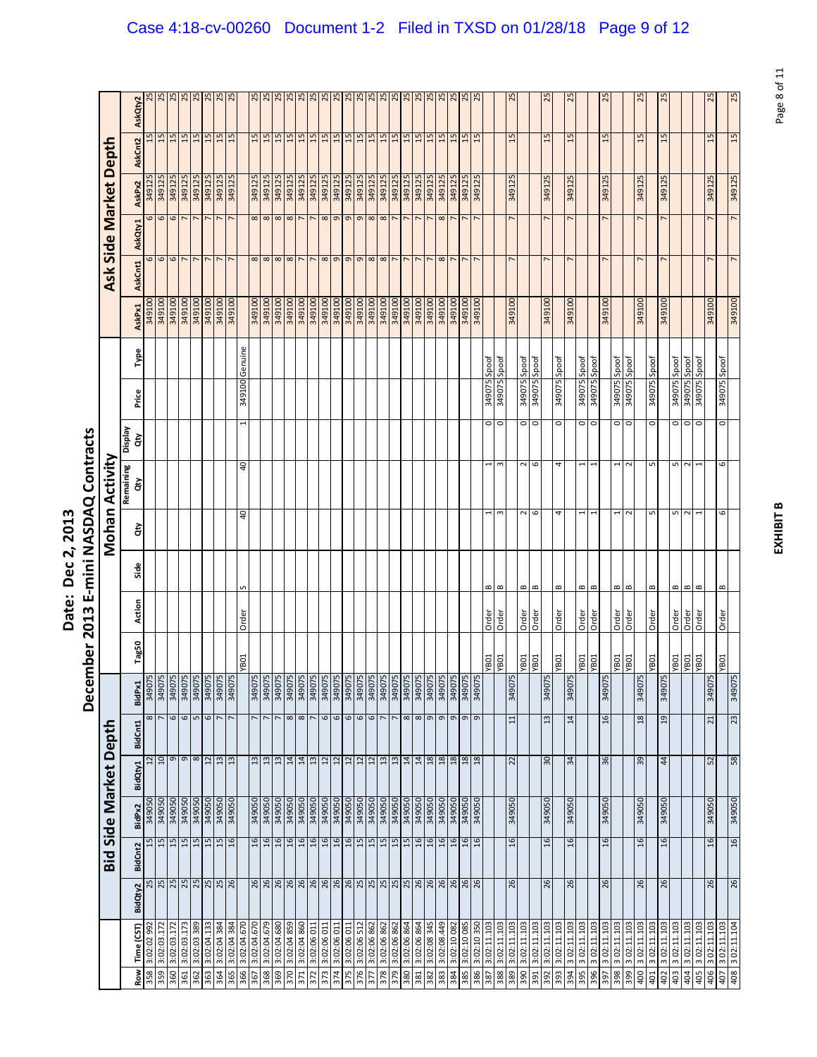# Date: Dec 2, 2013

## December 2013 E-mini NASDAQ Contracts

| | | Bid Side Market Depth | | | | | | Mohan Activity | | | | | | | | Ask Side Market Depth | | | | | |
|---|---|---|---|---|---|---|---|---|---|---|---|---|---|---|---|---|---|---|---|---|---|
| Row | Time (CST) | BidQty2 | BidCnt2 | BidPx2 | BidQty1 | BidCnt1 | BidPx1 | Tag50 | Action | Side | Qty | Remaining Qty | Display Qty | Price | Type | AskPx1 | AskCnt1 | AskQty1 | AskPx2 | AskCnt2 | AskQty2 |
| 358 | 3:02:02.992 | 25 | 15 | 349050 | 12 | 8 | 349075 | | | | | | | | | 349100 | 6 | 6 | 349125 | 15 | 25 |
| 359 | 3:02:03.172 | 25 | 15 | 349050 | 10 | 7 | 349075 | | | | | | | | | 349100 | 6 | 6 | 349125 | 15 | 25 |
| 360 | 3:02:03.172 | 25 | 15 | 349050 | 9 | 6 | 349075 | | | | | | | | | 349100 | 6 | 6 | 349125 | 15 | 25 |
| 361 | 3:02:03.173 | 25 | 15 | 349050 | 9 | 6 | 349075 | | | | | | | | | 349100 | 7 | 7 | 349125 | 15 | 25 |
| 362 | 3:02:03.389 | 25 | 15 | 349050 | 8 | 5 | 349075 | | | | | | | | | 349100 | 7 | 7 | 349125 | 15 | 25 |
| 363 | 3:02:04.133 | 25 | 15 | 349050 | 12 | 6 | 349075 | | | | | | | | | 349100 | 7 | 7 | 349125 | 15 | 25 |
| 364 | 3:02:04.384 | 25 | 15 | 349050 | 13 | 7 | 349075 | | | | | | | | | 349100 | 7 | 7 | 349125 | 15 | 25 |
| 365 | 3:02:04.384 | 26 | 16 | 349050 | 13 | 7 | 349075 | | | | | | | | | 349100 | 7 | 7 | 349125 | 15 | 25 |
| 366 | 3:02:04.670 | | | | | | | YB01 | Order | S | 40 | 40 | 1 | 349100 | Genuine | | | | | | |
| 367 | 3:02:04.670 | 26 | 16 | 349050 | 13 | 7 | 349075 | | | | | | | | | 349100 | 8 | 8 | 349125 | 15 | 25 |
| 368 | 3:02:04.679 | 26 | 16 | 349050 | 13 | 7 | 349075 | | | | | | | | | 349100 | 8 | 8 | 349125 | 15 | 25 |
| 369 | 3:02:04.680 | 26 | 16 | 349050 | 13 | 7 | 349075 | | | | | | | | | 349100 | 8 | 8 | 349125 | 15 | 25 |
| 370 | 3:02:04.859 | 26 | 16 | 349050 | 14 | 8 | 349075 | | | | | | | | | 349100 | 8 | 8 | 349125 | 15 | 25 |
| 371 | 3:02:04.860 | 26 | 16 | 349050 | 14 | 8 | 349075 | | | | | | | | | 349100 | 7 | 7 | 349125 | 15 | 25 |
| 372 | 3:02:06.011 | 26 | 16 | 349050 | 13 | 7 | 349075 | | | | | | | | | 349100 | 7 | 7 | 349125 | 15 | 25 |
| 373 | 3:02:06.011 | 26 | 16 | 349050 | 12 | 6 | 349075 | | | | | | | | | 349100 | 8 | 8 | 349125 | 15 | 25 |
| 374 | 3:02:06.011 | 26 | 16 | 349050 | 12 | 6 | 349075 | | | | | | | | | 349100 | 9 | 9 | 349125 | 15 | 25 |
| 375 | 3:02:06.011 | 26 | 16 | 349050 | 12 | 6 | 349075 | | | | | | | | | 349100 | 9 | 9 | 349125 | 15 | 25 |
| 376 | 3:02:06.512 | 25 | 15 | 349050 | 12 | 6 | 349075 | | | | | | | | | 349100 | 9 | 9 | 349125 | 15 | 25 |
| 377 | 3:02:06.862 | 25 | 15 | 349050 | 12 | 6 | 349075 | | | | | | | | | 349100 | 8 | 8 | 349125 | 15 | 25 |
| 378 | 3:02:06.862 | 25 | 15 | 349050 | 13 | 7 | 349075 | | | | | | | | | 349100 | 8 | 8 | 349125 | 15 | 25 |
| 379 | 3:02:06.862 | 25 | 15 | 349050 | 13 | 7 | 349075 | | | | | | | | | 349100 | 7 | 7 | 349125 | 15 | 25 |
| 380 | 3:02:06.864 | 25 | 15 | 349050 | 14 | 8 | 349075 | | | | | | | | | 349100 | 7 | 7 | 349125 | 15 | 25 |
| 381 | 3:02:06.864 | 26 | 16 | 349050 | 14 | 8 | 349075 | | | | | | | | | 349100 | 7 | 7 | 349125 | 15 | 25 |
| 382 | 3:02:08.345 | 26 | 16 | 349050 | 18 | 9 | 349075 | | | | | | | | | 349100 | 7 | 7 | 349125 | 15 | 25 |
| 383 | 3:02:08.449 | 26 | 16 | 349050 | 18 | 9 | 349075 | | | | | | | | | 349100 | 8 | 8 | 349125 | 15 | 25 |
| 384 | 3:02:10.082 | 26 | 16 | 349050 | 18 | 9 | 349075 | | | | | | | | | 349100 | 7 | 7 | 349125 | 15 | 25 |
| 385 | 3:02:10.085 | 26 | 16 | 349050 | 18 | 9 | 349075 | | | | | | | | | 349100 | 7 | 7 | 349125 | 15 | 25 |
| 386 | 3:02:10.350 | 26 | 16 | 349050 | 18 | 9 | 349075 | | | | | | | | | 349100 | 7 | 7 | 349125 | 15 | 25 |
| 387 | 3:02:11.103 | | | | | | | YB01 | Order | B | 1 | 1 | 0 | 349075 | Spoof | | | | | | |
| 388 | 3:02:11.103 | | | | | | | YB01 | Order | B | 3 | 3 | 0 | 349075 | Spoof | | | | | | |
| 389 | 3:02:11.103 | 26 | 16 | 349050 | 22 | 11 | 349075 | | | | | | | | | 349100 | 7 | 7 | 349125 | 15 | 25 |
| 390 | 3:02:11.103 | | | | | | | YB01 | Order | B | 2 | 2 | 0 | 349075 | Spoof | | | | | | |
| 391 | 3:02:11.103 | | | | | | | YB01 | Order | B | 6 | 6 | 0 | 349075 | Spoof | | | | | | |
| 392 | 3:02:11.103 | 26 | 16 | 349050 | 30 | 13 | 349075 | | | | | | | | | 349100 | 7 | 7 | 349125 | 15 | 25 |
| 393 | 3:02:11.103 | | | | | | | YB01 | Order | B | 4 | 4 | 0 | 349075 | Spoof | | | | | | |
| 394 | 3:02:11.103 | 26 | 16 | 349050 | 34 | 14 | 349075 | | | | | | | | | 349100 | 7 | 7 | 349125 | 15 | 25 |
| 395 | 3:02:11.103 | | | | | | | YB01 | Order | B | 1 | 1 | 0 | 349075 | Spoof | | | | | | |
| 396 | 3:02:11.103 | | | | | | | YB01 | Order | B | 1 | 1 | 0 | 349075 | Spoof | | | | | | |
| 397 | 3:02:11.103 | 26 | 16 | 349050 | 36 | 16 | 349075 | | | | | | | | | 349100 | 7 | 7 | 349125 | 15 | 25 |
| 398 | 3:02:11.103 | | | | | | | YB01 | Order | B | 1 | 1 | 0 | 349075 | Spoof | | | | | | |
| 399 | 3:02:11.103 | | | | | | | YB01 | Order | B | 2 | 2 | 0 | 349075 | Spoof | | | | | | |
| 400 | 3:02:11.103 | 26 | 16 | 349050 | 39 | 18 | 349075 | | | | | | | | | 349100 | 7 | 7 | 349125 | 15 | 25 |
| 401 | 3:02:11.103 | | | | | | | YB01 | Order | B | 5 | 5 | 0 | 349075 | Spoof | | | | | | |
| 402 | 3:02:11.103 | 26 | 16 | 349050 | 44 | 19 | 349075 | | | | | | | | | 349100 | 7 | 7 | 349125 | 15 | 25 |
| 403 | 3:02:11.103 | | | | | | | YB01 | Order | B | 5 | 5 | 0 | 349075 | Spoof | | | | | | |
| 404 | 3:02:11.103 | | | | | | | YB01 | Order | B | 2 | 2 | 0 | 349075 | Spoof | | | | | | |
| 405 | 3:02:11.103 | | | | | | | YB01 | Order | B | 1 | 1 | 0 | 349075 | Spoof | | | | | | |
| 406 | 3:02:11.103 | 26 | 16 | 349050 | 52 | 21 | 349075 | | | | | | | | | 349100 | 7 | 7 | 349125 | 15 | 25 |
| 407 | 3:02:11.103 | | | | | | | YB01 | Order | B | 6 | 6 | 0 | 349075 | Spoof | | | | | | |
| 408 | 3:02:11.104 | 26 | 16 | 349050 | 58 | 23 | 349075 | | | | | | | | | 349100 | 7 | 7 | 349125 | 15 | 25 |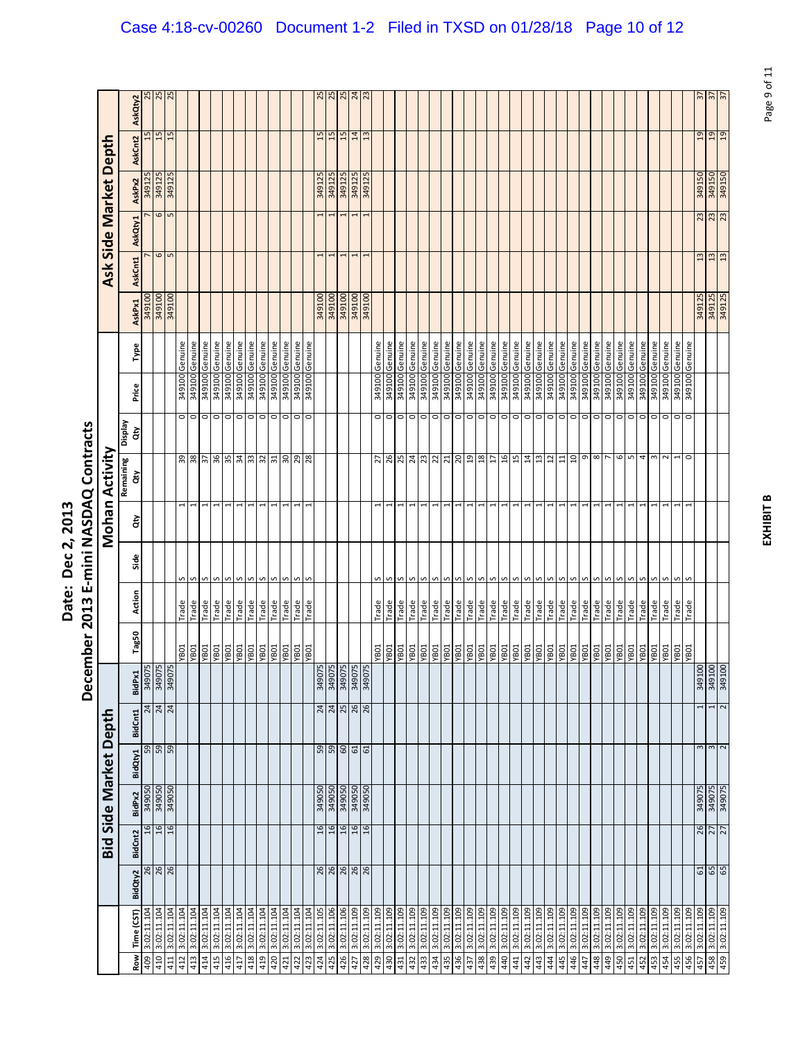# Date: Dec 2, 2013

## December 2013 E-mini NASDAQ Contracts

| | | Bid Side Market Depth | | | | | | Mohan Activity | | | | | | | | Ask Side Market Depth | | | | | |
|---|---|---|---|---|---|---|---|---|---|---|---|---|---|---|---|---|---|---|---|---|---|
| Row | Time (CST) | BidQty2 | BidCnt2 | BidPx2 | BidQty1 | BidCnt1 | BidPx1 | Tag50 | Action | Side | Qty | Remaining Qty | Display Qty | Price | Type | AskPx1 | AskCnt1 | AskQty1 | AskPx2 | AskCnt2 | AskQty2 |
| 409 | 3:02:11.104 | 26 | 16 | 349050 | 59 | 24 | 349075 | | | | | | | | | 349100 | 7 | 7 | 349125 | 15 | 25 |
| 410 | 3:02:11.104 | 26 | 16 | 349050 | 59 | 24 | 349075 | | | | | | | | | 349100 | 6 | 6 | 349125 | 15 | 25 |
| 411 | 3:02:11.104 | 26 | 16 | 349050 | 59 | 24 | 349075 | | | | | | | | | 349100 | 5 | 5 | 349125 | 15 | 25 |
| 412 | 3:02:11.104 | | | | | | | YB01 | Trade | S | 1 | 39 | 0 | 349100 | Genuine | | | | | | |
| 413 | 3:02:11.104 | | | | | | | YB01 | Trade | S | 1 | 38 | 0 | 349100 | Genuine | | | | | | |
| 414 | 3:02:11.104 | | | | | | | YB01 | Trade | S | 1 | 37 | 0 | 349100 | Genuine | | | | | | |
| 415 | 3:02:11.104 | | | | | | | YB01 | Trade | S | 1 | 36 | 0 | 349100 | Genuine | | | | | | |
| 416 | 3:02:11.104 | | | | | | | YB01 | Trade | S | 1 | 35 | 0 | 349100 | Genuine | | | | | | |
| 417 | 3:02:11.104 | | | | | | | YB01 | Trade | S | 1 | 34 | 0 | 349100 | Genuine | | | | | | |
| 418 | 3:02:11.104 | | | | | | | YB01 | Trade | S | 1 | 33 | 0 | 349100 | Genuine | | | | | | |
| 419 | 3:02:11.104 | | | | | | | YB01 | Trade | S | 1 | 32 | 0 | 349100 | Genuine | | | | | | |
| 420 | 3:02:11.104 | | | | | | | YB01 | Trade | S | 1 | 31 | 0 | 349100 | Genuine | | | | | | |
| 421 | 3:02:11.104 | | | | | | | YB01 | Trade | S | 1 | 30 | 0 | 349100 | Genuine | | | | | | |
| 422 | 3:02:11.104 | | | | | | | YB01 | Trade | S | 1 | 29 | 0 | 349100 | Genuine | | | | | | |
| 423 | 3:02:11.104 | | | | | | | YB01 | Trade | S | 1 | 28 | 0 | 349100 | Genuine | | | | | | |
| 424 | 3:02:11.105 | 26 | 16 | 349050 | 59 | 24 | 349075 | | | | | | | | | 349100 | 1 | 1 | 349125 | 15 | 25 |
| 425 | 3:02:11.106 | 26 | 16 | 349050 | 59 | 24 | 349075 | | | | | | | | | 349100 | 1 | 1 | 349125 | 15 | 25 |
| 426 | 3:02:11.106 | 26 | 16 | 349050 | 60 | 25 | 349075 | | | | | | | | | 349100 | 1 | 1 | 349125 | 15 | 25 |
| 427 | 3:02:11.109 | 26 | 16 | 349050 | 61 | 26 | 349075 | | | | | | | | | 349100 | 1 | 1 | 349125 | 14 | 24 |
| 428 | 3:02:11.109 | 26 | 16 | 349050 | 61 | 26 | 349075 | | | | | | | | | 349100 | 1 | 1 | 349125 | 13 | 23 |
| 429 | 3:02:11.109 | | | | | | | YB01 | Trade | S | 1 | 27 | 0 | 349100 | Genuine | | | | | | |
| 430 | 3:02:11.109 | | | | | | | YB01 | Trade | S | 1 | 26 | 0 | 349100 | Genuine | | | | | | |
| 431 | 3:02:11.109 | | | | | | | YB01 | Trade | S | 1 | 25 | 0 | 349100 | Genuine | | | | | | |
| 432 | 3:02:11.109 | | | | | | | YB01 | Trade | S | 1 | 24 | 0 | 349100 | Genuine | | | | | | |
| 433 | 3:02:11.109 | | | | | | | YB01 | Trade | S | 1 | 23 | 0 | 349100 | Genuine | | | | | | |
| 434 | 3:02:11.109 | | | | | | | YB01 | Trade | S | 1 | 22 | 0 | 349100 | Genuine | | | | | | |
| 435 | 3:02:11.109 | | | | | | | YB01 | Trade | S | 1 | 21 | 0 | 349100 | Genuine | | | | | | |
| 436 | 3:02:11.109 | | | | | | | YB01 | Trade | S | 1 | 20 | 0 | 349100 | Genuine | | | | | | |
| 437 | 3:02:11.109 | | | | | | | YB01 | Trade | S | 1 | 19 | 0 | 349100 | Genuine | | | | | | |
| 438 | 3:02:11.109 | | | | | | | YB01 | Trade | S | 1 | 18 | 0 | 349100 | Genuine | | | | | | |
| 439 | 3:02:11.109 | | | | | | | YB01 | Trade | S | 1 | 17 | 0 | 349100 | Genuine | | | | | | |
| 440 | 3:02:11.109 | | | | | | | YB01 | Trade | S | 1 | 16 | 0 | 349100 | Genuine | | | | | | |
| 441 | 3:02:11.109 | | | | | | | YB01 | Trade | S | 1 | 15 | 0 | 349100 | Genuine | | | | | | |
| 442 | 3:02:11.109 | | | | | | | YB01 | Trade | S | 1 | 14 | 0 | 349100 | Genuine | | | | | | |
| 443 | 3:02:11.109 | | | | | | | YB01 | Trade | S | 1 | 13 | 0 | 349100 | Genuine | | | | | | |
| 444 | 3:02:11.109 | | | | | | | YB01 | Trade | S | 1 | 12 | 0 | 349100 | Genuine | | | | | | |
| 445 | 3:02:11.109 | | | | | | | YB01 | Trade | S | 1 | 11 | 0 | 349100 | Genuine | | | | | | |
| 446 | 3:02:11.109 | | | | | | | YB01 | Trade | S | 1 | 10 | 0 | 349100 | Genuine | | | | | | |
| 447 | 3:02:11.109 | | | | | | | YB01 | Trade | S | 1 | 9 | 0 | 349100 | Genuine | | | | | | |
| 448 | 3:02:11.109 | | | | | | | YB01 | Trade | S | 1 | 8 | 0 | 349100 | Genuine | | | | | | |
| 449 | 3:02:11.109 | | | | | | | YB01 | Trade | S | 1 | 7 | 0 | 349100 | Genuine | | | | | | |
| 450 | 3:02:11.109 | | | | | | | YB01 | Trade | S | 1 | 6 | 0 | 349100 | Genuine | | | | | | |
| 451 | 3:02:11.109 | | | | | | | YB01 | Trade | S | 1 | 5 | 0 | 349100 | Genuine | | | | | | |
| 452 | 3:02:11.109 | | | | | | | YB01 | Trade | S | 1 | 4 | 0 | 349100 | Genuine | | | | | | |
| 453 | 3:02:11.109 | | | | | | | YB01 | Trade | S | 1 | 3 | 0 | 349100 | Genuine | | | | | | |
| 454 | 3:02:11.109 | | | | | | | YB01 | Trade | S | 1 | 2 | 0 | 349100 | Genuine | | | | | | |
| 455 | 3:02:11.109 | | | | | | | YB01 | Trade | S | 1 | 1 | 0 | 349100 | Genuine | | | | | | |
| 456 | 3:02:11.109 | | | | | | | YB01 | Trade | S | 1 | 0 | 0 | 349100 | Genuine | | | | | | |
| 457 | 3:02:11.109 | 61 | 26 | 349075 | 3 | 1 | 349100 | | | | | | | | | 349125 | 13 | 23 | 349150 | 19 | 37 |
| 458 | 3:02:11.109 | 65 | 27 | 349075 | 3 | 1 | 349100 | | | | | | | | | 349125 | 13 | 23 | 349150 | 19 | 37 |
| 459 | 3:02:11.109 | 65 | 27 | 349075 | 2 | 2 | 349100 | | | | | | | | | 349125 | 13 | 23 | 349150 | 19 | 37 |

**EXHIBIT B**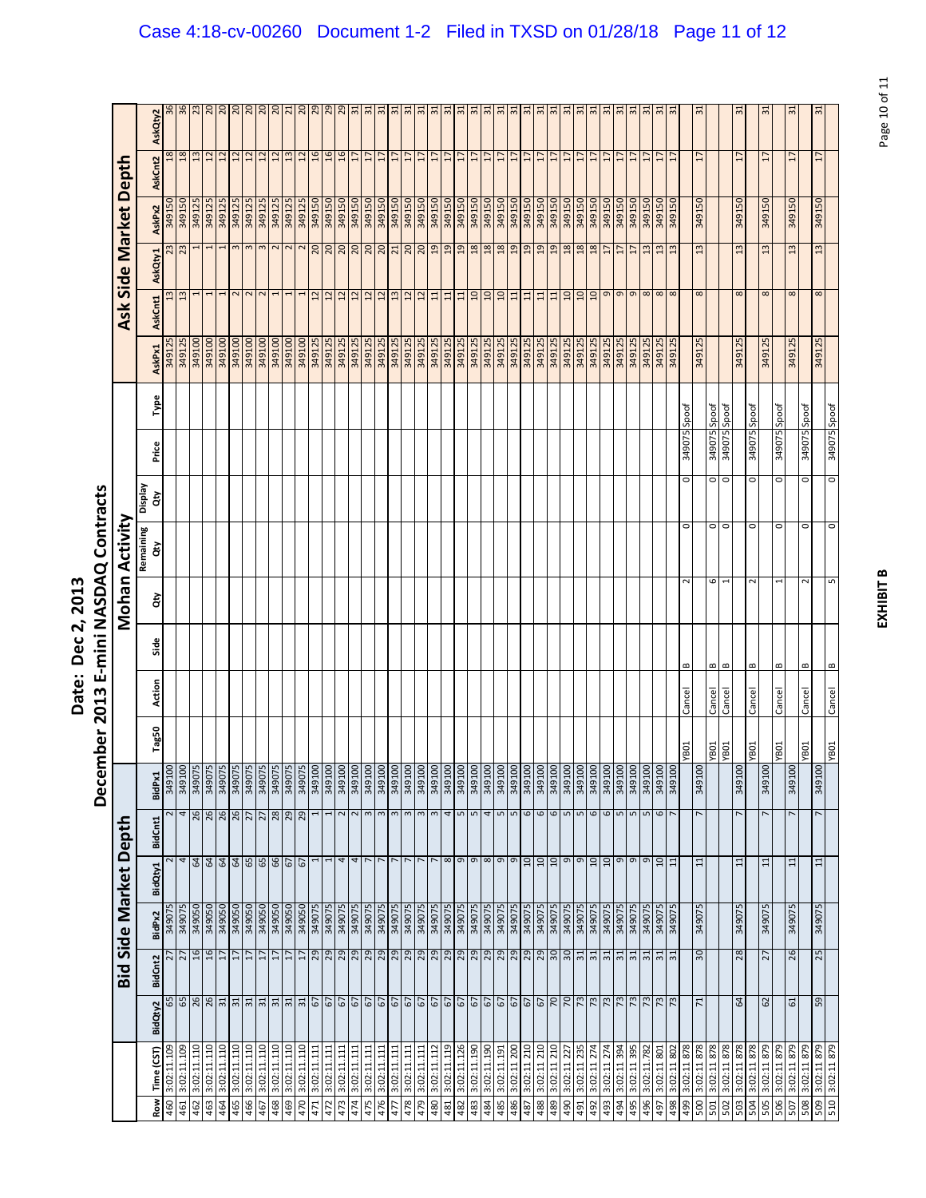# Date: Dec 2, 2013

## December 2013 E-mini NASDAQ Contracts

| | | Bid Side Market Depth | | | | | | Mohan Activity | | | | | | | | Ask Side Market Depth | | | | | |
|---|---|---|---|---|---|---|---|---|---|---|---|---|---|---|---|---|---|---|---|---|---|
| Row | Time (CST) | BidQty2 | BidCnt2 | BidPx2 | BidQty1 | BidCnt1 | BidPx1 | Tag50 | Action | Side | Qty | Remaining Qty | Display Qty | Price | Type | AskPx1 | AskCnt1 | AskQty1 | AskPx2 | AskCnt2 | AskQty2 |
| 460 | 3:02:11.109 | 65 | 27 | 349075 | 2 | 2 | 349100 | | | | | | | | | 349125 | 13 | 23 | 349150 | 18 | 36 |
| 461 | 3:02:11.109 | 65 | 27 | 349075 | 4 | 4 | 349100 | | | | | | | | | 349125 | 13 | 23 | 349150 | 18 | 36 |
| 462 | 3:02:11.110 | 26 | 16 | 349050 | 64 | 26 | 349075 | | | | | | | | | 349100 | 1 | 1 | 349125 | 13 | 23 |
| 463 | 3:02:11.110 | 26 | 16 | 349050 | 64 | 26 | 349075 | | | | | | | | | 349100 | 1 | 1 | 349125 | 12 | 20 |
| 464 | 3:02:11.110 | 31 | 17 | 349050 | 64 | 26 | 349075 | | | | | | | | | 349100 | 1 | 1 | 349125 | 12 | 20 |
| 465 | 3:02:11.110 | 31 | 17 | 349050 | 64 | 26 | 349075 | | | | | | | | | 349100 | 2 | 3 | 349125 | 12 | 20 |
| 466 | 3:02:11.110 | 31 | 17 | 349050 | 65 | 27 | 349075 | | | | | | | | | 349100 | 2 | 3 | 349125 | 12 | 20 |
| 467 | 3:02:11.110 | 31 | 17 | 349050 | 65 | 27 | 349075 | | | | | | | | | 349100 | 2 | 3 | 349125 | 12 | 20 |
| 468 | 3:02:11.110 | 31 | 17 | 349050 | 66 | 28 | 349075 | | | | | | | | | 349100 | 1 | 2 | 349125 | 12 | 20 |
| 469 | 3:02:11.110 | 31 | 17 | 349050 | 67 | 29 | 349075 | | | | | | | | | 349100 | 1 | 2 | 349125 | 13 | 21 |
| 470 | 3:02:11.110 | 31 | 17 | 349050 | 67 | 29 | 349075 | | | | | | | | | 349100 | 1 | 2 | 349125 | 12 | 20 |
| 471 | 3:02:11.111 | 67 | 29 | 349075 | 1 | 1 | 349100 | | | | | | | | | 349125 | 12 | 20 | 349150 | 16 | 29 |
| 472 | 3:02:11.111 | 67 | 29 | 349075 | 1 | 1 | 349100 | | | | | | | | | 349125 | 12 | 20 | 349150 | 16 | 29 |
| 473 | 3:02:11.111 | 67 | 29 | 349075 | 4 | 2 | 349100 | | | | | | | | | 349125 | 12 | 20 | 349150 | 16 | 29 |
| 474 | 3:02:11.111 | 67 | 29 | 349075 | 4 | 2 | 349100 | | | | | | | | | 349125 | 12 | 20 | 349150 | 17 | 31 |
| 475 | 3:02:11.111 | 67 | 29 | 349075 | 7 | 3 | 349100 | | | | | | | | | 349125 | 12 | 20 | 349150 | 17 | 31 |
| 476 | 3:02:11.111 | 67 | 29 | 349075 | 7 | 3 | 349100 | | | | | | | | | 349125 | 12 | 20 | 349150 | 17 | 31 |
| 477 | 3:02:11.111 | 67 | 29 | 349075 | 7 | 3 | 349100 | | | | | | | | | 349125 | 13 | 21 | 349150 | 17 | 31 |
| 478 | 3:02:11.111 | 67 | 29 | 349075 | 7 | 3 | 349100 | | | | | | | | | 349125 | 12 | 20 | 349150 | 17 | 31 |
| 479 | 3:02:11.111 | 67 | 29 | 349075 | 7 | 3 | 349100 | | | | | | | | | 349125 | 12 | 20 | 349150 | 17 | 31 |
| 480 | 3:02:11.112 | 67 | 29 | 349075 | 7 | 3 | 349100 | | | | | | | | | 349125 | 11 | 19 | 349150 | 17 | 31 |
| 481 | 3:02:11.119 | 67 | 29 | 349075 | 8 | 4 | 349100 | | | | | | | | | 349125 | 11 | 19 | 349150 | 17 | 31 |
| 482 | 3:02:11.126 | 67 | 29 | 349075 | 9 | 5 | 349100 | | | | | | | | | 349125 | 11 | 19 | 349150 | 17 | 31 |
| 483 | 3:02:11.190 | 67 | 29 | 349075 | 9 | 5 | 349100 | | | | | | | | | 349125 | 10 | 18 | 349150 | 17 | 31 |
| 484 | 3:02:11.190 | 67 | 29 | 349075 | 8 | 4 | 349100 | | | | | | | | | 349125 | 10 | 18 | 349150 | 17 | 31 |
| 485 | 3:02:11.191 | 67 | 29 | 349075 | 9 | 5 | 349100 | | | | | | | | | 349125 | 10 | 18 | 349150 | 17 | 31 |
| 486 | 3:02:11.200 | 67 | 29 | 349075 | 9 | 5 | 349100 | | | | | | | | | 349125 | 11 | 19 | 349150 | 17 | 31 |
| 487 | 3:02:11.210 | 67 | 29 | 349075 | 10 | 6 | 349100 | | | | | | | | | 349125 | 11 | 19 | 349150 | 17 | 31 |
| 488 | 3:02:11.210 | 67 | 29 | 349075 | 10 | 6 | 349100 | | | | | | | | | 349125 | 11 | 19 | 349150 | 17 | 31 |
| 489 | 3:02:11.210 | 70 | 30 | 349075 | 10 | 6 | 349100 | | | | | | | | | 349125 | 11 | 19 | 349150 | 17 | 31 |
| 490 | 3:02:11.227 | 70 | 30 | 349075 | 9 | 5 | 349100 | | | | | | | | | 349125 | 10 | 18 | 349150 | 17 | 31 |
| 491 | 3:02:11.235 | 73 | 31 | 349075 | 9 | 5 | 349100 | | | | | | | | | 349125 | 10 | 18 | 349150 | 17 | 31 |
| 492 | 3:02:11.274 | 73 | 31 | 349075 | 10 | 6 | 349100 | | | | | | | | | 349125 | 10 | 18 | 349150 | 17 | 31 |
| 493 | 3:02:11.274 | 73 | 31 | 349075 | 10 | 6 | 349100 | | | | | | | | | 349125 | 9 | 17 | 349150 | 17 | 31 |
| 494 | 3:02:11.394 | 73 | 31 | 349075 | 9 | 5 | 349100 | | | | | | | | | 349125 | 9 | 17 | 349150 | 17 | 31 |
| 495 | 3:02:11.395 | 73 | 31 | 349075 | 9 | 5 | 349100 | | | | | | | | | 349125 | 9 | 17 | 349150 | 17 | 31 |
| 496 | 3:02:11.782 | 73 | 31 | 349075 | 9 | 5 | 349100 | | | | | | | | | 349125 | 8 | 13 | 349150 | 17 | 31 |
| 497 | 3:02:11.801 | 73 | 31 | 349075 | 10 | 6 | 349100 | | | | | | | | | 349125 | 8 | 13 | 349150 | 17 | 31 |
| 498 | 3:02:11.802 | 73 | 31 | 349075 | 11 | 7 | 349100 | | | | | | | | | 349125 | 8 | 13 | 349150 | 17 | 31 |
| 499 | 3:02:11.878 | | | | | | | YB01 | Cancel | B | 2 | 0 | 0 | 349075 | Spoof | | | | | | |
| 500 | 3:02:11.878 | 71 | 30 | 349075 | 11 | 7 | 349100 | | | | | | | | | 349125 | 8 | 13 | 349150 | 17 | 31 |
| 501 | 3:02:11.878 | | | | | | | YB01 | Cancel | B | 6 | 0 | 0 | 349075 | Spoof | | | | | | |
| 502 | 3:02:11.878 | | | | | | | YB01 | Cancel | B | 1 | 0 | 0 | 349075 | Spoof | | | | | | |
| 503 | 3:02:11.878 | 64 | 28 | 349075 | 11 | 7 | 349100 | | | | | | | | | 349125 | 8 | 13 | 349150 | 17 | 31 |
| 504 | 3:02:11.878 | | | | | | | YB01 | Cancel | B | 2 | 0 | 0 | 349075 | Spoof | | | | | | |
| 505 | 3:02:11.879 | 62 | 27 | 349075 | 11 | 7 | 349100 | | | | | | | | | 349125 | 8 | 13 | 349150 | 17 | 31 |
| 506 | 3:02:11.879 | | | | | | | YB01 | Cancel | B | 1 | 0 | 0 | 349075 | Spoof | | | | | | |
| 507 | 3:02:11.879 | 61 | 26 | 349075 | 11 | 7 | 349100 | | | | | | | | | 349125 | 8 | 13 | 349150 | 17 | 31 |
| 508 | 3:02:11.879 | | | | | | | YB01 | Cancel | B | 2 | 0 | 0 | 349075 | Spoof | | | | | | |
| 509 | 3:02:11.879 | 59 | 25 | 349075 | 11 | 7 | 349100 | | | | | | | | | 349125 | 8 | 13 | 349150 | 17 | 31 |
| 510 | 3:02:11.879 | | | | | | | YB01 | Cancel | B | 5 | 0 | 0 | 349075 | Spoof | | | | | | |

**EXHIBIT B**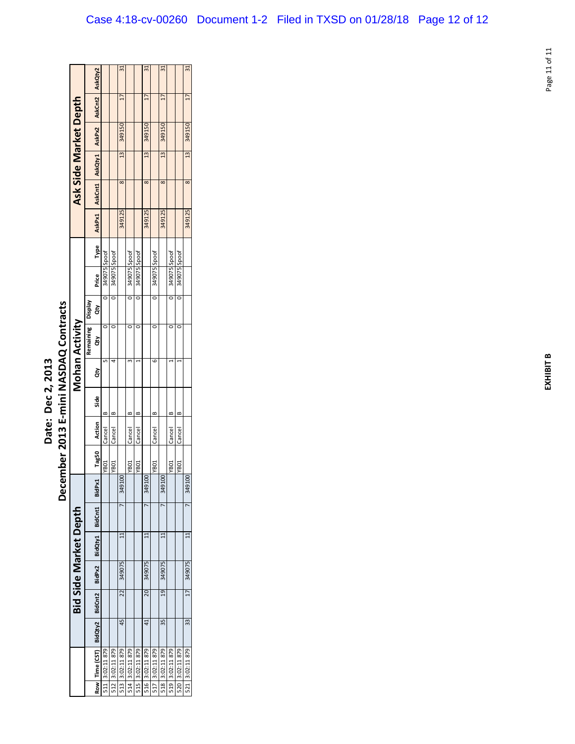# Date: Dec 2, 2013

## December 2013 E-mini NASDAQ Contracts

| | | Bid Side Market Depth | | | | | | Mohan Activity | | | | | | | | Ask Side Market Depth | | | | | |
|---|---|---|---|---|---|---|---|---|---|---|---|---|---|---|---|---|---|---|---|---|---|
| Row | Time (CST) | BidQty2 | BidCnt2 | BidPx2 | BidQty1 | BidCnt1 | BidPx1 | Tag50 | Action | Side | Qty | Remaining Qty | Display Qty | Price | Type | AskPx1 | AskCnt1 | AskQty1 | AskPx2 | AskCnt2 | AskQty2 |
| 511 | 3:02:11 879 | | | | | | | YB01 | Cancel | B | 5 | 0 | 0 | 349075 | Spoof | | | | | | |
| 512 | 3:02:11 879 | | | | | | | YB01 | Cancel | B | 4 | 0 | 0 | 349075 | Spoof | | | | | | |
| 513 | 3:02:11 879 | 45 | 22 | 349075 | 11 | 7 | 349100 | | | | | | | | | 349125 | 8 | 13 | 349150 | 17 | 31 |
| 514 | 3:02:11 879 | | | | | | | YB01 | Cancel | B | 3 | 0 | 0 | 349075 | Spoof | | | | | | |
| 515 | 3:02:11 879 | | | | | | | YB01 | Cancel | B | 1 | 0 | 0 | 349075 | Spoof | | | | | | |
| 516 | 3:02:11 879 | 41 | 20 | 349075 | 11 | 7 | 349100 | | | | | | | | | 349125 | 8 | 13 | 349150 | 17 | 31 |
| 517 | 3:02:11 879 | | | | | | | YB01 | Cancel | B | 6 | 0 | 0 | 349075 | Spoof | | | | | | |
| 518 | 3:02:11 879 | 35 | 19 | 349075 | 11 | 7 | 349100 | | | | | | | | | 349125 | 8 | 13 | 349150 | 17 | 31 |
| 519 | 3:02:11 879 | | | | | | | YB01 | Cancel | B | 1 | 0 | 0 | 349075 | Spoof | | | | | | |
| 520 | 3:02:11 879 | | | | | | | YB01 | Cancel | B | 1 | 0 | 0 | 349075 | Spoof | | | | | | |
| 521 | 3:02:11 879 | 33 | 17 | 349075 | 11 | 7 | 349100 | | | | | | | | | 349125 | 8 | 13 | 349150 | 17 | 31 |

**EXHIBIT B**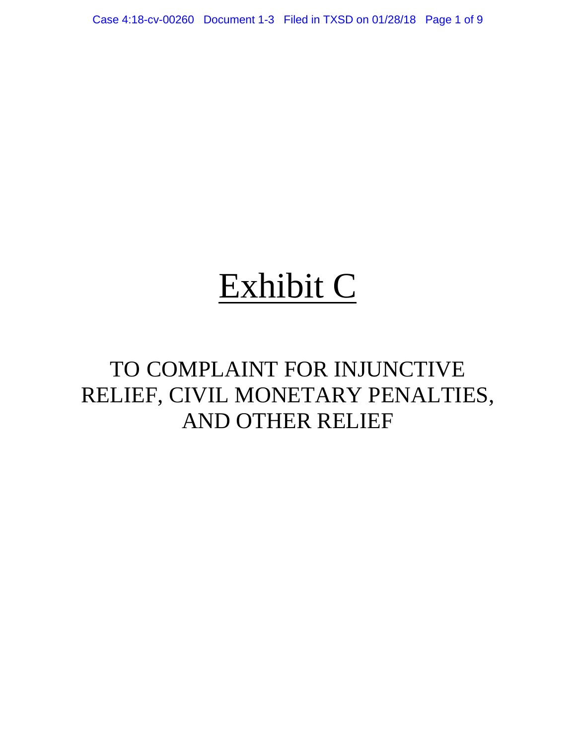# Exhibit C

## TO COMPLAINT FOR INJUNCTIVE RELIEF, CIVIL MONETARY PENALTIES, AND OTHER RELIEF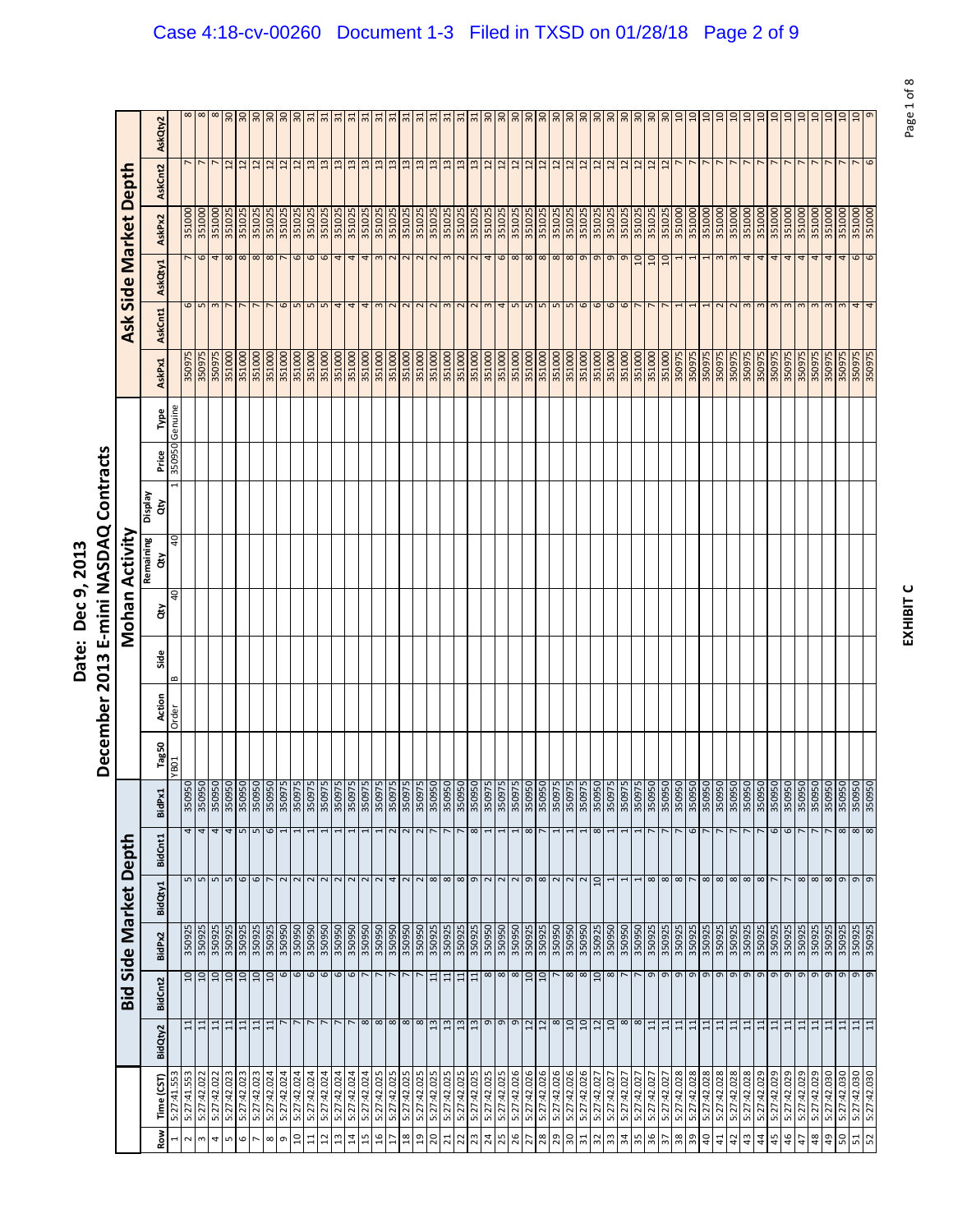# Date: Dec 9, 2013

## December 2013 E-mini NASDAQ Contracts

| | | Bid Side Market Depth | | | | | | Mohan Activity | | | | | | | | Ask Side Market Depth | | | | | |
|---|---|---|---|---|---|---|---|---|---|---|---|---|---|---|---|---|---|---|---|---|---|
| Row | Time (CST) | BidQty2 | BidCnt2 | BidPx2 | BidQty1 | BidCnt1 | BidPx1 | Tag50 | Action | Side | Qty | Remaining Qty | Display Qty | Price | Type | AskPx1 | AskCnt1 | AskQty1 | AskPx2 | AskCnt2 | AskQty2 |
| 1 | 5:27:41.553 | | | | | | | YB01 | Order | B | 40 | 40 | 1 | 350950 | Genuine | | | | | | |
| 2 | 5:27:41.553 | 11 | 10 | 350925 | 5 | 4 | 350950 | | | | | | | | | 350975 | 6 | 7 | 351000 | 7 | 8 |
| 3 | 5:27:42.022 | 11 | 10 | 350925 | 5 | 4 | 350950 | | | | | | | | | 350975 | 5 | 6 | 351000 | 7 | 8 |
| 4 | 5:27:42.022 | 11 | 10 | 350925 | 5 | 4 | 350950 | | | | | | | | | 350975 | 3 | 4 | 351000 | 7 | 8 |
| 5 | 5:27:42.023 | 11 | 10 | 350925 | 5 | 4 | 350950 | | | | | | | | | 351000 | 7 | 8 | 351025 | 12 | 30 |
| 6 | 5:27:42.023 | 11 | 10 | 350925 | 6 | 5 | 350950 | | | | | | | | | 351000 | 7 | 8 | 351025 | 12 | 30 |
| 7 | 5:27:42.023 | 11 | 10 | 350925 | 6 | 5 | 350950 | | | | | | | | | 351000 | 7 | 8 | 351025 | 12 | 30 |
| 8 | 5:27:42.024 | 11 | 10 | 350925 | 7 | 6 | 350950 | | | | | | | | | 351000 | 7 | 8 | 351025 | 12 | 30 |
| 9 | 5:27:42.024 | 7 | 6 | 350950 | 2 | 1 | 350975 | | | | | | | | | 351000 | 6 | 7 | 351025 | 12 | 30 |
| 10 | 5:27:42.024 | 7 | 6 | 350950 | 2 | 1 | 350975 | | | | | | | | | 351000 | 5 | 6 | 351025 | 12 | 30 |
| 11 | 5:27:42.024 | 7 | 6 | 350950 | 2 | 1 | 350975 | | | | | | | | | 351000 | 5 | 6 | 351025 | 13 | 31 |
| 12 | 5:27:42.024 | 7 | 6 | 350950 | 2 | 1 | 350975 | | | | | | | | | 351000 | 5 | 6 | 351025 | 13 | 31 |
| 13 | 5:27:42.024 | 7 | 6 | 350950 | 2 | 1 | 350975 | | | | | | | | | 351000 | 4 | 4 | 351025 | 13 | 31 |
| 14 | 5:27:42.024 | 7 | 6 | 350950 | 2 | 1 | 350975 | | | | | | | | | 351000 | 4 | 4 | 351025 | 13 | 31 |
| 15 | 5:27:42.024 | 8 | 7 | 350950 | 2 | 1 | 350975 | | | | | | | | | 351000 | 4 | 4 | 351025 | 13 | 31 |
| 16 | 5:27:42.025 | 8 | 7 | 350950 | 2 | 1 | 350975 | | | | | | | | | 351000 | 3 | 3 | 351025 | 13 | 31 |
| 17 | 5:27:42.025 | 8 | 7 | 350950 | 4 | 2 | 350975 | | | | | | | | | 351000 | 2 | 2 | 351025 | 13 | 31 |
| 18 | 5:27:42.025 | 8 | 7 | 350950 | 2 | 2 | 350975 | | | | | | | | | 351000 | 2 | 2 | 351025 | 13 | 31 |
| 19 | 5:27:42.025 | 8 | 7 | 350950 | 2 | 2 | 350975 | | | | | | | | | 351000 | 2 | 2 | 351025 | 13 | 31 |
| 20 | 5:27:42.025 | 13 | 11 | 350925 | 8 | 7 | 350950 | | | | | | | | | 351000 | 2 | 2 | 351025 | 13 | 31 |
| 21 | 5:27:42.025 | 13 | 11 | 350925 | 8 | 7 | 350950 | | | | | | | | | 351000 | 3 | 3 | 351025 | 13 | 31 |
| 22 | 5:27:42.025 | 13 | 11 | 350925 | 8 | 7 | 350950 | | | | | | | | | 351000 | 2 | 2 | 351025 | 13 | 31 |
| 23 | 5:27:42.025 | 13 | 11 | 350925 | 9 | 8 | 350950 | | | | | | | | | 351000 | 2 | 2 | 351025 | 13 | 31 |
| 24 | 5:27:42.025 | 9 | 8 | 350950 | 2 | 1 | 350975 | | | | | | | | | 351000 | 3 | 4 | 351025 | 12 | 30 |
| 25 | 5:27:42.025 | 9 | 8 | 350950 | 2 | 1 | 350975 | | | | | | | | | 351000 | 4 | 6 | 351025 | 12 | 30 |
| 26 | 5:27:42.026 | 9 | 8 | 350950 | 2 | 1 | 350975 | | | | | | | | | 351000 | 5 | 8 | 351025 | 12 | 30 |
| 27 | 5:27:42.026 | 12 | 10 | 350925 | 9 | 8 | 350950 | | | | | | | | | 351000 | 5 | 8 | 351025 | 12 | 30 |
| 28 | 5:27:42.026 | 12 | 10 | 350925 | 8 | 7 | 350950 | | | | | | | | | 351000 | 5 | 8 | 351025 | 12 | 30 |
| 29 | 5:27:42.026 | 8 | 7 | 350950 | 2 | 1 | 350975 | | | | | | | | | 351000 | 5 | 8 | 351025 | 12 | 30 |
| 30 | 5:27:42.026 | 10 | 8 | 350950 | 2 | 1 | 350975 | | | | | | | | | 351000 | 5 | 8 | 351025 | 12 | 30 |
| 31 | 5:27:42.026 | 10 | 8 | 350950 | 2 | 1 | 350975 | | | | | | | | | 351000 | 6 | 9 | 351025 | 12 | 30 |
| 32 | 5:27:42.027 | 12 | 10 | 350925 | 10 | 8 | 350950 | | | | | | | | | 351000 | 6 | 9 | 351025 | 12 | 30 |
| 33 | 5:27:42.027 | 10 | 8 | 350950 | 1 | 1 | 350975 | | | | | | | | | 351000 | 6 | 9 | 351025 | 12 | 30 |
| 34 | 5:27:42.027 | 8 | 7 | 350950 | 1 | 1 | 350975 | | | | | | | | | 351000 | 6 | 9 | 351025 | 12 | 30 |
| 35 | 5:27:42.027 | 8 | 7 | 350950 | 1 | 1 | 350975 | | | | | | | | | 351000 | 7 | 10 | 351025 | 12 | 30 |
| 36 | 5:27:42.027 | 11 | 9 | 350925 | 8 | 7 | 350950 | | | | | | | | | 351000 | 7 | 10 | 351025 | 12 | 30 |
| 37 | 5:27:42.027 | 11 | 9 | 350925 | 8 | 7 | 350950 | | | | | | | | | 351000 | 7 | 10 | 351025 | 12 | 30 |
| 38 | 5:27:42.028 | 11 | 9 | 350925 | 8 | 7 | 350950 | | | | | | | | | 350975 | 1 | 1 | 351000 | 7 | 10 |
| 39 | 5:27:42.028 | 11 | 9 | 350925 | 7 | 6 | 350950 | | | | | | | | | 350975 | 1 | 1 | 351000 | 7 | 10 |
| 40 | 5:27:42.028 | 11 | 9 | 350925 | 8 | 7 | 350950 | | | | | | | | | 350975 | 1 | 1 | 351000 | 7 | 10 |
| 41 | 5:27:42.028 | 11 | 9 | 350925 | 8 | 7 | 350950 | | | | | | | | | 350975 | 2 | 3 | 351000 | 7 | 10 |
| 42 | 5:27:42.028 | 11 | 9 | 350925 | 8 | 7 | 350950 | | | | | | | | | 350975 | 2 | 3 | 351000 | 7 | 10 |
| 43 | 5:27:42.028 | 11 | 9 | 350925 | 8 | 7 | 350950 | | | | | | | | | 350975 | 3 | 4 | 351000 | 7 | 10 |
| 44 | 5:27:42.029 | 11 | 9 | 350925 | 8 | 7 | 350950 | | | | | | | | | 350975 | 3 | 4 | 351000 | 7 | 10 |
| 45 | 5:27:42.029 | 11 | 9 | 350925 | 7 | 6 | 350950 | | | | | | | | | 350975 | 3 | 4 | 351000 | 7 | 10 |
| 46 | 5:27:42.029 | 11 | 9 | 350925 | 7 | 6 | 350950 | | | | | | | | | 350975 | 3 | 4 | 351000 | 7 | 10 |
| 47 | 5:27:42.029 | 11 | 9 | 350925 | 8 | 7 | 350950 | | | | | | | | | 350975 | 3 | 4 | 351000 | 7 | 10 |
| 48 | 5:27:42.029 | 11 | 9 | 350925 | 8 | 7 | 350950 | | | | | | | | | 350975 | 3 | 4 | 351000 | 7 | 10 |
| 49 | 5:27:42.030 | 11 | 9 | 350925 | 8 | 7 | 350950 | | | | | | | | | 350975 | 3 | 4 | 351000 | 7 | 10 |
| 50 | 5:27:42.030 | 11 | 9 | 350925 | 9 | 8 | 350950 | | | | | | | | | 350975 | 3 | 4 | 351000 | 7 | 10 |
| 51 | 5:27:42.030 | 11 | 9 | 350925 | 9 | 8 | 350950 | | | | | | | | | 350975 | 4 | 6 | 351000 | 7 | 10 |
| 52 | 5:27:42.030 | 11 | 9 | 350925 | 9 | 8 | 350950 | | | | | | | | | 350975 | 4 | 6 | 351000 | 6 | 9 |

**EXHIBIT C**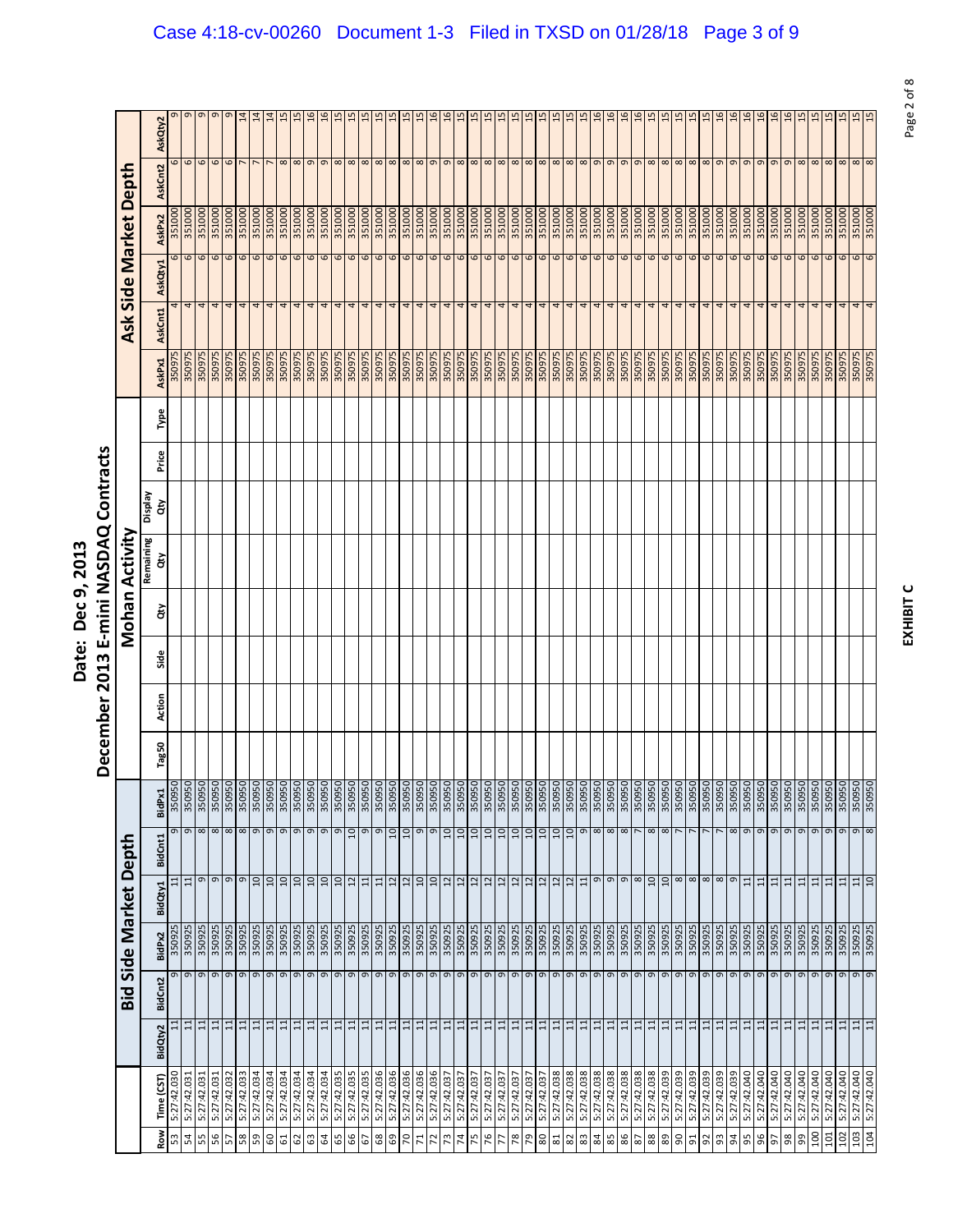# Date: Dec 9, 2013

# December 2013 E-mini NASDAQ Contracts

| | | Bid Side Market Depth | | | | | | Mohan Activity | | | | | | | | Ask Side Market Depth | | | | | |
|---|---|---|---|---|---|---|---|---|---|---|---|---|---|---|---|---|---|---|---|---|---|
| Row | Time (CST) | BidQty2 | BidCnt2 | BidPx2 | BidQty1 | BidCnt1 | BidPx1 | Tag50 | Action | Side | Qty | Remaining Qty | Display Qty | Price | Type | AskPx1 | AskCnt1 | AskQty1 | AskPx2 | AskCnt2 | AskQty2 |
| 53 | 5:27:42.030 | 11 | 9 | 350925 | 11 | 9 | 350950 | | | | | | | | | 350975 | 4 | 6 | 351000 | 6 | 9 |
| 54 | 5:27:42.031 | 11 | 9 | 350925 | 11 | 9 | 350950 | | | | | | | | | 350975 | 4 | 6 | 351000 | 6 | 9 |
| 55 | 5:27:42.031 | 11 | 9 | 350925 | 9 | 8 | 350950 | | | | | | | | | 350975 | 4 | 6 | 351000 | 6 | 9 |
| 56 | 5:27:42.031 | 11 | 9 | 350925 | 9 | 8 | 350950 | | | | | | | | | 350975 | 4 | 6 | 351000 | 6 | 9 |
| 57 | 5:27:42.032 | 11 | 9 | 350925 | 9 | 8 | 350950 | | | | | | | | | 350975 | 4 | 6 | 351000 | 6 | 9 |
| 58 | 5:27:42.033 | 11 | 9 | 350925 | 9 | 8 | 350950 | | | | | | | | | 350975 | 4 | 6 | 351000 | 7 | 14 |
| 59 | 5:27:42.034 | 11 | 9 | 350925 | 10 | 9 | 350950 | | | | | | | | | 350975 | 4 | 6 | 351000 | 7 | 14 |
| 60 | 5:27:42.034 | 11 | 9 | 350925 | 10 | 9 | 350950 | | | | | | | | | 350975 | 4 | 6 | 351000 | 7 | 14 |
| 61 | 5:27:42.034 | 11 | 9 | 350925 | 10 | 9 | 350950 | | | | | | | | | 350975 | 4 | 6 | 351000 | 8 | 15 |
| 62 | 5:27:42.034 | 11 | 9 | 350925 | 10 | 9 | 350950 | | | | | | | | | 350975 | 4 | 6 | 351000 | 8 | 15 |
| 63 | 5:27:42.034 | 11 | 9 | 350925 | 10 | 9 | 350950 | | | | | | | | | 350975 | 4 | 6 | 351000 | 9 | 16 |
| 64 | 5:27:42.034 | 11 | 9 | 350925 | 10 | 9 | 350950 | | | | | | | | | 350975 | 4 | 6 | 351000 | 9 | 16 |
| 65 | 5:27:42.035 | 11 | 9 | 350925 | 10 | 9 | 350950 | | | | | | | | | 350975 | 4 | 6 | 351000 | 8 | 15 |
| 66 | 5:27:42.035 | 11 | 9 | 350925 | 12 | 10 | 350950 | | | | | | | | | 350975 | 4 | 6 | 351000 | 8 | 15 |
| 67 | 5:27:42.035 | 11 | 9 | 350925 | 11 | 9 | 350950 | | | | | | | | | 350975 | 4 | 6 | 351000 | 8 | 15 |
| 68 | 5:27:42.036 | 11 | 9 | 350925 | 11 | 9 | 350950 | | | | | | | | | 350975 | 4 | 6 | 351000 | 8 | 15 |
| 69 | 5:27:42.036 | 11 | 9 | 350925 | 12 | 10 | 350950 | | | | | | | | | 350975 | 4 | 6 | 351000 | 8 | 15 |
| 70 | 5:27:42.036 | 11 | 9 | 350925 | 12 | 10 | 350950 | | | | | | | | | 350975 | 4 | 6 | 351000 | 8 | 15 |
| 71 | 5:27:42.036 | 11 | 9 | 350925 | 10 | 9 | 350950 | | | | | | | | | 350975 | 4 | 6 | 351000 | 8 | 15 |
| 72 | 5:27:42.036 | 11 | 9 | 350925 | 10 | 9 | 350950 | | | | | | | | | 350975 | 4 | 6 | 351000 | 9 | 16 |
| 73 | 5:27:42.037 | 11 | 9 | 350925 | 12 | 10 | 350950 | | | | | | | | | 350975 | 4 | 6 | 351000 | 9 | 16 |
| 74 | 5:27:42.037 | 11 | 9 | 350925 | 12 | 10 | 350950 | | | | | | | | | 350975 | 4 | 6 | 351000 | 8 | 15 |
| 75 | 5:27:42.037 | 11 | 9 | 350925 | 12 | 10 | 350950 | | | | | | | | | 350975 | 4 | 6 | 351000 | 8 | 15 |
| 76 | 5:27:42.037 | 11 | 9 | 350925 | 12 | 10 | 350950 | | | | | | | | | 350975 | 4 | 6 | 351000 | 8 | 15 |
| 77 | 5:27:42.037 | 11 | 9 | 350925 | 12 | 10 | 350950 | | | | | | | | | 350975 | 4 | 6 | 351000 | 8 | 15 |
| 78 | 5:27:42.037 | 11 | 9 | 350925 | 12 | 10 | 350950 | | | | | | | | | 350975 | 4 | 6 | 351000 | 8 | 15 |
| 79 | 5:27:42.037 | 11 | 9 | 350925 | 12 | 10 | 350950 | | | | | | | | | 350975 | 4 | 6 | 351000 | 8 | 15 |
| 80 | 5:27:42.037 | 11 | 9 | 350925 | 12 | 10 | 350950 | | | | | | | | | 350975 | 4 | 6 | 351000 | 8 | 15 |
| 81 | 5:27:42.038 | 11 | 9 | 350925 | 12 | 10 | 350950 | | | | | | | | | 350975 | 4 | 6 | 351000 | 8 | 15 |
| 82 | 5:27:42.038 | 11 | 9 | 350925 | 12 | 10 | 350950 | | | | | | | | | 350975 | 4 | 6 | 351000 | 8 | 15 |
| 83 | 5:27:42.038 | 11 | 9 | 350925 | 11 | 9 | 350950 | | | | | | | | | 350975 | 4 | 6 | 351000 | 8 | 15 |
| 84 | 5:27:42.038 | 11 | 9 | 350925 | 9 | 8 | 350950 | | | | | | | | | 350975 | 4 | 6 | 351000 | 9 | 16 |
| 85 | 5:27:42.038 | 11 | 9 | 350925 | 9 | 8 | 350950 | | | | | | | | | 350975 | 4 | 6 | 351000 | 9 | 16 |
| 86 | 5:27:42.038 | 11 | 9 | 350925 | 9 | 8 | 350950 | | | | | | | | | 350975 | 4 | 6 | 351000 | 9 | 16 |
| 87 | 5:27:42.038 | 11 | 9 | 350925 | 8 | 7 | 350950 | | | | | | | | | 350975 | 4 | 6 | 351000 | 9 | 16 |
| 88 | 5:27:42.038 | 11 | 9 | 350925 | 10 | 8 | 350950 | | | | | | | | | 350975 | 4 | 6 | 351000 | 8 | 15 |
| 89 | 5:27:42.039 | 11 | 9 | 350925 | 10 | 8 | 350950 | | | | | | | | | 350975 | 4 | 6 | 351000 | 8 | 15 |
| 90 | 5:27:42.039 | 11 | 9 | 350925 | 8 | 7 | 350950 | | | | | | | | | 350975 | 4 | 6 | 351000 | 8 | 15 |
| 91 | 5:27:42.039 | 11 | 9 | 350925 | 8 | 7 | 350950 | | | | | | | | | 350975 | 4 | 6 | 351000 | 8 | 15 |
| 92 | 5:27:42.039 | 11 | 9 | 350925 | 8 | 7 | 350950 | | | | | | | | | 350975 | 4 | 6 | 351000 | 8 | 15 |
| 93 | 5:27:42.039 | 11 | 9 | 350925 | 8 | 7 | 350950 | | | | | | | | | 350975 | 4 | 6 | 351000 | 9 | 16 |
| 94 | 5:27:42.039 | 11 | 9 | 350925 | 9 | 8 | 350950 | | | | | | | | | 350975 | 4 | 6 | 351000 | 9 | 16 |
| 95 | 5:27:42.040 | 11 | 9 | 350925 | 11 | 9 | 350950 | | | | | | | | | 350975 | 4 | 6 | 351000 | 9 | 16 |
| 96 | 5:27:42.040 | 11 | 9 | 350925 | 11 | 9 | 350950 | | | | | | | | | 350975 | 4 | 6 | 351000 | 9 | 16 |
| 97 | 5:27:42.040 | 11 | 9 | 350925 | 11 | 9 | 350950 | | | | | | | | | 350975 | 4 | 6 | 351000 | 9 | 16 |
| 98 | 5:27:42.040 | 11 | 9 | 350925 | 11 | 9 | 350950 | | | | | | | | | 350975 | 4 | 6 | 351000 | 9 | 16 |
| 99 | 5:27:42.040 | 11 | 9 | 350925 | 11 | 9 | 350950 | | | | | | | | | 350975 | 4 | 6 | 351000 | 8 | 15 |
| 100 | 5:27:42.040 | 11 | 9 | 350925 | 11 | 9 | 350950 | | | | | | | | | 350975 | 4 | 6 | 351000 | 8 | 15 |
| 101 | 5:27:42.040 | 11 | 9 | 350925 | 11 | 9 | 350950 | | | | | | | | | 350975 | 4 | 6 | 351000 | 8 | 15 |
| 102 | 5:27:42.040 | 11 | 9 | 350925 | 11 | 9 | 350950 | | | | | | | | | 350975 | 4 | 6 | 351000 | 8 | 15 |
| 103 | 5:27:42.040 | 11 | 9 | 350925 | 11 | 9 | 350950 | | | | | | | | | 350975 | 4 | 6 | 351000 | 8 | 15 |
| 104 | 5:27:42.040 | 11 | 9 | 350925 | 10 | 8 | 350950 | | | | | | | | | 350975 | 4 | 6 | 351000 | 8 | 15 |

**EXHIBIT C**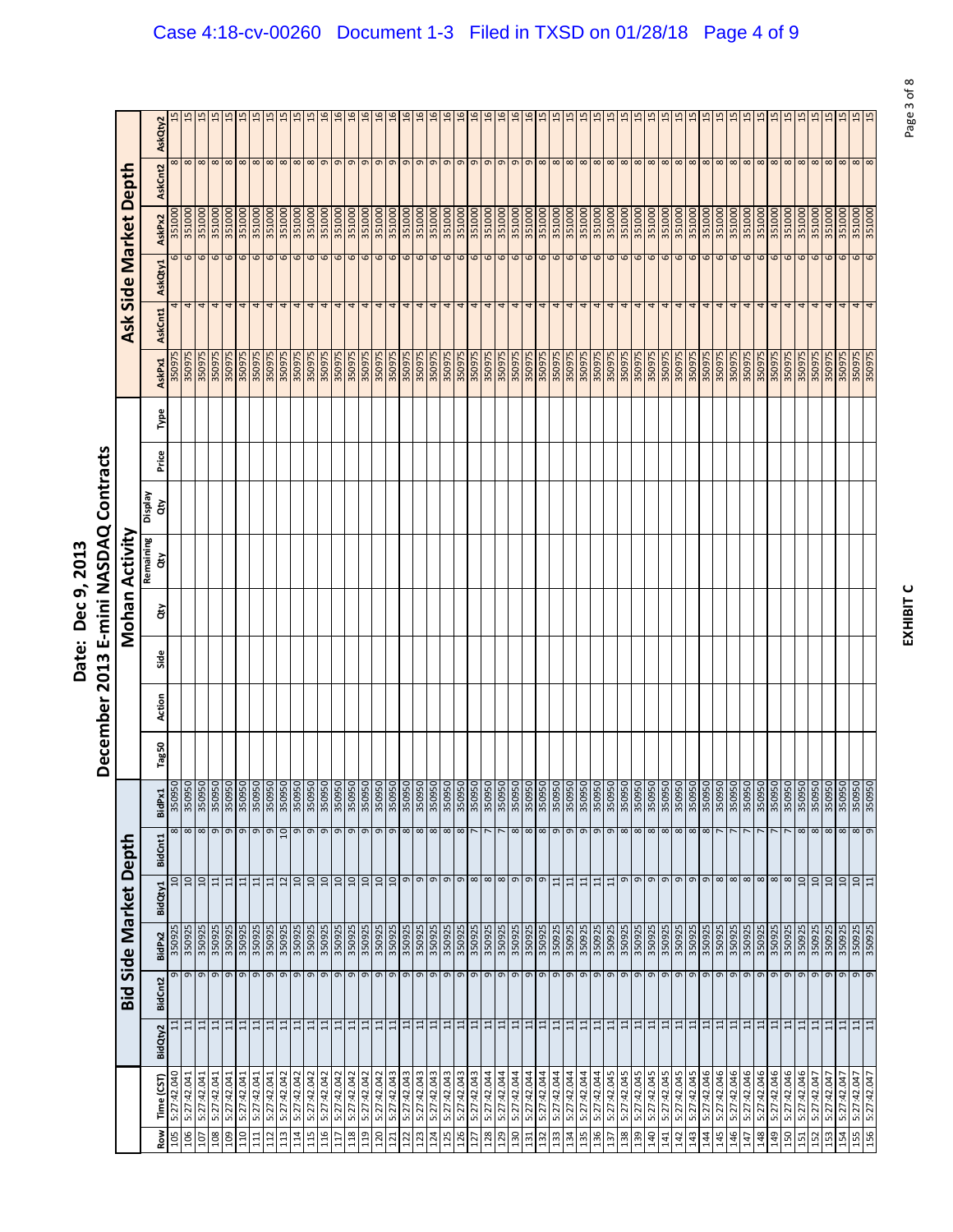# Date: Dec 9, 2013

## December 2013 E-mini NASDAQ Contracts

| | | Bid Side Market Depth | | | | | | Mohan Activity | | | | | | | | Ask Side Market Depth | | | | | |
|---|---|---|---|---|---|---|---|---|---|---|---|---|---|---|---|---|---|---|---|---|---|
| Row | Time (CST) | BidQty2 | BidCnt2 | BidPx2 | BidQty1 | BidCnt1 | BidPx1 | Tag50 | Action | Side | Qty | Remaining Qty | Display Qty | Price | Type | AskPx1 | AskCnt1 | AskQty1 | AskPx2 | AskCnt2 | AskQty2 |
| 105 | 5:27:42.040 | 11 | 9 | 350925 | 10 | 8 | 350950 | | | | | | | | | 350975 | 4 | 6 | 351000 | 8 | 15 |
| 106 | 5:27:42.041 | 11 | 9 | 350925 | 10 | 8 | 350950 | | | | | | | | | 350975 | 4 | 6 | 351000 | 8 | 15 |
| 107 | 5:27:42.041 | 11 | 9 | 350925 | 10 | 8 | 350950 | | | | | | | | | 350975 | 4 | 6 | 351000 | 8 | 15 |
| 108 | 5:27:42.041 | 11 | 9 | 350925 | 11 | 9 | 350950 | | | | | | | | | 350975 | 4 | 6 | 351000 | 8 | 15 |
| 109 | 5:27:42.041 | 11 | 9 | 350925 | 11 | 9 | 350950 | | | | | | | | | 350975 | 4 | 6 | 351000 | 8 | 15 |
| 110 | 5:27:42.041 | 11 | 9 | 350925 | 11 | 9 | 350950 | | | | | | | | | 350975 | 4 | 6 | 351000 | 8 | 15 |
| 111 | 5:27:42.041 | 11 | 9 | 350925 | 11 | 9 | 350950 | | | | | | | | | 350975 | 4 | 6 | 351000 | 8 | 15 |
| 112 | 5:27:42.041 | 11 | 9 | 350925 | 11 | 9 | 350950 | | | | | | | | | 350975 | 4 | 6 | 351000 | 8 | 15 |
| 113 | 5:27:42.042 | 11 | 9 | 350925 | 12 | 10 | 350950 | | | | | | | | | 350975 | 4 | 6 | 351000 | 8 | 15 |
| 114 | 5:27:42.042 | 11 | 9 | 350925 | 10 | 9 | 350950 | | | | | | | | | 350975 | 4 | 6 | 351000 | 8 | 15 |
| 115 | 5:27:42.042 | 11 | 9 | 350925 | 10 | 9 | 350950 | | | | | | | | | 350975 | 4 | 6 | 351000 | 8 | 15 |
| 116 | 5:27:42.042 | 11 | 9 | 350925 | 10 | 9 | 350950 | | | | | | | | | 350975 | 4 | 6 | 351000 | 9 | 16 |
| 117 | 5:27:42.042 | 11 | 9 | 350925 | 10 | 9 | 350950 | | | | | | | | | 350975 | 4 | 6 | 351000 | 9 | 16 |
| 118 | 5:27:42.042 | 11 | 9 | 350925 | 10 | 9 | 350950 | | | | | | | | | 350975 | 4 | 6 | 351000 | 9 | 16 |
| 119 | 5:27:42.042 | 11 | 9 | 350925 | 10 | 9 | 350950 | | | | | | | | | 350975 | 4 | 6 | 351000 | 9 | 16 |
| 120 | 5:27:42.042 | 11 | 9 | 350925 | 10 | 9 | 350950 | | | | | | | | | 350975 | 4 | 6 | 351000 | 9 | 16 |
| 121 | 5:27:42.043 | 11 | 9 | 350925 | 10 | 9 | 350950 | | | | | | | | | 350975 | 4 | 6 | 351000 | 9 | 16 |
| 122 | 5:27:42.043 | 11 | 9 | 350925 | 9 | 8 | 350950 | | | | | | | | | 350975 | 4 | 6 | 351000 | 9 | 16 |
| 123 | 5:27:42.043 | 11 | 9 | 350925 | 9 | 8 | 350950 | | | | | | | | | 350975 | 4 | 6 | 351000 | 9 | 16 |
| 124 | 5:27:42.043 | 11 | 9 | 350925 | 9 | 8 | 350950 | | | | | | | | | 350975 | 4 | 6 | 351000 | 9 | 16 |
| 125 | 5:27:42.043 | 11 | 9 | 350925 | 9 | 8 | 350950 | | | | | | | | | 350975 | 4 | 6 | 351000 | 9 | 16 |
| 126 | 5:27:42.043 | 11 | 9 | 350925 | 9 | 8 | 350950 | | | | | | | | | 350975 | 4 | 6 | 351000 | 9 | 16 |
| 127 | 5:27:42.043 | 11 | 9 | 350925 | 8 | 7 | 350950 | | | | | | | | | 350975 | 4 | 6 | 351000 | 9 | 16 |
| 128 | 5:27:42.044 | 11 | 9 | 350925 | 8 | 7 | 350950 | | | | | | | | | 350975 | 4 | 6 | 351000 | 9 | 16 |
| 129 | 5:27:42.044 | 11 | 9 | 350925 | 8 | 7 | 350950 | | | | | | | | | 350975 | 4 | 6 | 351000 | 9 | 16 |
| 130 | 5:27:42.044 | 11 | 9 | 350925 | 9 | 8 | 350950 | | | | | | | | | 350975 | 4 | 6 | 351000 | 9 | 16 |
| 131 | 5:27:42.044 | 11 | 9 | 350925 | 9 | 8 | 350950 | | | | | | | | | 350975 | 4 | 6 | 351000 | 9 | 16 |
| 132 | 5:27:42.044 | 11 | 9 | 350925 | 9 | 8 | 350950 | | | | | | | | | 350975 | 4 | 6 | 351000 | 8 | 15 |
| 133 | 5:27:42.044 | 11 | 9 | 350925 | 11 | 9 | 350950 | | | | | | | | | 350975 | 4 | 6 | 351000 | 8 | 15 |
| 134 | 5:27:42.044 | 11 | 9 | 350925 | 11 | 9 | 350950 | | | | | | | | | 350975 | 4 | 6 | 351000 | 8 | 15 |
| 135 | 5:27:42.044 | 11 | 9 | 350925 | 11 | 9 | 350950 | | | | | | | | | 350975 | 4 | 6 | 351000 | 8 | 15 |
| 136 | 5:27:42.044 | 11 | 9 | 350925 | 11 | 9 | 350950 | | | | | | | | | 350975 | 4 | 6 | 351000 | 8 | 15 |
| 137 | 5:27:42.045 | 11 | 9 | 350925 | 11 | 9 | 350950 | | | | | | | | | 350975 | 4 | 6 | 351000 | 8 | 15 |
| 138 | 5:27:42.045 | 11 | 9 | 350925 | 9 | 8 | 350950 | | | | | | | | | 350975 | 4 | 6 | 351000 | 8 | 15 |
| 139 | 5:27:42.045 | 11 | 9 | 350925 | 9 | 8 | 350950 | | | | | | | | | 350975 | 4 | 6 | 351000 | 8 | 15 |
| 140 | 5:27:42.045 | 11 | 9 | 350925 | 9 | 8 | 350950 | | | | | | | | | 350975 | 4 | 6 | 351000 | 8 | 15 |
| 141 | 5:27:42.045 | 11 | 9 | 350925 | 9 | 8 | 350950 | | | | | | | | | 350975 | 4 | 6 | 351000 | 8 | 15 |
| 142 | 5:27:42.045 | 11 | 9 | 350925 | 9 | 8 | 350950 | | | | | | | | | 350975 | 4 | 6 | 351000 | 8 | 15 |
| 143 | 5:27:42.045 | 11 | 9 | 350925 | 9 | 8 | 350950 | | | | | | | | | 350975 | 4 | 6 | 351000 | 8 | 15 |
| 144 | 5:27:42.046 | 11 | 9 | 350925 | 9 | 8 | 350950 | | | | | | | | | 350975 | 4 | 6 | 351000 | 8 | 15 |
| 145 | 5:27:42.046 | 11 | 9 | 350925 | 8 | 7 | 350950 | | | | | | | | | 350975 | 4 | 6 | 351000 | 8 | 15 |
| 146 | 5:27:42.046 | 11 | 9 | 350925 | 8 | 7 | 350950 | | | | | | | | | 350975 | 4 | 6 | 351000 | 8 | 15 |
| 147 | 5:27:42.046 | 11 | 9 | 350925 | 8 | 7 | 350950 | | | | | | | | | 350975 | 4 | 6 | 351000 | 8 | 15 |
| 148 | 5:27:42.046 | 11 | 9 | 350925 | 8 | 7 | 350950 | | | | | | | | | 350975 | 4 | 6 | 351000 | 8 | 15 |
| 149 | 5:27:42.046 | 11 | 9 | 350925 | 8 | 7 | 350950 | | | | | | | | | 350975 | 4 | 6 | 351000 | 8 | 15 |
| 150 | 5:27:42.046 | 11 | 9 | 350925 | 8 | 7 | 350950 | | | | | | | | | 350975 | 4 | 6 | 351000 | 8 | 15 |
| 151 | 5:27:42.046 | 11 | 9 | 350925 | 10 | 8 | 350950 | | | | | | | | | 350975 | 4 | 6 | 351000 | 8 | 15 |
| 152 | 5:27:42.047 | 11 | 9 | 350925 | 10 | 8 | 350950 | | | | | | | | | 350975 | 4 | 6 | 351000 | 8 | 15 |
| 153 | 5:27:42.047 | 11 | 9 | 350925 | 10 | 8 | 350950 | | | | | | | | | 350975 | 4 | 6 | 351000 | 8 | 15 |
| 154 | 5:27:42.047 | 11 | 9 | 350925 | 10 | 8 | 350950 | | | | | | | | | 350975 | 4 | 6 | 351000 | 8 | 15 |
| 155 | 5:27:42.047 | 11 | 9 | 350925 | 10 | 8 | 350950 | | | | | | | | | 350975 | 4 | 6 | 351000 | 8 | 15 |
| 156 | 5:27:42.047 | 11 | 9 | 350925 | 11 | 9 | 350950 | | | | | | | | | 350975 | 4 | 6 | 351000 | 8 | 15 |

**EXHIBIT C**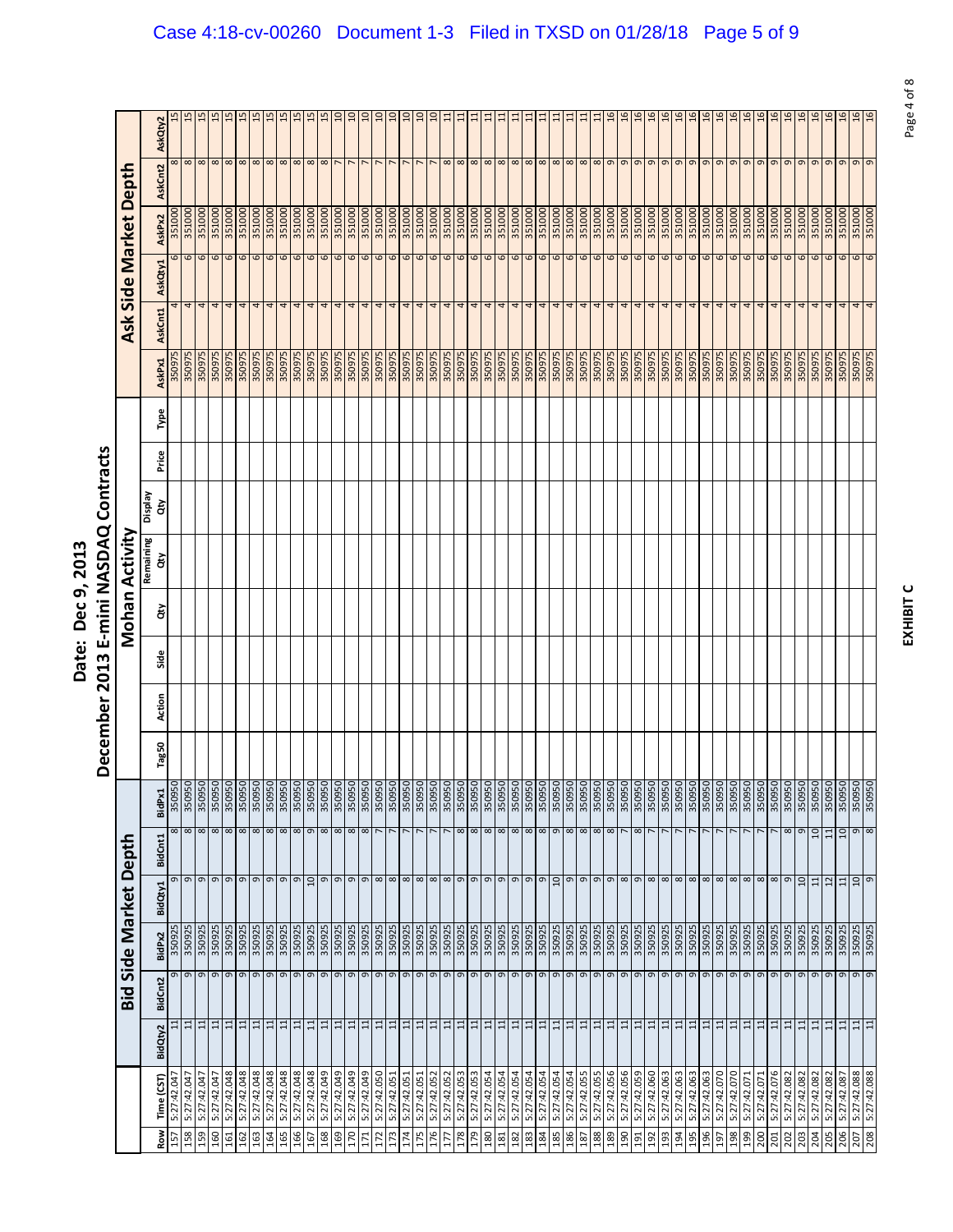# Date: Dec 9, 2013

## December 2013 E-mini NASDAQ Contracts

| | | Bid Side Market Depth | | | | | | Mohan Activity | | | | | | | | Ask Side Market Depth | | | | | |
|---|---|---|---|---|---|---|---|---|---|---|---|---|---|---|---|---|---|---|---|---|---|
| Row | Time (CST) | BidQty2 | BidCnt2 | BidPx2 | BidQty1 | BidCnt1 | BidPx1 | Tag50 | Action | Side | Qty | Remaining Qty | Display Qty | Price | Type | AskPx1 | AskCnt1 | AskQty1 | AskPx2 | AskCnt2 | AskQty2 |
| 157 | 5:27:42.047 | 11 | 9 | 350925 | 9 | 8 | 350950 | | | | | | | | | 350975 | 4 | 6 | 351000 | 8 | 15 |
| 158 | 5:27:42.047 | 11 | 9 | 350925 | 9 | 8 | 350950 | | | | | | | | | 350975 | 4 | 6 | 351000 | 8 | 15 |
| 159 | 5:27:42.047 | 11 | 9 | 350925 | 9 | 8 | 350950 | | | | | | | | | 350975 | 4 | 6 | 351000 | 8 | 15 |
| 160 | 5:27:42.047 | 11 | 9 | 350925 | 9 | 8 | 350950 | | | | | | | | | 350975 | 4 | 6 | 351000 | 8 | 15 |
| 161 | 5:27:42.048 | 11 | 9 | 350925 | 9 | 8 | 350950 | | | | | | | | | 350975 | 4 | 6 | 351000 | 8 | 15 |
| 162 | 5:27:42.048 | 11 | 9 | 350925 | 9 | 8 | 350950 | | | | | | | | | 350975 | 4 | 6 | 351000 | 8 | 15 |
| 163 | 5:27:42.048 | 11 | 9 | 350925 | 9 | 8 | 350950 | | | | | | | | | 350975 | 4 | 6 | 351000 | 8 | 15 |
| 164 | 5:27:42.048 | 11 | 9 | 350925 | 9 | 8 | 350950 | | | | | | | | | 350975 | 4 | 6 | 351000 | 8 | 15 |
| 165 | 5:27:42.048 | 11 | 9 | 350925 | 9 | 8 | 350950 | | | | | | | | | 350975 | 4 | 6 | 351000 | 8 | 15 |
| 166 | 5:27:42.048 | 11 | 9 | 350925 | 9 | 8 | 350950 | | | | | | | | | 350975 | 4 | 6 | 351000 | 8 | 15 |
| 167 | 5:27:42.048 | 11 | 9 | 350925 | 10 | 9 | 350950 | | | | | | | | | 350975 | 4 | 6 | 351000 | 8 | 15 |
| 168 | 5:27:42.049 | 11 | 9 | 350925 | 9 | 8 | 350950 | | | | | | | | | 350975 | 4 | 6 | 351000 | 8 | 15 |
| 169 | 5:27:42.049 | 11 | 9 | 350925 | 9 | 8 | 350950 | | | | | | | | | 350975 | 4 | 6 | 351000 | 7 | 10 |
| 170 | 5:27:42.049 | 11 | 9 | 350925 | 9 | 8 | 350950 | | | | | | | | | 350975 | 4 | 6 | 351000 | 7 | 10 |
| 171 | 5:27:42.049 | 11 | 9 | 350925 | 9 | 8 | 350950 | | | | | | | | | 350975 | 4 | 6 | 351000 | 7 | 10 |
| 172 | 5:27:42.050 | 11 | 9 | 350925 | 8 | 7 | 350950 | | | | | | | | | 350975 | 4 | 6 | 351000 | 7 | 10 |
| 173 | 5:27:42.051 | 11 | 9 | 350925 | 8 | 7 | 350950 | | | | | | | | | 350975 | 4 | 6 | 351000 | 7 | 10 |
| 174 | 5:27:42.051 | 11 | 9 | 350925 | 8 | 7 | 350950 | | | | | | | | | 350975 | 4 | 6 | 351000 | 7 | 10 |
| 175 | 5:27:42.051 | 11 | 9 | 350925 | 8 | 7 | 350950 | | | | | | | | | 350975 | 4 | 6 | 351000 | 7 | 10 |
| 176 | 5:27:42.052 | 11 | 9 | 350925 | 8 | 7 | 350950 | | | | | | | | | 350975 | 4 | 6 | 351000 | 7 | 10 |
| 177 | 5:27:42.052 | 11 | 9 | 350925 | 8 | 7 | 350950 | | | | | | | | | 350975 | 4 | 6 | 351000 | 7 | 10 |
| 178 | 5:27:42.053 | 11 | 9 | 350925 | 9 | 8 | 350950 | | | | | | | | | 350975 | 4 | 6 | 351000 | 8 | 11 |
| 179 | 5:27:42.053 | 11 | 9 | 350925 | 9 | 8 | 350950 | | | | | | | | | 350975 | 4 | 6 | 351000 | 8 | 11 |
| 180 | 5:27:42.054 | 11 | 9 | 350925 | 9 | 8 | 350950 | | | | | | | | | 350975 | 4 | 6 | 351000 | 8 | 11 |
| 181 | 5:27:42.054 | 11 | 9 | 350925 | 9 | 8 | 350950 | | | | | | | | | 350975 | 4 | 6 | 351000 | 8 | 11 |
| 182 | 5:27:42.054 | 11 | 9 | 350925 | 9 | 8 | 350950 | | | | | | | | | 350975 | 4 | 6 | 351000 | 8 | 11 |
| 183 | 5:27:42.054 | 11 | 9 | 350925 | 9 | 8 | 350950 | | | | | | | | | 350975 | 4 | 6 | 351000 | 8 | 11 |
| 184 | 5:27:42.054 | 11 | 9 | 350925 | 9 | 8 | 350950 | | | | | | | | | 350975 | 4 | 6 | 351000 | 8 | 11 |
| 185 | 5:27:42.054 | 11 | 9 | 350925 | 10 | 9 | 350950 | | | | | | | | | 350975 | 4 | 6 | 351000 | 8 | 11 |
| 186 | 5:27:42.054 | 11 | 9 | 350925 | 9 | 8 | 350950 | | | | | | | | | 350975 | 4 | 6 | 351000 | 8 | 11 |
| 187 | 5:27:42.055 | 11 | 9 | 350925 | 9 | 8 | 350950 | | | | | | | | | 350975 | 4 | 6 | 351000 | 8 | 11 |
| 188 | 5:27:42.055 | 11 | 9 | 350925 | 9 | 8 | 350950 | | | | | | | | | 350975 | 4 | 6 | 351000 | 8 | 11 |
| 189 | 5:27:42.056 | 11 | 9 | 350925 | 9 | 8 | 350950 | | | | | | | | | 350975 | 4 | 6 | 351000 | 9 | 16 |
| 190 | 5:27:42.056 | 11 | 9 | 350925 | 8 | 7 | 350950 | | | | | | | | | 350975 | 4 | 6 | 351000 | 9 | 16 |
| 191 | 5:27:42.059 | 11 | 9 | 350925 | 9 | 8 | 350950 | | | | | | | | | 350975 | 4 | 6 | 351000 | 9 | 16 |
| 192 | 5:27:42.060 | 11 | 9 | 350925 | 8 | 7 | 350950 | | | | | | | | | 350975 | 4 | 6 | 351000 | 9 | 16 |
| 193 | 5:27:42.063 | 11 | 9 | 350925 | 8 | 7 | 350950 | | | | | | | | | 350975 | 4 | 6 | 351000 | 9 | 16 |
| 194 | 5:27:42.063 | 11 | 9 | 350925 | 8 | 7 | 350950 | | | | | | | | | 350975 | 4 | 6 | 351000 | 9 | 16 |
| 195 | 5:27:42.063 | 11 | 9 | 350925 | 8 | 7 | 350950 | | | | | | | | | 350975 | 4 | 6 | 351000 | 9 | 16 |
| 196 | 5:27:42.063 | 11 | 9 | 350925 | 8 | 7 | 350950 | | | | | | | | | 350975 | 4 | 6 | 351000 | 9 | 16 |
| 197 | 5:27:42.070 | 11 | 9 | 350925 | 8 | 7 | 350950 | | | | | | | | | 350975 | 4 | 6 | 351000 | 9 | 16 |
| 198 | 5:27:42.070 | 11 | 9 | 350925 | 8 | 7 | 350950 | | | | | | | | | 350975 | 4 | 6 | 351000 | 9 | 16 |
| 199 | 5:27:42.071 | 11 | 9 | 350925 | 8 | 7 | 350950 | | | | | | | | | 350975 | 4 | 6 | 351000 | 9 | 16 |
| 200 | 5:27:42.071 | 11 | 9 | 350925 | 8 | 7 | 350950 | | | | | | | | | 350975 | 4 | 6 | 351000 | 9 | 16 |
| 201 | 5:27:42.076 | 11 | 9 | 350925 | 8 | 7 | 350950 | | | | | | | | | 350975 | 4 | 6 | 351000 | 9 | 16 |
| 202 | 5:27:42.082 | 11 | 9 | 350925 | 9 | 8 | 350950 | | | | | | | | | 350975 | 4 | 6 | 351000 | 9 | 16 |
| 203 | 5:27:42.082 | 11 | 9 | 350925 | 10 | 9 | 350950 | | | | | | | | | 350975 | 4 | 6 | 351000 | 9 | 16 |
| 204 | 5:27:42.082 | 11 | 9 | 350925 | 11 | 10 | 350950 | | | | | | | | | 350975 | 4 | 6 | 351000 | 9 | 16 |
| 205 | 5:27:42.082 | 11 | 9 | 350925 | 12 | 11 | 350950 | | | | | | | | | 350975 | 4 | 6 | 351000 | 9 | 16 |
| 206 | 5:27:42.087 | 11 | 9 | 350925 | 11 | 10 | 350950 | | | | | | | | | 350975 | 4 | 6 | 351000 | 9 | 16 |
| 207 | 5:27:42.088 | 11 | 9 | 350925 | 10 | 9 | 350950 | | | | | | | | | 350975 | 4 | 6 | 351000 | 9 | 16 |
| 208 | 5:27:42.088 | 11 | 9 | 350925 | 9 | 8 | 350950 | | | | | | | | | 350975 | 4 | 6 | 351000 | 9 | 16 |

EXHIBIT C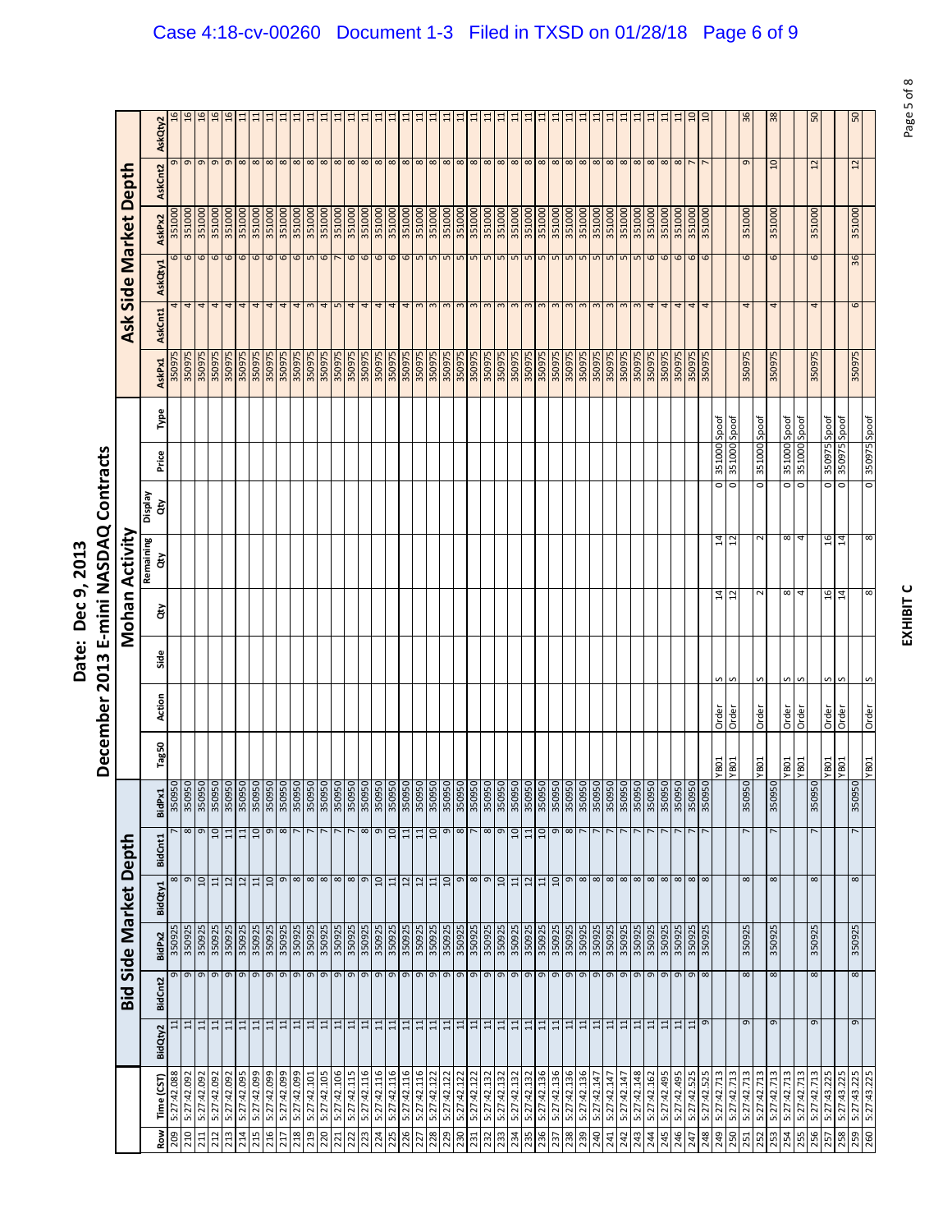# Date: Dec 9, 2013

# December 2013 E-mini NASDAQ Contracts

| | | Bid Side Market Depth | | | | | | Mohan Activity | | | | | | | | Ask Side Market Depth | | | | | |
|---|---|---|---|---|---|---|---|---|---|---|---|---|---|---|---|---|---|---|---|---|---|
| Row | Time (CST) | BidQty2 | BidCnt2 | BidPx2 | BidQty1 | BidCnt1 | BidPx1 | Tag50 | Action | Side | Qty | Remaining Qty | Display Qty | Price | Type | AskPx1 | AskCnt1 | AskQty1 | AskPx2 | AskCnt2 | AskQty2 |
| 209 | 5:27:42.088 | 11 | 9 | 350925 | 8 | 7 | 350950 | | | | | | | | | 350975 | 4 | 6 | 351000 | 9 | 16 |
| 210 | 5:27:42.092 | 11 | 9 | 350925 | 9 | 8 | 350950 | | | | | | | | | 350975 | 4 | 6 | 351000 | 9 | 16 |
| 211 | 5:27:42.092 | 11 | 9 | 350925 | 10 | 9 | 350950 | | | | | | | | | 350975 | 4 | 6 | 351000 | 9 | 16 |
| 212 | 5:27:42.092 | 11 | 9 | 350925 | 11 | 10 | 350950 | | | | | | | | | 350975 | 4 | 6 | 351000 | 9 | 16 |
| 213 | 5:27:42.092 | 11 | 9 | 350925 | 12 | 11 | 350950 | | | | | | | | | 350975 | 4 | 6 | 351000 | 9 | 16 |
| 214 | 5:27:42.095 | 11 | 9 | 350925 | 12 | 11 | 350950 | | | | | | | | | 350975 | 4 | 6 | 351000 | 8 | 11 |
| 215 | 5:27:42.099 | 11 | 9 | 350925 | 11 | 10 | 350950 | | | | | | | | | 350975 | 4 | 6 | 351000 | 8 | 11 |
| 216 | 5:27:42.099 | 11 | 9 | 350925 | 10 | 9 | 350950 | | | | | | | | | 350975 | 4 | 6 | 351000 | 8 | 11 |
| 217 | 5:27:42.099 | 11 | 9 | 350925 | 9 | 8 | 350950 | | | | | | | | | 350975 | 4 | 6 | 351000 | 8 | 11 |
| 218 | 5:27:42.099 | 11 | 9 | 350925 | 8 | 7 | 350950 | | | | | | | | | 350975 | 4 | 6 | 351000 | 8 | 11 |
| 219 | 5:27:42.101 | 11 | 9 | 350925 | 8 | 7 | 350950 | | | | | | | | | 350975 | 3 | 5 | 351000 | 8 | 11 |
| 220 | 5:27:42.105 | 11 | 9 | 350925 | 8 | 7 | 350950 | | | | | | | | | 350975 | 4 | 6 | 351000 | 8 | 11 |
| 221 | 5:27:42.106 | 11 | 9 | 350925 | 8 | 7 | 350950 | | | | | | | | | 350975 | 5 | 7 | 351000 | 8 | 11 |
| 222 | 5:27:42.115 | 11 | 9 | 350925 | 8 | 7 | 350950 | | | | | | | | | 350975 | 4 | 6 | 351000 | 8 | 11 |
| 223 | 5:27:42.116 | 11 | 9 | 350925 | 9 | 8 | 350950 | | | | | | | | | 350975 | 4 | 6 | 351000 | 8 | 11 |
| 224 | 5:27:42.116 | 11 | 9 | 350925 | 10 | 9 | 350950 | | | | | | | | | 350975 | 4 | 6 | 351000 | 8 | 11 |
| 225 | 5:27:42.116 | 11 | 9 | 350925 | 11 | 10 | 350950 | | | | | | | | | 350975 | 4 | 6 | 351000 | 8 | 11 |
| 226 | 5:27:42.116 | 11 | 9 | 350925 | 12 | 11 | 350950 | | | | | | | | | 350975 | 4 | 6 | 351000 | 8 | 11 |
| 227 | 5:27:42.116 | 11 | 9 | 350925 | 12 | 11 | 350950 | | | | | | | | | 350975 | 3 | 5 | 351000 | 8 | 11 |
| 228 | 5:27:42.122 | 11 | 9 | 350925 | 11 | 10 | 350950 | | | | | | | | | 350975 | 3 | 5 | 351000 | 8 | 11 |
| 229 | 5:27:42.122 | 11 | 9 | 350925 | 10 | 9 | 350950 | | | | | | | | | 350975 | 3 | 5 | 351000 | 8 | 11 |
| 230 | 5:27:42.122 | 11 | 9 | 350925 | 9 | 8 | 350950 | | | | | | | | | 350975 | 3 | 5 | 351000 | 8 | 11 |
| 231 | 5:27:42.122 | 11 | 9 | 350925 | 8 | 7 | 350950 | | | | | | | | | 350975 | 3 | 5 | 351000 | 8 | 11 |
| 232 | 5:27:42.132 | 11 | 9 | 350925 | 9 | 8 | 350950 | | | | | | | | | 350975 | 3 | 5 | 351000 | 8 | 11 |
| 233 | 5:27:42.132 | 11 | 9 | 350925 | 10 | 9 | 350950 | | | | | | | | | 350975 | 3 | 5 | 351000 | 8 | 11 |
| 234 | 5:27:42.132 | 11 | 9 | 350925 | 11 | 10 | 350950 | | | | | | | | | 350975 | 3 | 5 | 351000 | 8 | 11 |
| 235 | 5:27:42.132 | 11 | 9 | 350925 | 12 | 11 | 350950 | | | | | | | | | 350975 | 3 | 5 | 351000 | 8 | 11 |
| 236 | 5:27:42.136 | 11 | 9 | 350925 | 11 | 11 | 350950 | | | | | | | | | 350975 | 3 | 5 | 351000 | 8 | 11 |
| 237 | 5:27:42.136 | 11 | 9 | 350925 | 10 | 9 | 350950 | | | | | | | | | 350975 | 3 | 5 | 351000 | 8 | 11 |
| 238 | 5:27:42.136 | 11 | 9 | 350925 | 9 | 8 | 350950 | | | | | | | | | 350975 | 3 | 5 | 351000 | 8 | 11 |
| 239 | 5:27:42.136 | 11 | 9 | 350925 | 8 | 7 | 350950 | | | | | | | | | 350975 | 3 | 5 | 351000 | 8 | 11 |
| 240 | 5:27:42.147 | 11 | 9 | 350925 | 8 | 7 | 350950 | | | | | | | | | 350975 | 3 | 5 | 351000 | 8 | 11 |
| 241 | 5:27:42.147 | 11 | 9 | 350925 | 8 | 7 | 350950 | | | | | | | | | 350975 | 3 | 5 | 351000 | 8 | 11 |
| 242 | 5:27:42.147 | 11 | 9 | 350925 | 8 | 7 | 350950 | | | | | | | | | 350975 | 3 | 5 | 351000 | 8 | 11 |
| 243 | 5:27:42.148 | 11 | 9 | 350925 | 8 | 7 | 350950 | | | | | | | | | 350975 | 3 | 5 | 351000 | 8 | 11 |
| 244 | 5:27:42.162 | 11 | 9 | 350925 | 8 | 7 | 350950 | | | | | | | | | 350975 | 4 | 6 | 351000 | 8 | 11 |
| 245 | 5:27:42.495 | 11 | 9 | 350925 | 8 | 7 | 350950 | | | | | | | | | 350975 | 4 | 6 | 351000 | 8 | 11 |
| 246 | 5:27:42.495 | 11 | 9 | 350925 | 8 | 7 | 350950 | | | | | | | | | 350975 | 4 | 6 | 351000 | 8 | 11 |
| 247 | 5:27:42.525 | 11 | 9 | 350925 | 8 | 7 | 350950 | | | | | | | | | 350975 | 4 | 6 | 351000 | 8 | 11 |
| 248 | 5:27:42.525 | 9 | 8 | 350925 | 8 | 7 | 350950 | | | | | | | | | 350975 | 4 | 6 | 351000 | 7 | 10 |
| 249 | 5:27:42.713 | | | | | | | YB01 | Order | S | 14 | 14 | 0 | 351000 | Spoof | | | | | | |
| 250 | 5:27:42.713 | | | | | | | YB01 | Order | S | 12 | 12 | 0 | 351000 | Spoof | | | | | | |
| 251 | 5:27:42.713 | 9 | 8 | 350925 | 8 | 7 | 350950 | | | | | | | | | 350975 | 4 | 6 | 351000 | 9 | 36 |
| 252 | 5:27:42.713 | | | | | | | YB01 | Order | S | 2 | 2 | 0 | 351000 | Spoof | | | | | | |
| 253 | 5:27:42.713 | 9 | 8 | 350925 | 8 | 7 | 350950 | | | | | | | | | 350975 | 4 | 6 | 351000 | 10 | 38 |
| 254 | 5:27:42.713 | | | | | | | YB01 | Order | S | 8 | 8 | 0 | 351000 | Spoof | | | | | | |
| 255 | 5:27:42.713 | | | | | | | YB01 | Order | S | 4 | 4 | 0 | 351000 | Spoof | | | | | | |
| 256 | 5:27:42.713 | 9 | 8 | 350925 | 8 | 7 | 350950 | | | | | | | | | 350975 | 4 | 6 | 351000 | 12 | 50 |
| 257 | 5:27:43.225 | | | | | | | YB01 | Order | S | 16 | 16 | 0 | 350975 | Spoof | | | | | | |
| 258 | 5:27:43.225 | | | | | | | YB01 | Order | S | 14 | 14 | 0 | 350975 | Spoof | | | | | | |
| 259 | 5:27:43.225 | 9 | 8 | 350925 | 8 | 7 | 350950 | | | | | | | | | 350975 | 6 | 36 | 351000 | 12 | 50 |
| 260 | 5:27:43.225 | | | | | | | YB01 | Order | S | 8 | 8 | 0 | 350975 | Spoof | | | | | | |

**EXHIBIT C**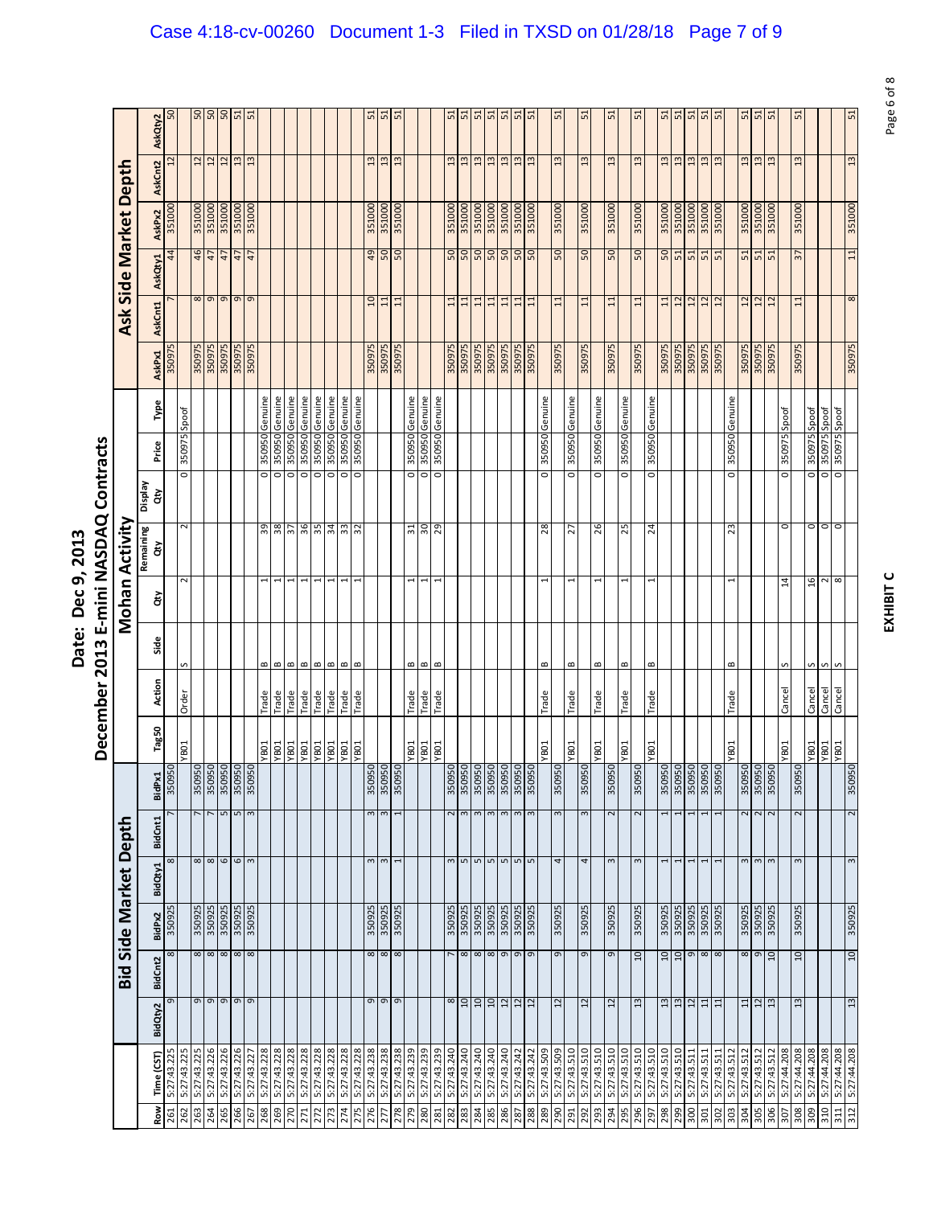# Date: Dec 9, 2013

# December 2013 E-mini NASDAQ Contracts

| | | Bid Side Market Depth | | | | | | Mohan Activity | | | | | | | | Ask Side Market Depth | | | | | |
|---|---|---|---|---|---|---|---|---|---|---|---|---|---|---|---|---|---|---|---|---|---|
| Row | Time (CST) | BidQty2 | BidCnt2 | BidPx2 | BidQty1 | BidCnt1 | BidPx1 | Tag50 | Action | Side | Qty | Remaining Qty | Display Qty | Price | Type | AskPx1 | AskCnt1 | AskQty1 | AskPx2 | AskCnt2 | AskQty2 |
| 261 | 5:27:43.225 | 9 | 8 | 350925 | 8 | 7 | 350950 | | | | | | | | | 350975 | 7 | 44 | 351000 | 12 | 50 |
| 262 | 5:27:43.225 | | | | | | | YB01 | Order | S | 2 | 2 | 0 | 350975 | Spoof | | | | | | |
| 263 | 5:27:43.225 | 9 | 8 | 350925 | 8 | 7 | 350950 | | | | | | | | | 350975 | 8 | 46 | 351000 | 12 | 50 |
| 264 | 5:27:43.226 | 9 | 8 | 350925 | 8 | 7 | 350950 | | | | | | | | | 350975 | 9 | 47 | 351000 | 12 | 50 |
| 265 | 5:27:43.226 | 9 | 8 | 350925 | 6 | 5 | 350950 | | | | | | | | | 350975 | 9 | 47 | 351000 | 12 | 50 |
| 266 | 5:27:43.226 | 9 | 8 | 350925 | 6 | 5 | 350950 | | | | | | | | | 350975 | 9 | 47 | 351000 | 13 | 51 |
| 267 | 5:27:43.227 | 9 | 8 | 350925 | 3 | 3 | 350950 | | | | | | | | | 350975 | 9 | 47 | 351000 | 13 | 51 |
| 268 | 5:27:43.228 | | | | | | | YB01 | Trade | B | 1 | 39 | 0 | 350950 | Genuine | | | | | | |
| 269 | 5:27:43.228 | | | | | | | YB01 | Trade | B | 1 | 38 | 0 | 350950 | Genuine | | | | | | |
| 270 | 5:27:43.228 | | | | | | | YB01 | Trade | B | 1 | 37 | 0 | 350950 | Genuine | | | | | | |
| 271 | 5:27:43.228 | | | | | | | YB01 | Trade | B | 1 | 36 | 0 | 350950 | Genuine | | | | | | |
| 272 | 5:27:43.228 | | | | | | | YB01 | Trade | B | 1 | 35 | 0 | 350950 | Genuine | | | | | | |
| 273 | 5:27:43.228 | | | | | | | YB01 | Trade | B | 1 | 34 | 0 | 350950 | Genuine | | | | | | |
| 274 | 5:27:43.228 | | | | | | | YB01 | Trade | B | 1 | 33 | 0 | 350950 | Genuine | | | | | | |
| 275 | 5:27:43.228 | | | | | | | YB01 | Trade | B | 1 | 32 | 0 | 350950 | Genuine | | | | | | |
| 276 | 5:27:43.238 | 9 | 8 | 350925 | 3 | 3 | 350950 | | | | | | | | | 350975 | 10 | 49 | 351000 | 13 | 51 |
| 277 | 5:27:43.238 | 9 | 8 | 350925 | 3 | 3 | 350950 | | | | | | | | | 350975 | 11 | 50 | 351000 | 13 | 51 |
| 278 | 5:27:43.238 | 9 | 8 | 350925 | 1 | 1 | 350950 | | | | | | | | | 350975 | 11 | 50 | 351000 | 13 | 51 |
| 279 | 5:27:43.239 | | | | | | | YB01 | Trade | B | 1 | 31 | 0 | 350950 | Genuine | | | | | | |
| 280 | 5:27:43.239 | | | | | | | YB01 | Trade | B | 1 | 30 | 0 | 350950 | Genuine | | | | | | |
| 281 | 5:27:43.239 | | | | | | | YB01 | Trade | B | 1 | 29 | 0 | 350950 | Genuine | | | | | | |
| 282 | 5:27:43.240 | 8 | 7 | 350925 | 3 | 2 | 350950 | | | | | | | | | 350975 | 11 | 50 | 351000 | 13 | 51 |
| 283 | 5:27:43.240 | 10 | 8 | 350925 | 5 | 3 | 350950 | | | | | | | | | 350975 | 11 | 50 | 351000 | 13 | 51 |
| 284 | 5:27:43.240 | 10 | 8 | 350925 | 5 | 3 | 350950 | | | | | | | | | 350975 | 11 | 50 | 351000 | 13 | 51 |
| 285 | 5:27:43.240 | 10 | 8 | 350925 | 5 | 3 | 350950 | | | | | | | | | 350975 | 11 | 50 | 351000 | 13 | 51 |
| 286 | 5:27:43.240 | 12 | 9 | 350925 | 5 | 3 | 350950 | | | | | | | | | 350975 | 11 | 50 | 351000 | 13 | 51 |
| 287 | 5:27:43.242 | 12 | 9 | 350925 | 5 | 3 | 350950 | | | | | | | | | 350975 | 11 | 50 | 351000 | 13 | 51 |
| 288 | 5:27:43.242 | 12 | 9 | 350925 | 5 | 3 | 350950 | | | | | | | | | 350975 | 11 | 50 | 351000 | 13 | 51 |
| 289 | 5:27:43.509 | | | | | | | YB01 | Trade | B | 1 | 28 | 0 | 350950 | Genuine | | | | | | |
| 290 | 5:27:43.509 | 12 | 9 | 350925 | 4 | 3 | 350950 | | | | | | | | | 350975 | 11 | 50 | 351000 | 13 | 51 |
| 291 | 5:27:43.510 | | | | | | | YB01 | Trade | B | 1 | 27 | 0 | 350950 | Genuine | | | | | | |
| 292 | 5:27:43.510 | 12 | 9 | 350925 | 4 | 3 | 350950 | | | | | | | | | 350975 | 11 | 50 | 351000 | 13 | 51 |
| 293 | 5:27:43.510 | | | | | | | YB01 | Trade | B | 1 | 26 | 0 | 350950 | Genuine | | | | | | |
| 294 | 5:27:43.510 | 12 | 9 | 350925 | 3 | 2 | 350950 | | | | | | | | | 350975 | 11 | 50 | 351000 | 13 | 51 |
| 295 | 5:27:43.510 | | | | | | | YB01 | Trade | B | 1 | 25 | 0 | 350950 | Genuine | | | | | | |
| 296 | 5:27:43.510 | 13 | 10 | 350925 | 3 | 2 | 350950 | | | | | | | | | 350975 | 11 | 50 | 351000 | 13 | 51 |
| 297 | 5:27:43.510 | | | | | | | YB01 | Trade | B | 1 | 24 | 0 | 350950 | Genuine | | | | | | |
| 298 | 5:27:43.510 | 13 | 10 | 350925 | 1 | 1 | 350950 | | | | | | | | | 350975 | 11 | 50 | 351000 | 13 | 51 |
| 299 | 5:27:43.510 | 13 | 10 | 350925 | 1 | 1 | 350950 | | | | | | | | | 350975 | 12 | 51 | 351000 | 13 | 51 |
| 300 | 5:27:43.511 | 12 | 9 | 350925 | 1 | 1 | 350950 | | | | | | | | | 350975 | 12 | 51 | 351000 | 13 | 51 |
| 301 | 5:27:43.511 | 11 | 8 | 350925 | 1 | 1 | 350950 | | | | | | | | | 350975 | 12 | 51 | 351000 | 13 | 51 |
| 302 | 5:27:43.511 | 11 | 8 | 350925 | 1 | 1 | 350950 | | | | | | | | | 350975 | 12 | 51 | 351000 | 13 | 51 |
| 303 | 5:27:43.512 | | | | | | | YB01 | Trade | B | 1 | 23 | 0 | 350950 | Genuine | | | | | | |
| 304 | 5:27:43.512 | 11 | 8 | 350925 | 3 | 2 | 350950 | | | | | | | | | 350975 | 12 | 51 | 351000 | 13 | 51 |
| 305 | 5:27:43.512 | 12 | 9 | 350925 | 3 | 2 | 350950 | | | | | | | | | 350975 | 12 | 51 | 351000 | 13 | 51 |
| 306 | 5:27:43.512 | 13 | 10 | 350925 | 3 | 2 | 350950 | | | | | | | | | 350975 | 12 | 51 | 351000 | 13 | 51 |
| 307 | 5:27:44.208 | | | | | | | YB01 | Cancel | S | 14 | 0 | 0 | 350975 | Spoof | | | | | | |
| 308 | 5:27:44.208 | 13 | 10 | 350925 | 3 | 2 | 350950 | | | | | | | | | 350975 | 11 | 37 | 351000 | 13 | 51 |
| 309 | 5:27:44.208 | | | | | | | YB01 | Cancel | S | 16 | 0 | 0 | 350975 | Spoof | | | | | | |
| 310 | 5:27:44.208 | | | | | | | YB01 | Cancel | S | 2 | 0 | 0 | 350975 | Spoof | | | | | | |
| 311 | 5:27:44.208 | | | | | | | YB01 | Cancel | S | 8 | 0 | 0 | 350975 | Spoof | | | | | | |
| 312 | 5:27:44.208 | 13 | 10 | 350925 | 3 | 2 | 350950 | | | | | | | | | 350975 | 8 | 11 | 351000 | 13 | 51 |

**EXHIBIT C**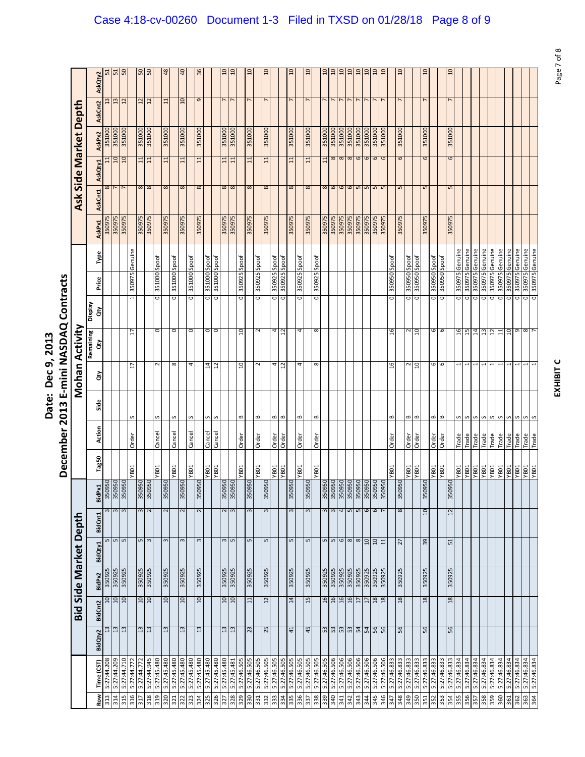# Date: Dec 9, 2013

# December 2013 E-mini NASDAQ Contracts

| | | Bid Side Market Depth | | | | | | Mohan Activity | | | | | | | | Ask Side Market Depth | | | | | |
|---|---|---|---|---|---|---|---|---|---|---|---|---|---|---|---|---|---|---|---|---|---|
| Row | Time (CST) | BidQty2 | BidCnt2 | BidPx2 | BidQty1 | BidCnt1 | BidPx1 | Tag50 | Action | Side | Qty | Remaining Qty | Display Qty | Price | Type | AskPx1 | AskCnt1 | AskQty1 | AskPx2 | AskCnt2 | AskQty2 |
| 313 | 5:27:44.208 | 13 | 10 | 350925 | 5 | 3 | 350950 | | | | | | | | | 350975 | 8 | 11 | 351000 | 13 | 51 |
| 314 | 5:27:44.209 | 13 | 10 | 350925 | 5 | 3 | 350950 | | | | | | | | | 350975 | 7 | 10 | 351000 | 13 | 51 |
| 315 | 5:27:44.710 | 13 | 10 | 350925 | 5 | 3 | 350950 | | | | | | | | | 350975 | 7 | 10 | 351000 | 12 | 50 |
| 316 | 5:27:44.772 | | | | | | | YB01 | Order | S | 17 | 17 | 1 | 350975 | Genuine | | | | | | |
| 317 | 5:27:44.772 | 13 | 10 | 350925 | 5 | 3 | 350950 | | | | | | | | | 350975 | 8 | 11 | 351000 | 12 | 50 |
| 318 | 5:27:44.945 | 13 | 10 | 350925 | 3 | 2 | 350950 | | | | | | | | | 350975 | 8 | 11 | 351000 | 12 | 50 |
| 319 | 5:27:45.480 | | | | | | | YB01 | Cancel | S | 2 | 0 | 0 | 351000 | Spoof | | | | | | |
| 320 | 5:27:45.480 | 13 | 10 | 350925 | 3 | 2 | 350950 | | | | | | | | | 350975 | 8 | 11 | 351000 | 11 | 48 |
| 321 | 5:27:45.480 | | | | | | | YB01 | Cancel | S | 8 | 0 | 0 | 351000 | Spoof | | | | | | |
| 322 | 5:27:45.480 | 13 | 10 | 350925 | 3 | 2 | 350950 | | | | | | | | | 350975 | 8 | 11 | 351000 | 10 | 40 |
| 323 | 5:27:45.480 | | | | | | | YB01 | Cancel | S | 4 | 0 | 0 | 351000 | Spoof | | | | | | |
| 324 | 5:27:45.480 | 13 | 10 | 350925 | 3 | 2 | 350950 | | | | | | | | | 350975 | 8 | 11 | 351000 | 9 | 36 |
| 325 | 5:27:45.480 | | | | | | | YB01 | Cancel | S | 14 | 0 | 0 | 351000 | Spoof | | | | | | |
| 326 | 5:27:45.480 | | | | | | | YB01 | Cancel | S | 12 | 0 | 0 | 351000 | Spoof | | | | | | |
| 327 | 5:27:45.480 | 13 | 10 | 350925 | 3 | 2 | 350950 | | | | | | | | | 350975 | 8 | 11 | 351000 | 7 | 10 |
| 328 | 5:27:45.481 | 13 | 10 | 350925 | 5 | 3 | 350950 | | | | | | | | | 350975 | 8 | 11 | 351000 | 7 | 10 |
| 329 | 5:27:46.505 | | | | | | | YB01 | Order | B | 10 | 10 | 0 | 350925 | Spoof | | | | | | |
| 330 | 5:27:46.505 | 23 | 11 | 350925 | 5 | 3 | 350950 | | | | | | | | | 350975 | 8 | 11 | 351000 | 7 | 10 |
| 331 | 5:27:46.505 | | | | | | | YB01 | Order | B | 2 | 2 | 0 | 350925 | Spoof | | | | | | |
| 332 | 5:27:46.505 | 25 | 12 | 350925 | 5 | 3 | 350950 | | | | | | | | | 350975 | 8 | 11 | 351000 | 7 | 10 |
| 333 | 5:27:46.505 | | | | | | | YB01 | Order | B | 4 | 4 | 0 | 350925 | Spoof | | | | | | |
| 334 | 5:27:46.505 | | | | | | | YB01 | Order | B | 12 | 12 | 0 | 350925 | Spoof | | | | | | |
| 335 | 5:27:46.505 | 41 | 14 | 350925 | 5 | 3 | 350950 | | | | | | | | | 350975 | 8 | 11 | 351000 | 7 | 10 |
| 336 | 5:27:46.505 | | | | | | | YB01 | Order | B | 4 | 4 | 0 | 350925 | Spoof | | | | | | |
| 337 | 5:27:46.505 | 45 | 15 | 350925 | 5 | 3 | 350950 | | | | | | | | | 350975 | 8 | 11 | 351000 | 7 | 10 |
| 338 | 5:27:46.505 | | | | | | | YB01 | Order | B | 8 | 8 | 0 | 350925 | Spoof | | | | | | |
| 339 | 5:27:46.505 | 53 | 16 | 350925 | 5 | 3 | 350950 | | | | | | | | | 350975 | 8 | 11 | 351000 | 7 | 10 |
| 340 | 5:27:46.506 | 53 | 16 | 350925 | 5 | 3 | 350950 | | | | | | | | | 350975 | 6 | 8 | 351000 | 7 | 10 |
| 341 | 5:27:46.506 | 53 | 16 | 350925 | 6 | 4 | 350950 | | | | | | | | | 350975 | 6 | 8 | 351000 | 7 | 10 |
| 342 | 5:27:46.506 | 53 | 16 | 350925 | 8 | 5 | 350950 | | | | | | | | | 350975 | 6 | 8 | 351000 | 7 | 10 |
| 343 | 5:27:46.506 | 54 | 17 | 350925 | 8 | 5 | 350950 | | | | | | | | | 350975 | 5 | 6 | 351000 | 7 | 10 |
| 344 | 5:27:46.506 | 54 | 17 | 350925 | 10 | 6 | 350950 | | | | | | | | | 350975 | 5 | 6 | 351000 | 7 | 10 |
| 345 | 5:27:46.506 | 56 | 18 | 350925 | 10 | 6 | 350950 | | | | | | | | | 350975 | 5 | 6 | 351000 | 7 | 10 |
| 346 | 5:27:46.506 | 56 | 18 | 350925 | 11 | 7 | 350950 | | | | | | | | | 350975 | 5 | 6 | 351000 | 7 | 10 |
| 347 | 5:27:46.833 | | | | | | | YB01 | Order | B | 16 | 16 | 0 | 350950 | Spoof | | | | | | |
| 348 | 5:27:46.833 | 56 | 18 | 350925 | 27 | 8 | 350950 | | | | | | | | | 350975 | 5 | 6 | 351000 | 7 | 10 |
| 349 | 5:27:46.833 | | | | | | | YB01 | Order | B | 2 | 2 | 0 | 350950 | Spoof | | | | | | |
| 350 | 5:27:46.833 | | | | | | | YB01 | Order | B | 10 | 10 | 0 | 350950 | Spoof | | | | | | |
| 351 | 5:27:46.833 | 56 | 18 | 350925 | 39 | 10 | 350950 | | | | | | | | | 350975 | 5 | 6 | 351000 | 7 | 10 |
| 352 | 5:27:46.833 | | | | | | | YB01 | Order | B | 6 | 6 | 0 | 350950 | Spoof | | | | | | |
| 353 | 5:27:46.833 | | | | | | | YB01 | Order | B | 6 | 6 | 0 | 350950 | Spoof | | | | | | |
| 354 | 5:27:46.833 | 56 | 18 | 350925 | 51 | 12 | 350950 | | | | | | | | | 350975 | 5 | 6 | 351000 | 7 | 10 |
| 355 | 5:27:46.834 | | | | | | | YB01 | Trade | S | 1 | 16 | 0 | 350975 | Genuine | | | | | | |
| 356 | 5:27:46.834 | | | | | | | YB01 | Trade | S | 1 | 15 | 0 | 350975 | Genuine | | | | | | |
| 357 | 5:27:46.834 | | | | | | | YB01 | Trade | S | 1 | 14 | 0 | 350975 | Genuine | | | | | | |
| 358 | 5:27:46.834 | | | | | | | YB01 | Trade | S | 1 | 13 | 0 | 350975 | Genuine | | | | | | |
| 359 | 5:27:46.834 | | | | | | | YB01 | Trade | S | 1 | 12 | 0 | 350975 | Genuine | | | | | | |
| 360 | 5:27:46.834 | | | | | | | YB01 | Trade | S | 1 | 11 | 0 | 350975 | Genuine | | | | | | |
| 361 | 5:27:46.834 | | | | | | | YB01 | Trade | S | 1 | 10 | 0 | 350975 | Genuine | | | | | | |
| 362 | 5:27:46.834 | | | | | | | YB01 | Trade | S | 1 | 9 | 0 | 350975 | Genuine | | | | | | |
| 363 | 5:27:46.834 | | | | | | | YB01 | Trade | S | 1 | 8 | 0 | 350975 | Genuine | | | | | | |
| 364 | 5:27:46.834 | | | | | | | YB01 | Trade | S | 1 | 7 | 0 | 350975 | Genuine | | | | | | |

**EXHIBIT C**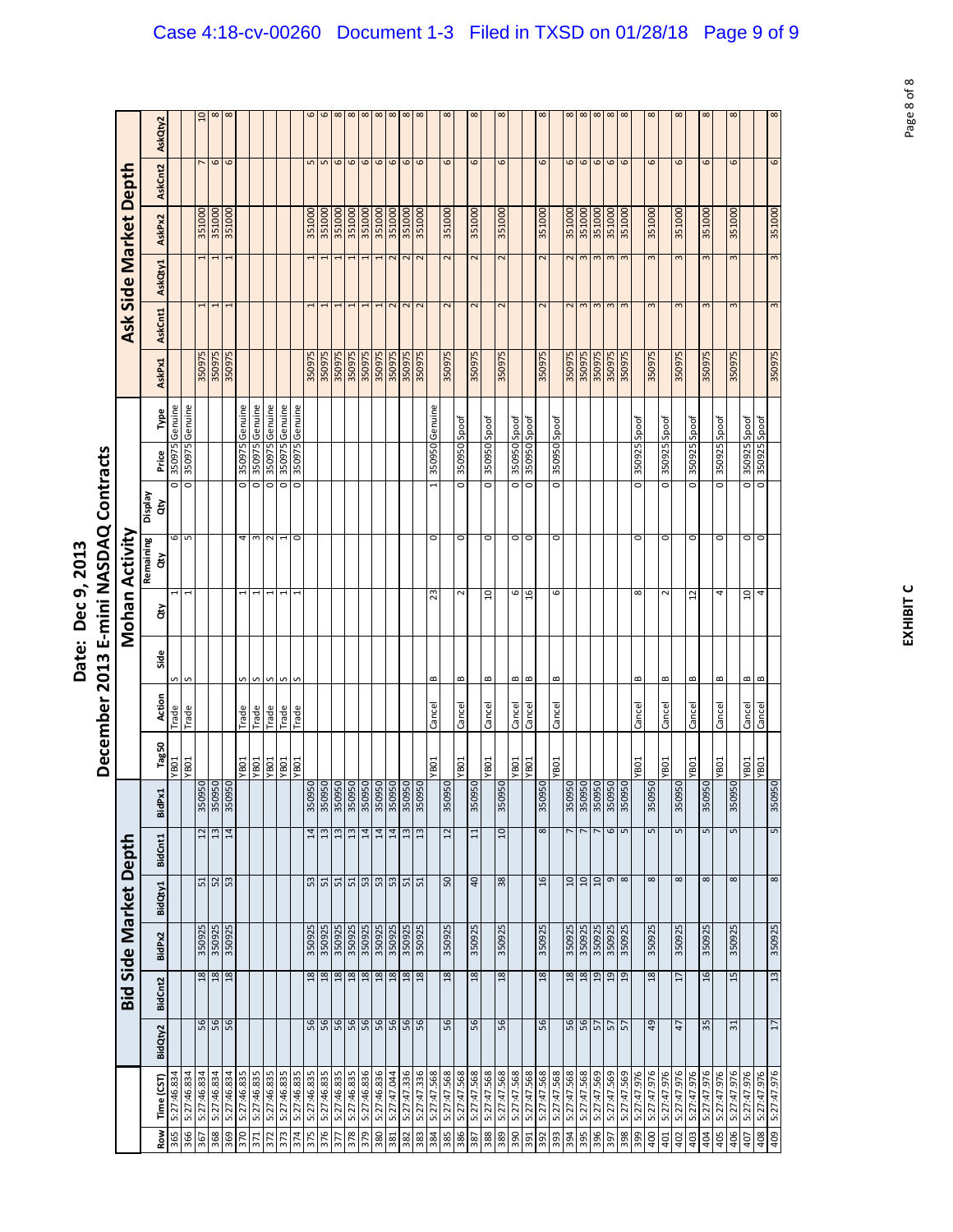# Date: Dec 9, 2013

## December 2013 E-mini NASDAQ Contracts

| | | Bid Side Market Depth | | | | | | Mohan Activity | | | | | | | | Ask Side Market Depth | | | | | |
|---|---|---|---|---|---|---|---|---|---|---|---|---|---|---|---|---|---|---|---|---|---|
| Row | Time (CST) | BidQty2 | BidCnt2 | BidPx2 | BidQty1 | BidCnt1 | BidPx1 | Tag50 | Action | Side | Qty | Remaining Qty | Display Qty | Price | Type | AskPx1 | AskCnt1 | AskQty1 | AskPx2 | AskCnt2 | AskQty2 |
| 365 | 5:27:46.834 | | | | | | | YB01 | Trade | S | 1 | 6 | 0 | 350975 | Genuine | | | | | | |
| 366 | 5:27:46.834 | | | | | | | YB01 | Trade | S | 1 | 5 | 0 | 350975 | Genuine | | | | | | |
| 367 | 5:27:46.834 | 56 | 18 | 350925 | 51 | 12 | 350950 | | | | | | | | | 350975 | 1 | 1 | 351000 | 7 | 10 |
| 368 | 5:27:46.834 | 56 | 18 | 350925 | 52 | 13 | 350950 | | | | | | | | | 350975 | 1 | 1 | 351000 | 6 | 8 |
| 369 | 5:27:46.834 | 56 | 18 | 350925 | 53 | 14 | 350950 | | | | | | | | | 350975 | 1 | 1 | 351000 | 6 | 8 |
| 370 | 5:27:46.835 | | | | | | | YB01 | Trade | S | 1 | 4 | 0 | 350975 | Genuine | | | | | | |
| 371 | 5:27:46.835 | | | | | | | YB01 | Trade | S | 1 | 3 | 0 | 350975 | Genuine | | | | | | |
| 372 | 5:27:46.835 | | | | | | | YB01 | Trade | S | 1 | 2 | 0 | 350975 | Genuine | | | | | | |
| 373 | 5:27:46.835 | | | | | | | YB01 | Trade | S | 1 | 1 | 0 | 350975 | Genuine | | | | | | |
| 374 | 5:27:46.835 | | | | | | | YB01 | Trade | S | 1 | 0 | 0 | 350975 | Genuine | | | | | | |
| 375 | 5:27:46.835 | 56 | 18 | 350925 | 53 | 14 | 350950 | | | | | | | | | 350975 | 1 | 1 | 351000 | 5 | 9 |
| 376 | 5:27:46.835 | 56 | 18 | 350925 | 51 | 13 | 350950 | | | | | | | | | 350975 | 1 | 1 | 351000 | 5 | 9 |
| 377 | 5:27:46.835 | 56 | 18 | 350925 | 51 | 13 | 350950 | | | | | | | | | 350975 | 1 | 1 | 351000 | 6 | 8 |
| 378 | 5:27:46.835 | 56 | 18 | 350925 | 51 | 13 | 350950 | | | | | | | | | 350975 | 1 | 1 | 351000 | 6 | 8 |
| 379 | 5:27:46.836 | 56 | 18 | 350925 | 53 | 14 | 350950 | | | | | | | | | 350975 | 1 | 1 | 351000 | 6 | 8 |
| 380 | 5:27:46.836 | 56 | 18 | 350925 | 53 | 14 | 350950 | | | | | | | | | 350975 | 1 | 1 | 351000 | 6 | 8 |
| 381 | 5:27:47.044 | 56 | 18 | 350925 | 53 | 14 | 350950 | | | | | | | | | 350975 | 2 | 2 | 351000 | 6 | 8 |
| 382 | 5:27:47.336 | 56 | 18 | 350925 | 51 | 13 | 350950 | | | | | | | | | 350975 | 2 | 2 | 351000 | 6 | 8 |
| 383 | 5:27:47.336 | 56 | 18 | 350925 | 51 | 13 | 350950 | | | | | | | | | 350975 | 2 | 2 | 351000 | 6 | 8 |
| 384 | 5:27:47.568 | | | | | | | YB01 | Cancel | B | 23 | 0 | 1 | 350950 | Genuine | | | | | | |
| 385 | 5:27:47.568 | 56 | 18 | 350925 | 50 | 12 | 350950 | | | | | | | | | 350975 | 2 | 2 | 351000 | 6 | 8 |
| 386 | 5:27:47.568 | | | | | | | YB01 | Cancel | B | 2 | 0 | 0 | 350950 | Spoof | | | | | | |
| 387 | 5:27:47.568 | 56 | 18 | 350925 | 40 | 11 | 350950 | | | | | | | | | 350975 | 2 | 2 | 351000 | 6 | 8 |
| 388 | 5:27:47.568 | | | | | | | YB01 | Cancel | B | 10 | 0 | 0 | 350950 | Spoof | | | | | | |
| 389 | 5:27:47.568 | 56 | 18 | 350925 | 38 | 10 | 350950 | | | | | | | | | 350975 | 2 | 2 | 351000 | 6 | 8 |
| 390 | 5:27:47.568 | | | | | | | YB01 | Cancel | B | 6 | 0 | 0 | 350950 | Spoof | | | | | | |
| 391 | 5:27:47.568 | | | | | | | YB01 | Cancel | B | 16 | 0 | 0 | 350950 | Spoof | | | | | | |
| 392 | 5:27:47.568 | 56 | 18 | 350925 | 16 | 8 | 350950 | | | | | | | | | 350975 | 2 | 2 | 351000 | 6 | 8 |
| 393 | 5:27:47.568 | | | | | | | YB01 | Cancel | B | 6 | 0 | 0 | 350950 | Spoof | | | | | | |
| 394 | 5:27:47.568 | 56 | 18 | 350925 | 10 | 7 | 350950 | | | | | | | | | 350975 | 2 | 2 | 351000 | 6 | 8 |
| 395 | 5:27:47.568 | 56 | 18 | 350925 | 10 | 7 | 350950 | | | | | | | | | 350975 | 3 | 3 | 351000 | 6 | 8 |
| 396 | 5:27:47.569 | 57 | 19 | 350925 | 10 | 7 | 350950 | | | | | | | | | 350975 | 3 | 3 | 351000 | 6 | 8 |
| 397 | 5:27:47.569 | 57 | 19 | 350925 | 9 | 6 | 350950 | | | | | | | | | 350975 | 3 | 3 | 351000 | 6 | 8 |
| 398 | 5:27:47.569 | 57 | 19 | 350925 | 8 | 5 | 350950 | | | | | | | | | 350975 | 3 | 3 | 351000 | 6 | 8 |
| 399 | 5:27:47.976 | | | | | | | YB01 | Cancel | B | 8 | 0 | 0 | 350925 | Spoof | | | | | | |
| 400 | 5:27:47.976 | 49 | 18 | 350925 | 8 | 5 | 350950 | | | | | | | | | 350975 | 3 | 3 | 351000 | 6 | 8 |
| 401 | 5:27:47.976 | | | | | | | YB01 | Cancel | B | 2 | 0 | 0 | 350925 | Spoof | | | | | | |
| 402 | 5:27:47.976 | 47 | 17 | 350925 | 8 | 5 | 350950 | | | | | | | | | 350975 | 3 | 3 | 351000 | 6 | 8 |
| 403 | 5:27:47.976 | | | | | | | YB01 | Cancel | B | 12 | 0 | 0 | 350925 | Spoof | | | | | | |
| 404 | 5:27:47.976 | 35 | 16 | 350925 | 8 | 5 | 350950 | | | | | | | | | 350975 | 3 | 3 | 351000 | 6 | 8 |
| 405 | 5:27:47.976 | | | | | | | YB01 | Cancel | B | 4 | 0 | 0 | 350925 | Spoof | | | | | | |
| 406 | 5:27:47.976 | 31 | 15 | 350925 | 8 | 5 | 350950 | | | | | | | | | 350975 | 3 | 3 | 351000 | 6 | 8 |
| 407 | 5:27:47.976 | | | | | | | YB01 | Cancel | B | 10 | 0 | 0 | 350925 | Spoof | | | | | | |
| 408 | 5:27:47.976 | | | | | | | YB01 | Cancel | B | 4 | 0 | 0 | 350925 | Spoof | | | | | | |
| 409 | 5:27:47.976 | 17 | 13 | 350925 | 8 | 5 | 350950 | | | | | | | | | 350975 | 3 | 3 | 351000 | 6 | 8 |

**EXHIBIT C**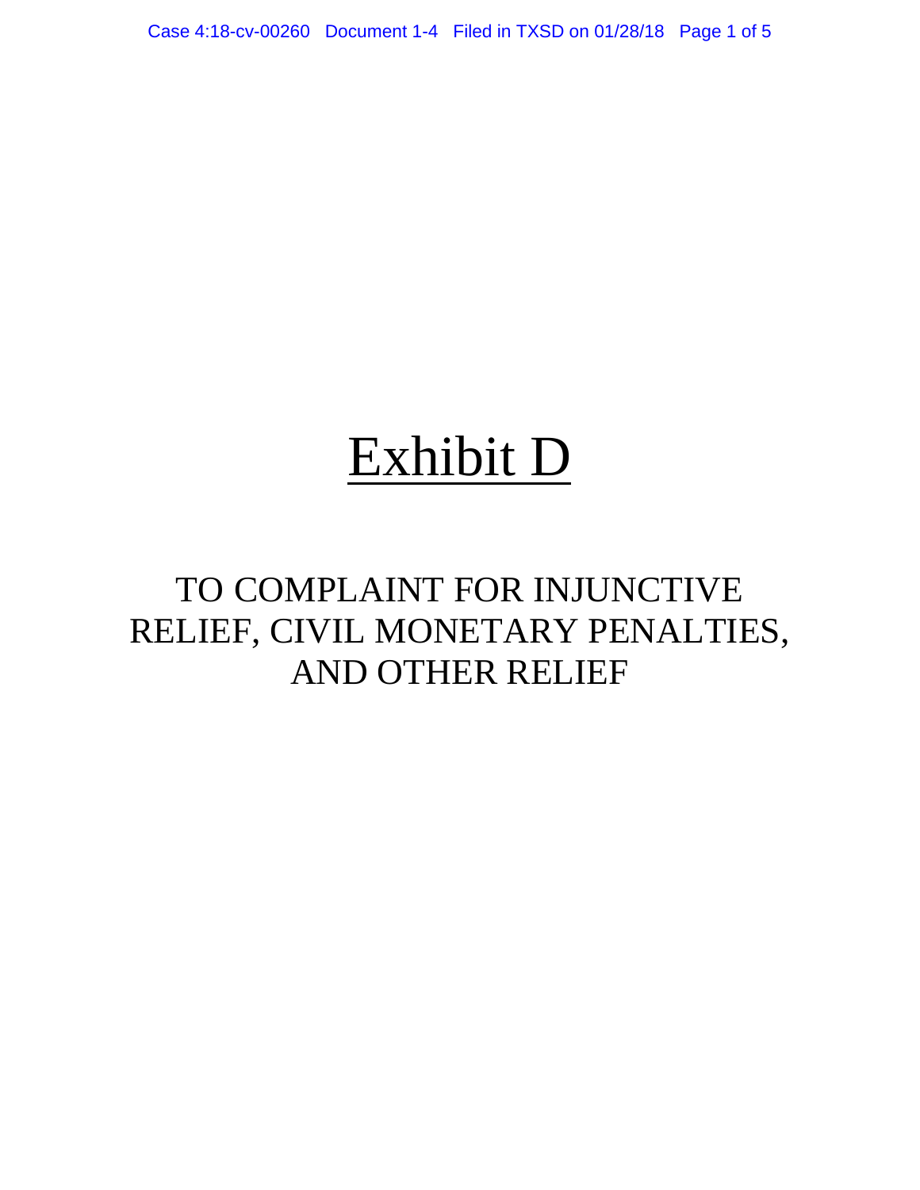# Exhibit D

TO COMPLAINT FOR INJUNCTIVE RELIEF, CIVIL MONETARY PENALTIES, AND OTHER RELIEF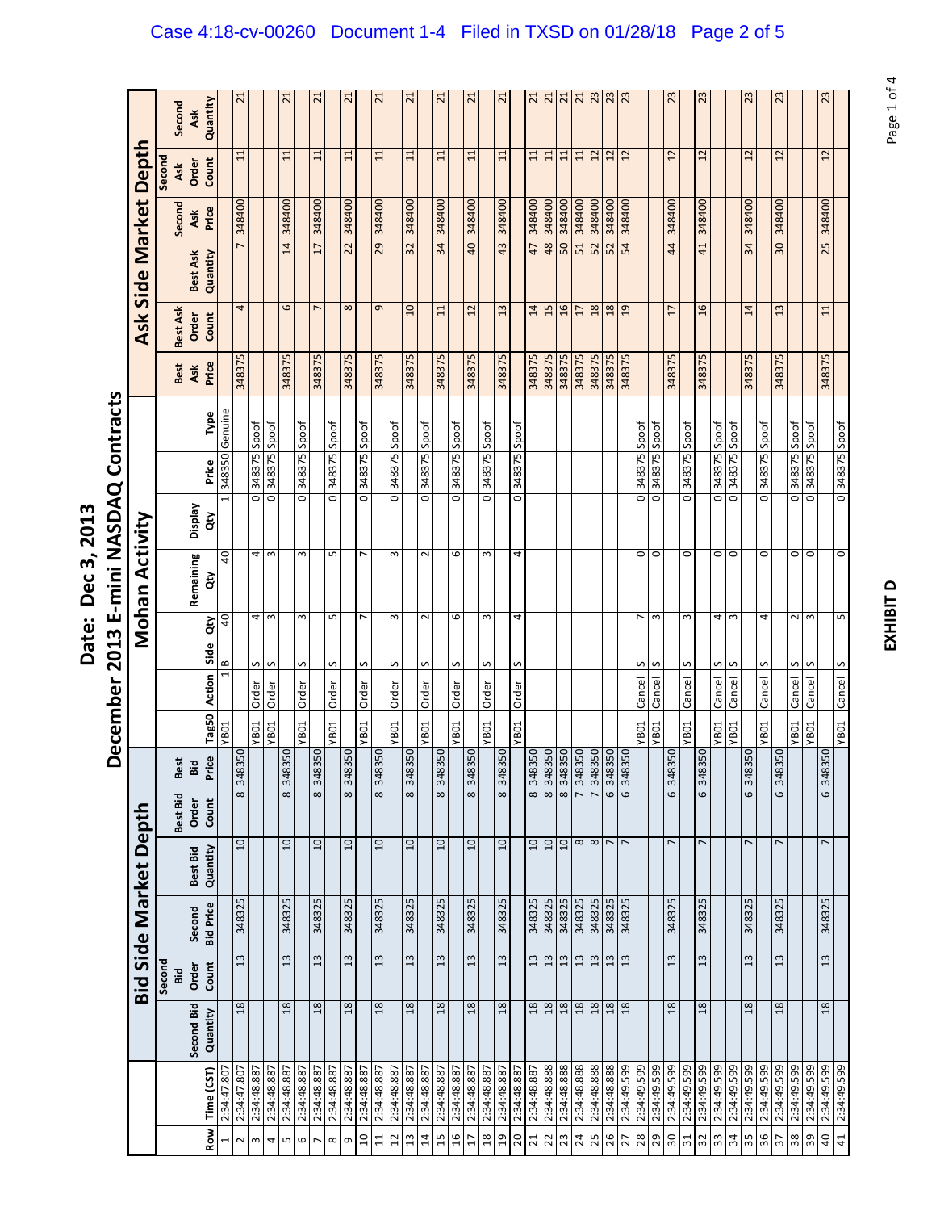# Date: Dec 3, 2013

# December 2013 E-mini NASDAQ Contracts

| | | Bid Side Market Depth | | | | | | Mohan Activity | | | | | | | | Ask Side Market Depth | | | | | |
|---|---|---|---|---|---|---|---|---|---|---|---|---|---|---|---|---|---|---|---|---|---|
| Row | Time (CST) | Second Bid Quantity | Second Bid Order Count | Second Bid Price | Best Bid Quantity | Best Bid Order Count | Best Bid Price | Tag50 | Action | Side | Qty | Remaining Qty | Display Qty | Price | Type | Best Ask Price | Best Ask Order Count | Best Ask Quantity | Second Ask Price | Second Ask Order Count | Second Ask Quantity |
| 1 | 2:34:47.807 | | | | | | | YB01 | 1 | B | 40 | 40 | 1 | 348350 | Genuine | | | | | | |
| 2 | 2:34:47.807 | 18 | 13 | 348325 | 10 | 8 | 348350 | | | | | | | | | 348375 | 4 | 7 | 348400 | 11 | 21 |
| 3 | 2:34:48.887 | | | | | | | YB01 | Order | S | 4 | 4 | 0 | 348375 | Spoof | | | | | | |
| 4 | 2:34:48.887 | | | | | | | YB01 | Order | S | 3 | 3 | 0 | 348375 | Spoof | | | | | | |
| 5 | 2:34:48.887 | 18 | 13 | 348325 | 10 | 8 | 348350 | | | | | | | | | 348375 | 6 | 14 | 348400 | 11 | 21 |
| 6 | 2:34:48.887 | | | | | | | YB01 | Order | S | 3 | 3 | 0 | 348375 | Spoof | | | | | | |
| 7 | 2:34:48.887 | 18 | 13 | 348325 | 10 | 8 | 348350 | | | | | | | | | 348375 | 7 | 17 | 348400 | 11 | 21 |
| 8 | 2:34:48.887 | | | | | | | YB01 | Order | S | 5 | 5 | 0 | 348375 | Spoof | | | | | | |
| 9 | 2:34:48.887 | 18 | 13 | 348325 | 10 | 8 | 348350 | | | | | | | | | 348375 | 8 | 22 | 348400 | 11 | 21 |
| 10 | 2:34:48.887 | | | | | | | YB01 | Order | S | 7 | 7 | 0 | 348375 | Spoof | | | | | | |
| 11 | 2:34:48.887 | 18 | 13 | 348325 | 10 | 8 | 348350 | | | | | | | | | 348375 | 9 | 29 | 348400 | 11 | 21 |
| 12 | 2:34:48.887 | | | | | | | YB01 | Order | S | 3 | 3 | 0 | 348375 | Spoof | | | | | | |
| 13 | 2:34:48.887 | 18 | 13 | 348325 | 10 | 8 | 348350 | | | | | | | | | 348375 | 10 | 32 | 348400 | 11 | 21 |
| 14 | 2:34:48.887 | | | | | | | YB01 | Order | S | 2 | 2 | 0 | 348375 | Spoof | | | | | | |
| 15 | 2:34:48.887 | 18 | 13 | 348325 | 10 | 8 | 348350 | | | | | | | | | 348375 | 11 | 34 | 348400 | 11 | 21 |
| 16 | 2:34:48.887 | | | | | | | YB01 | Order | S | 6 | 6 | 0 | 348375 | Spoof | | | | | | |
| 17 | 2:34:48.887 | 18 | 13 | 348325 | 10 | 8 | 348350 | | | | | | | | | 348375 | 12 | 40 | 348400 | 11 | 21 |
| 18 | 2:34:48.887 | | | | | | | YB01 | Order | S | 3 | 3 | 0 | 348375 | Spoof | | | | | | |
| 19 | 2:34:48.887 | 18 | 13 | 348325 | 10 | 8 | 348350 | | | | | | | | | 348375 | 13 | 43 | 348400 | 11 | 21 |
| 20 | 2:34:48.887 | | | | | | | YB01 | Order | S | 4 | 4 | 0 | 348375 | Spoof | | | | | | |
| 21 | 2:34:48.887 | 18 | 13 | 348325 | 10 | 8 | 348350 | | | | | | | | | 348375 | 14 | 47 | 348400 | 11 | 21 |
| 22 | 2:34:48.888 | 18 | 13 | 348325 | 10 | 8 | 348350 | | | | | | | | | 348375 | 15 | 48 | 348400 | 11 | 21 |
| 23 | 2:34:48.888 | 18 | 13 | 348325 | 10 | 8 | 348350 | | | | | | | | | 348375 | 16 | 50 | 348400 | 11 | 21 |
| 24 | 2:34:48.888 | 18 | 13 | 348325 | 8 | 7 | 348350 | | | | | | | | | 348375 | 17 | 51 | 348400 | 11 | 21 |
| 25 | 2:34:48.888 | 18 | 13 | 348325 | 8 | 7 | 348350 | | | | | | | | | 348375 | 18 | 52 | 348400 | 12 | 23 |
| 26 | 2:34:48.888 | 18 | 13 | 348325 | 7 | 6 | 348350 | | | | | | | | | 348375 | 18 | 52 | 348400 | 12 | 23 |
| 27 | 2:34:49.599 | 18 | 13 | 348325 | 7 | 6 | 348350 | | | | | | | | | 348375 | 19 | 54 | 348400 | 12 | 23 |
| 28 | 2:34:49.599 | | | | | | | YB01 | Cancel | S | 7 | 0 | 0 | 348375 | Spoof | | | | | | |
| 29 | 2:34:49.599 | | | | | | | YB01 | Cancel | S | 3 | 0 | 0 | 348375 | Spoof | | | | | | |
| 30 | 2:34:49.599 | 18 | 13 | 348325 | 7 | 6 | 348350 | | | | | | | | | 348375 | 17 | 44 | 348400 | 12 | 23 |
| 31 | 2:34:49.599 | | | | | | | YB01 | Cancel | S | 3 | 0 | 0 | 348375 | Spoof | | | | | | |
| 32 | 2:34:49.599 | 18 | 13 | 348325 | 7 | 6 | 348350 | | | | | | | | | 348375 | 16 | 41 | 348400 | 12 | 23 |
| 33 | 2:34:49.599 | | | | | | | YB01 | Cancel | S | 4 | 0 | 0 | 348375 | Spoof | | | | | | |
| 34 | 2:34:49.599 | | | | | | | YB01 | Cancel | S | 3 | 0 | 0 | 348375 | Spoof | | | | | | |
| 35 | 2:34:49.599 | 18 | 13 | 348325 | 7 | 6 | 348350 | | | | | | | | | 348375 | 14 | 34 | 348400 | 12 | 23 |
| 36 | 2:34:49.599 | | | | | | | YB01 | Cancel | S | 4 | 0 | 0 | 348375 | Spoof | | | | | | |
| 37 | 2:34:49.599 | 18 | 13 | 348325 | 7 | 6 | 348350 | | | | | | | | | 348375 | 13 | 30 | 348400 | 12 | 23 |
| 38 | 2:34:49.599 | | | | | | | YB01 | Cancel | S | 2 | 0 | 0 | 348375 | Spoof | | | | | | |
| 39 | 2:34:49.599 | | | | | | | YB01 | Cancel | S | 3 | 0 | 0 | 348375 | Spoof | | | | | | |
| 40 | 2:34:49.599 | 18 | 13 | 348325 | 7 | 6 | 348350 | | | | | | | | | 348375 | 11 | 25 | 348400 | 12 | 23 |
| 41 | 2:34:49.599 | | | | | | | YB01 | Cancel | S | 5 | 0 | 0 | 348375 | Spoof | | | | | | |

**EXHIBIT D**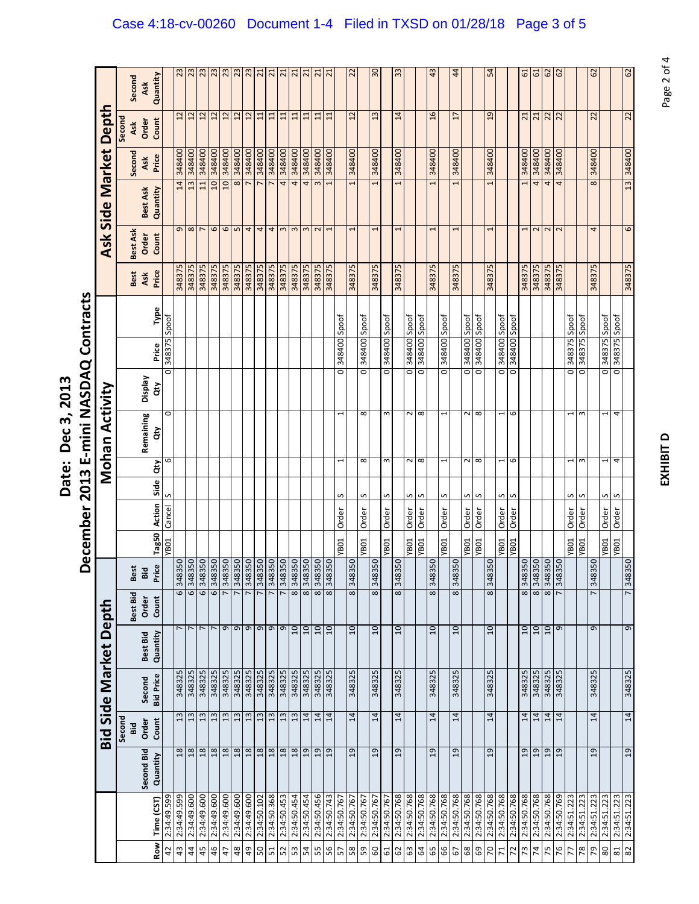# Date: Dec 3, 2013

## December 2013 E-mini NASDAQ Contracts

| | | Bid Side Market Depth | | | | | | Mohan Activity | | | | | | | | Ask Side Market Depth | | | | | |
|---|---|---|---|---|---|---|---|---|---|---|---|---|---|---|---|---|---|---|---|---|---|
| Row | Time (CST) | Second Bid Quantity | Second Bid Order Count | Second Bid Price | Best Bid Quantity | Best Bid Order Count | Best Bid Price | Tag50 | Action | Side | Qty | Remaining Qty | Display Qty | Price | Type | Best Ask Price | Best Ask Order Count | Best Ask Quantity | Second Ask Price | Second Ask Order Count | Second Ask Quantity |
| 42 | 2:34:49.599 | | | | | | | YB01 | Cancel | S | 6 | 0 | 0 | 348375 | Spoof | | | | | | |
| 43 | 2:34:49.599 | 18 | 13 | 348325 | 7 | 6 | 348350 | | | | | | | | | 348375 | 9 | 14 | 348400 | 12 | 23 |
| 44 | 2:34:49.600 | 18 | 13 | 348325 | 7 | 6 | 348350 | | | | | | | | | 348375 | 8 | 13 | 348400 | 12 | 23 |
| 45 | 2:34:49.600 | 18 | 13 | 348325 | 7 | 6 | 348350 | | | | | | | | | 348375 | 7 | 11 | 348400 | 12 | 23 |
| 46 | 2:34:49.600 | 18 | 13 | 348325 | 7 | 6 | 348350 | | | | | | | | | 348375 | 6 | 10 | 348400 | 12 | 23 |
| 47 | 2:34:49.600 | 18 | 13 | 348325 | 9 | 7 | 348350 | | | | | | | | | 348375 | 6 | 10 | 348400 | 12 | 23 |
| 48 | 2:34:49.600 | 18 | 13 | 348325 | 9 | 7 | 348350 | | | | | | | | | 348375 | 5 | 8 | 348400 | 12 | 23 |
| 49 | 2:34:49.600 | 18 | 13 | 348325 | 9 | 7 | 348350 | | | | | | | | | 348375 | 4 | 7 | 348400 | 12 | 23 |
| 50 | 2:34:50.102 | 18 | 13 | 348325 | 9 | 7 | 348350 | | | | | | | | | 348375 | 4 | 7 | 348400 | 11 | 21 |
| 51 | 2:34:50.368 | 18 | 13 | 348325 | 9 | 7 | 348350 | | | | | | | | | 348375 | 4 | 7 | 348400 | 11 | 21 |
| 52 | 2:34:50.453 | 18 | 13 | 348325 | 9 | 7 | 348350 | | | | | | | | | 348375 | 3 | 4 | 348400 | 11 | 21 |
| 53 | 2:34:50.454 | 18 | 13 | 348325 | 10 | 8 | 348350 | | | | | | | | | 348375 | 3 | 4 | 348400 | 11 | 21 |
| 54 | 2:34:50.454 | 19 | 14 | 348325 | 10 | 8 | 348350 | | | | | | | | | 348375 | 3 | 4 | 348400 | 11 | 21 |
| 55 | 2:34:50.456 | 19 | 14 | 348325 | 10 | 8 | 348350 | | | | | | | | | 348375 | 2 | 3 | 348400 | 11 | 21 |
| 56 | 2:34:50.743 | 19 | 14 | 348325 | 10 | 8 | 348350 | | | | | | | | | 348375 | 1 | 1 | 348400 | 11 | 21 |
| 57 | 2:34:50.767 | | | | | | | YB01 | Order | S | 1 | 1 | 0 | 348400 | Spoof | | | | | | |
| 58 | 2:34:50.767 | 19 | 14 | 348325 | 10 | 8 | 348350 | | | | | | | | | 348375 | 1 | 1 | 348400 | 12 | 22 |
| 59 | 2:34:50.767 | | | | | | | YB01 | Order | S | 8 | 8 | 0 | 348400 | Spoof | | | | | | |
| 60 | 2:34:50.767 | 19 | 14 | 348325 | 10 | 8 | 348350 | | | | | | | | | 348375 | 1 | 1 | 348400 | 13 | 30 |
| 61 | 2:34:50.767 | | | | | | | YB01 | Order | S | 3 | 3 | 0 | 348400 | Spoof | | | | | | |
| 62 | 2:34:50.768 | 19 | 14 | 348325 | 10 | 8 | 348350 | | | | | | | | | 348375 | 1 | 1 | 348400 | 14 | 33 |
| 63 | 2:34:50.768 | | | | | | | YB01 | Order | S | 2 | 2 | 0 | 348400 | Spoof | | | | | | |
| 64 | 2:34:50.768 | | | | | | | YB01 | Order | S | 8 | 8 | 0 | 348400 | Spoof | | | | | | |
| 65 | 2:34:50.768 | 19 | 14 | 348325 | 10 | 8 | 348350 | | | | | | | | | 348375 | 1 | 1 | 348400 | 16 | 43 |
| 66 | 2:34:50.768 | | | | | | | YB01 | Order | S | 1 | 1 | 0 | 348400 | Spoof | | | | | | |
| 67 | 2:34:50.768 | 19 | 14 | 348325 | 10 | 8 | 348350 | | | | | | | | | 348375 | 1 | 1 | 348400 | 17 | 44 |
| 68 | 2:34:50.768 | | | | | | | YB01 | Order | S | 2 | 2 | 0 | 348400 | Spoof | | | | | | |
| 69 | 2:34:50.768 | | | | | | | YB01 | Order | S | 8 | 8 | 0 | 348400 | Spoof | | | | | | |
| 70 | 2:34:50.768 | 19 | 14 | 348325 | 10 | 8 | 348350 | | | | | | | | | 348375 | 1 | 1 | 348400 | 19 | 54 |
| 71 | 2:34:50.768 | | | | | | | YB01 | Order | S | 1 | 1 | 0 | 348400 | Spoof | | | | | | |
| 72 | 2:34:50.768 | | | | | | | YB01 | Order | S | 6 | 6 | 0 | 348400 | Spoof | | | | | | |
| 73 | 2:34:50.768 | 19 | 14 | 348325 | 10 | 8 | 348350 | | | | | | | | | 348375 | 1 | 1 | 348400 | 21 | 61 |
| 74 | 2:34:50.768 | 19 | 14 | 348325 | 10 | 8 | 348350 | | | | | | | | | 348375 | 2 | 4 | 348400 | 21 | 61 |
| 75 | 2:34:50.768 | 19 | 14 | 348325 | 10 | 8 | 348350 | | | | | | | | | 348375 | 2 | 4 | 348400 | 22 | 62 |
| 76 | 2:34:50.769 | 19 | 14 | 348325 | 9 | 7 | 348350 | | | | | | | | | 348375 | 2 | 4 | 348400 | 22 | 62 |
| 77 | 2:34:51.223 | | | | | | | YB01 | Order | S | 1 | 1 | 0 | 348375 | Spoof | | | | | | |
| 78 | 2:34:51.223 | | | | | | | YB01 | Order | S | 3 | 3 | 0 | 348375 | Spoof | | | | | | |
| 79 | 2:34:51.223 | 19 | 14 | 348325 | 9 | 7 | 348350 | | | | | | | | | 348375 | 4 | 8 | 348400 | 22 | 62 |
| 80 | 2:34:51.223 | | | | | | | YB01 | Order | S | 1 | 1 | 0 | 348375 | Spoof | | | | | | |
| 81 | 2:34:51.223 | | | | | | | YB01 | Order | S | 4 | 4 | 0 | 348375 | Spoof | | | | | | |
| 82 | 2:34:51.223 | 19 | 14 | 348325 | 9 | 7 | 348350 | | | | | | | | | 348375 | 6 | 13 | 348400 | 22 | 62 |

**EXHIBIT D**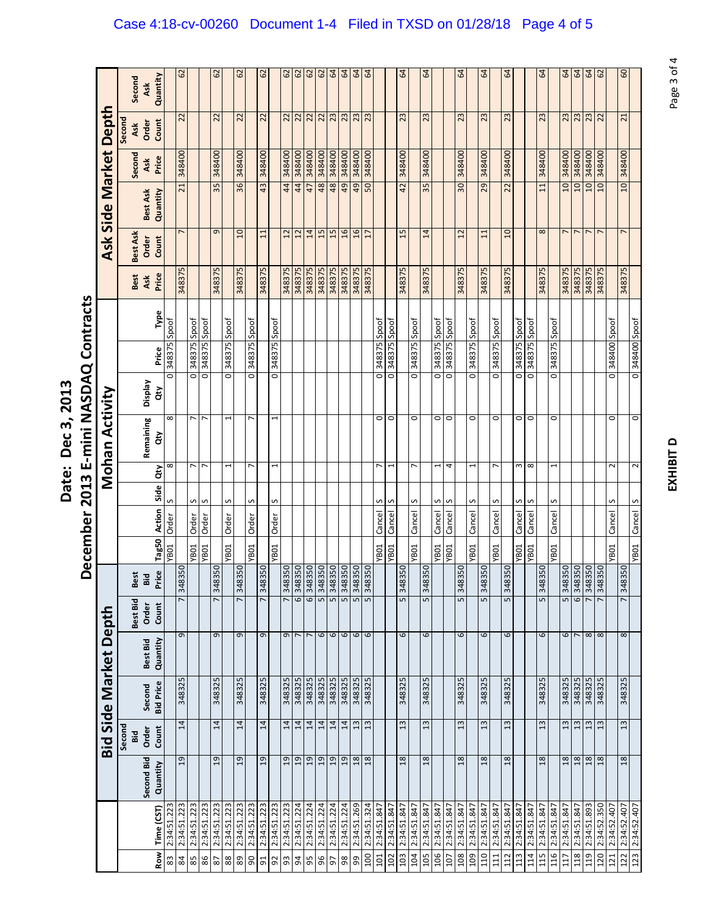# Date: Dec 3, 2013

## December 2013 E-mini NASDAQ Contracts

| Row | Time (CST) | Bid Side Market Depth | | | | | | Mohan Activity | | | | | | | | Ask Side Market Depth | | | | | |
|---|---|---|---|---|---|---|---|---|---|---|---|---|---|---|---|---|---|---|---|---|---|
| | | Second Bid Quantity | Second Bid Order Count | Second Bid Price | Best Bid Quantity | Best Bid Order Count | Best Bid Price | Tag50 | Action | Side | Qty | Remaining Qty | Display Qty | Price | Type | Best Ask Price | Best Ask Order Count | Best Ask Quantity | Second Ask Price | Second Ask Order Count | Second Ask Quantity |
| 83 | 2:34:51.223 | | | | | | | YB01 | Order | S | 8 | 8 | 0 | 348375 | Spoof | | | | | | |
| 84 | 2:34:51.223 | 19 | 14 | 348325 | 9 | 7 | 348350 | | | | | | | | | 348375 | 7 | 21 | 348400 | 22 | 62 |
| 85 | 2:34:51.223 | | | | | | | YB01 | Order | S | 7 | 7 | 0 | 348375 | Spoof | | | | | | |
| 86 | 2:34:51.223 | | | | | | | YB01 | Order | S | 7 | 7 | 0 | 348375 | Spoof | | | | | | |
| 87 | 2:34:51.223 | 19 | 14 | 348325 | 9 | 7 | 348350 | | | | | | | | | 348375 | 9 | 35 | 348400 | 22 | 62 |
| 88 | 2:34:51.223 | | | | | | | YB01 | Order | S | 1 | 1 | 0 | 348375 | Spoof | | | | | | |
| 89 | 2:34:51.223 | 19 | 14 | 348325 | 9 | 7 | 348350 | | | | | | | | | 348375 | 10 | 36 | 348400 | 22 | 62 |
| 90 | 2:34:51.223 | | | | | | | YB01 | Order | S | 7 | 7 | 0 | 348375 | Spoof | | | | | | |
| 91 | 2:34:51.223 | 19 | 14 | 348325 | 9 | 7 | 348350 | | | | | | | | | 348375 | 11 | 43 | 348400 | 22 | 62 |
| 92 | 2:34:51.223 | | | | | | | YB01 | Order | S | 1 | 1 | 0 | 348375 | Spoof | | | | | | |
| 93 | 2:34:51.223 | 19 | 14 | 348325 | 9 | 7 | 348350 | | | | | | | | | 348375 | 12 | 44 | 348400 | 22 | 62 |
| 94 | 2:34:51.224 | 19 | 14 | 348325 | 7 | 6 | 348350 | | | | | | | | | 348375 | 12 | 44 | 348400 | 22 | 62 |
| 95 | 2:34:51.224 | 19 | 14 | 348325 | 7 | 6 | 348350 | | | | | | | | | 348375 | 14 | 47 | 348400 | 22 | 62 |
| 96 | 2:34:51.224 | 19 | 14 | 348325 | 6 | 5 | 348350 | | | | | | | | | 348375 | 15 | 48 | 348400 | 22 | 62 |
| 97 | 2:34:51.224 | 19 | 14 | 348325 | 6 | 5 | 348350 | | | | | | | | | 348375 | 15 | 48 | 348400 | 23 | 64 |
| 98 | 2:34:51.224 | 19 | 14 | 348325 | 6 | 5 | 348350 | | | | | | | | | 348375 | 16 | 49 | 348400 | 23 | 64 |
| 99 | 2:34:51.269 | 18 | 13 | 348325 | 6 | 5 | 348350 | | | | | | | | | 348375 | 16 | 49 | 348400 | 23 | 64 |
| 100 | 2:34:51.324 | 18 | 13 | 348325 | 6 | 5 | 348350 | | | | | | | | | 348375 | 17 | 50 | 348400 | 23 | 64 |
| 101 | 2:34:51.847 | | | | | | | YB01 | Cancel | S | 7 | 0 | 0 | 348375 | Spoof | | | | | | |
| 102 | 2:34:51.847 | | | | | | | YB01 | Cancel | S | 1 | 0 | 0 | 348375 | Spoof | | | | | | |
| 103 | 2:34:51.847 | 18 | 13 | 348325 | 6 | 5 | 348350 | | | | | | | | | 348375 | 15 | 42 | 348400 | 23 | 64 |
| 104 | 2:34:51.847 | | | | | | | YB01 | Cancel | S | 7 | 0 | 0 | 348375 | Spoof | | | | | | |
| 105 | 2:34:51.847 | 18 | 13 | 348325 | 6 | 5 | 348350 | | | | | | | | | 348375 | 14 | 35 | 348400 | 23 | 64 |
| 106 | 2:34:51.847 | | | | | | | YB01 | Cancel | S | 1 | 0 | 0 | 348375 | Spoof | | | | | | |
| 107 | 2:34:51.847 | | | | | | | YB01 | Cancel | S | 4 | 0 | 0 | 348375 | Spoof | | | | | | |
| 108 | 2:34:51.847 | 18 | 13 | 348325 | 6 | 5 | 348350 | | | | | | | | | 348375 | 12 | 30 | 348400 | 23 | 64 |
| 109 | 2:34:51.847 | | | | | | | YB01 | Cancel | S | 1 | 0 | 0 | 348375 | Spoof | | | | | | |
| 110 | 2:34:51.847 | 18 | 13 | 348325 | 6 | 5 | 348350 | | | | | | | | | 348375 | 11 | 29 | 348400 | 23 | 64 |
| 111 | 2:34:51.847 | | | | | | | YB01 | Cancel | S | 7 | 0 | 0 | 348375 | Spoof | | | | | | |
| 112 | 2:34:51.847 | 18 | 13 | 348325 | 6 | 5 | 348350 | | | | | | | | | 348375 | 10 | 22 | 348400 | 23 | 64 |
| 113 | 2:34:51.847 | | | | | | | YB01 | Cancel | S | 3 | 0 | 0 | 348375 | Spoof | | | | | | |
| 114 | 2:34:51.847 | | | | | | | YB01 | Cancel | S | 8 | 0 | 0 | 348375 | Spoof | | | | | | |
| 115 | 2:34:51.847 | 18 | 13 | 348325 | 6 | 5 | 348350 | | | | | | | | | 348375 | 8 | 11 | 348400 | 23 | 64 |
| 116 | 2:34:51.847 | | | | | | | YB01 | Cancel | S | 1 | 0 | 0 | 348375 | Spoof | | | | | | |
| 117 | 2:34:51.847 | 18 | 13 | 348325 | 6 | 5 | 348350 | | | | | | | | | 348375 | 7 | 10 | 348400 | 23 | 64 |
| 118 | 2:34:51.847 | 18 | 13 | 348325 | 7 | 6 | 348350 | | | | | | | | | 348375 | 7 | 10 | 348400 | 23 | 64 |
| 119 | 2:34:51.893 | 18 | 13 | 348325 | 8 | 7 | 348350 | | | | | | | | | 348375 | 7 | 10 | 348400 | 23 | 64 |
| 120 | 2:34:52.350 | 18 | 13 | 348325 | 8 | 7 | 348350 | | | | | | | | | 348375 | 7 | 10 | 348400 | 22 | 62 |
| 121 | 2:34:52.407 | | | | | | | YB01 | Cancel | S | 2 | 0 | 0 | 348400 | Spoof | | | | | | |
| 122 | 2:34:52.407 | 18 | 13 | 348325 | 8 | 7 | 348350 | | | | | | | | | 348375 | 7 | 10 | 348400 | 21 | 60 |
| 123 | 2:34:52.407 | | | | | | | YB01 | Cancel | S | 2 | 0 | 0 | 348400 | Spoof | | | | | | |

**EXHIBIT D**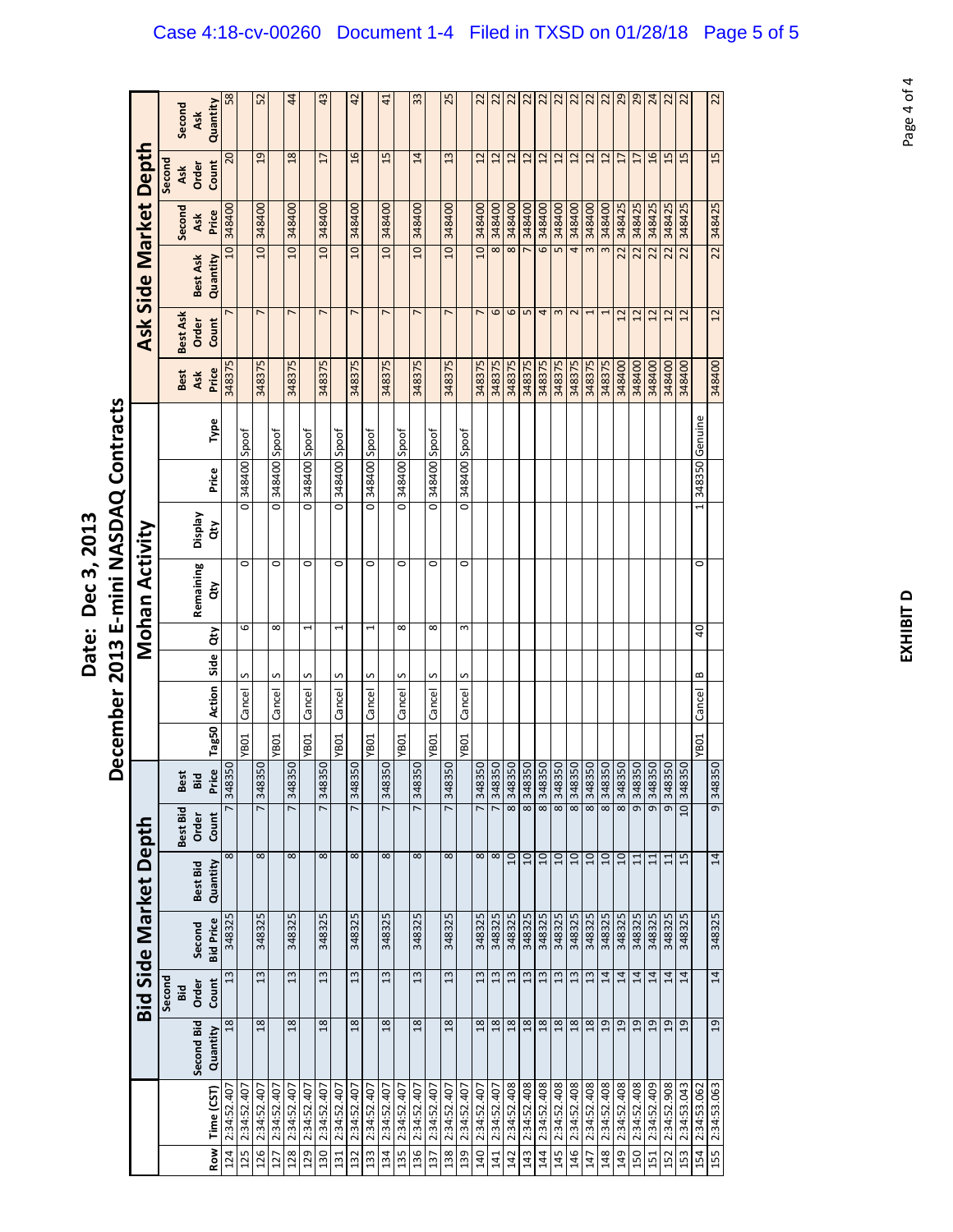# Date: Dec 3, 2013

## December 2013 E-mini NASDAQ Contracts

| | | Bid Side Market Depth | | | | | | Mohan Activity | | | | | | | | Ask Side Market Depth | | | | | |
|---|---|---|---|---|---|---|---|---|---|---|---|---|---|---|---|---|---|---|---|---|---|
| Row | Time (CST) | Second Bid Quantity | Second Bid Order Count | Second Bid Price | Best Bid Quantity | Best Bid Order Count | Best Bid Price | Tag50 | Action | Side | Qty | Remaining Qty | Display Qty | Price | Type | Best Ask Price | Best Ask Order Count | Best Ask Quantity | Second Ask Price | Second Ask Order Count | Second Ask Quantity |
| 124 | 2:34:52.407 | 18 | 13 | 348325 | 8 | 7 | 348350 | | | | | | | | | 348375 | 7 | 10 | 348400 | 20 | 58 |
| 125 | 2:34:52.407 | | | | | | | YB01 | Cancel | S | 6 | 0 | 0 | 348400 | Spoof | | | | | | |
| 126 | 2:34:52.407 | 18 | 13 | 348325 | 8 | 7 | 348350 | | | | | | | | | 348375 | 7 | 10 | 348400 | 19 | 52 |
| 127 | 2:34:52.407 | | | | | | | YB01 | Cancel | S | 8 | 0 | 0 | 348400 | Spoof | | | | | | |
| 128 | 2:34:52.407 | 18 | 13 | 348325 | 8 | 7 | 348350 | | | | | | | | | 348375 | 7 | 10 | 348400 | 18 | 44 |
| 129 | 2:34:52.407 | | | | | | | YB01 | Cancel | S | 1 | 0 | 0 | 348400 | Spoof | | | | | | |
| 130 | 2:34:52.407 | 18 | 13 | 348325 | 8 | 7 | 348350 | | | | | | | | | 348375 | 7 | 10 | 348400 | 17 | 43 |
| 131 | 2:34:52.407 | | | | | | | YB01 | Cancel | S | 1 | 0 | 0 | 348400 | Spoof | | | | | | |
| 132 | 2:34:52.407 | 18 | 13 | 348325 | 8 | 7 | 348350 | | | | | | | | | 348375 | 7 | 10 | 348400 | 16 | 42 |
| 133 | 2:34:52.407 | | | | | | | YB01 | Cancel | S | 1 | 0 | 0 | 348400 | Spoof | | | | | | |
| 134 | 2:34:52.407 | 18 | 13 | 348325 | 8 | 7 | 348350 | | | | | | | | | 348375 | 7 | 10 | 348400 | 15 | 41 |
| 135 | 2:34:52.407 | | | | | | | YB01 | Cancel | S | 8 | 0 | 0 | 348400 | Spoof | | | | | | |
| 136 | 2:34:52.407 | 18 | 13 | 348325 | 8 | 7 | 348350 | | | | | | | | | 348375 | 7 | 10 | 348400 | 14 | 33 |
| 137 | 2:34:52.407 | | | | | | | YB01 | Cancel | S | 8 | 0 | 0 | 348400 | Spoof | | | | | | |
| 138 | 2:34:52.407 | 18 | 13 | 348325 | 8 | 7 | 348350 | | | | | | | | | 348375 | 7 | 10 | 348400 | 13 | 25 |
| 139 | 2:34:52.407 | | | | | | | YB01 | Cancel | S | 3 | 0 | 0 | 348400 | Spoof | | | | | | |
| 140 | 2:34:52.407 | 18 | 13 | 348325 | 8 | 7 | 348350 | | | | | | | | | 348375 | 7 | 10 | 348400 | 12 | 22 |
| 141 | 2:34:52.407 | 18 | 13 | 348325 | 8 | 7 | 348350 | | | | | | | | | 348375 | 6 | 8 | 348400 | 12 | 22 |
| 142 | 2:34:52.408 | 18 | 13 | 348325 | 10 | 8 | 348350 | | | | | | | | | 348375 | 6 | 8 | 348400 | 12 | 22 |
| 143 | 2:34:52.408 | 18 | 13 | 348325 | 10 | 8 | 348350 | | | | | | | | | 348375 | 5 | 7 | 348400 | 12 | 22 |
| 144 | 2:34:52.408 | 18 | 13 | 348325 | 10 | 8 | 348350 | | | | | | | | | 348375 | 4 | 6 | 348400 | 12 | 22 |
| 145 | 2:34:52.408 | 18 | 13 | 348325 | 10 | 8 | 348350 | | | | | | | | | 348375 | 3 | 5 | 348400 | 12 | 22 |
| 146 | 2:34:52.408 | 18 | 13 | 348325 | 10 | 8 | 348350 | | | | | | | | | 348375 | 2 | 4 | 348400 | 12 | 22 |
| 147 | 2:34:52.408 | 18 | 13 | 348325 | 10 | 8 | 348350 | | | | | | | | | 348375 | 1 | 3 | 348400 | 12 | 22 |
| 148 | 2:34:52.408 | 19 | 14 | 348325 | 10 | 8 | 348350 | | | | | | | | | 348375 | 1 | 3 | 348400 | 12 | 22 |
| 149 | 2:34:52.408 | 19 | 14 | 348325 | 10 | 8 | 348350 | | | | | | | | | 348400 | 12 | 22 | 348425 | 17 | 29 |
| 150 | 2:34:52.408 | 19 | 14 | 348325 | 11 | 9 | 348350 | | | | | | | | | 348400 | 12 | 22 | 348425 | 17 | 29 |
| 151 | 2:34:52.409 | 19 | 14 | 348325 | 11 | 9 | 348350 | | | | | | | | | 348400 | 12 | 22 | 348425 | 16 | 24 |
| 152 | 2:34:52.908 | 19 | 14 | 348325 | 11 | 9 | 348350 | | | | | | | | | 348400 | 12 | 22 | 348425 | 15 | 22 |
| 153 | 2:34:53.043 | 19 | 14 | 348325 | 15 | 10 | 348350 | | | | | | | | | 348400 | 12 | 22 | 348425 | 15 | 22 |
| 154 | 2:34:53.062 | | | | | | | YB01 | Cancel | B | 40 | 0 | 1 | 348350 | Genuine | | | | | | |
| 155 | 2:34:53.063 | 19 | 14 | 348325 | 14 | 9 | 348350 | | | | | | | | | 348400 | 12 | 22 | 348425 | 15 | 22 |

**EXHIBIT D**